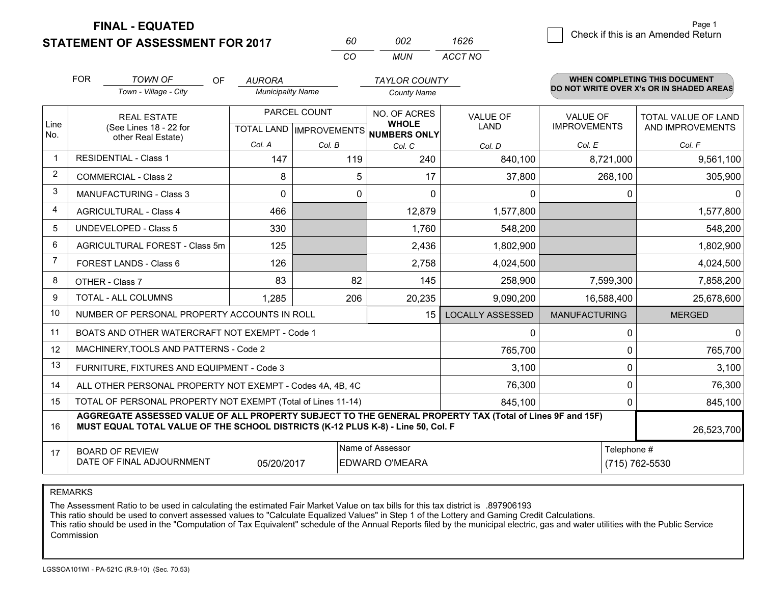# FINAL - EQUATED
# STATEMENT OF ASSESSMENT FOR 2017

| 60 | 002 | 1626 |
|---|---|---|
| CO | MUN | ACCT NO |

Page 1

☐ Check if this is an Amended Return

FOR *TOWN OF* (Town - Village - City) OF *AURORA* (Municipality Name) *TAYLOR COUNTY* (County Name)

**WHEN COMPLETING THIS DOCUMENT DO NOT WRITE OVER X's OR IN SHADED AREAS**

| Line No. | REAL ESTATE (See Lines 18 - 22 for other Real Estate) | PARCEL COUNT | | NO. OF ACRES WHOLE NUMBERS ONLY | VALUE OF LAND | VALUE OF IMPROVEMENTS | TOTAL VALUE OF LAND AND IMPROVEMENTS |
|---|---|---|---|---|---|---|---|
| | | TOTAL LAND | IMPROVEMENTS | | | | |
| | | Col. A | Col. B | Col. C | Col. D | Col. E | Col. F |
| 1 | RESIDENTIAL - Class 1 | 147 | 119 | 240 | 840,100 | 8,721,000 | 9,561,100 |
| 2 | COMMERCIAL - Class 2 | 8 | 5 | 17 | 37,800 | 268,100 | 305,900 |
| 3 | MANUFACTURING - Class 3 | 0 | 0 | 0 | 0 | 0 | 0 |
| 4 | AGRICULTURAL - Class 4 | 466 | | 12,879 | 1,577,800 | | 1,577,800 |
| 5 | UNDEVELOPED - Class 5 | 330 | | 1,760 | 548,200 | | 548,200 |
| 6 | AGRICULTURAL FOREST - Class 5m | 125 | | 2,436 | 1,802,900 | | 1,802,900 |
| 7 | FOREST LANDS - Class 6 | 126 | | 2,758 | 4,024,500 | | 4,024,500 |
| 8 | OTHER - Class 7 | 83 | 82 | 145 | 258,900 | 7,599,300 | 7,858,200 |
| 9 | TOTAL - ALL COLUMNS | 1,285 | 206 | 20,235 | 9,090,200 | 16,588,400 | 25,678,600 |
| 10 | NUMBER OF PERSONAL PROPERTY ACCOUNTS IN ROLL | | | 15 | LOCALLY ASSESSED | MANUFACTURING | MERGED |
| 11 | BOATS AND OTHER WATERCRAFT NOT EXEMPT - Code 1 | | | | 0 | 0 | 0 |
| 12 | MACHINERY,TOOLS AND PATTERNS - Code 2 | | | | 765,700 | 0 | 765,700 |
| 13 | FURNITURE, FIXTURES AND EQUIPMENT - Code 3 | | | | 3,100 | 0 | 3,100 |
| 14 | ALL OTHER PERSONAL PROPERTY NOT EXEMPT - Codes 4A, 4B, 4C | | | | 76,300 | 0 | 76,300 |
| 15 | TOTAL OF PERSONAL PROPERTY NOT EXEMPT (Total of Lines 11-14) | | | | 845,100 | 0 | 845,100 |
| 16 | **AGGREGATE ASSESSED VALUE OF ALL PROPERTY SUBJECT TO THE GENERAL PROPERTY TAX (Total of Lines 9F and 15F) MUST EQUAL TOTAL VALUE OF THE SCHOOL DISTRICTS (K-12 PLUS K-8) - Line 50, Col. F** | | | | | | 26,523,700 |
| 17 | BOARD OF REVIEW DATE OF FINAL ADJOURNMENT | 05/20/2017 | | Name of Assessor: EDWARD O'MEARA | | | Telephone #: (715) 762-5530 |

REMARKS

The Assessment Ratio to be used in calculating the estimated Fair Market Value on tax bills for this tax district is .897906193
This ratio should be used to convert assessed values to "Calculate Equalized Values" in Step 1 of the Lottery and Gaming Credit Calculations.
This ratio should be used in the "Computation of Tax Equivalent" schedule of the Annual Reports filed by the municipal electric, gas and water utilities with the Public Service Commission

LGSSOA101WI - PA-521C (R.9-10) (Sec. 70.53)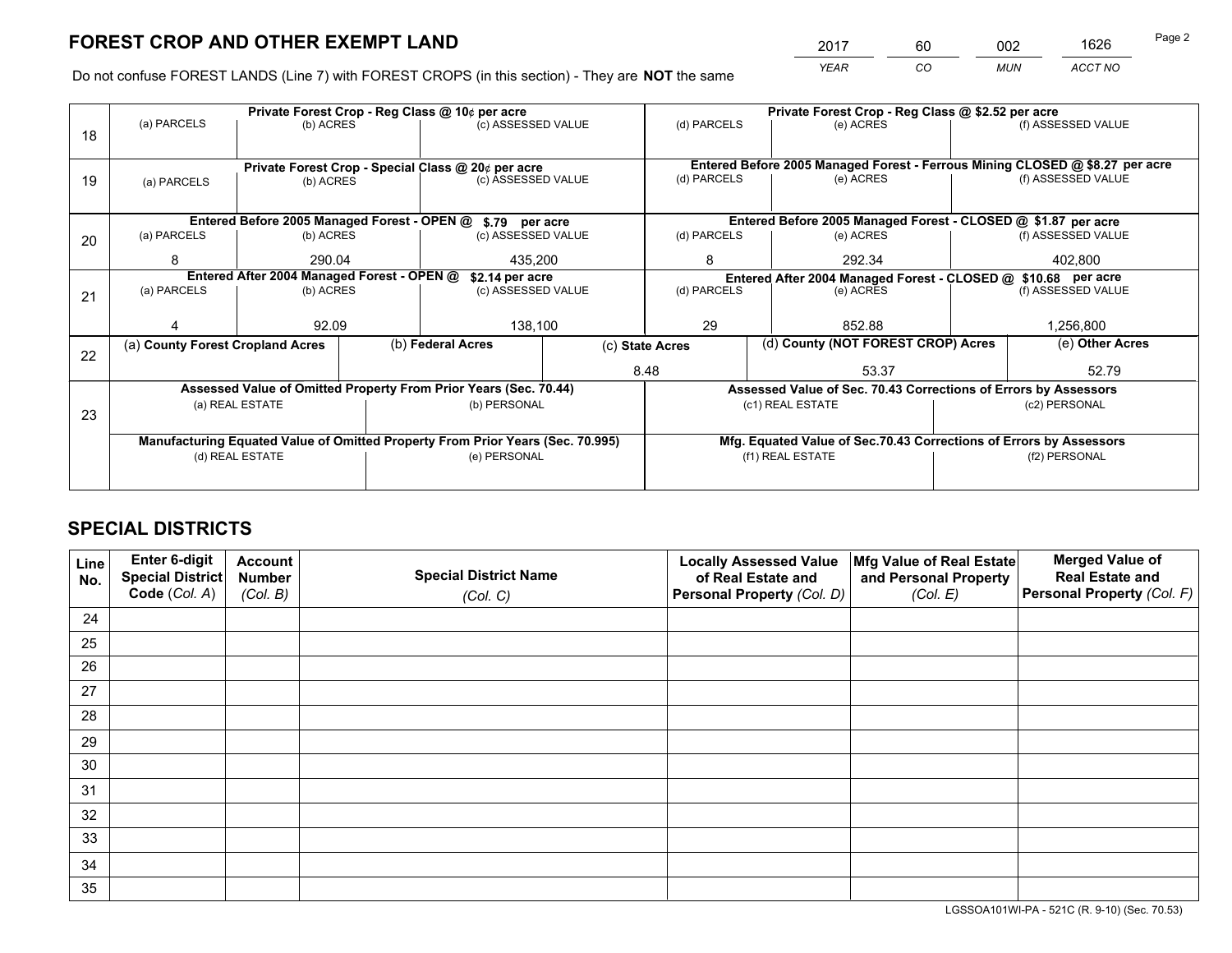# FOREST CROP AND OTHER EXEMPT LAND

| 2017 | 60 | 002 | 1626 |
|---|---|---|---|
| *YEAR* | *CO* | *MUN* | *ACCT NO* |

Do not confuse FOREST LANDS (Line 7) with FOREST CROPS (in this section) - They are **NOT** the same

| | Private Forest Crop - Reg Class @ 10¢ per acre | | | Private Forest Crop - Reg Class @ $2.52 per acre | | |
|---|---|---|---|---|---|---|
| 18 | (a) PARCELS | (b) ACRES | (c) ASSESSED VALUE | (d) PARCELS | (e) ACRES | (f) ASSESSED VALUE |
| | | | | | | |
| | **Private Forest Crop - Special Class @ 20¢ per acre** | | | **Entered Before 2005 Managed Forest - Ferrous Mining CLOSED @ $8.27 per acre** | | |
| 19 | (a) PARCELS | (b) ACRES | (c) ASSESSED VALUE | (d) PARCELS | (e) ACRES | (f) ASSESSED VALUE |
| | | | | | | |
| | **Entered Before 2005 Managed Forest - OPEN @ $.79 per acre** | | | **Entered Before 2005 Managed Forest - CLOSED @ $1.87 per acre** | | |
| 20 | (a) PARCELS | (b) ACRES | (c) ASSESSED VALUE | (d) PARCELS | (e) ACRES | (f) ASSESSED VALUE |
| | 8 | 290.04 | 435,200 | 8 | 292.34 | 402,800 |
| | **Entered After 2004 Managed Forest - OPEN @ $2.14 per acre** | | | **Entered After 2004 Managed Forest - CLOSED @ $10.68 per acre** | | |
| 21 | (a) PARCELS | (b) ACRES | (c) ASSESSED VALUE | (d) PARCELS | (e) ACRES | (f) ASSESSED VALUE |
| | 4 | 92.09 | 138,100 | 29 | 852.88 | 1,256,800 |

| | (a) County Forest Cropland Acres | (b) Federal Acres | (c) State Acres | (d) County (NOT FOREST CROP) Acres | (e) Other Acres |
|---|---|---|---|---|---|
| 22 | | | 8.48 | 53.37 | 52.79 |

| | Assessed Value of Omitted Property From Prior Years (Sec. 70.44) | | Assessed Value of Sec. 70.43 Corrections of Errors by Assessors | |
|---|---|---|---|---|
| 23 | (a) REAL ESTATE | (b) PERSONAL | (c1) REAL ESTATE | (c2) PERSONAL |
| | | | | |
| | **Manufacturing Equated Value of Omitted Property From Prior Years (Sec. 70.995)** | | **Mfg. Equated Value of Sec.70.43 Corrections of Errors by Assessors** | |
| | (d) REAL ESTATE | (e) PERSONAL | (f1) REAL ESTATE | (f2) PERSONAL |
| | | | | |

# SPECIAL DISTRICTS

| Line No. | Enter 6-digit Special District Code (Col. A) | Account Number (Col. B) | Special District Name (Col. C) | Locally Assessed Value of Real Estate and Personal Property (Col. D) | Mfg Value of Real Estate and Personal Property (Col. E) | Merged Value of Real Estate and Personal Property (Col. F) |
|---|---|---|---|---|---|---|
| 24 | | | | | | |
| 25 | | | | | | |
| 26 | | | | | | |
| 27 | | | | | | |
| 28 | | | | | | |
| 29 | | | | | | |
| 30 | | | | | | |
| 31 | | | | | | |
| 32 | | | | | | |
| 33 | | | | | | |
| 34 | | | | | | |
| 35 | | | | | | |

LGSSOA101WI-PA - 521C (R. 9-10) (Sec. 70.53)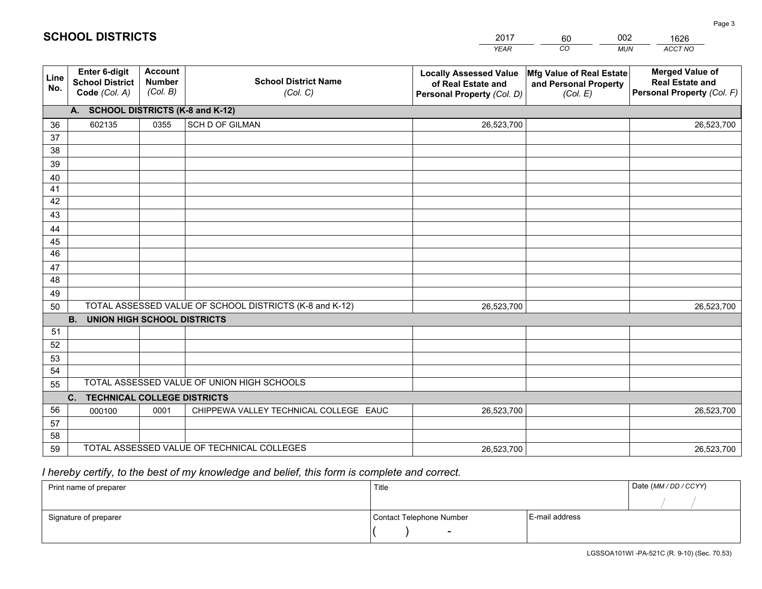# SCHOOL DISTRICTS

| 2017 | 60 | 002 | 1626 |
|---|---|---|---|
| YEAR | CO | MUN | ACCT NO |

| Line No. | Enter 6-digit School District Code (Col. A) | Account Number (Col. B) | School District Name (Col. C) | Locally Assessed Value of Real Estate and Personal Property (Col. D) | Mfg Value of Real Estate and Personal Property (Col. E) | Merged Value of Real Estate and Personal Property (Col. F) |
|---|---|---|---|---|---|---|
| | **A. SCHOOL DISTRICTS (K-8 and K-12)** | | | | | |
| 36 | 602135 | 0355 | SCH D OF GILMAN | 26,523,700 | | 26,523,700 |
| 37 | | | | | | |
| 38 | | | | | | |
| 39 | | | | | | |
| 40 | | | | | | |
| 41 | | | | | | |
| 42 | | | | | | |
| 43 | | | | | | |
| 44 | | | | | | |
| 45 | | | | | | |
| 46 | | | | | | |
| 47 | | | | | | |
| 48 | | | | | | |
| 49 | | | | | | |
| 50 | TOTAL ASSESSED VALUE OF SCHOOL DISTRICTS (K-8 and K-12) | | | 26,523,700 | | 26,523,700 |
| | **B. UNION HIGH SCHOOL DISTRICTS** | | | | | |
| 51 | | | | | | |
| 52 | | | | | | |
| 53 | | | | | | |
| 54 | | | | | | |
| 55 | TOTAL ASSESSED VALUE OF UNION HIGH SCHOOLS | | | | | |
| | **C. TECHNICAL COLLEGE DISTRICTS** | | | | | |
| 56 | 000100 | 0001 | CHIPPEWA VALLEY TECHNICAL COLLEGE EAUC | 26,523,700 | | 26,523,700 |
| 57 | | | | | | |
| 58 | | | | | | |
| 59 | TOTAL ASSESSED VALUE OF TECHNICAL COLLEGES | | | 26,523,700 | | 26,523,700 |

*I hereby certify, to the best of my knowledge and belief, this form is complete and correct.*

| Print name of preparer | Title | | Date (MM / DD / CCYY) |
|---|---|---|---|
| | | | / / |
| Signature of preparer | Contact Telephone Number | E-mail address | |
| | ( ) - | | |

LGSSOA101WI -PA-521C (R. 9-10) (Sec. 70.53)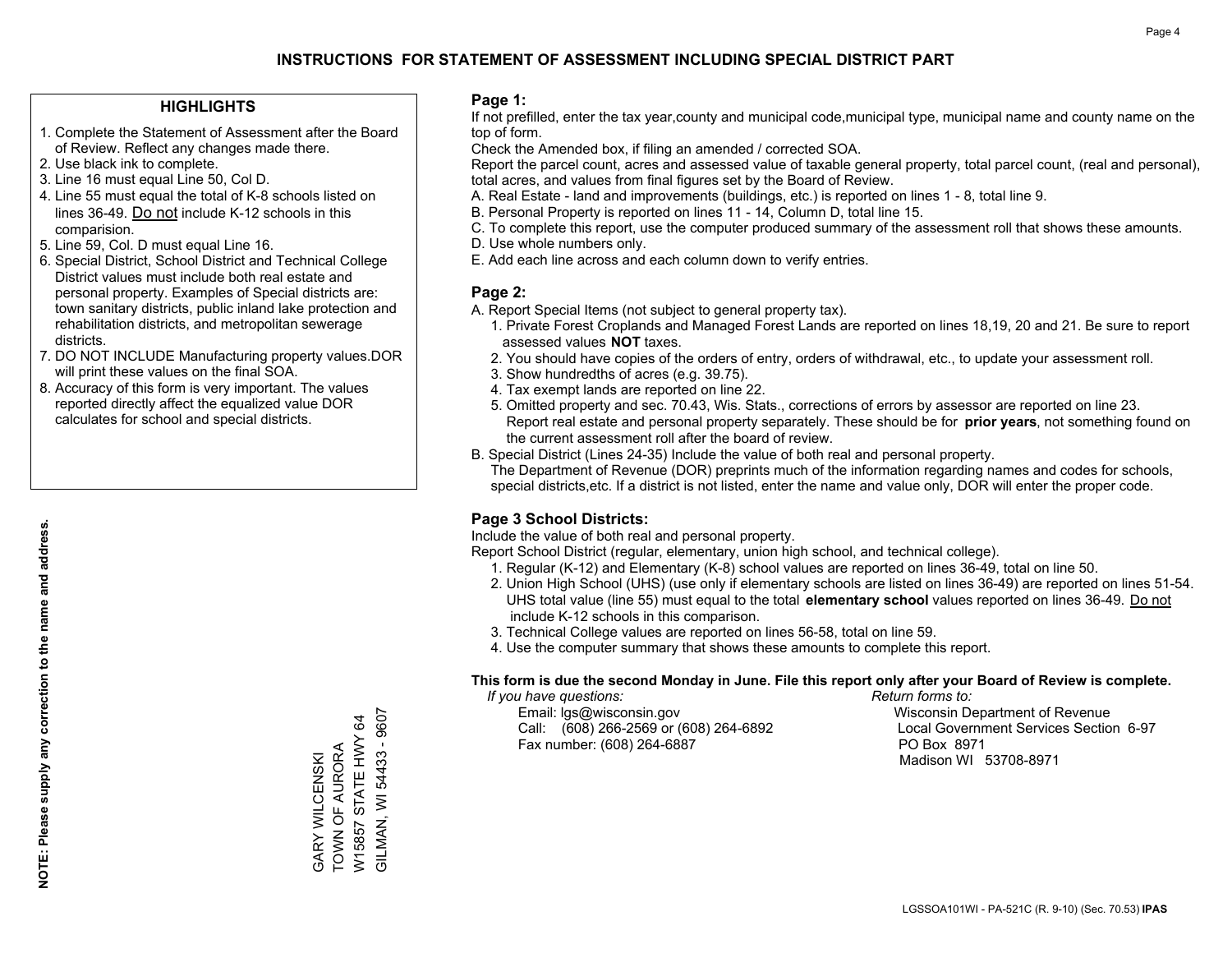# INSTRUCTIONS FOR STATEMENT OF ASSESSMENT INCLUDING SPECIAL DISTRICT PART

## HIGHLIGHTS

1. Complete the Statement of Assessment after the Board of Review. Reflect any changes made there.
2. Use black ink to complete.
3. Line 16 must equal Line 50, Col D.
4. Line 55 must equal the total of K-8 schools listed on lines 36-49. Do not include K-12 schools in this comparision.
5. Line 59, Col. D must equal Line 16.
6. Special District, School District and Technical College District values must include both real estate and personal property. Examples of Special districts are: town sanitary districts, public inland lake protection and rehabilitation districts, and metropolitan sewerage districts.
7. DO NOT INCLUDE Manufacturing property values.DOR will print these values on the final SOA.
8. Accuracy of this form is very important. The values reported directly affect the equalized value DOR calculates for school and special districts.

**NOTE: Please supply any correction to the name and address.**

GARY WILCENSKI
TOWN OF AURORA
W15857 STATE HWY 64
GILMAN, WI 54433 - 9607

## Page 1:

If not prefilled, enter the tax year,county and municipal code,municipal type, municipal name and county name on the top of form.

Check the Amended box, if filing an amended / corrected SOA.

Report the parcel count, acres and assessed value of taxable general property, total parcel count, (real and personal), total acres, and values from final figures set by the Board of Review.

A. Real Estate - land and improvements (buildings, etc.) is reported on lines 1 - 8, total line 9.
B. Personal Property is reported on lines 11 - 14, Column D, total line 15.
C. To complete this report, use the computer produced summary of the assessment roll that shows these amounts.
D. Use whole numbers only.
E. Add each line across and each column down to verify entries.

## Page 2:

A. Report Special Items (not subject to general property tax).
   1. Private Forest Croplands and Managed Forest Lands are reported on lines 18,19, 20 and 21. Be sure to report assessed values **NOT** taxes.
   2. You should have copies of the orders of entry, orders of withdrawal, etc., to update your assessment roll.
   3. Show hundredths of acres (e.g. 39.75).
   4. Tax exempt lands are reported on line 22.
   5. Omitted property and sec. 70.43, Wis. Stats., corrections of errors by assessor are reported on line 23. Report real estate and personal property separately. These should be for **prior years**, not something found on the current assessment roll after the board of review.
B. Special District (Lines 24-35) Include the value of both real and personal property.
   The Department of Revenue (DOR) preprints much of the information regarding names and codes for schools, special districts,etc. If a district is not listed, enter the name and value only, DOR will enter the proper code.

## Page 3 School Districts:

Include the value of both real and personal property.

Report School District (regular, elementary, union high school, and technical college).

1. Regular (K-12) and Elementary (K-8) school values are reported on lines 36-49, total on line 50.
2. Union High School (UHS) (use only if elementary schools are listed on lines 36-49) are reported on lines 51-54. UHS total value (line 55) must equal to the total **elementary school** values reported on lines 36-49. Do not include K-12 schools in this comparison.
3. Technical College values are reported on lines 56-58, total on line 59.
4. Use the computer summary that shows these amounts to complete this report.

**This form is due the second Monday in June. File this report only after your Board of Review is complete.**

*If you have questions:*
Email: lgs@wisconsin.gov
Call: (608) 266-2569 or (608) 264-6892
Fax number: (608) 264-6887

*Return forms to:*
Wisconsin Department of Revenue
Local Government Services Section 6-97
PO Box 8971
Madison WI 53708-8971

LGSSOA101WI - PA-521C (R. 9-10) (Sec. 70.53) **IPAS**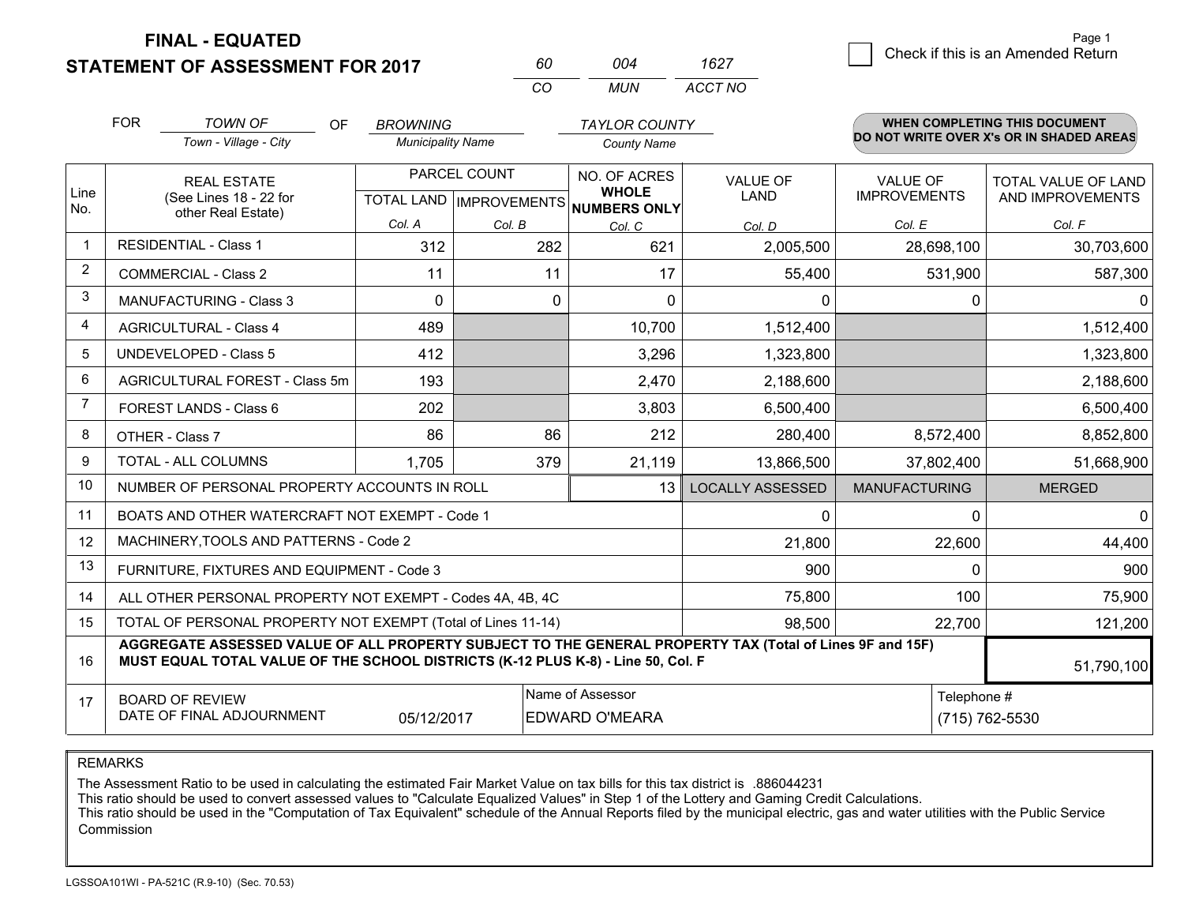# FINAL - EQUATED
# STATEMENT OF ASSESSMENT FOR 2017

| 60 | 004 | 1627 |
|---|---|---|
| CO | MUN | ACCT NO |

Check if this is an Amended Return

Page 1

FOR *TOWN OF* (Town - Village - City) OF *BROWNING* (Municipality Name) *TAYLOR COUNTY* (County Name)

**WHEN COMPLETING THIS DOCUMENT DO NOT WRITE OVER X's OR IN SHADED AREAS**

| Line No. | REAL ESTATE (See Lines 18 - 22 for other Real Estate) | PARCEL COUNT TOTAL LAND Col. A | PARCEL COUNT IMPROVEMENTS Col. B | NO. OF ACRES WHOLE NUMBERS ONLY Col. C | VALUE OF LAND Col. D | VALUE OF IMPROVEMENTS Col. E | TOTAL VALUE OF LAND AND IMPROVEMENTS Col. F |
|---|---|---|---|---|---|---|---|
| 1 | RESIDENTIAL - Class 1 | 312 | 282 | 621 | 2,005,500 | 28,698,100 | 30,703,600 |
| 2 | COMMERCIAL - Class 2 | 11 | 11 | 17 | 55,400 | 531,900 | 587,300 |
| 3 | MANUFACTURING - Class 3 | 0 | 0 | 0 | 0 | 0 | 0 |
| 4 | AGRICULTURAL - Class 4 | 489 | | 10,700 | 1,512,400 | | 1,512,400 |
| 5 | UNDEVELOPED - Class 5 | 412 | | 3,296 | 1,323,800 | | 1,323,800 |
| 6 | AGRICULTURAL FOREST - Class 5m | 193 | | 2,470 | 2,188,600 | | 2,188,600 |
| 7 | FOREST LANDS - Class 6 | 202 | | 3,803 | 6,500,400 | | 6,500,400 |
| 8 | OTHER - Class 7 | 86 | 86 | 212 | 280,400 | 8,572,400 | 8,852,800 |
| 9 | TOTAL - ALL COLUMNS | 1,705 | 379 | 21,119 | 13,866,500 | 37,802,400 | 51,668,900 |
| 10 | NUMBER OF PERSONAL PROPERTY ACCOUNTS IN ROLL | | | 13 | LOCALLY ASSESSED | MANUFACTURING | MERGED |
| 11 | BOATS AND OTHER WATERCRAFT NOT EXEMPT - Code 1 | | | | 0 | 0 | 0 |
| 12 | MACHINERY,TOOLS AND PATTERNS - Code 2 | | | | 21,800 | 22,600 | 44,400 |
| 13 | FURNITURE, FIXTURES AND EQUIPMENT - Code 3 | | | | 900 | 0 | 900 |
| 14 | ALL OTHER PERSONAL PROPERTY NOT EXEMPT - Codes 4A, 4B, 4C | | | | 75,800 | 100 | 75,900 |
| 15 | TOTAL OF PERSONAL PROPERTY NOT EXEMPT (Total of Lines 11-14) | | | | 98,500 | 22,700 | 121,200 |
| 16 | **AGGREGATE ASSESSED VALUE OF ALL PROPERTY SUBJECT TO THE GENERAL PROPERTY TAX (Total of Lines 9F and 15F) MUST EQUAL TOTAL VALUE OF THE SCHOOL DISTRICTS (K-12 PLUS K-8) - Line 50, Col. F** | | | | | | 51,790,100 |
| 17 | BOARD OF REVIEW DATE OF FINAL ADJOURNMENT | 05/12/2017 | | Name of Assessor: EDWARD O'MEARA | | | Telephone #: (715) 762-5530 |

REMARKS

The Assessment Ratio to be used in calculating the estimated Fair Market Value on tax bills for this tax district is .886044231
This ratio should be used to convert assessed values to "Calculate Equalized Values" in Step 1 of the Lottery and Gaming Credit Calculations.
This ratio should be used in the "Computation of Tax Equivalent" schedule of the Annual Reports filed by the municipal electric, gas and water utilities with the Public Service Commission

LGSSOA101WI - PA-521C (R.9-10) (Sec. 70.53)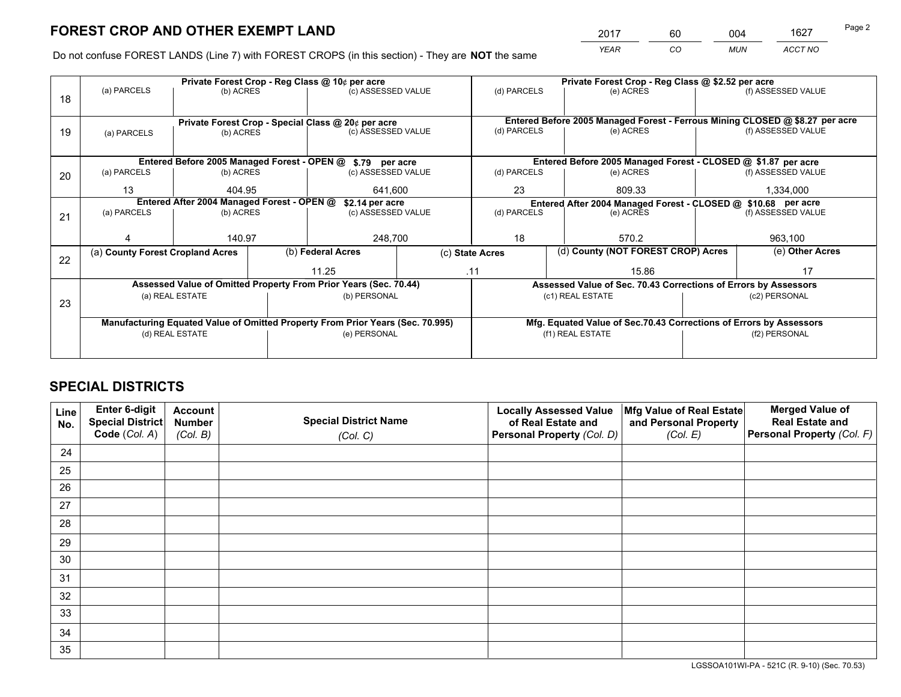# FOREST CROP AND OTHER EXEMPT LAND

| 2017 | 60 | 004 | 1627 |
|---|---|---|---|
| *YEAR* | *CO* | *MUN* | *ACCT NO* |

Do not confuse FOREST LANDS (Line 7) with FOREST CROPS (in this section) - They are **NOT** the same

| Line | Private Forest Crop - Reg Class @ 10¢ per acre | | | Private Forest Crop - Reg Class @ $2.52 per acre | | |
|---|---|---|---|---|---|---|
| 18 | (a) PARCELS | (b) ACRES | (c) ASSESSED VALUE | (d) PARCELS | (e) ACRES | (f) ASSESSED VALUE |
| | | | | | | |
| | **Private Forest Crop - Special Class @ 20¢ per acre** | | | **Entered Before 2005 Managed Forest - Ferrous Mining CLOSED @ $8.27 per acre** | | |
| 19 | (a) PARCELS | (b) ACRES | (c) ASSESSED VALUE | (d) PARCELS | (e) ACRES | (f) ASSESSED VALUE |
| | | | | | | |
| | **Entered Before 2005 Managed Forest - OPEN @ $.79 per acre** | | | **Entered Before 2005 Managed Forest - CLOSED @ $1.87 per acre** | | |
| 20 | (a) PARCELS | (b) ACRES | (c) ASSESSED VALUE | (d) PARCELS | (e) ACRES | (f) ASSESSED VALUE |
| | 13 | 404.95 | 641,600 | 23 | 809.33 | 1,334,000 |
| | **Entered After 2004 Managed Forest - OPEN @ $2.14 per acre** | | | **Entered After 2004 Managed Forest - CLOSED @ $10.68 per acre** | | |
| 21 | (a) PARCELS | (b) ACRES | (c) ASSESSED VALUE | (d) PARCELS | (e) ACRES | (f) ASSESSED VALUE |
| | 4 | 140.97 | 248,700 | 18 | 570.2 | 963,100 |

| Line | (a) County Forest Cropland Acres | (b) Federal Acres | (c) State Acres | (d) County (NOT FOREST CROP) Acres | (e) Other Acres |
|---|---|---|---|---|---|
| 22 | | 11.25 | .11 | 15.86 | 17 |

| Line | Assessed Value of Omitted Property From Prior Years (Sec. 70.44) | | Assessed Value of Sec. 70.43 Corrections of Errors by Assessors | |
|---|---|---|---|---|
| 23 | (a) REAL ESTATE | (b) PERSONAL | (c1) REAL ESTATE | (c2) PERSONAL |
| | | | | |
| | **Manufacturing Equated Value of Omitted Property From Prior Years (Sec. 70.995)** | | **Mfg. Equated Value of Sec.70.43 Corrections of Errors by Assessors** | |
| | (d) REAL ESTATE | (e) PERSONAL | (f1) REAL ESTATE | (f2) PERSONAL |
| | | | | |

# SPECIAL DISTRICTS

| Line No. | Enter 6-digit Special District Code (*Col. A*) | Account Number (*Col. B*) | Special District Name (*Col. C*) | Locally Assessed Value of Real Estate and Personal Property (*Col. D*) | Mfg Value of Real Estate and Personal Property (*Col. E*) | Merged Value of Real Estate and Personal Property (*Col. F*) |
|---|---|---|---|---|---|---|
| 24 | | | | | | |
| 25 | | | | | | |
| 26 | | | | | | |
| 27 | | | | | | |
| 28 | | | | | | |
| 29 | | | | | | |
| 30 | | | | | | |
| 31 | | | | | | |
| 32 | | | | | | |
| 33 | | | | | | |
| 34 | | | | | | |
| 35 | | | | | | |

LGSSOA101WI-PA - 521C (R. 9-10) (Sec. 70.53)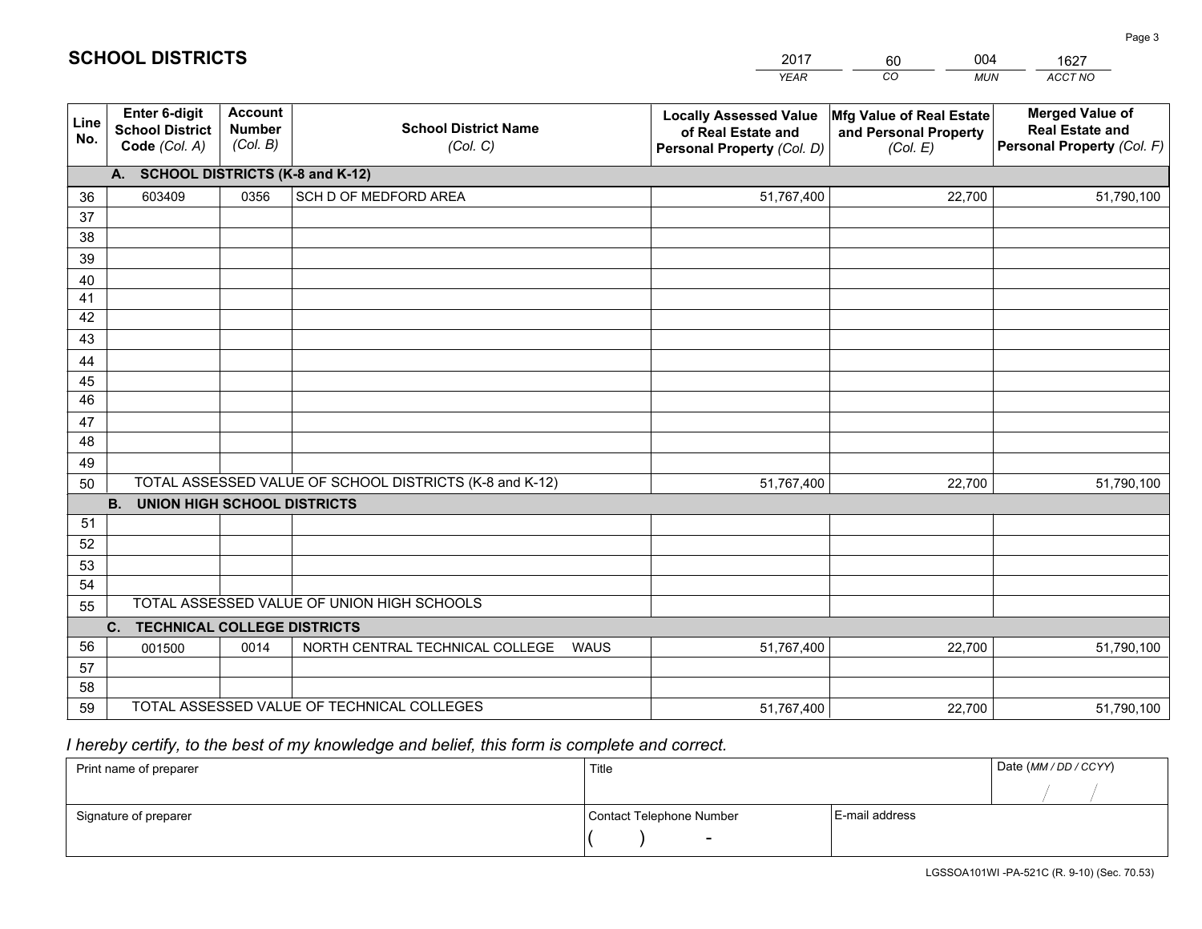# SCHOOL DISTRICTS

| 2017 | 60 | 004 | 1627 |
|---|---|---|---|
| *YEAR* | *CO* | *MUN* | *ACCT NO* |

| Line No. | Enter 6-digit School District Code *(Col. A)* | Account Number *(Col. B)* | School District Name *(Col. C)* | Locally Assessed Value of Real Estate and Personal Property *(Col. D)* | Mfg Value of Real Estate and Personal Property *(Col. E)* | Merged Value of Real Estate and Personal Property *(Col. F)* |
|---|---|---|---|---|---|---|
| | **A. SCHOOL DISTRICTS (K-8 and K-12)** | | | | | |
| 36 | 603409 | 0356 | SCH D OF MEDFORD AREA | 51,767,400 | 22,700 | 51,790,100 |
| 37 | | | | | | |
| 38 | | | | | | |
| 39 | | | | | | |
| 40 | | | | | | |
| 41 | | | | | | |
| 42 | | | | | | |
| 43 | | | | | | |
| 44 | | | | | | |
| 45 | | | | | | |
| 46 | | | | | | |
| 47 | | | | | | |
| 48 | | | | | | |
| 49 | | | | | | |
| 50 | TOTAL ASSESSED VALUE OF SCHOOL DISTRICTS (K-8 and K-12) | | | 51,767,400 | 22,700 | 51,790,100 |
| | **B. UNION HIGH SCHOOL DISTRICTS** | | | | | |
| 51 | | | | | | |
| 52 | | | | | | |
| 53 | | | | | | |
| 54 | | | | | | |
| 55 | TOTAL ASSESSED VALUE OF UNION HIGH SCHOOLS | | | | | |
| | **C. TECHNICAL COLLEGE DISTRICTS** | | | | | |
| 56 | 001500 | 0014 | NORTH CENTRAL TECHNICAL COLLEGE WAUS | 51,767,400 | 22,700 | 51,790,100 |
| 57 | | | | | | |
| 58 | | | | | | |
| 59 | TOTAL ASSESSED VALUE OF TECHNICAL COLLEGES | | | 51,767,400 | 22,700 | 51,790,100 |

*I hereby certify, to the best of my knowledge and belief, this form is complete and correct.*

| Print name of preparer | Title | | Date *(MM / DD / CCYY)* |
|---|---|---|---|
| | | | / / |
| Signature of preparer | Contact Telephone Number | E-mail address | |
| | ( ) - | | |

LGSSOA101WI -PA-521C (R. 9-10) (Sec. 70.53)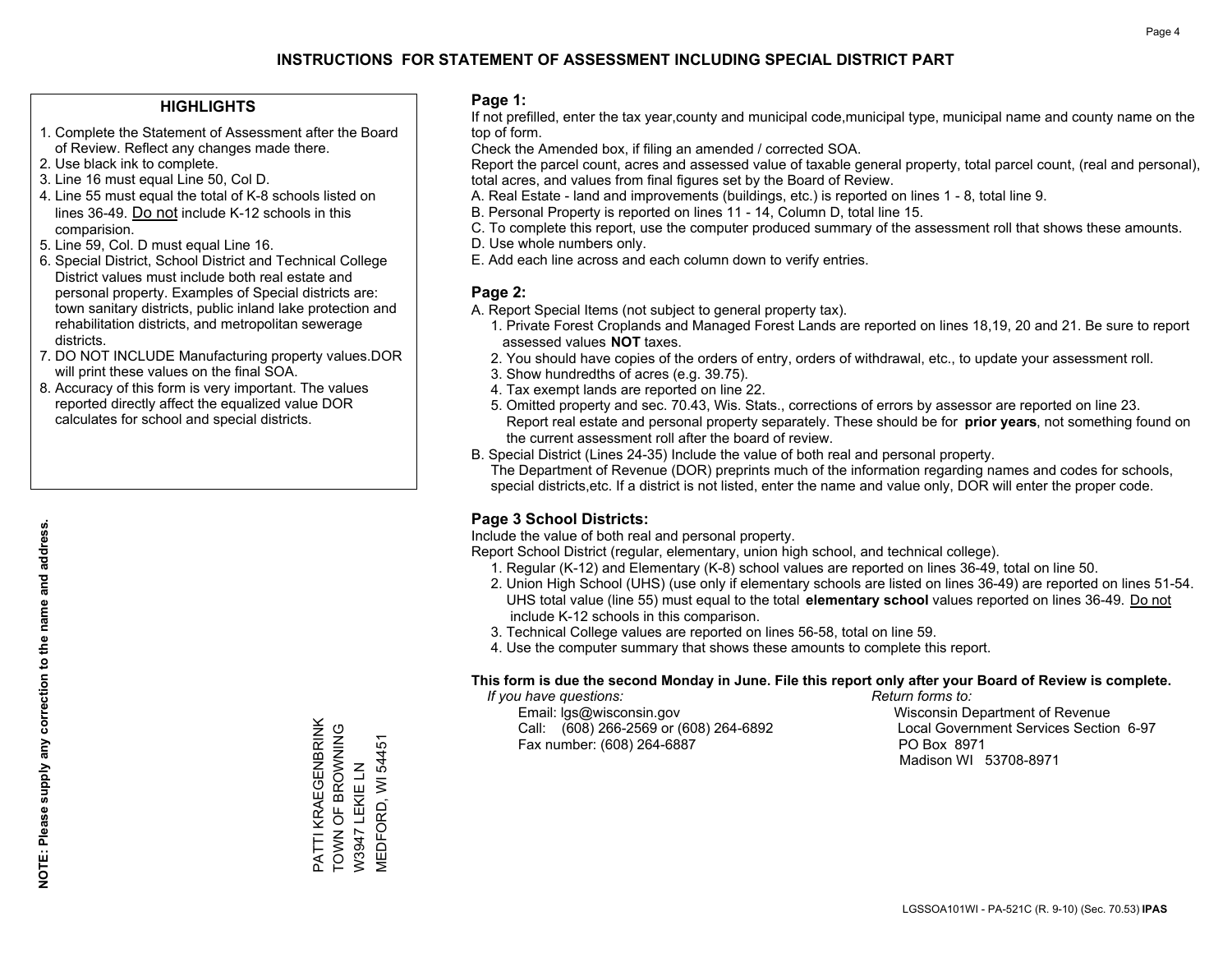# INSTRUCTIONS FOR STATEMENT OF ASSESSMENT INCLUDING SPECIAL DISTRICT PART

## HIGHLIGHTS

1. Complete the Statement of Assessment after the Board of Review. Reflect any changes made there.
2. Use black ink to complete.
3. Line 16 must equal Line 50, Col D.
4. Line 55 must equal the total of K-8 schools listed on lines 36-49. Do not include K-12 schools in this comparision.
5. Line 59, Col. D must equal Line 16.
6. Special District, School District and Technical College District values must include both real estate and personal property. Examples of Special districts are: town sanitary districts, public inland lake protection and rehabilitation districts, and metropolitan sewerage districts.
7. DO NOT INCLUDE Manufacturing property values.DOR will print these values on the final SOA.
8. Accuracy of this form is very important. The values reported directly affect the equalized value DOR calculates for school and special districts.

**NOTE: Please supply any correction to the name and address.**

PATTI KRAEGENBRINK
TOWN OF BROWNING
W3947 LEKIE LN
MEDFORD, WI 54451

## Page 1:

If not prefilled, enter the tax year,county and municipal code,municipal type, municipal name and county name on the top of form.

Check the Amended box, if filing an amended / corrected SOA.

Report the parcel count, acres and assessed value of taxable general property, total parcel count, (real and personal), total acres, and values from final figures set by the Board of Review.

A. Real Estate - land and improvements (buildings, etc.) is reported on lines 1 - 8, total line 9.
B. Personal Property is reported on lines 11 - 14, Column D, total line 15.
C. To complete this report, use the computer produced summary of the assessment roll that shows these amounts.
D. Use whole numbers only.
E. Add each line across and each column down to verify entries.

## Page 2:

A. Report Special Items (not subject to general property tax).
   1. Private Forest Croplands and Managed Forest Lands are reported on lines 18,19, 20 and 21. Be sure to report assessed values **NOT** taxes.
   2. You should have copies of the orders of entry, orders of withdrawal, etc., to update your assessment roll.
   3. Show hundredths of acres (e.g. 39.75).
   4. Tax exempt lands are reported on line 22.
   5. Omitted property and sec. 70.43, Wis. Stats., corrections of errors by assessor are reported on line 23. Report real estate and personal property separately. These should be for **prior years**, not something found on the current assessment roll after the board of review.

B. Special District (Lines 24-35) Include the value of both real and personal property.
   The Department of Revenue (DOR) preprints much of the information regarding names and codes for schools, special districts,etc. If a district is not listed, enter the name and value only, DOR will enter the proper code.

## Page 3 School Districts:

Include the value of both real and personal property.

Report School District (regular, elementary, union high school, and technical college).

1. Regular (K-12) and Elementary (K-8) school values are reported on lines 36-49, total on line 50.
2. Union High School (UHS) (use only if elementary schools are listed on lines 36-49) are reported on lines 51-54. UHS total value (line 55) must equal to the total **elementary school** values reported on lines 36-49. Do not include K-12 schools in this comparison.
3. Technical College values are reported on lines 56-58, total on line 59.
4. Use the computer summary that shows these amounts to complete this report.

**This form is due the second Monday in June. File this report only after your Board of Review is complete.**

*If you have questions:*
Email: lgs@wisconsin.gov
Call: (608) 266-2569 or (608) 264-6892
Fax number: (608) 264-6887

*Return forms to:*
Wisconsin Department of Revenue
Local Government Services Section 6-97
PO Box 8971
Madison WI 53708-8971

LGSSOA101WI - PA-521C (R. 9-10) (Sec. 70.53) **IPAS**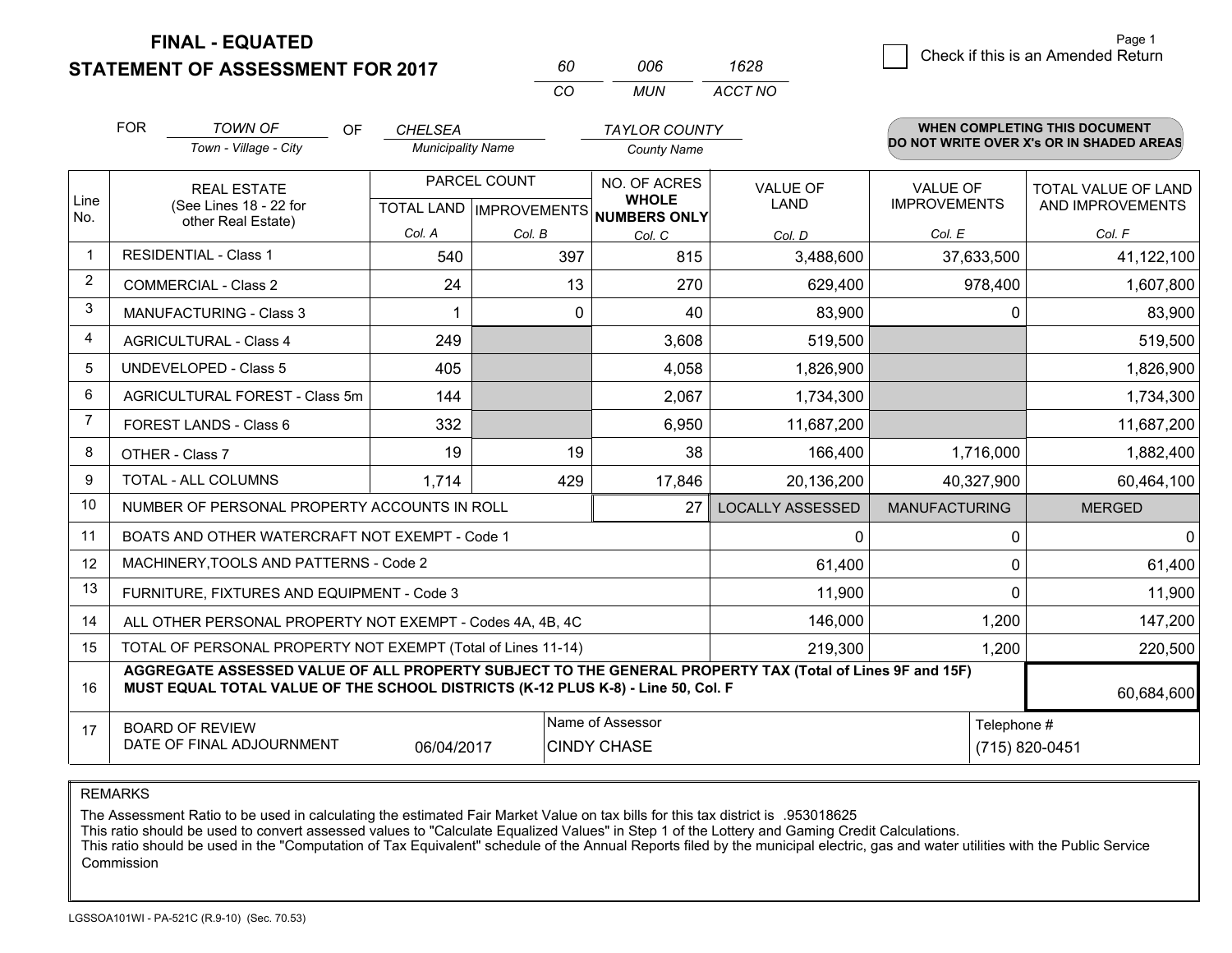**FINAL - EQUATED**
**STATEMENT OF ASSESSMENT FOR 2017**

| 60 | 006 | 1628 |
|---|---|---|
| CO | MUN | ACCT NO |

Page 1

☐ Check if this is an Amended Return

FOR *TOWN OF* (Town - Village - City) OF *CHELSEA* (Municipality Name) *TAYLOR COUNTY* (County Name)

**WHEN COMPLETING THIS DOCUMENT DO NOT WRITE OVER X's OR IN SHADED AREAS**

| Line No. | REAL ESTATE (See Lines 18 - 22 for other Real Estate) | PARCEL COUNT TOTAL LAND Col. A | PARCEL COUNT IMPROVEMENTS Col. B | NO. OF ACRES WHOLE NUMBERS ONLY Col. C | VALUE OF LAND Col. D | VALUE OF IMPROVEMENTS Col. E | TOTAL VALUE OF LAND AND IMPROVEMENTS Col. F |
|---|---|---|---|---|---|---|---|
| 1 | RESIDENTIAL - Class 1 | 540 | 397 | 815 | 3,488,600 | 37,633,500 | 41,122,100 |
| 2 | COMMERCIAL - Class 2 | 24 | 13 | 270 | 629,400 | 978,400 | 1,607,800 |
| 3 | MANUFACTURING - Class 3 | 1 | 0 | 40 | 83,900 | 0 | 83,900 |
| 4 | AGRICULTURAL - Class 4 | 249 | | 3,608 | 519,500 | | 519,500 |
| 5 | UNDEVELOPED - Class 5 | 405 | | 4,058 | 1,826,900 | | 1,826,900 |
| 6 | AGRICULTURAL FOREST - Class 5m | 144 | | 2,067 | 1,734,300 | | 1,734,300 |
| 7 | FOREST LANDS - Class 6 | 332 | | 6,950 | 11,687,200 | | 11,687,200 |
| 8 | OTHER - Class 7 | 19 | 19 | 38 | 166,400 | 1,716,000 | 1,882,400 |
| 9 | TOTAL - ALL COLUMNS | 1,714 | 429 | 17,846 | 20,136,200 | 40,327,900 | 60,464,100 |
| 10 | NUMBER OF PERSONAL PROPERTY ACCOUNTS IN ROLL | | | 27 | LOCALLY ASSESSED | MANUFACTURING | MERGED |
| 11 | BOATS AND OTHER WATERCRAFT NOT EXEMPT - Code 1 | | | | 0 | 0 | 0 |
| 12 | MACHINERY,TOOLS AND PATTERNS - Code 2 | | | | 61,400 | 0 | 61,400 |
| 13 | FURNITURE, FIXTURES AND EQUIPMENT - Code 3 | | | | 11,900 | 0 | 11,900 |
| 14 | ALL OTHER PERSONAL PROPERTY NOT EXEMPT - Codes 4A, 4B, 4C | | | | 146,000 | 1,200 | 147,200 |
| 15 | TOTAL OF PERSONAL PROPERTY NOT EXEMPT (Total of Lines 11-14) | | | | 219,300 | 1,200 | 220,500 |
| 16 | **AGGREGATE ASSESSED VALUE OF ALL PROPERTY SUBJECT TO THE GENERAL PROPERTY TAX (Total of Lines 9F and 15F) MUST EQUAL TOTAL VALUE OF THE SCHOOL DISTRICTS (K-12 PLUS K-8) - Line 50, Col. F** | | | | | | 60,684,600 |
| 17 | BOARD OF REVIEW DATE OF FINAL ADJOURNMENT | 06/04/2017 | Name of Assessor: CINDY CHASE | | | Telephone #: (715) 820-0451 | |

REMARKS

The Assessment Ratio to be used in calculating the estimated Fair Market Value on tax bills for this tax district is .953018625
This ratio should be used to convert assessed values to "Calculate Equalized Values" in Step 1 of the Lottery and Gaming Credit Calculations.
This ratio should be used in the "Computation of Tax Equivalent" schedule of the Annual Reports filed by the municipal electric, gas and water utilities with the Public Service Commission

LGSSOA101WI - PA-521C (R.9-10) (Sec. 70.53)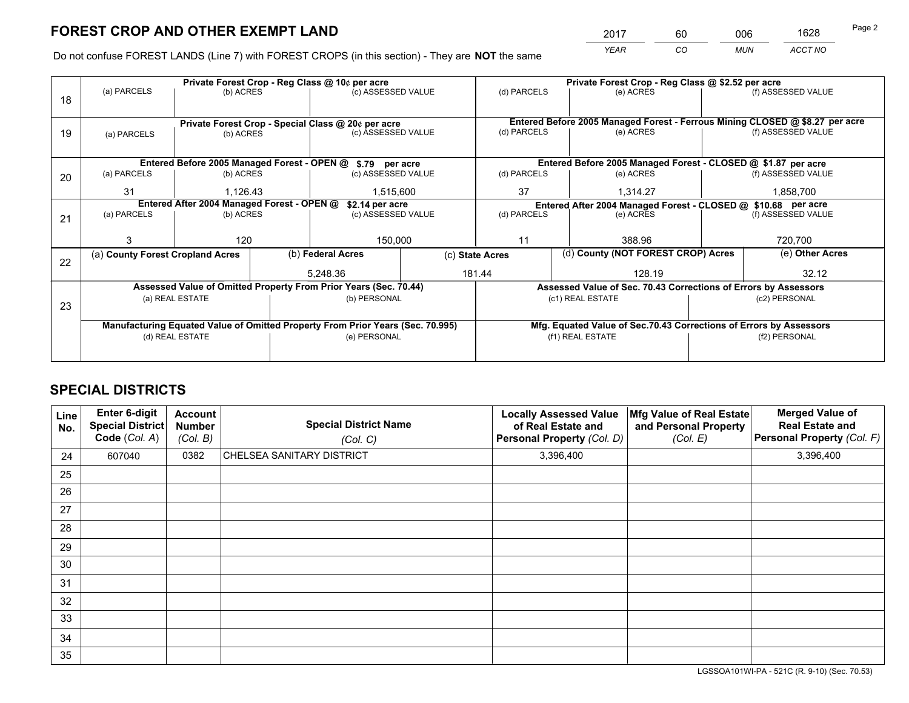# FOREST CROP AND OTHER EXEMPT LAND

| 2017 | 60 | 006 | 1628 |
|---|---|---|---|
| *YEAR* | *CO* | *MUN* | *ACCT NO* |

Do not confuse FOREST LANDS (Line 7) with FOREST CROPS (in this section) - They are **NOT** the same

| Line | Private Forest Crop - Reg Class @ 10¢ per acre | | | Private Forest Crop - Reg Class @ $2.52 per acre | | |
|---|---|---|---|---|---|---|
| | (a) PARCELS | (b) ACRES | (c) ASSESSED VALUE | (d) PARCELS | (e) ACRES | (f) ASSESSED VALUE |
| 18 | | | | | | |
| | **Private Forest Crop - Special Class @ 20¢ per acre** | | | **Entered Before 2005 Managed Forest - Ferrous Mining CLOSED @ $8.27 per acre** | | |
| | (a) PARCELS | (b) ACRES | (c) ASSESSED VALUE | (d) PARCELS | (e) ACRES | (f) ASSESSED VALUE |
| 19 | | | | | | |
| | **Entered Before 2005 Managed Forest - OPEN @ $.79 per acre** | | | **Entered Before 2005 Managed Forest - CLOSED @ $1.87 per acre** | | |
| | (a) PARCELS | (b) ACRES | (c) ASSESSED VALUE | (d) PARCELS | (e) ACRES | (f) ASSESSED VALUE |
| 20 | 31 | 1,126.43 | 1,515,600 | 37 | 1,314.27 | 1,858,700 |
| | **Entered After 2004 Managed Forest - OPEN @ $2.14 per acre** | | | **Entered After 2004 Managed Forest - CLOSED @ $10.68 per acre** | | |
| | (a) PARCELS | (b) ACRES | (c) ASSESSED VALUE | (d) PARCELS | (e) ACRES | (f) ASSESSED VALUE |
| 21 | 3 | 120 | 150,000 | 11 | 388.96 | 720,700 |

| Line | (a) County Forest Cropland Acres | (b) Federal Acres | (c) State Acres | (d) County (NOT FOREST CROP) Acres | (e) Other Acres |
|---|---|---|---|---|---|
| 22 | | 5,248.36 | 181.44 | 128.19 | 32.12 |

| Line | Assessed Value of Omitted Property From Prior Years (Sec. 70.44) | | Assessed Value of Sec. 70.43 Corrections of Errors by Assessors | |
|---|---|---|---|---|
| | (a) REAL ESTATE | (b) PERSONAL | (c1) REAL ESTATE | (c2) PERSONAL |
| 23 | | | | |
| | **Manufacturing Equated Value of Omitted Property From Prior Years (Sec. 70.995)** | | **Mfg. Equated Value of Sec.70.43 Corrections of Errors by Assessors** | |
| | (d) REAL ESTATE | (e) PERSONAL | (f1) REAL ESTATE | (f2) PERSONAL |
| | | | | |

# SPECIAL DISTRICTS

| Line No. | Enter 6-digit Special District Code (*Col. A*) | Account Number (*Col. B*) | Special District Name (*Col. C*) | Locally Assessed Value of Real Estate and Personal Property (*Col. D*) | Mfg Value of Real Estate and Personal Property (*Col. E*) | Merged Value of Real Estate and Personal Property (*Col. F*) |
|---|---|---|---|---|---|---|
| 24 | 607040 | 0382 | CHELSEA SANITARY DISTRICT | 3,396,400 | | 3,396,400 |
| 25 | | | | | | |
| 26 | | | | | | |
| 27 | | | | | | |
| 28 | | | | | | |
| 29 | | | | | | |
| 30 | | | | | | |
| 31 | | | | | | |
| 32 | | | | | | |
| 33 | | | | | | |
| 34 | | | | | | |
| 35 | | | | | | |

LGSSOA101WI-PA - 521C (R. 9-10) (Sec. 70.53)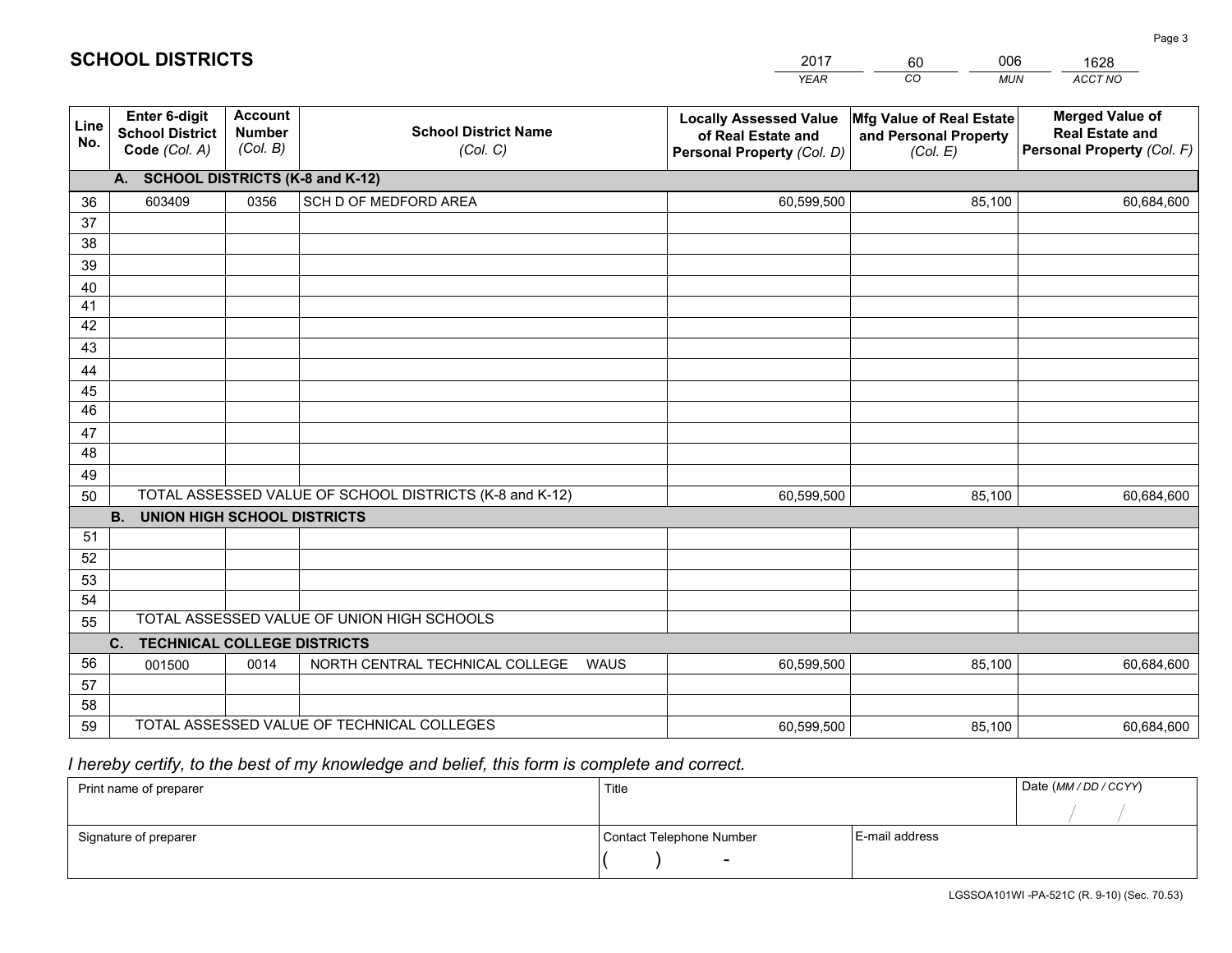# SCHOOL DISTRICTS

| 2017 | 60 | 006 | 1628 |
|---|---|---|---|
| *YEAR* | *CO* | *MUN* | *ACCT NO* |

| Line No. | Enter 6-digit School District Code *(Col. A)* | Account Number *(Col. B)* | School District Name *(Col. C)* | Locally Assessed Value of Real Estate and Personal Property *(Col. D)* | Mfg Value of Real Estate and Personal Property *(Col. E)* | Merged Value of Real Estate and Personal Property *(Col. F)* |
|---|---|---|---|---|---|---|
| **A. SCHOOL DISTRICTS (K-8 and K-12)** | | | | | | |
| 36 | 603409 | 0356 | SCH D OF MEDFORD AREA | 60,599,500 | 85,100 | 60,684,600 |
| 37 | | | | | | |
| 38 | | | | | | |
| 39 | | | | | | |
| 40 | | | | | | |
| 41 | | | | | | |
| 42 | | | | | | |
| 43 | | | | | | |
| 44 | | | | | | |
| 45 | | | | | | |
| 46 | | | | | | |
| 47 | | | | | | |
| 48 | | | | | | |
| 49 | | | | | | |
| 50 | TOTAL ASSESSED VALUE OF SCHOOL DISTRICTS (K-8 and K-12) | | | 60,599,500 | 85,100 | 60,684,600 |
| **B. UNION HIGH SCHOOL DISTRICTS** | | | | | | |
| 51 | | | | | | |
| 52 | | | | | | |
| 53 | | | | | | |
| 54 | | | | | | |
| 55 | TOTAL ASSESSED VALUE OF UNION HIGH SCHOOLS | | | | | |
| **C. TECHNICAL COLLEGE DISTRICTS** | | | | | | |
| 56 | 001500 | 0014 | NORTH CENTRAL TECHNICAL COLLEGE WAUS | 60,599,500 | 85,100 | 60,684,600 |
| 57 | | | | | | |
| 58 | | | | | | |
| 59 | TOTAL ASSESSED VALUE OF TECHNICAL COLLEGES | | | 60,599,500 | 85,100 | 60,684,600 |

*I hereby certify, to the best of my knowledge and belief, this form is complete and correct.*

| Print name of preparer | Title | | Date *(MM / DD / CCYY)* |
|---|---|---|---|
| | | | / / |
| Signature of preparer | Contact Telephone Number | E-mail address | |
| | ( ) - | | |

LGSSOA101WI -PA-521C (R. 9-10) (Sec. 70.53)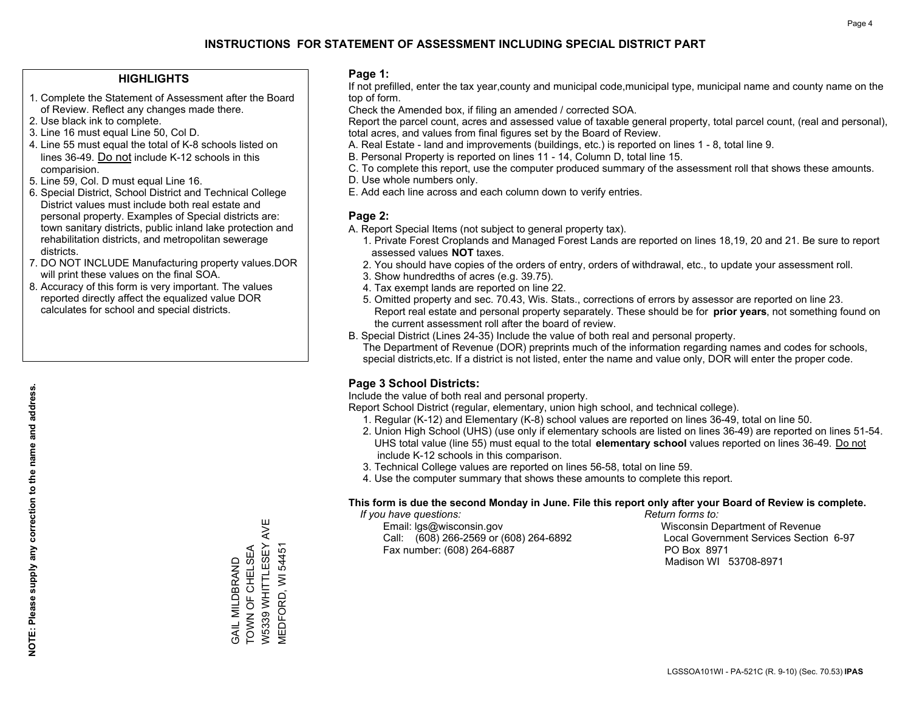# INSTRUCTIONS FOR STATEMENT OF ASSESSMENT INCLUDING SPECIAL DISTRICT PART

## HIGHLIGHTS

1. Complete the Statement of Assessment after the Board of Review. Reflect any changes made there.
2. Use black ink to complete.
3. Line 16 must equal Line 50, Col D.
4. Line 55 must equal the total of K-8 schools listed on lines 36-49. Do not include K-12 schools in this comparision.
5. Line 59, Col. D must equal Line 16.
6. Special District, School District and Technical College District values must include both real estate and personal property. Examples of Special districts are: town sanitary districts, public inland lake protection and rehabilitation districts, and metropolitan sewerage districts.
7. DO NOT INCLUDE Manufacturing property values.DOR will print these values on the final SOA.
8. Accuracy of this form is very important. The values reported directly affect the equalized value DOR calculates for school and special districts.

**NOTE: Please supply any correction to the name and address.**

GAIL MILDBRAND
TOWN OF CHELSEA
W5339 WHITTLESEY AVE
MEDFORD, WI 54451

## Page 1:

If not prefilled, enter the tax year,county and municipal code,municipal type, municipal name and county name on the top of form.

Check the Amended box, if filing an amended / corrected SOA.

Report the parcel count, acres and assessed value of taxable general property, total parcel count, (real and personal), total acres, and values from final figures set by the Board of Review.

A. Real Estate - land and improvements (buildings, etc.) is reported on lines 1 - 8, total line 9.
B. Personal Property is reported on lines 11 - 14, Column D, total line 15.
C. To complete this report, use the computer produced summary of the assessment roll that shows these amounts.
D. Use whole numbers only.
E. Add each line across and each column down to verify entries.

## Page 2:

A. Report Special Items (not subject to general property tax).
   1. Private Forest Croplands and Managed Forest Lands are reported on lines 18,19, 20 and 21. Be sure to report assessed values **NOT** taxes.
   2. You should have copies of the orders of entry, orders of withdrawal, etc., to update your assessment roll.
   3. Show hundredths of acres (e.g. 39.75).
   4. Tax exempt lands are reported on line 22.
   5. Omitted property and sec. 70.43, Wis. Stats., corrections of errors by assessor are reported on line 23. Report real estate and personal property separately. These should be for **prior years**, not something found on the current assessment roll after the board of review.
B. Special District (Lines 24-35) Include the value of both real and personal property.
   The Department of Revenue (DOR) preprints much of the information regarding names and codes for schools, special districts,etc. If a district is not listed, enter the name and value only, DOR will enter the proper code.

## Page 3 School Districts:

Include the value of both real and personal property.

Report School District (regular, elementary, union high school, and technical college).

1. Regular (K-12) and Elementary (K-8) school values are reported on lines 36-49, total on line 50.
2. Union High School (UHS) (use only if elementary schools are listed on lines 36-49) are reported on lines 51-54. UHS total value (line 55) must equal to the total **elementary school** values reported on lines 36-49. Do not include K-12 schools in this comparison.
3. Technical College values are reported on lines 56-58, total on line 59.
4. Use the computer summary that shows these amounts to complete this report.

**This form is due the second Monday in June. File this report only after your Board of Review is complete.**

*If you have questions:*
Email: lgs@wisconsin.gov
Call: (608) 266-2569 or (608) 264-6892
Fax number: (608) 264-6887

*Return forms to:*
Wisconsin Department of Revenue
Local Government Services Section 6-97
PO Box 8971
Madison WI 53708-8971

LGSSOA101WI - PA-521C (R. 9-10) (Sec. 70.53) **IPAS**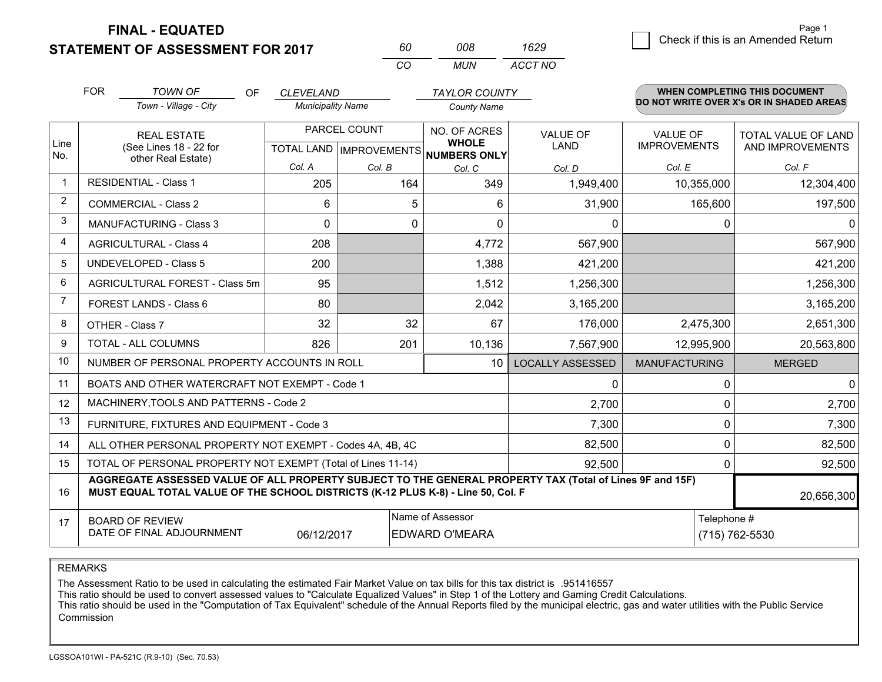# FINAL - EQUATED
## STATEMENT OF ASSESSMENT FOR 2017

| 60 | 008 | 1629 |
|---|---|---|
| CO | MUN | ACCT NO |

Page 1

☐ Check if this is an Amended Return

FOR *TOWN OF* (Town - Village - City) OF *CLEVELAND* (Municipality Name) *TAYLOR COUNTY* (County Name)

**WHEN COMPLETING THIS DOCUMENT DO NOT WRITE OVER X's OR IN SHADED AREAS**

| Line No. | REAL ESTATE (See Lines 18 - 22 for other Real Estate) | PARCEL COUNT TOTAL LAND Col. A | PARCEL COUNT IMPROVEMENTS Col. B | NO. OF ACRES WHOLE NUMBERS ONLY Col. C | VALUE OF LAND Col. D | VALUE OF IMPROVEMENTS Col. E | TOTAL VALUE OF LAND AND IMPROVEMENTS Col. F |
|---|---|---|---|---|---|---|---|
| 1 | RESIDENTIAL - Class 1 | 205 | 164 | 349 | 1,949,400 | 10,355,000 | 12,304,400 |
| 2 | COMMERCIAL - Class 2 | 6 | 5 | 6 | 31,900 | 165,600 | 197,500 |
| 3 | MANUFACTURING - Class 3 | 0 | 0 | 0 | 0 | 0 | 0 |
| 4 | AGRICULTURAL - Class 4 | 208 | | 4,772 | 567,900 | | 567,900 |
| 5 | UNDEVELOPED - Class 5 | 200 | | 1,388 | 421,200 | | 421,200 |
| 6 | AGRICULTURAL FOREST - Class 5m | 95 | | 1,512 | 1,256,300 | | 1,256,300 |
| 7 | FOREST LANDS - Class 6 | 80 | | 2,042 | 3,165,200 | | 3,165,200 |
| 8 | OTHER - Class 7 | 32 | 32 | 67 | 176,000 | 2,475,300 | 2,651,300 |
| 9 | TOTAL - ALL COLUMNS | 826 | 201 | 10,136 | 7,567,900 | 12,995,900 | 20,563,800 |
| 10 | NUMBER OF PERSONAL PROPERTY ACCOUNTS IN ROLL | | | 10 | LOCALLY ASSESSED | MANUFACTURING | MERGED |
| 11 | BOATS AND OTHER WATERCRAFT NOT EXEMPT - Code 1 | | | | 0 | 0 | 0 |
| 12 | MACHINERY,TOOLS AND PATTERNS - Code 2 | | | | 2,700 | 0 | 2,700 |
| 13 | FURNITURE, FIXTURES AND EQUIPMENT - Code 3 | | | | 7,300 | 0 | 7,300 |
| 14 | ALL OTHER PERSONAL PROPERTY NOT EXEMPT - Codes 4A, 4B, 4C | | | | 82,500 | 0 | 82,500 |
| 15 | TOTAL OF PERSONAL PROPERTY NOT EXEMPT (Total of Lines 11-14) | | | | 92,500 | 0 | 92,500 |
| 16 | **AGGREGATE ASSESSED VALUE OF ALL PROPERTY SUBJECT TO THE GENERAL PROPERTY TAX (Total of Lines 9F and 15F) MUST EQUAL TOTAL VALUE OF THE SCHOOL DISTRICTS (K-12 PLUS K-8) - Line 50, Col. F** | | | | | | 20,656,300 |
| 17 | BOARD OF REVIEW DATE OF FINAL ADJOURNMENT | 06/12/2017 | | Name of Assessor: EDWARD O'MEARA | | | Telephone #: (715) 762-5530 |

REMARKS

The Assessment Ratio to be used in calculating the estimated Fair Market Value on tax bills for this tax district is .951416557
This ratio should be used to convert assessed values to "Calculate Equalized Values" in Step 1 of the Lottery and Gaming Credit Calculations.
This ratio should be used in the "Computation of Tax Equivalent" schedule of the Annual Reports filed by the municipal electric, gas and water utilities with the Public Service Commission

LGSSOA101WI - PA-521C (R.9-10) (Sec. 70.53)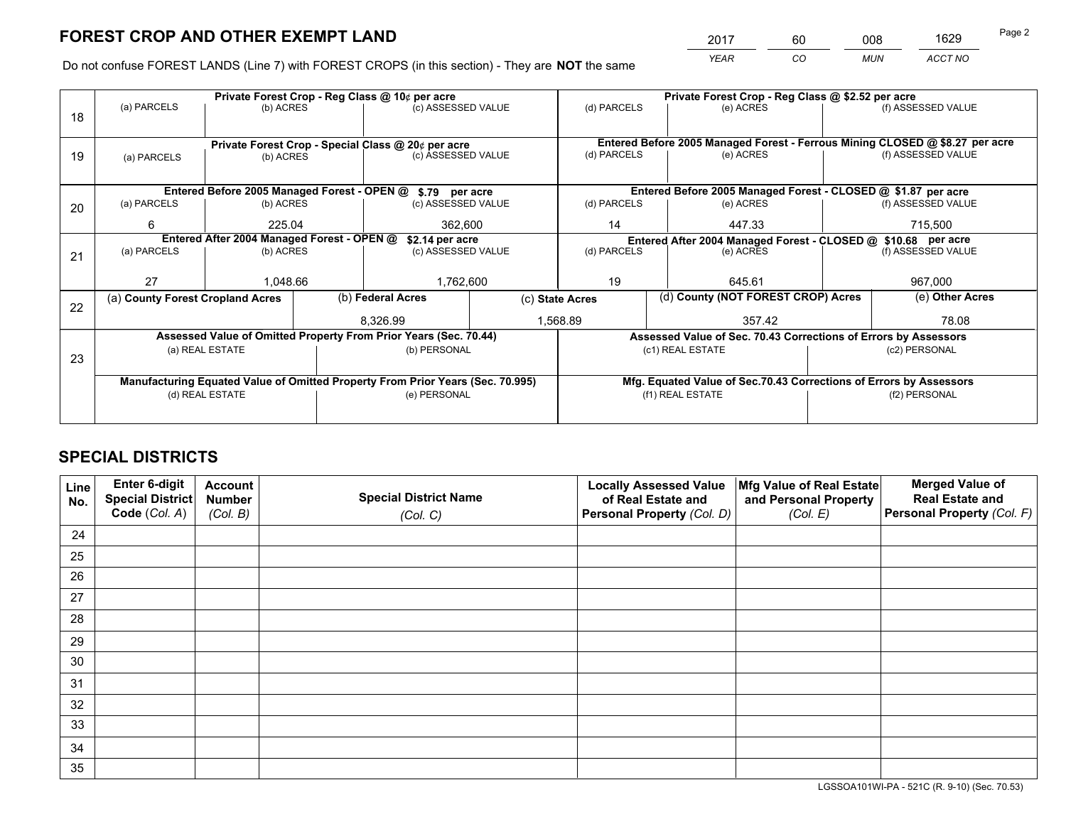# FOREST CROP AND OTHER EXEMPT LAND

| 2017 | 60 | 008 | 1629 |
|---|---|---|---|
| *YEAR* | *CO* | *MUN* | *ACCT NO* |

Do not confuse FOREST LANDS (Line 7) with FOREST CROPS (in this section) - They are **NOT** the same

| Line | Private Forest Crop - Reg Class @ 10¢ per acre | | | Private Forest Crop - Reg Class @ $2.52 per acre | | |
|---|---|---|---|---|---|---|
| 18 | (a) PARCELS | (b) ACRES | (c) ASSESSED VALUE | (d) PARCELS | (e) ACRES | (f) ASSESSED VALUE |
| | | | | | | |
| | **Private Forest Crop - Special Class @ 20¢ per acre** | | | **Entered Before 2005 Managed Forest - Ferrous Mining CLOSED @ $8.27 per acre** | | |
| 19 | (a) PARCELS | (b) ACRES | (c) ASSESSED VALUE | (d) PARCELS | (e) ACRES | (f) ASSESSED VALUE |
| | | | | | | |
| | **Entered Before 2005 Managed Forest - OPEN @ $.79 per acre** | | | **Entered Before 2005 Managed Forest - CLOSED @ $1.87 per acre** | | |
| 20 | (a) PARCELS | (b) ACRES | (c) ASSESSED VALUE | (d) PARCELS | (e) ACRES | (f) ASSESSED VALUE |
| | 6 | 225.04 | 362,600 | 14 | 447.33 | 715,500 |
| | **Entered After 2004 Managed Forest - OPEN @ $2.14 per acre** | | | **Entered After 2004 Managed Forest - CLOSED @ $10.68 per acre** | | |
| 21 | (a) PARCELS | (b) ACRES | (c) ASSESSED VALUE | (d) PARCELS | (e) ACRES | (f) ASSESSED VALUE |
| | 27 | 1,048.66 | 1,762,600 | 19 | 645.61 | 967,000 |

| Line | (a) County Forest Cropland Acres | (b) Federal Acres | (c) State Acres | (d) County (NOT FOREST CROP) Acres | (e) Other Acres |
|---|---|---|---|---|---|
| 22 | | 8,326.99 | 1,568.89 | 357.42 | 78.08 |

| Line | Assessed Value of Omitted Property From Prior Years (Sec. 70.44) | | Assessed Value of Sec. 70.43 Corrections of Errors by Assessors | |
|---|---|---|---|---|
| 23 | (a) REAL ESTATE | (b) PERSONAL | (c1) REAL ESTATE | (c2) PERSONAL |
| | | | | |
| | **Manufacturing Equated Value of Omitted Property From Prior Years (Sec. 70.995)** | | **Mfg. Equated Value of Sec.70.43 Corrections of Errors by Assessors** | |
| | (d) REAL ESTATE | (e) PERSONAL | (f1) REAL ESTATE | (f2) PERSONAL |
| | | | | |

# SPECIAL DISTRICTS

| Line No. | Enter 6-digit Special District Code (*Col. A*) | Account Number (*Col. B*) | Special District Name (*Col. C*) | Locally Assessed Value of Real Estate and Personal Property (*Col. D*) | Mfg Value of Real Estate and Personal Property (*Col. E*) | Merged Value of Real Estate and Personal Property (*Col. F*) |
|---|---|---|---|---|---|---|
| 24 | | | | | | |
| 25 | | | | | | |
| 26 | | | | | | |
| 27 | | | | | | |
| 28 | | | | | | |
| 29 | | | | | | |
| 30 | | | | | | |
| 31 | | | | | | |
| 32 | | | | | | |
| 33 | | | | | | |
| 34 | | | | | | |
| 35 | | | | | | |

LGSSOA101WI-PA - 521C (R. 9-10) (Sec. 70.53)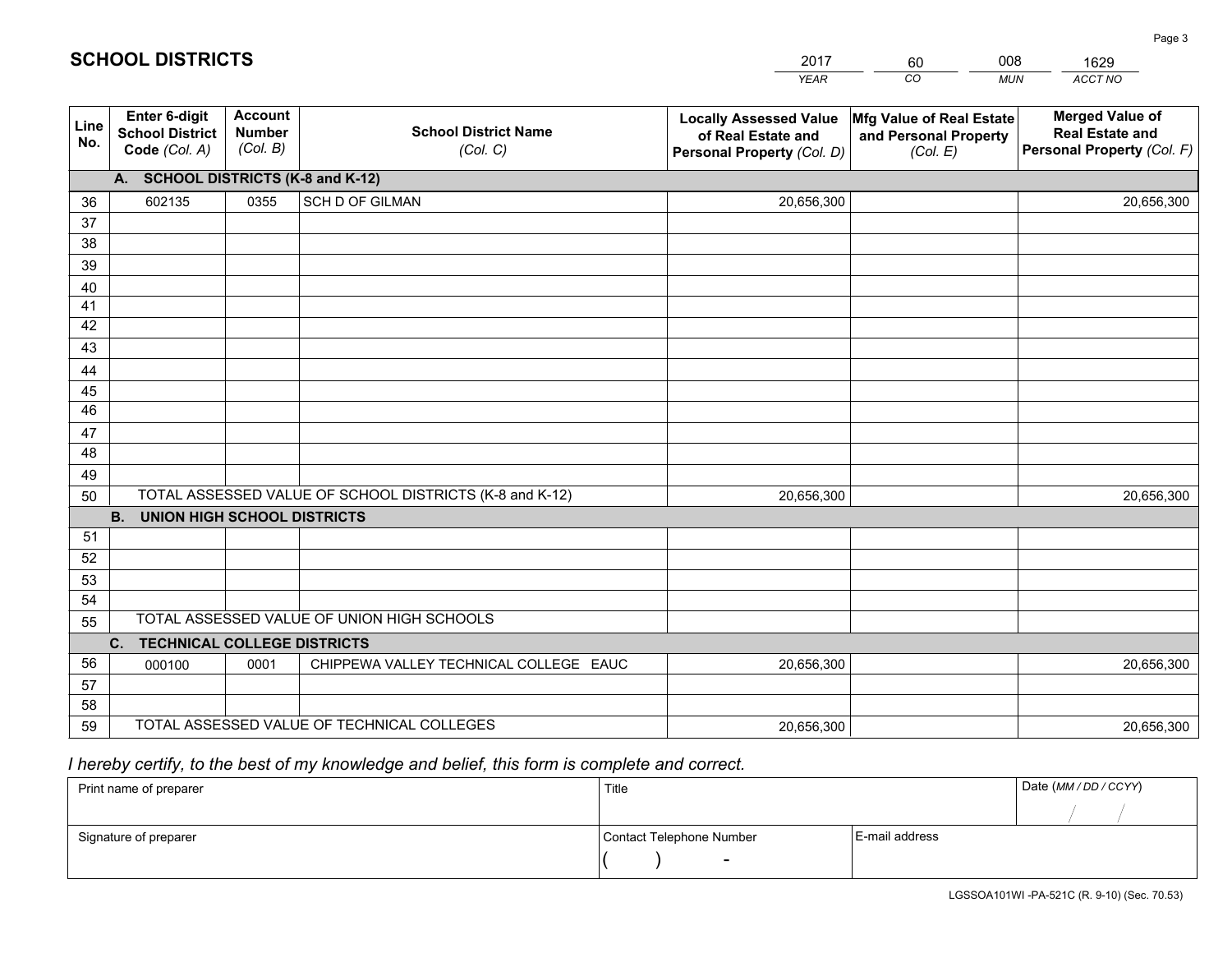# SCHOOL DISTRICTS

| 2017 | 60 | 008 | 1629 |
|---|---|---|---|
| YEAR | CO | MUN | ACCT NO |

| Line No. | Enter 6-digit School District Code (Col. A) | Account Number (Col. B) | School District Name (Col. C) | Locally Assessed Value of Real Estate and Personal Property (Col. D) | Mfg Value of Real Estate and Personal Property (Col. E) | Merged Value of Real Estate and Personal Property (Col. F) |
|---|---|---|---|---|---|---|
| **A. SCHOOL DISTRICTS (K-8 and K-12)** | | | | | | |
| 36 | 602135 | 0355 | SCH D OF GILMAN | 20,656,300 | | 20,656,300 |
| 37 | | | | | | |
| 38 | | | | | | |
| 39 | | | | | | |
| 40 | | | | | | |
| 41 | | | | | | |
| 42 | | | | | | |
| 43 | | | | | | |
| 44 | | | | | | |
| 45 | | | | | | |
| 46 | | | | | | |
| 47 | | | | | | |
| 48 | | | | | | |
| 49 | | | | | | |
| 50 | TOTAL ASSESSED VALUE OF SCHOOL DISTRICTS (K-8 and K-12) | | | 20,656,300 | | 20,656,300 |
| **B. UNION HIGH SCHOOL DISTRICTS** | | | | | | |
| 51 | | | | | | |
| 52 | | | | | | |
| 53 | | | | | | |
| 54 | | | | | | |
| 55 | TOTAL ASSESSED VALUE OF UNION HIGH SCHOOLS | | | | | |
| **C. TECHNICAL COLLEGE DISTRICTS** | | | | | | |
| 56 | 000100 | 0001 | CHIPPEWA VALLEY TECHNICAL COLLEGE EAUC | 20,656,300 | | 20,656,300 |
| 57 | | | | | | |
| 58 | | | | | | |
| 59 | TOTAL ASSESSED VALUE OF TECHNICAL COLLEGES | | | 20,656,300 | | 20,656,300 |

*I hereby certify, to the best of my knowledge and belief, this form is complete and correct.*

| Print name of preparer | Title | | Date (MM / DD / CCYY) |
|---|---|---|---|
| | | | / / |
| Signature of preparer | Contact Telephone Number | E-mail address | |
| | ( ) - | | |

LGSSOA101WI -PA-521C (R. 9-10) (Sec. 70.53)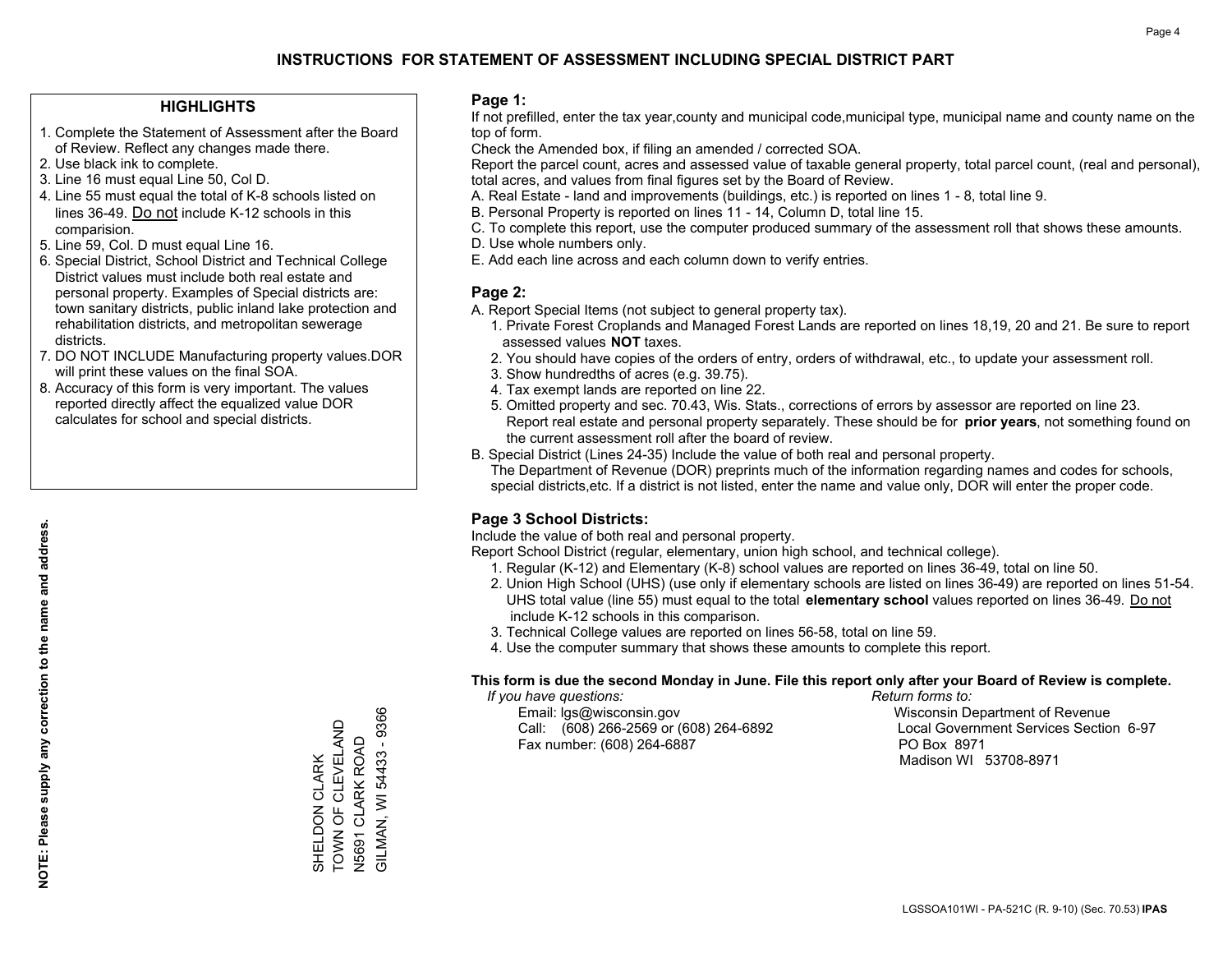# INSTRUCTIONS FOR STATEMENT OF ASSESSMENT INCLUDING SPECIAL DISTRICT PART

## HIGHLIGHTS

1. Complete the Statement of Assessment after the Board of Review. Reflect any changes made there.
2. Use black ink to complete.
3. Line 16 must equal Line 50, Col D.
4. Line 55 must equal the total of K-8 schools listed on lines 36-49. Do not include K-12 schools in this comparision.
5. Line 59, Col. D must equal Line 16.
6. Special District, School District and Technical College District values must include both real estate and personal property. Examples of Special districts are: town sanitary districts, public inland lake protection and rehabilitation districts, and metropolitan sewerage districts.
7. DO NOT INCLUDE Manufacturing property values.DOR will print these values on the final SOA.
8. Accuracy of this form is very important. The values reported directly affect the equalized value DOR calculates for school and special districts.

**NOTE: Please supply any correction to the name and address.**

SHELDON CLARK
TOWN OF CLEVELAND
N5691 CLARK ROAD
GILMAN, WI 54433 - 9366

## Page 1:

If not prefilled, enter the tax year,county and municipal code,municipal type, municipal name and county name on the top of form.

Check the Amended box, if filing an amended / corrected SOA.

Report the parcel count, acres and assessed value of taxable general property, total parcel count, (real and personal), total acres, and values from final figures set by the Board of Review.

A. Real Estate - land and improvements (buildings, etc.) is reported on lines 1 - 8, total line 9.
B. Personal Property is reported on lines 11 - 14, Column D, total line 15.
C. To complete this report, use the computer produced summary of the assessment roll that shows these amounts.
D. Use whole numbers only.
E. Add each line across and each column down to verify entries.

## Page 2:

A. Report Special Items (not subject to general property tax).
   1. Private Forest Croplands and Managed Forest Lands are reported on lines 18,19, 20 and 21. Be sure to report assessed values **NOT** taxes.
   2. You should have copies of the orders of entry, orders of withdrawal, etc., to update your assessment roll.
   3. Show hundredths of acres (e.g. 39.75).
   4. Tax exempt lands are reported on line 22.
   5. Omitted property and sec. 70.43, Wis. Stats., corrections of errors by assessor are reported on line 23. Report real estate and personal property separately. These should be for **prior years**, not something found on the current assessment roll after the board of review.
B. Special District (Lines 24-35) Include the value of both real and personal property.
   The Department of Revenue (DOR) preprints much of the information regarding names and codes for schools, special districts,etc. If a district is not listed, enter the name and value only, DOR will enter the proper code.

## Page 3 School Districts:

Include the value of both real and personal property.

Report School District (regular, elementary, union high school, and technical college).

1. Regular (K-12) and Elementary (K-8) school values are reported on lines 36-49, total on line 50.
2. Union High School (UHS) (use only if elementary schools are listed on lines 36-49) are reported on lines 51-54. UHS total value (line 55) must equal to the total **elementary school** values reported on lines 36-49. Do not include K-12 schools in this comparison.
3. Technical College values are reported on lines 56-58, total on line 59.
4. Use the computer summary that shows these amounts to complete this report.

**This form is due the second Monday in June. File this report only after your Board of Review is complete.**

*If you have questions:*
Email: lgs@wisconsin.gov
Call: (608) 266-2569 or (608) 264-6892
Fax number: (608) 264-6887

*Return forms to:*
Wisconsin Department of Revenue
Local Government Services Section 6-97
PO Box 8971
Madison WI 53708-8971

LGSSOA101WI - PA-521C (R. 9-10) (Sec. 70.53) **IPAS**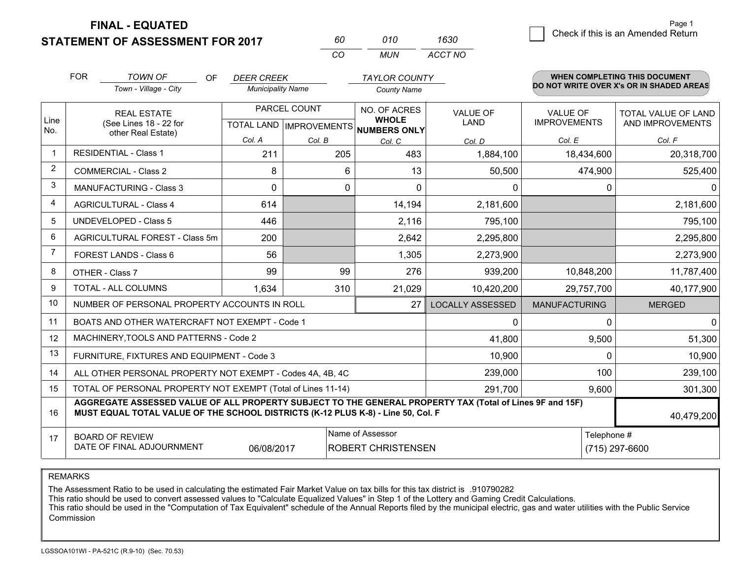**FINAL - EQUATED**

**STATEMENT OF ASSESSMENT FOR 2017**

| 60 | 010 | 1630 |
|---|---|---|
| CO | MUN | ACCT NO |

☐ Check if this is an Amended Return

FOR *TOWN OF* (Town - Village - City) OF *DEER CREEK* (Municipality Name) *TAYLOR COUNTY* (County Name)

**WHEN COMPLETING THIS DOCUMENT DO NOT WRITE OVER X's OR IN SHADED AREAS**

| Line No. | REAL ESTATE (See Lines 18 - 22 for other Real Estate) | PARCEL COUNT TOTAL LAND Col. A | PARCEL COUNT IMPROVEMENTS Col. B | NO. OF ACRES WHOLE NUMBERS ONLY Col. C | VALUE OF LAND Col. D | VALUE OF IMPROVEMENTS Col. E | TOTAL VALUE OF LAND AND IMPROVEMENTS Col. F |
|---|---|---|---|---|---|---|---|
| 1 | RESIDENTIAL - Class 1 | 211 | 205 | 483 | 1,884,100 | 18,434,600 | 20,318,700 |
| 2 | COMMERCIAL - Class 2 | 8 | 6 | 13 | 50,500 | 474,900 | 525,400 |
| 3 | MANUFACTURING - Class 3 | 0 | 0 | 0 | 0 | 0 | 0 |
| 4 | AGRICULTURAL - Class 4 | 614 | | 14,194 | 2,181,600 | | 2,181,600 |
| 5 | UNDEVELOPED - Class 5 | 446 | | 2,116 | 795,100 | | 795,100 |
| 6 | AGRICULTURAL FOREST - Class 5m | 200 | | 2,642 | 2,295,800 | | 2,295,800 |
| 7 | FOREST LANDS - Class 6 | 56 | | 1,305 | 2,273,900 | | 2,273,900 |
| 8 | OTHER - Class 7 | 99 | 99 | 276 | 939,200 | 10,848,200 | 11,787,400 |
| 9 | TOTAL - ALL COLUMNS | 1,634 | 310 | 21,029 | 10,420,200 | 29,757,700 | 40,177,900 |
| 10 | NUMBER OF PERSONAL PROPERTY ACCOUNTS IN ROLL | | | 27 | LOCALLY ASSESSED | MANUFACTURING | MERGED |
| 11 | BOATS AND OTHER WATERCRAFT NOT EXEMPT - Code 1 | | | | 0 | 0 | 0 |
| 12 | MACHINERY,TOOLS AND PATTERNS - Code 2 | | | | 41,800 | 9,500 | 51,300 |
| 13 | FURNITURE, FIXTURES AND EQUIPMENT - Code 3 | | | | 10,900 | 0 | 10,900 |
| 14 | ALL OTHER PERSONAL PROPERTY NOT EXEMPT - Codes 4A, 4B, 4C | | | | 239,000 | 100 | 239,100 |
| 15 | TOTAL OF PERSONAL PROPERTY NOT EXEMPT (Total of Lines 11-14) | | | | 291,700 | 9,600 | 301,300 |
| 16 | **AGGREGATE ASSESSED VALUE OF ALL PROPERTY SUBJECT TO THE GENERAL PROPERTY TAX (Total of Lines 9F and 15F) MUST EQUAL TOTAL VALUE OF THE SCHOOL DISTRICTS (K-12 PLUS K-8) - Line 50, Col. F** | | | | | | 40,479,200 |
| 17 | BOARD OF REVIEW DATE OF FINAL ADJOURNMENT | 06/08/2017 | Name of Assessor: ROBERT CHRISTENSEN | | | Telephone #: (715) 297-6600 | |

REMARKS

The Assessment Ratio to be used in calculating the estimated Fair Market Value on tax bills for this tax district is .910790282
This ratio should be used to convert assessed values to "Calculate Equalized Values" in Step 1 of the Lottery and Gaming Credit Calculations.
This ratio should be used in the "Computation of Tax Equivalent" schedule of the Annual Reports filed by the municipal electric, gas and water utilities with the Public Service Commission

LGSSOA101WI - PA-521C (R.9-10) (Sec. 70.53)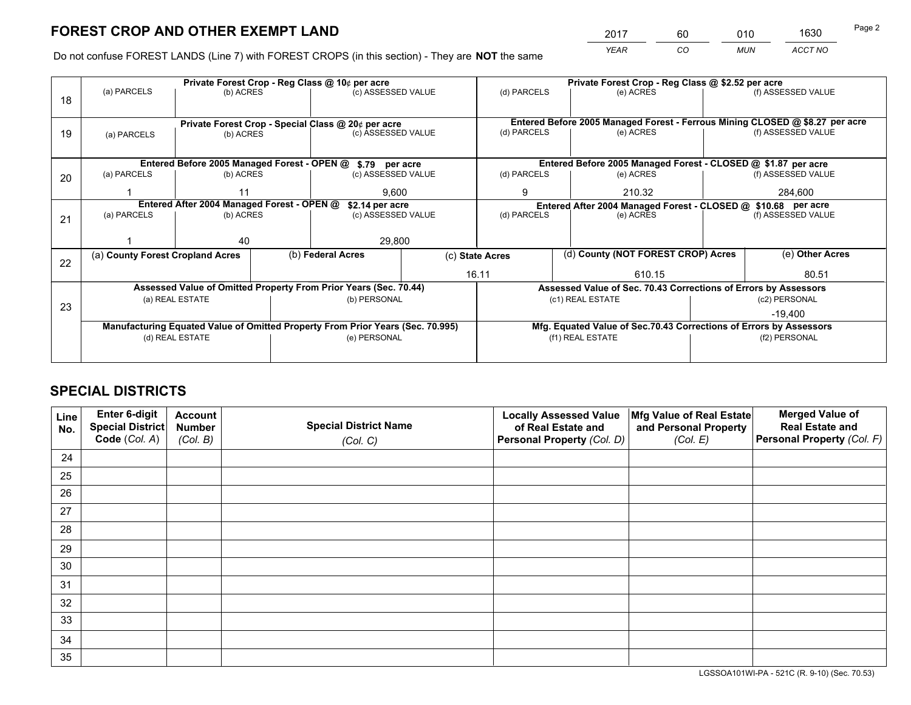# FOREST CROP AND OTHER EXEMPT LAND

| YEAR | CO | MUN | ACCT NO |
|---|---|---|---|
| 2017 | 60 | 010 | 1630 |

Do not confuse FOREST LANDS (Line 7) with FOREST CROPS (in this section) - They are **NOT** the same

| Line | | | | | | |
|---|---|---|---|---|---|---|
| 18 | Private Forest Crop - Reg Class @ 10¢ per acre | | | Private Forest Crop - Reg Class @ $2.52 per acre | | |
| | (a) PARCELS | (b) ACRES | (c) ASSESSED VALUE | (d) PARCELS | (e) ACRES | (f) ASSESSED VALUE |
| | | | | | | |
| 19 | Private Forest Crop - Special Class @ 20¢ per acre | | | Entered Before 2005 Managed Forest - Ferrous Mining CLOSED @ $8.27 per acre | | |
| | (a) PARCELS | (b) ACRES | (c) ASSESSED VALUE | (d) PARCELS | (e) ACRES | (f) ASSESSED VALUE |
| | | | | | | |
| 20 | Entered Before 2005 Managed Forest - OPEN @ $.79 per acre | | | Entered Before 2005 Managed Forest - CLOSED @ $1.87 per acre | | |
| | (a) PARCELS | (b) ACRES | (c) ASSESSED VALUE | (d) PARCELS | (e) ACRES | (f) ASSESSED VALUE |
| | 1 | 11 | 9,600 | 9 | 210.32 | 284,600 |
| 21 | Entered After 2004 Managed Forest - OPEN @ $2.14 per acre | | | Entered After 2004 Managed Forest - CLOSED @ $10.68 per acre | | |
| | (a) PARCELS | (b) ACRES | (c) ASSESSED VALUE | (d) PARCELS | (e) ACRES | (f) ASSESSED VALUE |
| | 1 | 40 | 29,800 | | | |

| Line | (a) County Forest Cropland Acres | (b) Federal Acres | (c) State Acres | (d) County (NOT FOREST CROP) Acres | (e) Other Acres |
|---|---|---|---|---|---|
| 22 | | | 16.11 | 610.15 | 80.51 |

| Line | Assessed Value of Omitted Property From Prior Years (Sec. 70.44) | | Assessed Value of Sec. 70.43 Corrections of Errors by Assessors | |
|---|---|---|---|---|
| 23 | (a) REAL ESTATE | (b) PERSONAL | (c1) REAL ESTATE | (c2) PERSONAL |
| | | | | -19,400 |
| | **Manufacturing Equated Value of Omitted Property From Prior Years (Sec. 70.995)** | | **Mfg. Equated Value of Sec.70.43 Corrections of Errors by Assessors** | |
| | (d) REAL ESTATE | (e) PERSONAL | (f1) REAL ESTATE | (f2) PERSONAL |
| | | | | |

# SPECIAL DISTRICTS

| Line No. | Enter 6-digit Special District Code (Col. A) | Account Number (Col. B) | Special District Name (Col. C) | Locally Assessed Value of Real Estate and Personal Property (Col. D) | Mfg Value of Real Estate and Personal Property (Col. E) | Merged Value of Real Estate and Personal Property (Col. F) |
|---|---|---|---|---|---|---|
| 24 | | | | | | |
| 25 | | | | | | |
| 26 | | | | | | |
| 27 | | | | | | |
| 28 | | | | | | |
| 29 | | | | | | |
| 30 | | | | | | |
| 31 | | | | | | |
| 32 | | | | | | |
| 33 | | | | | | |
| 34 | | | | | | |
| 35 | | | | | | |

LGSSOA101WI-PA - 521C (R. 9-10) (Sec. 70.53)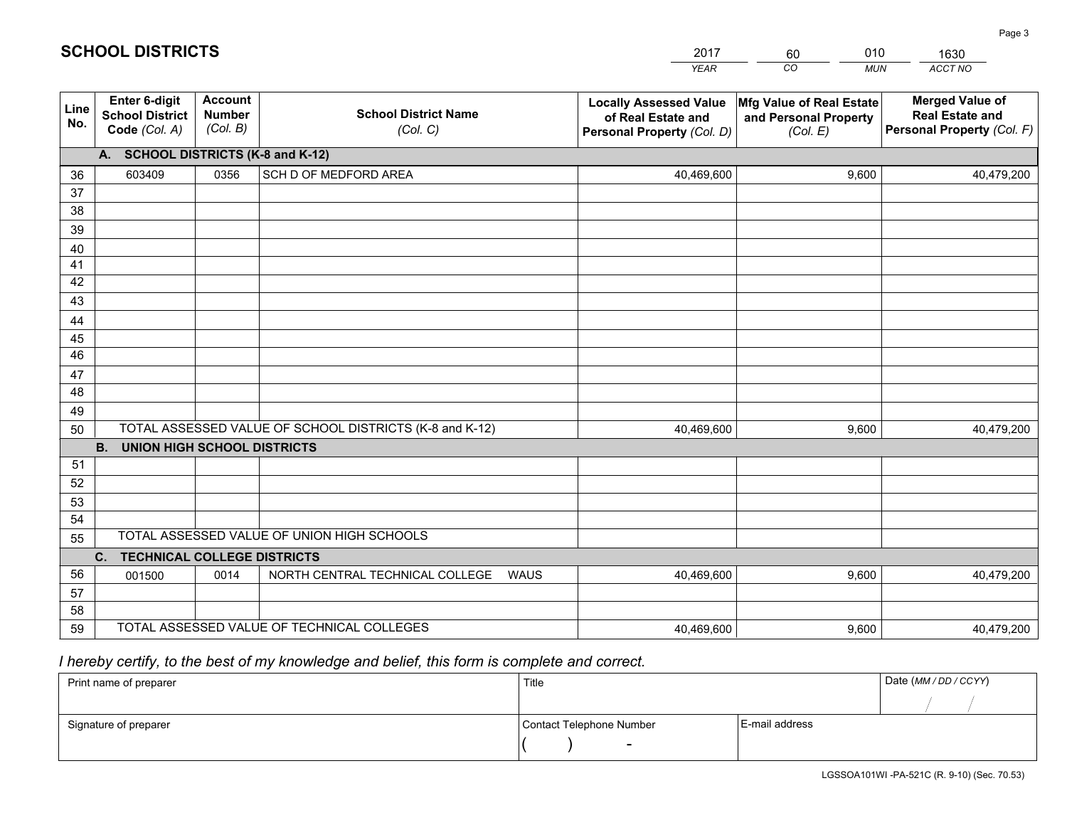# SCHOOL DISTRICTS

| 2017 | 60 | 010 | 1630 |
|---|---|---|---|
| *YEAR* | *CO* | *MUN* | *ACCT NO* |

| Line No. | Enter 6-digit School District Code *(Col. A)* | Account Number *(Col. B)* | School District Name *(Col. C)* | Locally Assessed Value of Real Estate and Personal Property *(Col. D)* | Mfg Value of Real Estate and Personal Property *(Col. E)* | Merged Value of Real Estate and Personal Property *(Col. F)* |
|---|---|---|---|---|---|---|
| | **A. SCHOOL DISTRICTS (K-8 and K-12)** | | | | | |
| 36 | 603409 | 0356 | SCH D OF MEDFORD AREA | 40,469,600 | 9,600 | 40,479,200 |
| 37 | | | | | | |
| 38 | | | | | | |
| 39 | | | | | | |
| 40 | | | | | | |
| 41 | | | | | | |
| 42 | | | | | | |
| 43 | | | | | | |
| 44 | | | | | | |
| 45 | | | | | | |
| 46 | | | | | | |
| 47 | | | | | | |
| 48 | | | | | | |
| 49 | | | | | | |
| 50 | TOTAL ASSESSED VALUE OF SCHOOL DISTRICTS (K-8 and K-12) | | | 40,469,600 | 9,600 | 40,479,200 |
| | **B. UNION HIGH SCHOOL DISTRICTS** | | | | | |
| 51 | | | | | | |
| 52 | | | | | | |
| 53 | | | | | | |
| 54 | | | | | | |
| 55 | TOTAL ASSESSED VALUE OF UNION HIGH SCHOOLS | | | | | |
| | **C. TECHNICAL COLLEGE DISTRICTS** | | | | | |
| 56 | 001500 | 0014 | NORTH CENTRAL TECHNICAL COLLEGE WAUS | 40,469,600 | 9,600 | 40,479,200 |
| 57 | | | | | | |
| 58 | | | | | | |
| 59 | TOTAL ASSESSED VALUE OF TECHNICAL COLLEGES | | | 40,469,600 | 9,600 | 40,479,200 |

*I hereby certify, to the best of my knowledge and belief, this form is complete and correct.*

| Print name of preparer | Title | | Date *(MM / DD / CCYY)* |
|---|---|---|---|
| | | | / / |
| Signature of preparer | Contact Telephone Number | E-mail address | |
| | ( ) - | | |

LGSSOA101WI -PA-521C (R. 9-10) (Sec. 70.53)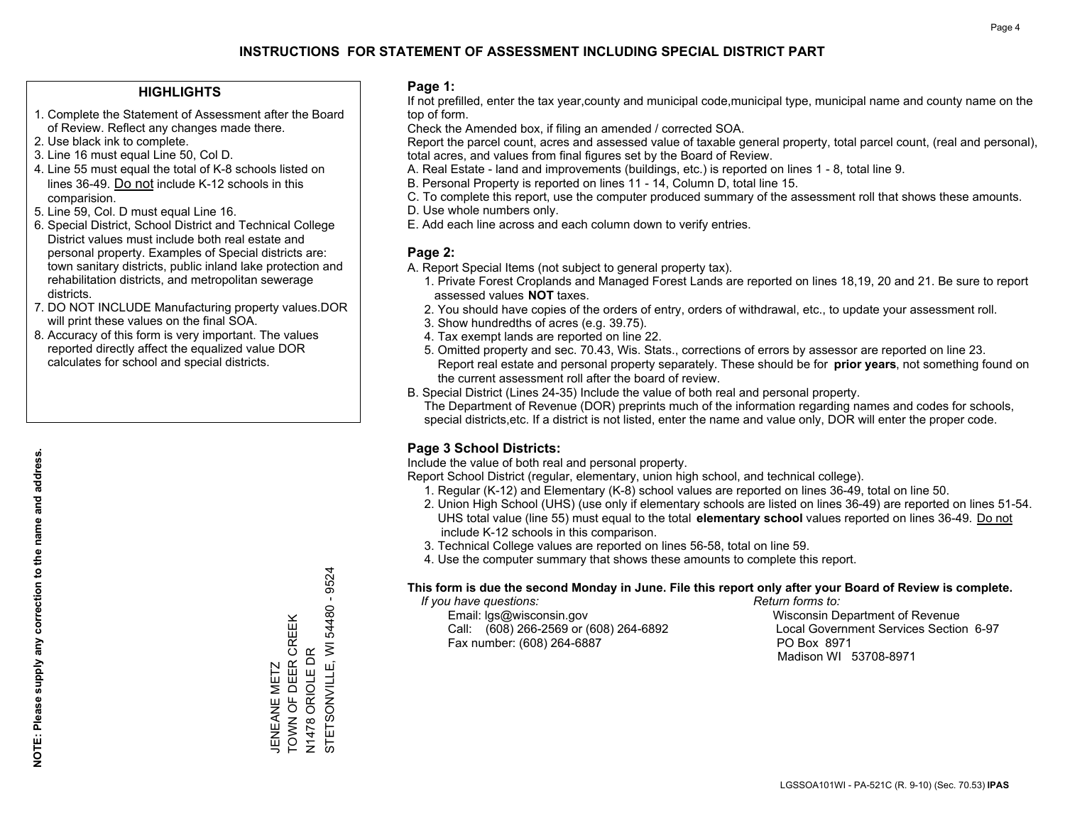# INSTRUCTIONS FOR STATEMENT OF ASSESSMENT INCLUDING SPECIAL DISTRICT PART

## HIGHLIGHTS

1. Complete the Statement of Assessment after the Board of Review. Reflect any changes made there.
2. Use black ink to complete.
3. Line 16 must equal Line 50, Col D.
4. Line 55 must equal the total of K-8 schools listed on lines 36-49. Do not include K-12 schools in this comparision.
5. Line 59, Col. D must equal Line 16.
6. Special District, School District and Technical College District values must include both real estate and personal property. Examples of Special districts are: town sanitary districts, public inland lake protection and rehabilitation districts, and metropolitan sewerage districts.
7. DO NOT INCLUDE Manufacturing property values.DOR will print these values on the final SOA.
8. Accuracy of this form is very important. The values reported directly affect the equalized value DOR calculates for school and special districts.

**NOTE: Please supply any correction to the name and address.**

JENEANE METZ
TOWN OF DEER CREEK
N1478 ORIOLE DR
STETSONVILLE, WI 54480 - 9524

## Page 1:

If not prefilled, enter the tax year,county and municipal code,municipal type, municipal name and county name on the top of form.

Check the Amended box, if filing an amended / corrected SOA.

Report the parcel count, acres and assessed value of taxable general property, total parcel count, (real and personal), total acres, and values from final figures set by the Board of Review.

A. Real Estate - land and improvements (buildings, etc.) is reported on lines 1 - 8, total line 9.
B. Personal Property is reported on lines 11 - 14, Column D, total line 15.
C. To complete this report, use the computer produced summary of the assessment roll that shows these amounts.
D. Use whole numbers only.
E. Add each line across and each column down to verify entries.

## Page 2:

A. Report Special Items (not subject to general property tax).
   1. Private Forest Croplands and Managed Forest Lands are reported on lines 18,19, 20 and 21. Be sure to report assessed values **NOT** taxes.
   2. You should have copies of the orders of entry, orders of withdrawal, etc., to update your assessment roll.
   3. Show hundredths of acres (e.g. 39.75).
   4. Tax exempt lands are reported on line 22.
   5. Omitted property and sec. 70.43, Wis. Stats., corrections of errors by assessor are reported on line 23. Report real estate and personal property separately. These should be for **prior years**, not something found on the current assessment roll after the board of review.
B. Special District (Lines 24-35) Include the value of both real and personal property.
   The Department of Revenue (DOR) preprints much of the information regarding names and codes for schools, special districts,etc. If a district is not listed, enter the name and value only, DOR will enter the proper code.

## Page 3 School Districts:

Include the value of both real and personal property.

Report School District (regular, elementary, union high school, and technical college).

1. Regular (K-12) and Elementary (K-8) school values are reported on lines 36-49, total on line 50.
2. Union High School (UHS) (use only if elementary schools are listed on lines 36-49) are reported on lines 51-54. UHS total value (line 55) must equal to the total **elementary school** values reported on lines 36-49. Do not include K-12 schools in this comparison.
3. Technical College values are reported on lines 56-58, total on line 59.
4. Use the computer summary that shows these amounts to complete this report.

**This form is due the second Monday in June. File this report only after your Board of Review is complete.**

*If you have questions:*
Email: lgs@wisconsin.gov
Call: (608) 266-2569 or (608) 264-6892
Fax number: (608) 264-6887

*Return forms to:*
Wisconsin Department of Revenue
Local Government Services Section 6-97
PO Box 8971
Madison WI 53708-8971

LGSSOA101WI - PA-521C (R. 9-10) (Sec. 70.53) **IPAS**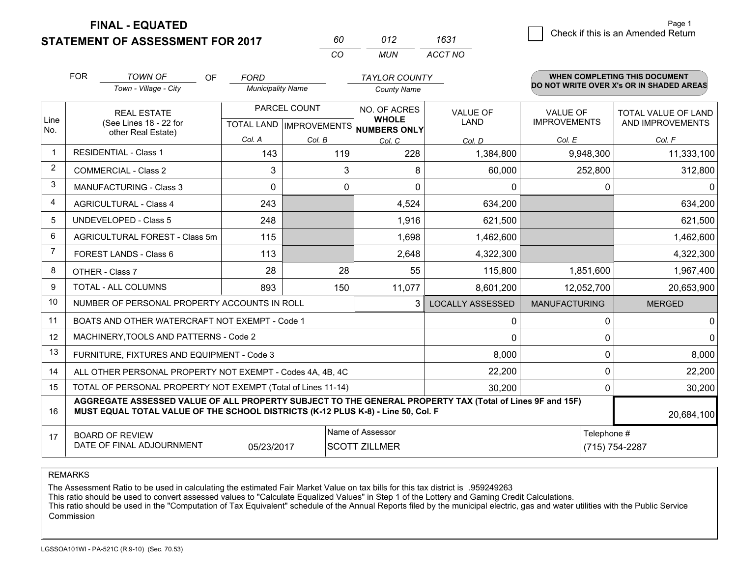# FINAL - EQUATED
# STATEMENT OF ASSESSMENT FOR 2017

| 60 | 012 | 1631 |
|---|---|---|
| CO | MUN | ACCT NO |

Page 1

☐ Check if this is an Amended Return

FOR *TOWN OF* (Town - Village - City) OF *FORD* (Municipality Name) *TAYLOR COUNTY* (County Name)

**WHEN COMPLETING THIS DOCUMENT DO NOT WRITE OVER X's OR IN SHADED AREAS**

| Line No. | REAL ESTATE (See Lines 18 - 22 for other Real Estate) | PARCEL COUNT TOTAL LAND Col. A | PARCEL COUNT IMPROVEMENTS Col. B | NO. OF ACRES WHOLE NUMBERS ONLY Col. C | VALUE OF LAND Col. D | VALUE OF IMPROVEMENTS Col. E | TOTAL VALUE OF LAND AND IMPROVEMENTS Col. F |
|---|---|---|---|---|---|---|---|
| 1 | RESIDENTIAL - Class 1 | 143 | 119 | 228 | 1,384,800 | 9,948,300 | 11,333,100 |
| 2 | COMMERCIAL - Class 2 | 3 | 3 | 8 | 60,000 | 252,800 | 312,800 |
| 3 | MANUFACTURING - Class 3 | 0 | 0 | 0 | 0 | 0 | 0 |
| 4 | AGRICULTURAL - Class 4 | 243 | | 4,524 | 634,200 | | 634,200 |
| 5 | UNDEVELOPED - Class 5 | 248 | | 1,916 | 621,500 | | 621,500 |
| 6 | AGRICULTURAL FOREST - Class 5m | 115 | | 1,698 | 1,462,600 | | 1,462,600 |
| 7 | FOREST LANDS - Class 6 | 113 | | 2,648 | 4,322,300 | | 4,322,300 |
| 8 | OTHER - Class 7 | 28 | 28 | 55 | 115,800 | 1,851,600 | 1,967,400 |
| 9 | TOTAL - ALL COLUMNS | 893 | 150 | 11,077 | 8,601,200 | 12,052,700 | 20,653,900 |
| 10 | NUMBER OF PERSONAL PROPERTY ACCOUNTS IN ROLL | | | 3 | LOCALLY ASSESSED | MANUFACTURING | MERGED |
| 11 | BOATS AND OTHER WATERCRAFT NOT EXEMPT - Code 1 | | | | 0 | 0 | 0 |
| 12 | MACHINERY,TOOLS AND PATTERNS - Code 2 | | | | 0 | 0 | 0 |
| 13 | FURNITURE, FIXTURES AND EQUIPMENT - Code 3 | | | | 8,000 | 0 | 8,000 |
| 14 | ALL OTHER PERSONAL PROPERTY NOT EXEMPT - Codes 4A, 4B, 4C | | | | 22,200 | 0 | 22,200 |
| 15 | TOTAL OF PERSONAL PROPERTY NOT EXEMPT (Total of Lines 11-14) | | | | 30,200 | 0 | 30,200 |
| 16 | **AGGREGATE ASSESSED VALUE OF ALL PROPERTY SUBJECT TO THE GENERAL PROPERTY TAX (Total of Lines 9F and 15F) MUST EQUAL TOTAL VALUE OF THE SCHOOL DISTRICTS (K-12 PLUS K-8) - Line 50, Col. F** | | | | | | 20,684,100 |
| 17 | BOARD OF REVIEW DATE OF FINAL ADJOURNMENT | 05/23/2017 | Name of Assessor: SCOTT ZILLMER | | | Telephone #: (715) 754-2287 | |

REMARKS

The Assessment Ratio to be used in calculating the estimated Fair Market Value on tax bills for this tax district is .959249263
This ratio should be used to convert assessed values to "Calculate Equalized Values" in Step 1 of the Lottery and Gaming Credit Calculations.
This ratio should be used in the "Computation of Tax Equivalent" schedule of the Annual Reports filed by the municipal electric, gas and water utilities with the Public Service Commission

LGSSOA101WI - PA-521C (R.9-10) (Sec. 70.53)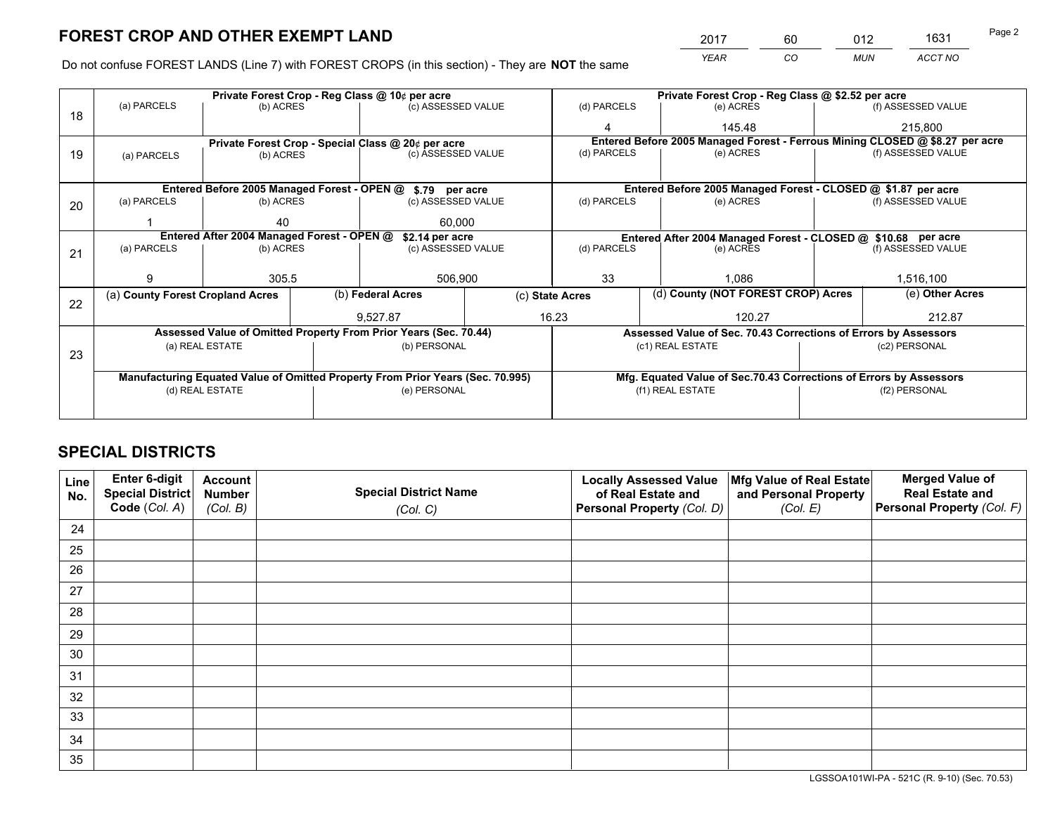# FOREST CROP AND OTHER EXEMPT LAND

| 2017 | 60 | 012 | 1631 |
|---|---|---|---|
| YEAR | CO | MUN | ACCT NO |

Do not confuse FOREST LANDS (Line 7) with FOREST CROPS (in this section) - They are **NOT** the same

| Line | Private Forest Crop - Reg Class @ 10¢ per acre | | | Private Forest Crop - Reg Class @ $2.52 per acre | | |
|---|---|---|---|---|---|---|
| 18 | (a) PARCELS | (b) ACRES | (c) ASSESSED VALUE | (d) PARCELS | (e) ACRES | (f) ASSESSED VALUE |
| | | | | 4 | 145.48 | 215,800 |
| | **Private Forest Crop - Special Class @ 20¢ per acre** | | | **Entered Before 2005 Managed Forest - Ferrous Mining CLOSED @ $8.27 per acre** | | |
| 19 | (a) PARCELS | (b) ACRES | (c) ASSESSED VALUE | (d) PARCELS | (e) ACRES | (f) ASSESSED VALUE |
| | | | | | | |
| | **Entered Before 2005 Managed Forest - OPEN @ $.79 per acre** | | | **Entered Before 2005 Managed Forest - CLOSED @ $1.87 per acre** | | |
| 20 | (a) PARCELS | (b) ACRES | (c) ASSESSED VALUE | (d) PARCELS | (e) ACRES | (f) ASSESSED VALUE |
| | 1 | 40 | 60,000 | | | |
| | **Entered After 2004 Managed Forest - OPEN @ $2.14 per acre** | | | **Entered After 2004 Managed Forest - CLOSED @ $10.68 per acre** | | |
| 21 | (a) PARCELS | (b) ACRES | (c) ASSESSED VALUE | (d) PARCELS | (e) ACRES | (f) ASSESSED VALUE |
| | 9 | 305.5 | 506,900 | 33 | 1,086 | 1,516,100 |

| Line | (a) County Forest Cropland Acres | (b) Federal Acres | (c) State Acres | (d) County (NOT FOREST CROP) Acres | (e) Other Acres |
|---|---|---|---|---|---|
| 22 | | 9,527.87 | 16.23 | 120.27 | 212.87 |

| Line | Assessed Value of Omitted Property From Prior Years (Sec. 70.44) | | Assessed Value of Sec. 70.43 Corrections of Errors by Assessors | |
|---|---|---|---|---|
| 23 | (a) REAL ESTATE | (b) PERSONAL | (c1) REAL ESTATE | (c2) PERSONAL |
| | | | | |
| | **Manufacturing Equated Value of Omitted Property From Prior Years (Sec. 70.995)** | | **Mfg. Equated Value of Sec.70.43 Corrections of Errors by Assessors** | |
| | (d) REAL ESTATE | (e) PERSONAL | (f1) REAL ESTATE | (f2) PERSONAL |
| | | | | |

# SPECIAL DISTRICTS

| Line No. | Enter 6-digit Special District Code (Col. A) | Account Number (Col. B) | Special District Name (Col. C) | Locally Assessed Value of Real Estate and Personal Property (Col. D) | Mfg Value of Real Estate and Personal Property (Col. E) | Merged Value of Real Estate and Personal Property (Col. F) |
|---|---|---|---|---|---|---|
| 24 | | | | | | |
| 25 | | | | | | |
| 26 | | | | | | |
| 27 | | | | | | |
| 28 | | | | | | |
| 29 | | | | | | |
| 30 | | | | | | |
| 31 | | | | | | |
| 32 | | | | | | |
| 33 | | | | | | |
| 34 | | | | | | |
| 35 | | | | | | |

LGSSOA101WI-PA - 521C (R. 9-10) (Sec. 70.53)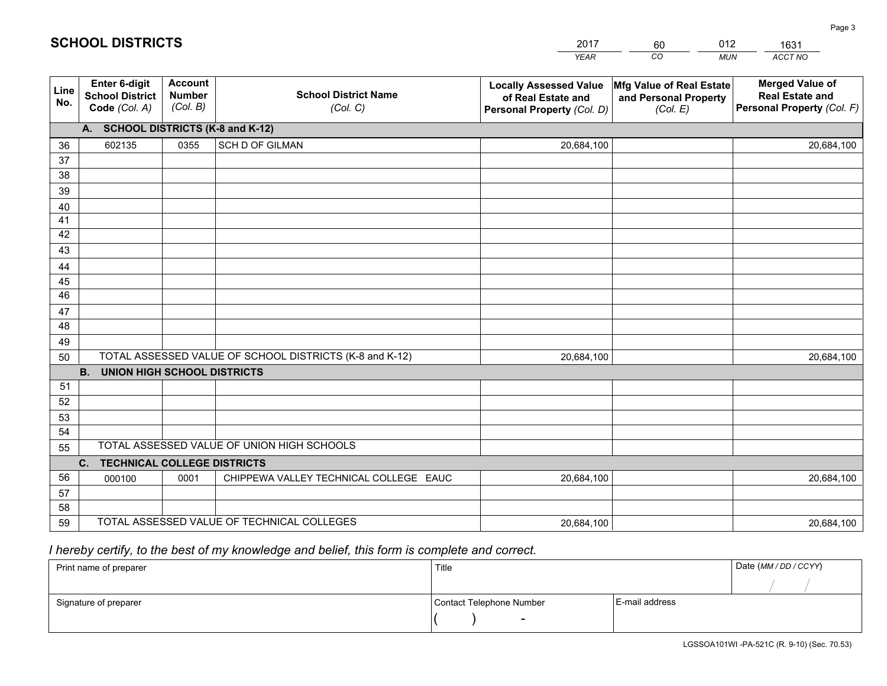## SCHOOL DISTRICTS

| 2017 | 60 | 012 | 1631 |
|---|---|---|---|
| *YEAR* | *CO* | *MUN* | *ACCT NO* |

| Line No. | Enter 6-digit School District Code *(Col. A)* | Account Number *(Col. B)* | School District Name *(Col. C)* | Locally Assessed Value of Real Estate and Personal Property *(Col. D)* | Mfg Value of Real Estate and Personal Property *(Col. E)* | Merged Value of Real Estate and Personal Property *(Col. F)* |
|---|---|---|---|---|---|---|
| **A. SCHOOL DISTRICTS (K-8 and K-12)** | | | | | | |
| 36 | 602135 | 0355 | SCH D OF GILMAN | 20,684,100 | | 20,684,100 |
| 37 | | | | | | |
| 38 | | | | | | |
| 39 | | | | | | |
| 40 | | | | | | |
| 41 | | | | | | |
| 42 | | | | | | |
| 43 | | | | | | |
| 44 | | | | | | |
| 45 | | | | | | |
| 46 | | | | | | |
| 47 | | | | | | |
| 48 | | | | | | |
| 49 | | | | | | |
| 50 | TOTAL ASSESSED VALUE OF SCHOOL DISTRICTS (K-8 and K-12) | | | 20,684,100 | | 20,684,100 |
| **B. UNION HIGH SCHOOL DISTRICTS** | | | | | | |
| 51 | | | | | | |
| 52 | | | | | | |
| 53 | | | | | | |
| 54 | | | | | | |
| 55 | TOTAL ASSESSED VALUE OF UNION HIGH SCHOOLS | | | | | |
| **C. TECHNICAL COLLEGE DISTRICTS** | | | | | | |
| 56 | 000100 | 0001 | CHIPPEWA VALLEY TECHNICAL COLLEGE EAUC | 20,684,100 | | 20,684,100 |
| 57 | | | | | | |
| 58 | | | | | | |
| 59 | TOTAL ASSESSED VALUE OF TECHNICAL COLLEGES | | | 20,684,100 | | 20,684,100 |

*I hereby certify, to the best of my knowledge and belief, this form is complete and correct.*

| Print name of preparer | Title | | Date *(MM / DD / CCYY)* |
|---|---|---|---|
| | | | / / |
| Signature of preparer | Contact Telephone Number | E-mail address | |
| | ( ) - | | |

LGSSOA101WI -PA-521C (R. 9-10) (Sec. 70.53)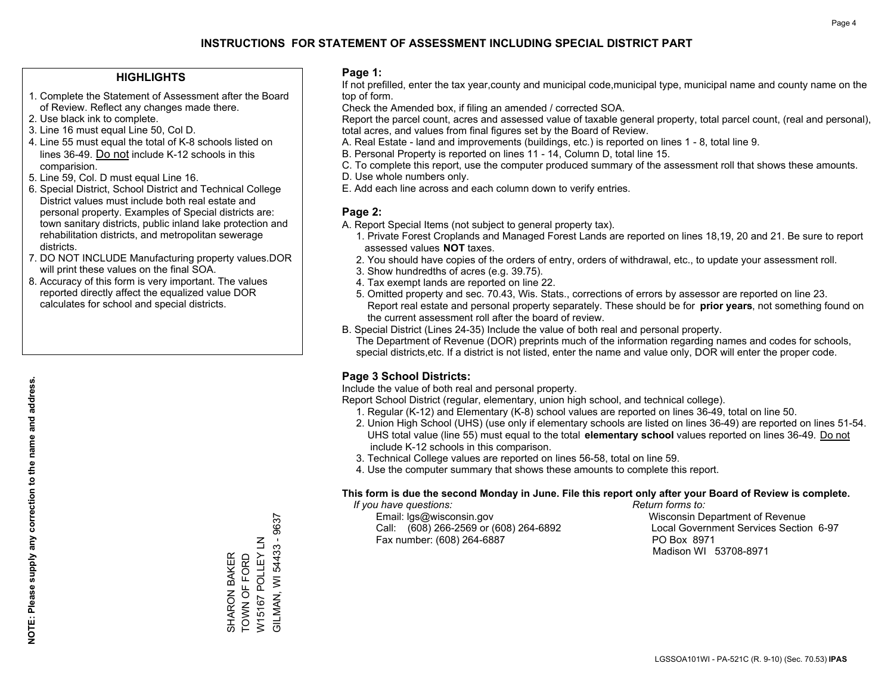# INSTRUCTIONS FOR STATEMENT OF ASSESSMENT INCLUDING SPECIAL DISTRICT PART

## HIGHLIGHTS

1. Complete the Statement of Assessment after the Board of Review. Reflect any changes made there.
2. Use black ink to complete.
3. Line 16 must equal Line 50, Col D.
4. Line 55 must equal the total of K-8 schools listed on lines 36-49. Do not include K-12 schools in this comparision.
5. Line 59, Col. D must equal Line 16.
6. Special District, School District and Technical College District values must include both real estate and personal property. Examples of Special districts are: town sanitary districts, public inland lake protection and rehabilitation districts, and metropolitan sewerage districts.
7. DO NOT INCLUDE Manufacturing property values.DOR will print these values on the final SOA.
8. Accuracy of this form is very important. The values reported directly affect the equalized value DOR calculates for school and special districts.

**NOTE: Please supply any correction to the name and address.**

SHARON BAKER
TOWN OF FORD
W15167 POLLEY LN
GILMAN, WI 54433 - 9637

## Page 1:

If not prefilled, enter the tax year,county and municipal code,municipal type, municipal name and county name on the top of form.

Check the Amended box, if filing an amended / corrected SOA.

Report the parcel count, acres and assessed value of taxable general property, total parcel count, (real and personal), total acres, and values from final figures set by the Board of Review.

A. Real Estate - land and improvements (buildings, etc.) is reported on lines 1 - 8, total line 9.
B. Personal Property is reported on lines 11 - 14, Column D, total line 15.
C. To complete this report, use the computer produced summary of the assessment roll that shows these amounts.
D. Use whole numbers only.
E. Add each line across and each column down to verify entries.

## Page 2:

A. Report Special Items (not subject to general property tax).
   1. Private Forest Croplands and Managed Forest Lands are reported on lines 18,19, 20 and 21. Be sure to report assessed values **NOT** taxes.
   2. You should have copies of the orders of entry, orders of withdrawal, etc., to update your assessment roll.
   3. Show hundredths of acres (e.g. 39.75).
   4. Tax exempt lands are reported on line 22.
   5. Omitted property and sec. 70.43, Wis. Stats., corrections of errors by assessor are reported on line 23. Report real estate and personal property separately. These should be for **prior years**, not something found on the current assessment roll after the board of review.
B. Special District (Lines 24-35) Include the value of both real and personal property.
   The Department of Revenue (DOR) preprints much of the information regarding names and codes for schools, special districts,etc. If a district is not listed, enter the name and value only, DOR will enter the proper code.

## Page 3 School Districts:

Include the value of both real and personal property.

Report School District (regular, elementary, union high school, and technical college).

1. Regular (K-12) and Elementary (K-8) school values are reported on lines 36-49, total on line 50.
2. Union High School (UHS) (use only if elementary schools are listed on lines 36-49) are reported on lines 51-54. UHS total value (line 55) must equal to the total **elementary school** values reported on lines 36-49. Do not include K-12 schools in this comparison.
3. Technical College values are reported on lines 56-58, total on line 59.
4. Use the computer summary that shows these amounts to complete this report.

**This form is due the second Monday in June. File this report only after your Board of Review is complete.**

*If you have questions:*
Email: lgs@wisconsin.gov
Call: (608) 266-2569 or (608) 264-6892
Fax number: (608) 264-6887

*Return forms to:*
Wisconsin Department of Revenue
Local Government Services Section 6-97
PO Box 8971
Madison WI 53708-8971

LGSSOA101WI - PA-521C (R. 9-10) (Sec. 70.53) **IPAS**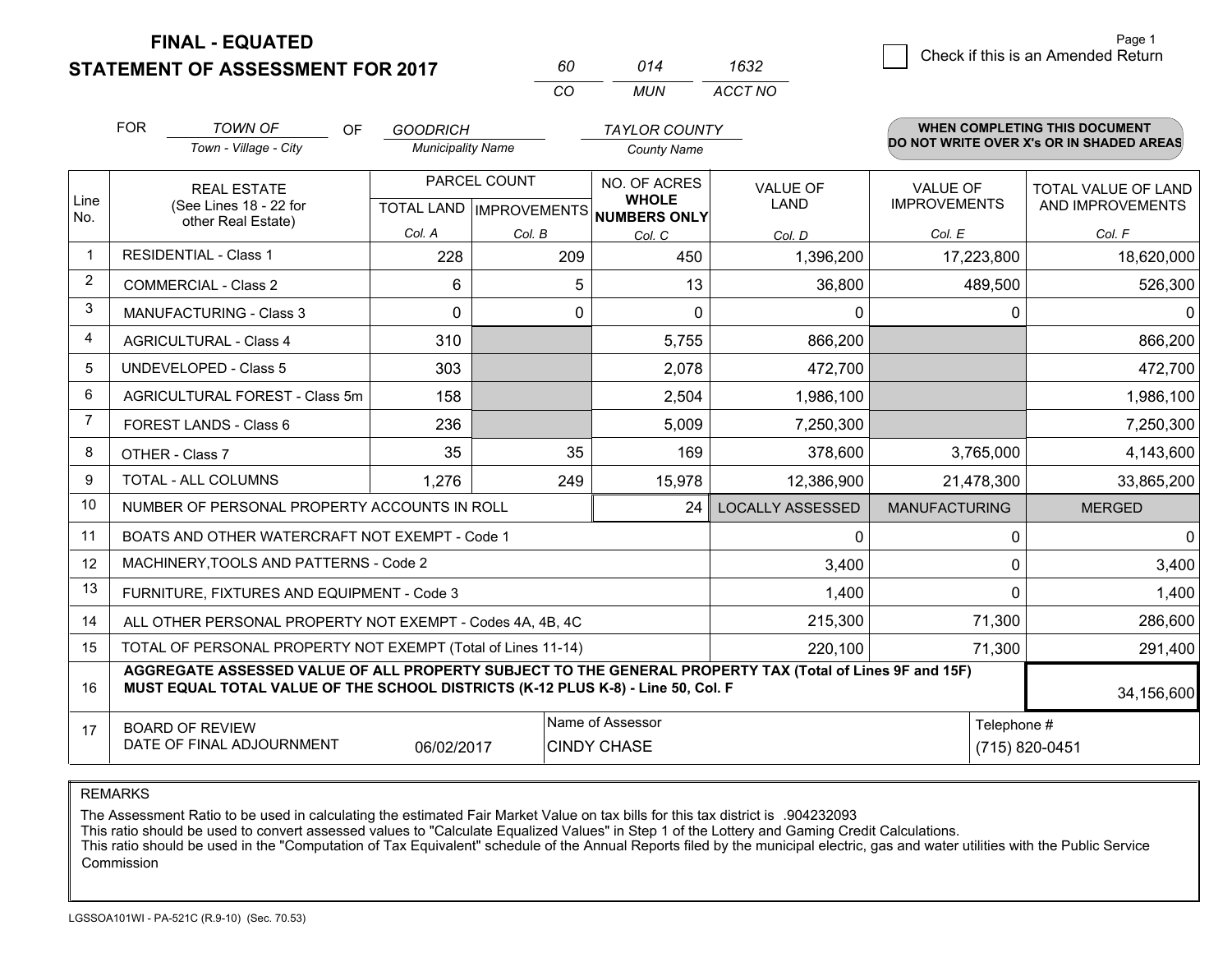**FINAL - EQUATED**
**STATEMENT OF ASSESSMENT FOR 2017**

| 60 | 014 | 1632 |
|---|---|---|
| CO | MUN | ACCT NO |

☐ Check if this is an Amended Return

FOR *TOWN OF* (Town - Village - City) OF *GOODRICH* (Municipality Name) *TAYLOR COUNTY* (County Name)

**WHEN COMPLETING THIS DOCUMENT DO NOT WRITE OVER X's OR IN SHADED AREAS**

| Line No. | REAL ESTATE (See Lines 18 - 22 for other Real Estate) | PARCEL COUNT TOTAL LAND Col. A | PARCEL COUNT IMPROVEMENTS Col. B | NO. OF ACRES WHOLE NUMBERS ONLY Col. C | VALUE OF LAND Col. D | VALUE OF IMPROVEMENTS Col. E | TOTAL VALUE OF LAND AND IMPROVEMENTS Col. F |
|---|---|---|---|---|---|---|---|
| 1 | RESIDENTIAL - Class 1 | 228 | 209 | 450 | 1,396,200 | 17,223,800 | 18,620,000 |
| 2 | COMMERCIAL - Class 2 | 6 | 5 | 13 | 36,800 | 489,500 | 526,300 |
| 3 | MANUFACTURING - Class 3 | 0 | 0 | 0 | 0 | 0 | 0 |
| 4 | AGRICULTURAL - Class 4 | 310 | | 5,755 | 866,200 | | 866,200 |
| 5 | UNDEVELOPED - Class 5 | 303 | | 2,078 | 472,700 | | 472,700 |
| 6 | AGRICULTURAL FOREST - Class 5m | 158 | | 2,504 | 1,986,100 | | 1,986,100 |
| 7 | FOREST LANDS - Class 6 | 236 | | 5,009 | 7,250,300 | | 7,250,300 |
| 8 | OTHER - Class 7 | 35 | 35 | 169 | 378,600 | 3,765,000 | 4,143,600 |
| 9 | TOTAL - ALL COLUMNS | 1,276 | 249 | 15,978 | 12,386,900 | 21,478,300 | 33,865,200 |
| 10 | NUMBER OF PERSONAL PROPERTY ACCOUNTS IN ROLL | | | 24 | LOCALLY ASSESSED | MANUFACTURING | MERGED |
| 11 | BOATS AND OTHER WATERCRAFT NOT EXEMPT - Code 1 | | | | 0 | 0 | 0 |
| 12 | MACHINERY,TOOLS AND PATTERNS - Code 2 | | | | 3,400 | 0 | 3,400 |
| 13 | FURNITURE, FIXTURES AND EQUIPMENT - Code 3 | | | | 1,400 | 0 | 1,400 |
| 14 | ALL OTHER PERSONAL PROPERTY NOT EXEMPT - Codes 4A, 4B, 4C | | | | 215,300 | 71,300 | 286,600 |
| 15 | TOTAL OF PERSONAL PROPERTY NOT EXEMPT (Total of Lines 11-14) | | | | 220,100 | 71,300 | 291,400 |
| 16 | **AGGREGATE ASSESSED VALUE OF ALL PROPERTY SUBJECT TO THE GENERAL PROPERTY TAX (Total of Lines 9F and 15F) MUST EQUAL TOTAL VALUE OF THE SCHOOL DISTRICTS (K-12 PLUS K-8) - Line 50, Col. F** | | | | | | 34,156,600 |
| 17 | BOARD OF REVIEW DATE OF FINAL ADJOURNMENT | 06/02/2017 | Name of Assessor: CINDY CHASE | | | Telephone #: (715) 820-0451 | |

REMARKS

The Assessment Ratio to be used in calculating the estimated Fair Market Value on tax bills for this tax district is .904232093
This ratio should be used to convert assessed values to "Calculate Equalized Values" in Step 1 of the Lottery and Gaming Credit Calculations.
This ratio should be used in the "Computation of Tax Equivalent" schedule of the Annual Reports filed by the municipal electric, gas and water utilities with the Public Service Commission

LGSSOA101WI - PA-521C (R.9-10) (Sec. 70.53)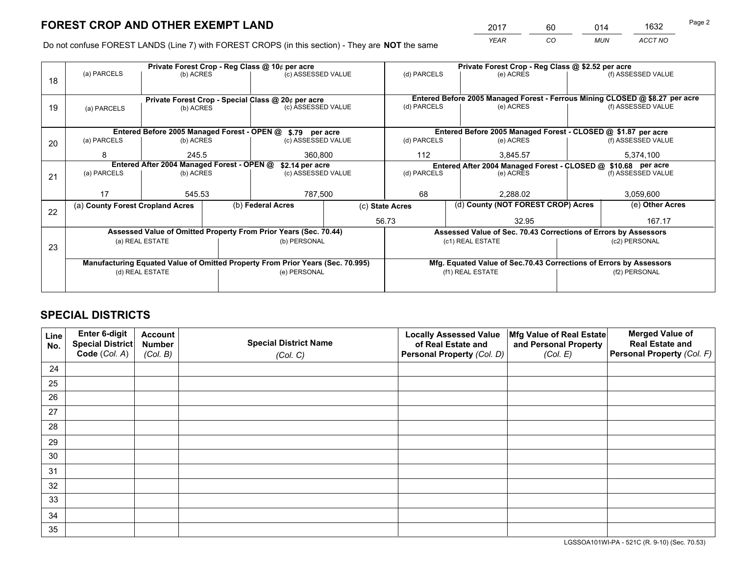# FOREST CROP AND OTHER EXEMPT LAND

| 2017 | 60 | 014 | 1632 |
|---|---|---|---|
| *YEAR* | *CO* | *MUN* | *ACCT NO* |

Do not confuse FOREST LANDS (Line 7) with FOREST CROPS (in this section) - They are **NOT** the same

| Line | Private Forest Crop - Reg Class @ 10¢ per acre | | | Private Forest Crop - Reg Class @ $2.52 per acre | | |
|---|---|---|---|---|---|---|
| | (a) PARCELS | (b) ACRES | (c) ASSESSED VALUE | (d) PARCELS | (e) ACRES | (f) ASSESSED VALUE |
| 18 | | | | | | |
| | **Private Forest Crop - Special Class @ 20¢ per acre** | | | **Entered Before 2005 Managed Forest - Ferrous Mining CLOSED @ $8.27 per acre** | | |
| 19 | (a) PARCELS | (b) ACRES | (c) ASSESSED VALUE | (d) PARCELS | (e) ACRES | (f) ASSESSED VALUE |
| | | | | | | |
| | **Entered Before 2005 Managed Forest - OPEN @ $.79 per acre** | | | **Entered Before 2005 Managed Forest - CLOSED @ $1.87 per acre** | | |
| 20 | (a) PARCELS | (b) ACRES | (c) ASSESSED VALUE | (d) PARCELS | (e) ACRES | (f) ASSESSED VALUE |
| | 8 | 245.5 | 360,800 | 112 | 3,845.57 | 5,374,100 |
| | **Entered After 2004 Managed Forest - OPEN @ $2.14 per acre** | | | **Entered After 2004 Managed Forest - CLOSED @ $10.68 per acre** | | |
| 21 | (a) PARCELS | (b) ACRES | (c) ASSESSED VALUE | (d) PARCELS | (e) ACRES | (f) ASSESSED VALUE |
| | 17 | 545.53 | 787,500 | 68 | 2,288.02 | 3,059,600 |

| Line | (a) County Forest Cropland Acres | (b) Federal Acres | (c) State Acres | (d) County (NOT FOREST CROP) Acres | (e) Other Acres |
|---|---|---|---|---|---|
| 22 | | | 56.73 | 32.95 | 167.17 |

| Line | Assessed Value of Omitted Property From Prior Years (Sec. 70.44) | | Assessed Value of Sec. 70.43 Corrections of Errors by Assessors | |
|---|---|---|---|---|
| 23 | (a) REAL ESTATE | (b) PERSONAL | (c1) REAL ESTATE | (c2) PERSONAL |
| | | | | |
| | **Manufacturing Equated Value of Omitted Property From Prior Years (Sec. 70.995)** | | **Mfg. Equated Value of Sec.70.43 Corrections of Errors by Assessors** | |
| | (d) REAL ESTATE | (e) PERSONAL | (f1) REAL ESTATE | (f2) PERSONAL |
| | | | | |

# SPECIAL DISTRICTS

| Line No. | Enter 6-digit Special District Code (*Col. A*) | Account Number (*Col. B*) | Special District Name (*Col. C*) | Locally Assessed Value of Real Estate and Personal Property (*Col. D*) | Mfg Value of Real Estate and Personal Property (*Col. E*) | Merged Value of Real Estate and Personal Property (*Col. F*) |
|---|---|---|---|---|---|---|
| 24 | | | | | | |
| 25 | | | | | | |
| 26 | | | | | | |
| 27 | | | | | | |
| 28 | | | | | | |
| 29 | | | | | | |
| 30 | | | | | | |
| 31 | | | | | | |
| 32 | | | | | | |
| 33 | | | | | | |
| 34 | | | | | | |
| 35 | | | | | | |

LGSSOA101WI-PA - 521C (R. 9-10) (Sec. 70.53)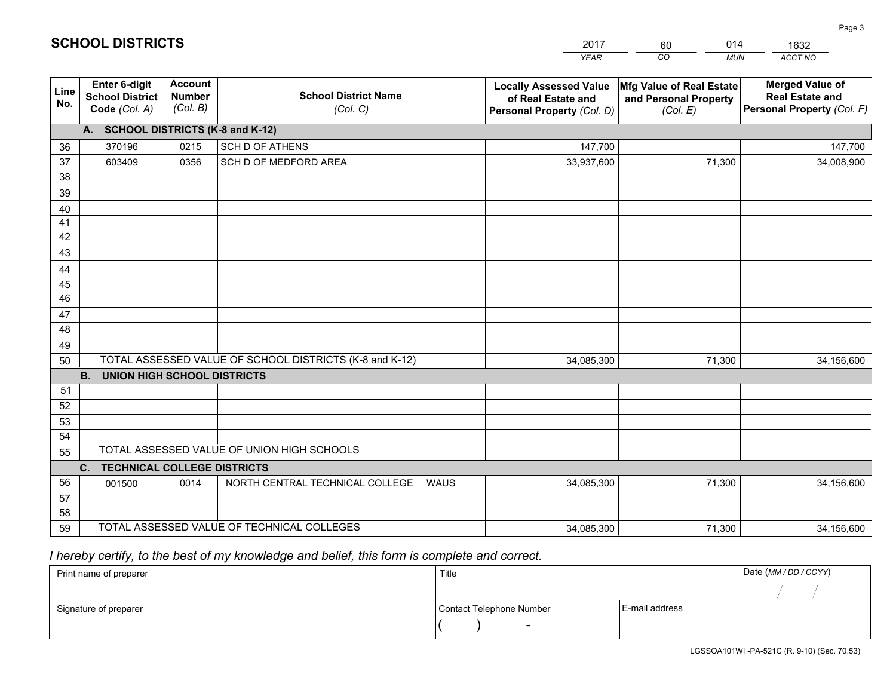# SCHOOL DISTRICTS

| 2017 | 60 | 014 | 1632 |
|---|---|---|---|
| *YEAR* | *CO* | *MUN* | *ACCT NO* |

| Line No. | Enter 6-digit School District Code *(Col. A)* | Account Number *(Col. B)* | School District Name *(Col. C)* | Locally Assessed Value of Real Estate and Personal Property *(Col. D)* | Mfg Value of Real Estate and Personal Property *(Col. E)* | Merged Value of Real Estate and Personal Property *(Col. F)* |
|---|---|---|---|---|---|---|
| | **A. SCHOOL DISTRICTS (K-8 and K-12)** | | | | | |
| 36 | 370196 | 0215 | SCH D OF ATHENS | 147,700 | | 147,700 |
| 37 | 603409 | 0356 | SCH D OF MEDFORD AREA | 33,937,600 | 71,300 | 34,008,900 |
| 38 | | | | | | |
| 39 | | | | | | |
| 40 | | | | | | |
| 41 | | | | | | |
| 42 | | | | | | |
| 43 | | | | | | |
| 44 | | | | | | |
| 45 | | | | | | |
| 46 | | | | | | |
| 47 | | | | | | |
| 48 | | | | | | |
| 49 | | | | | | |
| 50 | TOTAL ASSESSED VALUE OF SCHOOL DISTRICTS (K-8 and K-12) | | | 34,085,300 | 71,300 | 34,156,600 |
| | **B. UNION HIGH SCHOOL DISTRICTS** | | | | | |
| 51 | | | | | | |
| 52 | | | | | | |
| 53 | | | | | | |
| 54 | | | | | | |
| 55 | TOTAL ASSESSED VALUE OF UNION HIGH SCHOOLS | | | | | |
| | **C. TECHNICAL COLLEGE DISTRICTS** | | | | | |
| 56 | 001500 | 0014 | NORTH CENTRAL TECHNICAL COLLEGE WAUS | 34,085,300 | 71,300 | 34,156,600 |
| 57 | | | | | | |
| 58 | | | | | | |
| 59 | TOTAL ASSESSED VALUE OF TECHNICAL COLLEGES | | | 34,085,300 | 71,300 | 34,156,600 |

*I hereby certify, to the best of my knowledge and belief, this form is complete and correct.*

| Print name of preparer | Title | | Date *(MM / DD / CCYY)* |
|---|---|---|---|
| | | | / / |
| Signature of preparer | Contact Telephone Number | E-mail address | |
| | ( ) - | | |

LGSSOA101WI -PA-521C (R. 9-10) (Sec. 70.53)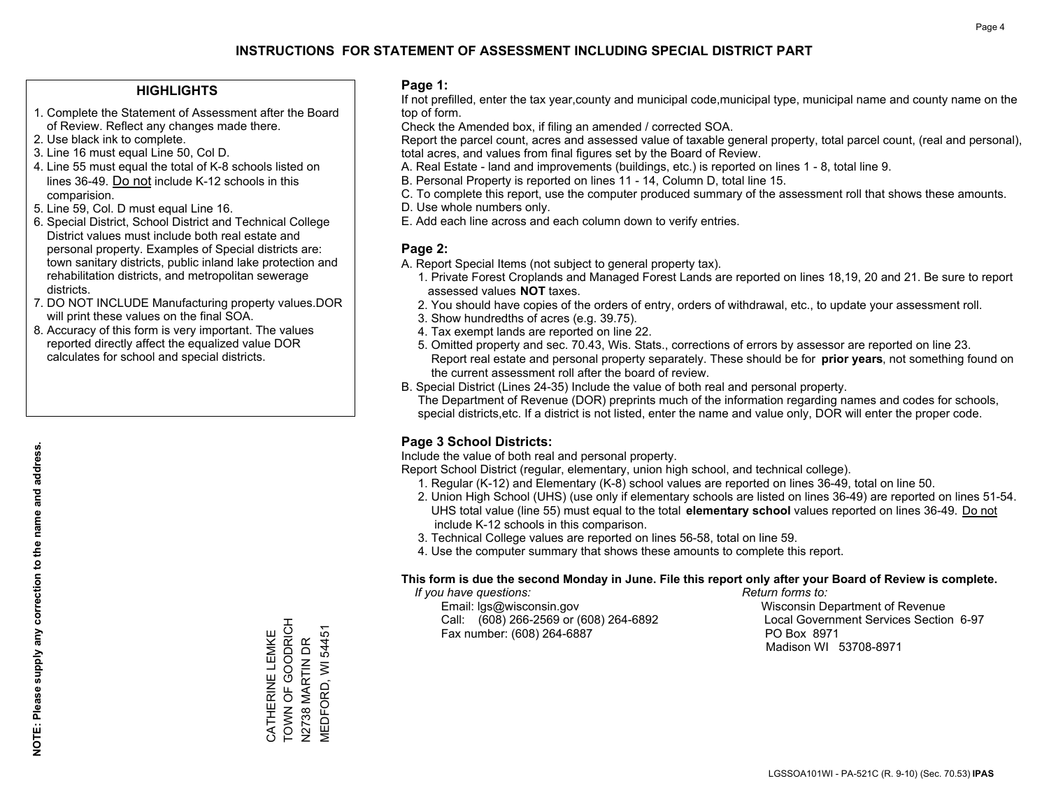# INSTRUCTIONS FOR STATEMENT OF ASSESSMENT INCLUDING SPECIAL DISTRICT PART

## HIGHLIGHTS

1. Complete the Statement of Assessment after the Board of Review. Reflect any changes made there.
2. Use black ink to complete.
3. Line 16 must equal Line 50, Col D.
4. Line 55 must equal the total of K-8 schools listed on lines 36-49. Do not include K-12 schools in this comparision.
5. Line 59, Col. D must equal Line 16.
6. Special District, School District and Technical College District values must include both real estate and personal property. Examples of Special districts are: town sanitary districts, public inland lake protection and rehabilitation districts, and metropolitan sewerage districts.
7. DO NOT INCLUDE Manufacturing property values.DOR will print these values on the final SOA.
8. Accuracy of this form is very important. The values reported directly affect the equalized value DOR calculates for school and special districts.

**NOTE: Please supply any correction to the name and address.**

CATHERINE LEMKE
TOWN OF GOODRICH
N2738 MARTIN DR
MEDFORD, WI 54451

## Page 1:

If not prefilled, enter the tax year,county and municipal code,municipal type, municipal name and county name on the top of form.

Check the Amended box, if filing an amended / corrected SOA.

Report the parcel count, acres and assessed value of taxable general property, total parcel count, (real and personal), total acres, and values from final figures set by the Board of Review.

A. Real Estate - land and improvements (buildings, etc.) is reported on lines 1 - 8, total line 9.
B. Personal Property is reported on lines 11 - 14, Column D, total line 15.
C. To complete this report, use the computer produced summary of the assessment roll that shows these amounts.
D. Use whole numbers only.
E. Add each line across and each column down to verify entries.

## Page 2:

A. Report Special Items (not subject to general property tax).
   1. Private Forest Croplands and Managed Forest Lands are reported on lines 18,19, 20 and 21. Be sure to report assessed values **NOT** taxes.
   2. You should have copies of the orders of entry, orders of withdrawal, etc., to update your assessment roll.
   3. Show hundredths of acres (e.g. 39.75).
   4. Tax exempt lands are reported on line 22.
   5. Omitted property and sec. 70.43, Wis. Stats., corrections of errors by assessor are reported on line 23. Report real estate and personal property separately. These should be for **prior years**, not something found on the current assessment roll after the board of review.
B. Special District (Lines 24-35) Include the value of both real and personal property.
   The Department of Revenue (DOR) preprints much of the information regarding names and codes for schools, special districts,etc. If a district is not listed, enter the name and value only, DOR will enter the proper code.

## Page 3 School Districts:

Include the value of both real and personal property.

Report School District (regular, elementary, union high school, and technical college).

1. Regular (K-12) and Elementary (K-8) school values are reported on lines 36-49, total on line 50.
2. Union High School (UHS) (use only if elementary schools are listed on lines 36-49) are reported on lines 51-54. UHS total value (line 55) must equal to the total **elementary school** values reported on lines 36-49. Do not include K-12 schools in this comparison.
3. Technical College values are reported on lines 56-58, total on line 59.
4. Use the computer summary that shows these amounts to complete this report.

**This form is due the second Monday in June. File this report only after your Board of Review is complete.**

*If you have questions:*
Email: lgs@wisconsin.gov
Call: (608) 266-2569 or (608) 264-6892
Fax number: (608) 264-6887

*Return forms to:*
Wisconsin Department of Revenue
Local Government Services Section 6-97
PO Box 8971
Madison WI 53708-8971

LGSSOA101WI - PA-521C (R. 9-10) (Sec. 70.53) **IPAS**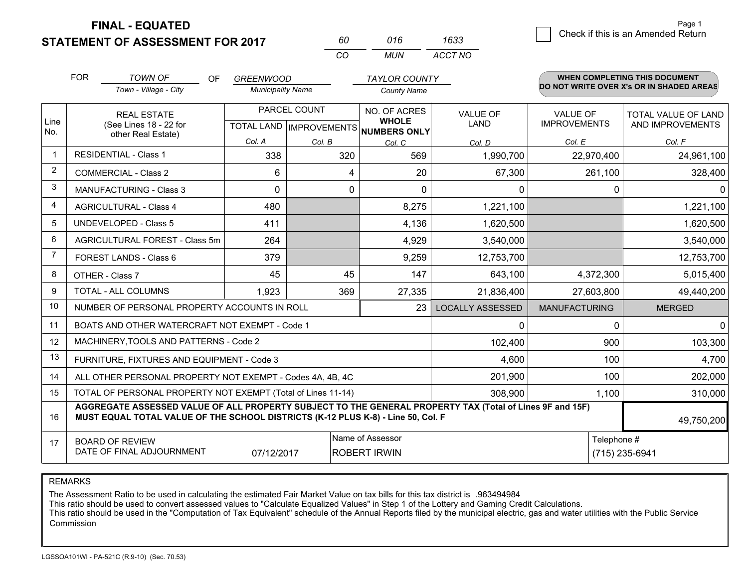**FINAL - EQUATED**
**STATEMENT OF ASSESSMENT FOR 2017**

| 60 | 016 | 1633 |
|---|---|---|
| CO | MUN | ACCT NO |

Check if this is an Amended Return

FOR *TOWN OF* (Town - Village - City) OF *GREENWOOD* (Municipality Name) *TAYLOR COUNTY* (County Name)

**WHEN COMPLETING THIS DOCUMENT DO NOT WRITE OVER X's OR IN SHADED AREAS**

| Line No. | REAL ESTATE (See Lines 18 - 22 for other Real Estate) | PARCEL COUNT TOTAL LAND Col. A | PARCEL COUNT IMPROVEMENTS Col. B | NO. OF ACRES WHOLE NUMBERS ONLY Col. C | VALUE OF LAND Col. D | VALUE OF IMPROVEMENTS Col. E | TOTAL VALUE OF LAND AND IMPROVEMENTS Col. F |
|---|---|---|---|---|---|---|---|
| 1 | RESIDENTIAL - Class 1 | 338 | 320 | 569 | 1,990,700 | 22,970,400 | 24,961,100 |
| 2 | COMMERCIAL - Class 2 | 6 | 4 | 20 | 67,300 | 261,100 | 328,400 |
| 3 | MANUFACTURING - Class 3 | 0 | 0 | 0 | 0 | 0 | 0 |
| 4 | AGRICULTURAL - Class 4 | 480 | | 8,275 | 1,221,100 | | 1,221,100 |
| 5 | UNDEVELOPED - Class 5 | 411 | | 4,136 | 1,620,500 | | 1,620,500 |
| 6 | AGRICULTURAL FOREST - Class 5m | 264 | | 4,929 | 3,540,000 | | 3,540,000 |
| 7 | FOREST LANDS - Class 6 | 379 | | 9,259 | 12,753,700 | | 12,753,700 |
| 8 | OTHER - Class 7 | 45 | 45 | 147 | 643,100 | 4,372,300 | 5,015,400 |
| 9 | TOTAL - ALL COLUMNS | 1,923 | 369 | 27,335 | 21,836,400 | 27,603,800 | 49,440,200 |
| 10 | NUMBER OF PERSONAL PROPERTY ACCOUNTS IN ROLL | | | 23 | LOCALLY ASSESSED | MANUFACTURING | MERGED |
| 11 | BOATS AND OTHER WATERCRAFT NOT EXEMPT - Code 1 | | | | 0 | 0 | 0 |
| 12 | MACHINERY,TOOLS AND PATTERNS - Code 2 | | | | 102,400 | 900 | 103,300 |
| 13 | FURNITURE, FIXTURES AND EQUIPMENT - Code 3 | | | | 4,600 | 100 | 4,700 |
| 14 | ALL OTHER PERSONAL PROPERTY NOT EXEMPT - Codes 4A, 4B, 4C | | | | 201,900 | 100 | 202,000 |
| 15 | TOTAL OF PERSONAL PROPERTY NOT EXEMPT (Total of Lines 11-14) | | | | 308,900 | 1,100 | 310,000 |
| 16 | **AGGREGATE ASSESSED VALUE OF ALL PROPERTY SUBJECT TO THE GENERAL PROPERTY TAX (Total of Lines 9F and 15F) MUST EQUAL TOTAL VALUE OF THE SCHOOL DISTRICTS (K-12 PLUS K-8) - Line 50, Col. F** | | | | | | 49,750,200 |
| 17 | BOARD OF REVIEW DATE OF FINAL ADJOURNMENT | 07/12/2017 | | Name of Assessor: ROBERT IRWIN | | Telephone #: (715) 235-6941 | |

REMARKS

The Assessment Ratio to be used in calculating the estimated Fair Market Value on tax bills for this tax district is .963494984
This ratio should be used to convert assessed values to "Calculate Equalized Values" in Step 1 of the Lottery and Gaming Credit Calculations.
This ratio should be used in the "Computation of Tax Equivalent" schedule of the Annual Reports filed by the municipal electric, gas and water utilities with the Public Service Commission

LGSSOA101WI - PA-521C (R.9-10) (Sec. 70.53)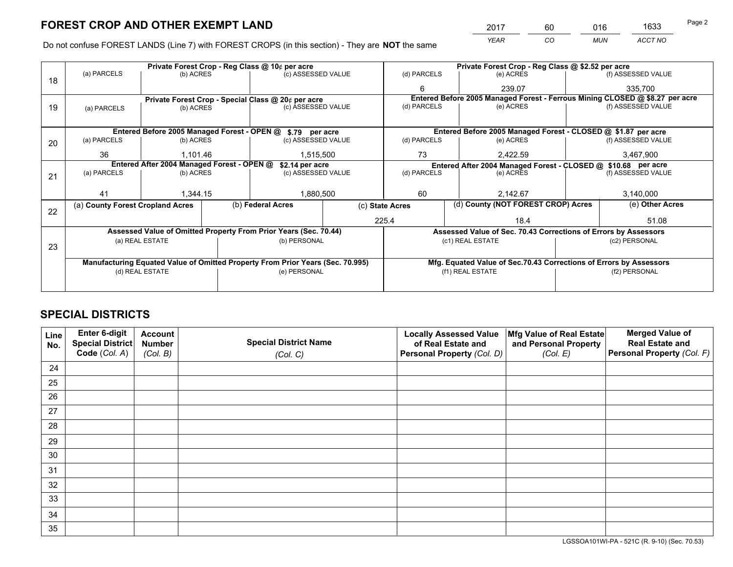# FOREST CROP AND OTHER EXEMPT LAND

| 2017 | 60 | 016 | 1633 |
|---|---|---|---|
| YEAR | CO | MUN | ACCT NO |

Do not confuse FOREST LANDS (Line 7) with FOREST CROPS (in this section) - They are **NOT** the same

| Line | Private Forest Crop - Reg Class @ 10¢ per acre | | | Private Forest Crop - Reg Class @ $2.52 per acre | | |
|---|---|---|---|---|---|---|
| 18 | (a) PARCELS | (b) ACRES | (c) ASSESSED VALUE | (d) PARCELS | (e) ACRES | (f) ASSESSED VALUE |
| | | | | 6 | 239.07 | 335,700 |
| | **Private Forest Crop - Special Class @ 20¢ per acre** | | | **Entered Before 2005 Managed Forest - Ferrous Mining CLOSED @ $8.27 per acre** | | |
| 19 | (a) PARCELS | (b) ACRES | (c) ASSESSED VALUE | (d) PARCELS | (e) ACRES | (f) ASSESSED VALUE |
| | | | | | | |
| | **Entered Before 2005 Managed Forest - OPEN @ $.79 per acre** | | | **Entered Before 2005 Managed Forest - CLOSED @ $1.87 per acre** | | |
| 20 | (a) PARCELS | (b) ACRES | (c) ASSESSED VALUE | (d) PARCELS | (e) ACRES | (f) ASSESSED VALUE |
| | 36 | 1,101.46 | 1,515,500 | 73 | 2,422.59 | 3,467,900 |
| | **Entered After 2004 Managed Forest - OPEN @ $2.14 per acre** | | | **Entered After 2004 Managed Forest - CLOSED @ $10.68 per acre** | | |
| 21 | (a) PARCELS | (b) ACRES | (c) ASSESSED VALUE | (d) PARCELS | (e) ACRES | (f) ASSESSED VALUE |
| | 41 | 1,344.15 | 1,880,500 | 60 | 2,142.67 | 3,140,000 |

| Line | (a) County Forest Cropland Acres | (b) Federal Acres | (c) State Acres | (d) County (NOT FOREST CROP) Acres | (e) Other Acres |
|---|---|---|---|---|---|
| 22 | | | 225.4 | 18.4 | 51.08 |

| Line | Assessed Value of Omitted Property From Prior Years (Sec. 70.44) | | Assessed Value of Sec. 70.43 Corrections of Errors by Assessors | |
|---|---|---|---|---|
| 23 | (a) REAL ESTATE | (b) PERSONAL | (c1) REAL ESTATE | (c2) PERSONAL |
| | | | | |
| | **Manufacturing Equated Value of Omitted Property From Prior Years (Sec. 70.995)** | | **Mfg. Equated Value of Sec.70.43 Corrections of Errors by Assessors** | |
| | (d) REAL ESTATE | (e) PERSONAL | (f1) REAL ESTATE | (f2) PERSONAL |
| | | | | |

# SPECIAL DISTRICTS

| Line No. | Enter 6-digit Special District Code (Col. A) | Account Number (Col. B) | Special District Name (Col. C) | Locally Assessed Value of Real Estate and Personal Property (Col. D) | Mfg Value of Real Estate and Personal Property (Col. E) | Merged Value of Real Estate and Personal Property (Col. F) |
|---|---|---|---|---|---|---|
| 24 | | | | | | |
| 25 | | | | | | |
| 26 | | | | | | |
| 27 | | | | | | |
| 28 | | | | | | |
| 29 | | | | | | |
| 30 | | | | | | |
| 31 | | | | | | |
| 32 | | | | | | |
| 33 | | | | | | |
| 34 | | | | | | |
| 35 | | | | | | |

LGSSOA101WI-PA - 521C (R. 9-10) (Sec. 70.53)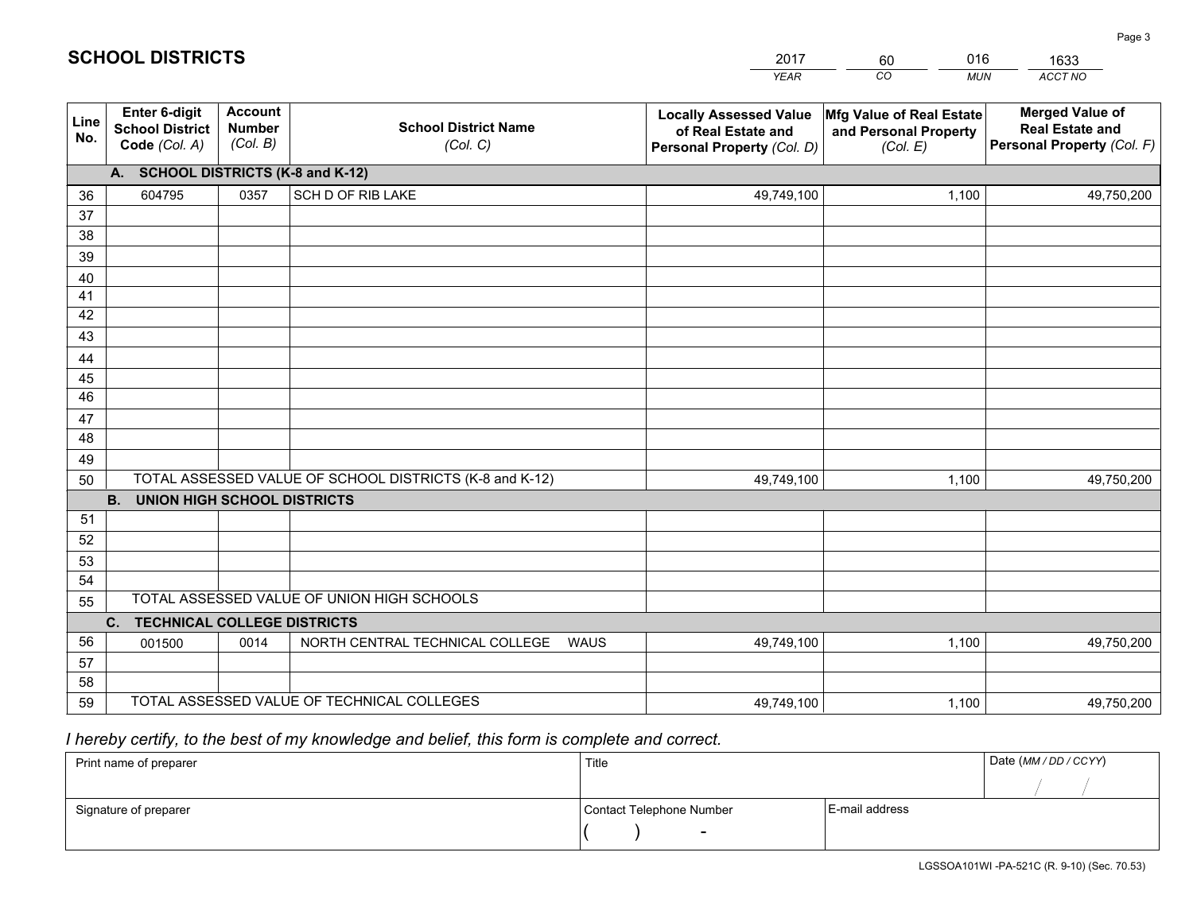# SCHOOL DISTRICTS

| 2017 | 60 | 016 | 1633 |
|---|---|---|---|
| YEAR | CO | MUN | ACCT NO |

| Line No. | Enter 6-digit School District Code (Col. A) | Account Number (Col. B) | School District Name (Col. C) | Locally Assessed Value of Real Estate and Personal Property (Col. D) | Mfg Value of Real Estate and Personal Property (Col. E) | Merged Value of Real Estate and Personal Property (Col. F) |
|---|---|---|---|---|---|---|
| | **A. SCHOOL DISTRICTS (K-8 and K-12)** | | | | | |
| 36 | 604795 | 0357 | SCH D OF RIB LAKE | 49,749,100 | 1,100 | 49,750,200 |
| 37 | | | | | | |
| 38 | | | | | | |
| 39 | | | | | | |
| 40 | | | | | | |
| 41 | | | | | | |
| 42 | | | | | | |
| 43 | | | | | | |
| 44 | | | | | | |
| 45 | | | | | | |
| 46 | | | | | | |
| 47 | | | | | | |
| 48 | | | | | | |
| 49 | | | | | | |
| 50 | TOTAL ASSESSED VALUE OF SCHOOL DISTRICTS (K-8 and K-12) | | | 49,749,100 | 1,100 | 49,750,200 |
| | **B. UNION HIGH SCHOOL DISTRICTS** | | | | | |
| 51 | | | | | | |
| 52 | | | | | | |
| 53 | | | | | | |
| 54 | | | | | | |
| 55 | TOTAL ASSESSED VALUE OF UNION HIGH SCHOOLS | | | | | |
| | **C. TECHNICAL COLLEGE DISTRICTS** | | | | | |
| 56 | 001500 | 0014 | NORTH CENTRAL TECHNICAL COLLEGE WAUS | 49,749,100 | 1,100 | 49,750,200 |
| 57 | | | | | | |
| 58 | | | | | | |
| 59 | TOTAL ASSESSED VALUE OF TECHNICAL COLLEGES | | | 49,749,100 | 1,100 | 49,750,200 |

*I hereby certify, to the best of my knowledge and belief, this form is complete and correct.*

| Print name of preparer | Title | | Date (MM / DD / CCYY) |
|---|---|---|---|
| | | | / / |
| Signature of preparer | Contact Telephone Number | E-mail address | |
| | ( ) - | | |

LGSSOA101WI -PA-521C (R. 9-10) (Sec. 70.53)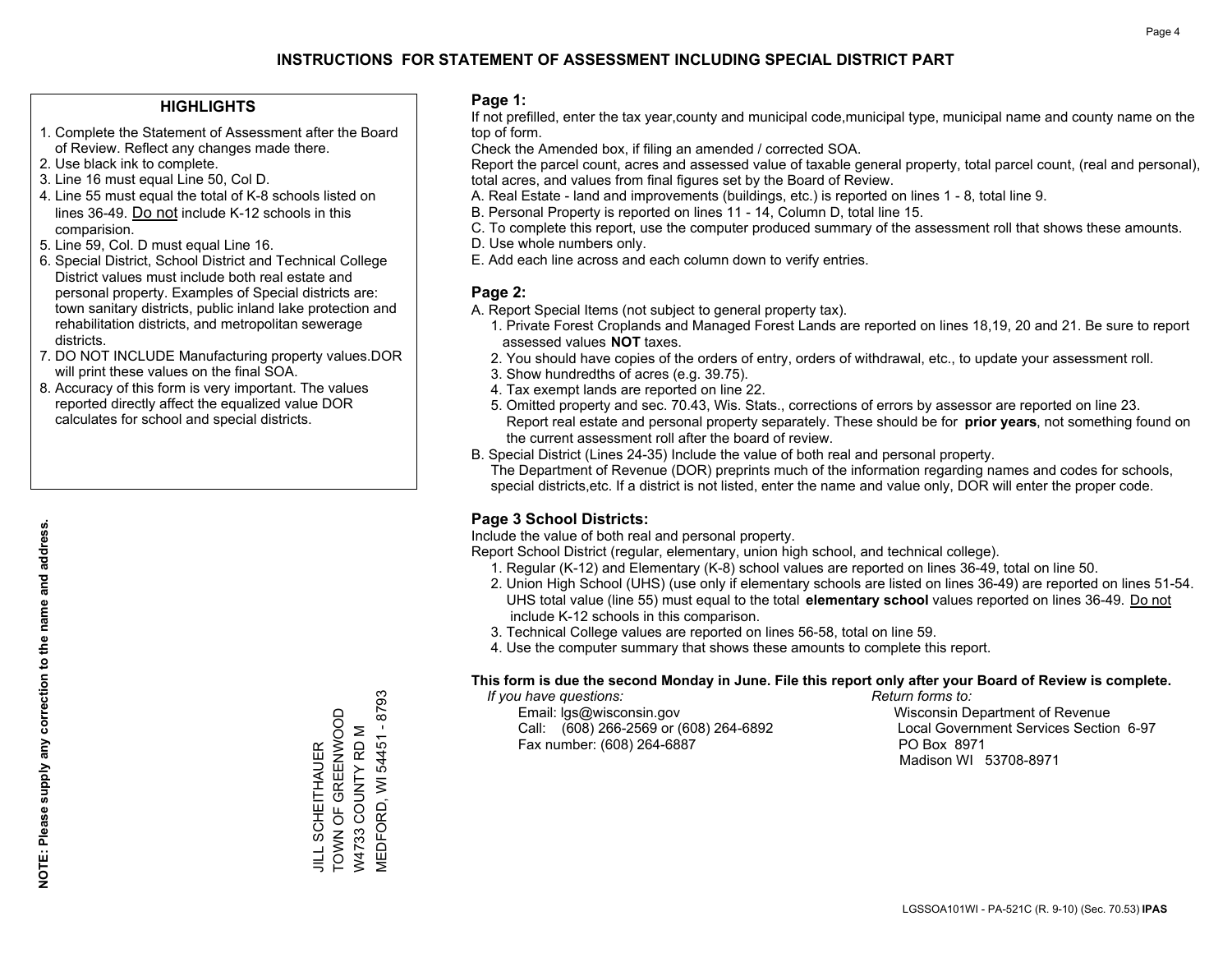# INSTRUCTIONS FOR STATEMENT OF ASSESSMENT INCLUDING SPECIAL DISTRICT PART

## HIGHLIGHTS

1. Complete the Statement of Assessment after the Board of Review. Reflect any changes made there.
2. Use black ink to complete.
3. Line 16 must equal Line 50, Col D.
4. Line 55 must equal the total of K-8 schools listed on lines 36-49. Do not include K-12 schools in this comparision.
5. Line 59, Col. D must equal Line 16.
6. Special District, School District and Technical College District values must include both real estate and personal property. Examples of Special districts are: town sanitary districts, public inland lake protection and rehabilitation districts, and metropolitan sewerage districts.
7. DO NOT INCLUDE Manufacturing property values.DOR will print these values on the final SOA.
8. Accuracy of this form is very important. The values reported directly affect the equalized value DOR calculates for school and special districts.

**NOTE: Please supply any correction to the name and address.**

JILL SCHEITHAUER
TOWN OF GREENWOOD
W4733 COUNTY RD M
MEDFORD, WI 54451 - 8793

## Page 1:

If not prefilled, enter the tax year,county and municipal code,municipal type, municipal name and county name on the top of form.

Check the Amended box, if filing an amended / corrected SOA.

Report the parcel count, acres and assessed value of taxable general property, total parcel count, (real and personal), total acres, and values from final figures set by the Board of Review.

A. Real Estate - land and improvements (buildings, etc.) is reported on lines 1 - 8, total line 9.
B. Personal Property is reported on lines 11 - 14, Column D, total line 15.
C. To complete this report, use the computer produced summary of the assessment roll that shows these amounts.
D. Use whole numbers only.
E. Add each line across and each column down to verify entries.

## Page 2:

A. Report Special Items (not subject to general property tax).
   1. Private Forest Croplands and Managed Forest Lands are reported on lines 18,19, 20 and 21. Be sure to report assessed values **NOT** taxes.
   2. You should have copies of the orders of entry, orders of withdrawal, etc., to update your assessment roll.
   3. Show hundredths of acres (e.g. 39.75).
   4. Tax exempt lands are reported on line 22.
   5. Omitted property and sec. 70.43, Wis. Stats., corrections of errors by assessor are reported on line 23. Report real estate and personal property separately. These should be for **prior years**, not something found on the current assessment roll after the board of review.
B. Special District (Lines 24-35) Include the value of both real and personal property.
   The Department of Revenue (DOR) preprints much of the information regarding names and codes for schools, special districts,etc. If a district is not listed, enter the name and value only, DOR will enter the proper code.

## Page 3 School Districts:

Include the value of both real and personal property.

Report School District (regular, elementary, union high school, and technical college).

1. Regular (K-12) and Elementary (K-8) school values are reported on lines 36-49, total on line 50.
2. Union High School (UHS) (use only if elementary schools are listed on lines 36-49) are reported on lines 51-54. UHS total value (line 55) must equal to the total **elementary school** values reported on lines 36-49. Do not include K-12 schools in this comparison.
3. Technical College values are reported on lines 56-58, total on line 59.
4. Use the computer summary that shows these amounts to complete this report.

**This form is due the second Monday in June. File this report only after your Board of Review is complete.**

*If you have questions:*
Email: lgs@wisconsin.gov
Call: (608) 266-2569 or (608) 264-6892
Fax number: (608) 264-6887

*Return forms to:*
Wisconsin Department of Revenue
Local Government Services Section 6-97
PO Box 8971
Madison WI 53708-8971

LGSSOA101WI - PA-521C (R. 9-10) (Sec. 70.53) **IPAS**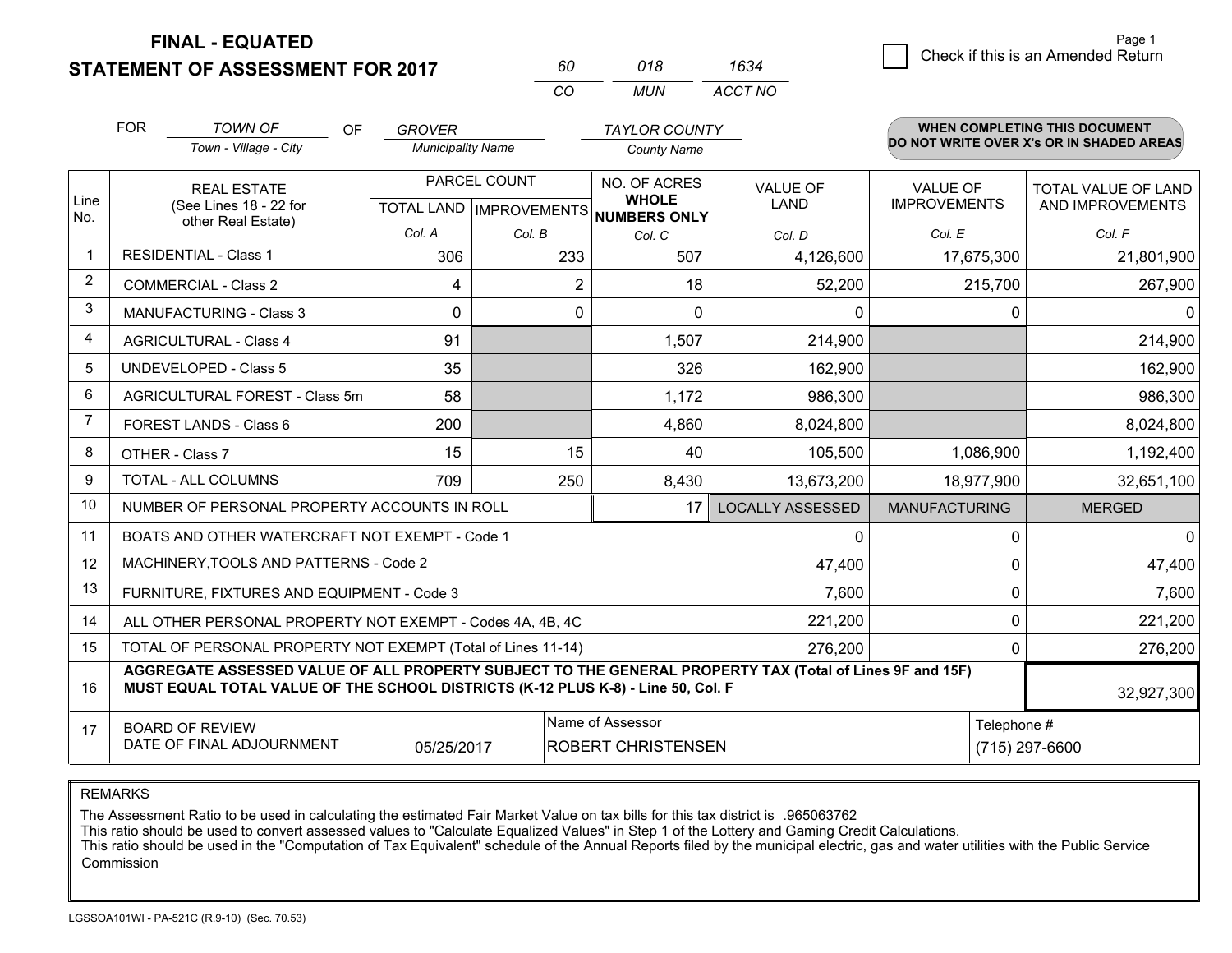**FINAL - EQUATED**

**STATEMENT OF ASSESSMENT FOR 2017**

| 60 | 018 | 1634 |
|---|---|---|
| CO | MUN | ACCT NO |

Page 1

☐ Check if this is an Amended Return

FOR *TOWN OF* (Town - Village - City) OF *GROVER* (Municipality Name) *TAYLOR COUNTY* (County Name)

**WHEN COMPLETING THIS DOCUMENT DO NOT WRITE OVER X's OR IN SHADED AREAS**

| Line No. | REAL ESTATE (See Lines 18 - 22 for other Real Estate) | PARCEL COUNT TOTAL LAND Col. A | PARCEL COUNT IMPROVEMENTS Col. B | NO. OF ACRES WHOLE NUMBERS ONLY Col. C | VALUE OF LAND Col. D | VALUE OF IMPROVEMENTS Col. E | TOTAL VALUE OF LAND AND IMPROVEMENTS Col. F |
|---|---|---|---|---|---|---|---|
| 1 | RESIDENTIAL - Class 1 | 306 | 233 | 507 | 4,126,600 | 17,675,300 | 21,801,900 |
| 2 | COMMERCIAL - Class 2 | 4 | 2 | 18 | 52,200 | 215,700 | 267,900 |
| 3 | MANUFACTURING - Class 3 | 0 | 0 | 0 | 0 | 0 | 0 |
| 4 | AGRICULTURAL - Class 4 | 91 | | 1,507 | 214,900 | | 214,900 |
| 5 | UNDEVELOPED - Class 5 | 35 | | 326 | 162,900 | | 162,900 |
| 6 | AGRICULTURAL FOREST - Class 5m | 58 | | 1,172 | 986,300 | | 986,300 |
| 7 | FOREST LANDS - Class 6 | 200 | | 4,860 | 8,024,800 | | 8,024,800 |
| 8 | OTHER - Class 7 | 15 | 15 | 40 | 105,500 | 1,086,900 | 1,192,400 |
| 9 | TOTAL - ALL COLUMNS | 709 | 250 | 8,430 | 13,673,200 | 18,977,900 | 32,651,100 |
| 10 | NUMBER OF PERSONAL PROPERTY ACCOUNTS IN ROLL | | | 17 | LOCALLY ASSESSED | MANUFACTURING | MERGED |
| 11 | BOATS AND OTHER WATERCRAFT NOT EXEMPT - Code 1 | | | | 0 | 0 | 0 |
| 12 | MACHINERY,TOOLS AND PATTERNS - Code 2 | | | | 47,400 | 0 | 47,400 |
| 13 | FURNITURE, FIXTURES AND EQUIPMENT - Code 3 | | | | 7,600 | 0 | 7,600 |
| 14 | ALL OTHER PERSONAL PROPERTY NOT EXEMPT - Codes 4A, 4B, 4C | | | | 221,200 | 0 | 221,200 |
| 15 | TOTAL OF PERSONAL PROPERTY NOT EXEMPT (Total of Lines 11-14) | | | | 276,200 | 0 | 276,200 |
| 16 | **AGGREGATE ASSESSED VALUE OF ALL PROPERTY SUBJECT TO THE GENERAL PROPERTY TAX (Total of Lines 9F and 15F) MUST EQUAL TOTAL VALUE OF THE SCHOOL DISTRICTS (K-12 PLUS K-8) - Line 50, Col. F** | | | | | | 32,927,300 |
| 17 | BOARD OF REVIEW DATE OF FINAL ADJOURNMENT | 05/25/2017 | Name of Assessor: ROBERT CHRISTENSEN | | | Telephone #: (715) 297-6600 | |

REMARKS

The Assessment Ratio to be used in calculating the estimated Fair Market Value on tax bills for this tax district is .965063762
This ratio should be used to convert assessed values to "Calculate Equalized Values" in Step 1 of the Lottery and Gaming Credit Calculations.
This ratio should be used in the "Computation of Tax Equivalent" schedule of the Annual Reports filed by the municipal electric, gas and water utilities with the Public Service Commission

LGSSOA101WI - PA-521C (R.9-10) (Sec. 70.53)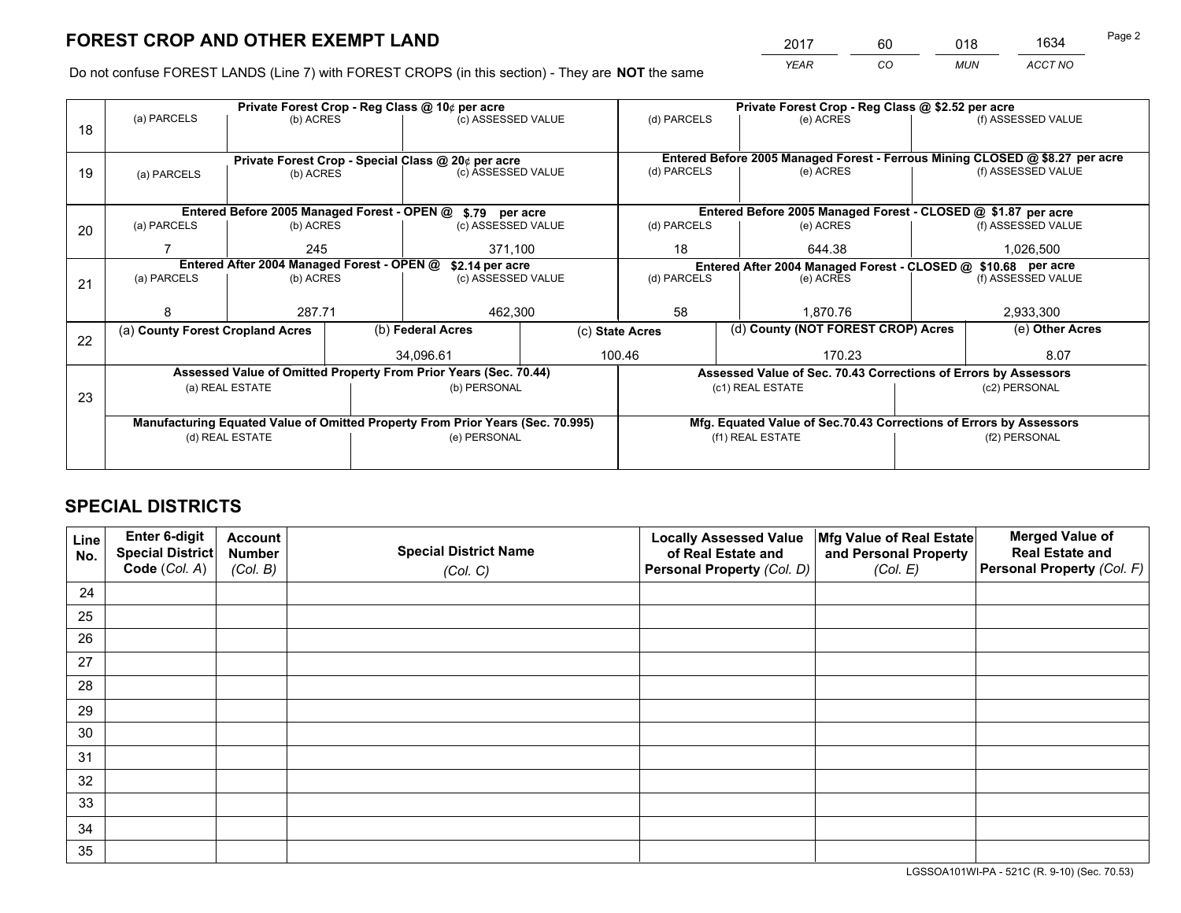# FOREST CROP AND OTHER EXEMPT LAND

| 2017 | 60 | 018 | 1634 |
|---|---|---|---|
| *YEAR* | *CO* | *MUN* | *ACCT NO* |

Do not confuse FOREST LANDS (Line 7) with FOREST CROPS (in this section) - They are **NOT** the same

| | Private Forest Crop - Reg Class @ 10¢ per acre | | | Private Forest Crop - Reg Class @ $2.52 per acre | | |
|---|---|---|---|---|---|---|
| 18 | (a) PARCELS | (b) ACRES | (c) ASSESSED VALUE | (d) PARCELS | (e) ACRES | (f) ASSESSED VALUE |
| | | | | | | |
| | **Private Forest Crop - Special Class @ 20¢ per acre** | | | **Entered Before 2005 Managed Forest - Ferrous Mining CLOSED @ $8.27 per acre** | | |
| 19 | (a) PARCELS | (b) ACRES | (c) ASSESSED VALUE | (d) PARCELS | (e) ACRES | (f) ASSESSED VALUE |
| | | | | | | |
| | **Entered Before 2005 Managed Forest - OPEN @ $.79 per acre** | | | **Entered Before 2005 Managed Forest - CLOSED @ $1.87 per acre** | | |
| 20 | (a) PARCELS | (b) ACRES | (c) ASSESSED VALUE | (d) PARCELS | (e) ACRES | (f) ASSESSED VALUE |
| | 7 | 245 | 371,100 | 18 | 644.38 | 1,026,500 |
| | **Entered After 2004 Managed Forest - OPEN @ $2.14 per acre** | | | **Entered After 2004 Managed Forest - CLOSED @ $10.68 per acre** | | |
| 21 | (a) PARCELS | (b) ACRES | (c) ASSESSED VALUE | (d) PARCELS | (e) ACRES | (f) ASSESSED VALUE |
| | 8 | 287.71 | 462,300 | 58 | 1,870.76 | 2,933,300 |

| 22 | (a) **County Forest Cropland Acres** | (b) **Federal Acres** | (c) **State Acres** | (d) **County (NOT FOREST CROP) Acres** | (e) **Other Acres** |
|---|---|---|---|---|---|
| | | 34,096.61 | 100.46 | 170.23 | 8.07 |

| 23 | **Assessed Value of Omitted Property From Prior Years (Sec. 70.44)** | | **Assessed Value of Sec. 70.43 Corrections of Errors by Assessors** | |
|---|---|---|---|---|
| | (a) REAL ESTATE | (b) PERSONAL | (c1) REAL ESTATE | (c2) PERSONAL |
| | | | | |
| | **Manufacturing Equated Value of Omitted Property From Prior Years (Sec. 70.995)** | | **Mfg. Equated Value of Sec.70.43 Corrections of Errors by Assessors** | |
| | (d) REAL ESTATE | (e) PERSONAL | (f1) REAL ESTATE | (f2) PERSONAL |
| | | | | |

# SPECIAL DISTRICTS

| Line No. | Enter 6-digit Special District Code (*Col. A*) | Account Number (*Col. B*) | Special District Name (*Col. C*) | Locally Assessed Value of Real Estate and Personal Property (*Col. D*) | Mfg Value of Real Estate and Personal Property (*Col. E*) | Merged Value of Real Estate and Personal Property (*Col. F*) |
|---|---|---|---|---|---|---|
| 24 | | | | | | |
| 25 | | | | | | |
| 26 | | | | | | |
| 27 | | | | | | |
| 28 | | | | | | |
| 29 | | | | | | |
| 30 | | | | | | |
| 31 | | | | | | |
| 32 | | | | | | |
| 33 | | | | | | |
| 34 | | | | | | |
| 35 | | | | | | |

LGSSOA101WI-PA - 521C (R. 9-10) (Sec. 70.53)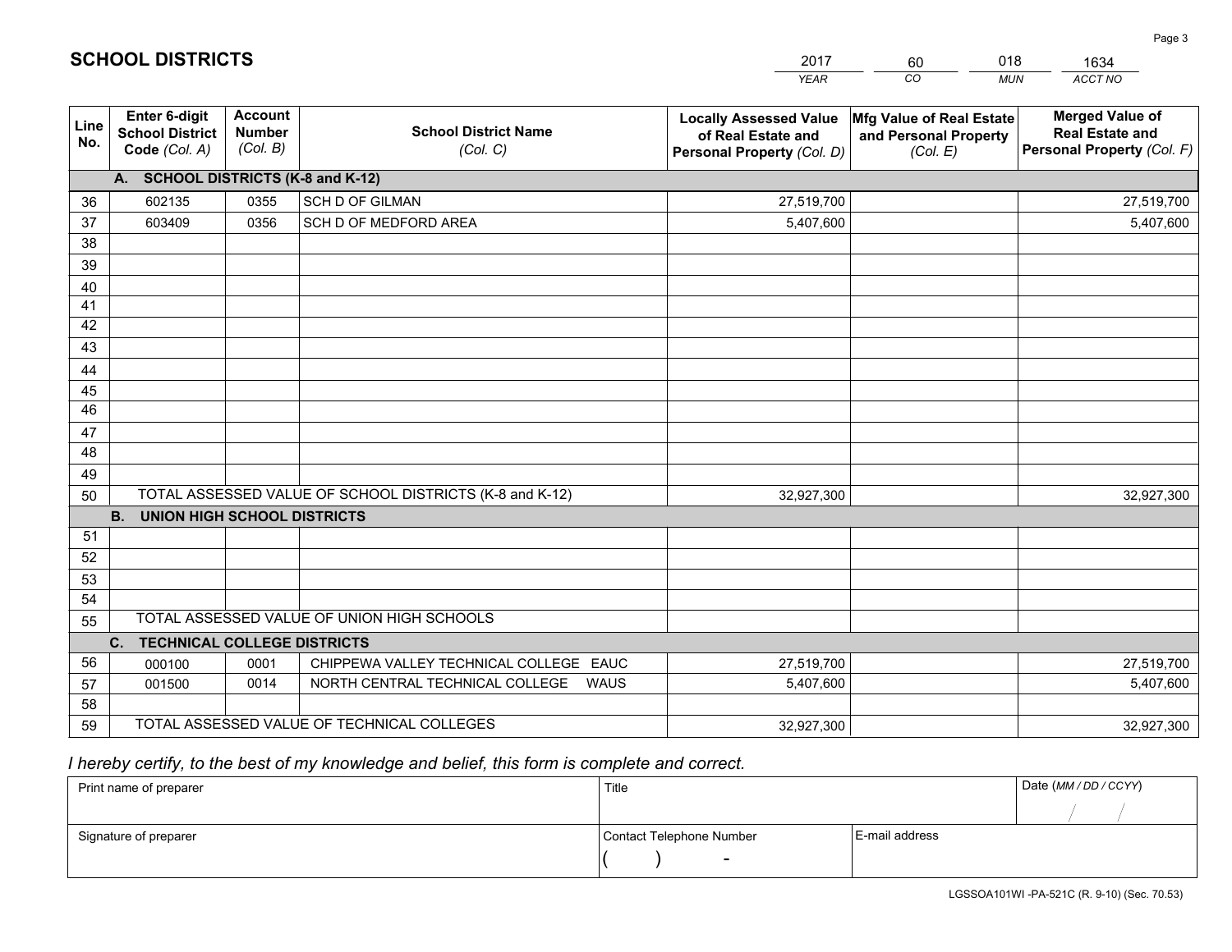# SCHOOL DISTRICTS

| 2017 | 60 | 018 | 1634 |
|---|---|---|---|
| *YEAR* | *CO* | *MUN* | *ACCT NO* |

| Line No. | Enter 6-digit School District Code *(Col. A)* | Account Number *(Col. B)* | School District Name *(Col. C)* | Locally Assessed Value of Real Estate and Personal Property *(Col. D)* | Mfg Value of Real Estate and Personal Property *(Col. E)* | Merged Value of Real Estate and Personal Property *(Col. F)* |
|---|---|---|---|---|---|---|
| | **A. SCHOOL DISTRICTS (K-8 and K-12)** | | | | | |
| 36 | 602135 | 0355 | SCH D OF GILMAN | 27,519,700 | | 27,519,700 |
| 37 | 603409 | 0356 | SCH D OF MEDFORD AREA | 5,407,600 | | 5,407,600 |
| 38 | | | | | | |
| 39 | | | | | | |
| 40 | | | | | | |
| 41 | | | | | | |
| 42 | | | | | | |
| 43 | | | | | | |
| 44 | | | | | | |
| 45 | | | | | | |
| 46 | | | | | | |
| 47 | | | | | | |
| 48 | | | | | | |
| 49 | | | | | | |
| 50 | TOTAL ASSESSED VALUE OF SCHOOL DISTRICTS (K-8 and K-12) | | | 32,927,300 | | 32,927,300 |
| | **B. UNION HIGH SCHOOL DISTRICTS** | | | | | |
| 51 | | | | | | |
| 52 | | | | | | |
| 53 | | | | | | |
| 54 | | | | | | |
| 55 | TOTAL ASSESSED VALUE OF UNION HIGH SCHOOLS | | | | | |
| | **C. TECHNICAL COLLEGE DISTRICTS** | | | | | |
| 56 | 000100 | 0001 | CHIPPEWA VALLEY TECHNICAL COLLEGE EAUC | 27,519,700 | | 27,519,700 |
| 57 | 001500 | 0014 | NORTH CENTRAL TECHNICAL COLLEGE WAUS | 5,407,600 | | 5,407,600 |
| 58 | | | | | | |
| 59 | TOTAL ASSESSED VALUE OF TECHNICAL COLLEGES | | | 32,927,300 | | 32,927,300 |

*I hereby certify, to the best of my knowledge and belief, this form is complete and correct.*

| Print name of preparer | Title | | Date *(MM / DD / CCYY)* |
|---|---|---|---|
| | | | / / |
| Signature of preparer | Contact Telephone Number | E-mail address | |
| | ( ) - | | |

LGSSOA101WI -PA-521C (R. 9-10) (Sec. 70.53)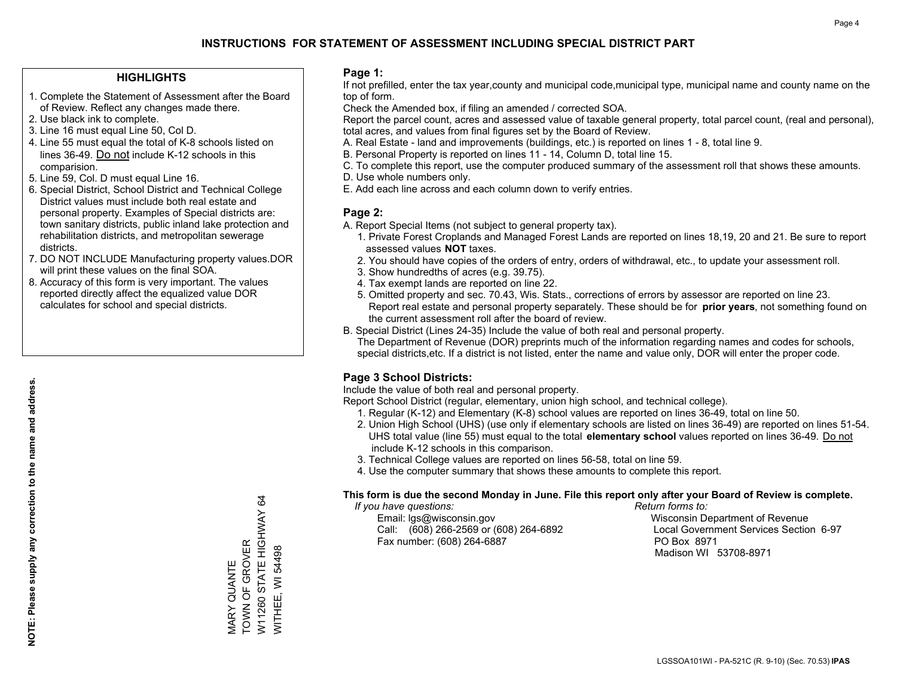# INSTRUCTIONS FOR STATEMENT OF ASSESSMENT INCLUDING SPECIAL DISTRICT PART

## HIGHLIGHTS

1. Complete the Statement of Assessment after the Board of Review. Reflect any changes made there.
2. Use black ink to complete.
3. Line 16 must equal Line 50, Col D.
4. Line 55 must equal the total of K-8 schools listed on lines 36-49. Do not include K-12 schools in this comparision.
5. Line 59, Col. D must equal Line 16.
6. Special District, School District and Technical College District values must include both real estate and personal property. Examples of Special districts are: town sanitary districts, public inland lake protection and rehabilitation districts, and metropolitan sewerage districts.
7. DO NOT INCLUDE Manufacturing property values.DOR will print these values on the final SOA.
8. Accuracy of this form is very important. The values reported directly affect the equalized value DOR calculates for school and special districts.

**NOTE: Please supply any correction to the name and address.**

MARY QUANTE
TOWN OF GROVER
W11260 STATE HIGHWAY 64
WITHEE, WI 54498

## Page 1:

If not prefilled, enter the tax year,county and municipal code,municipal type, municipal name and county name on the top of form.

Check the Amended box, if filing an amended / corrected SOA.

Report the parcel count, acres and assessed value of taxable general property, total parcel count, (real and personal), total acres, and values from final figures set by the Board of Review.

A. Real Estate - land and improvements (buildings, etc.) is reported on lines 1 - 8, total line 9.
B. Personal Property is reported on lines 11 - 14, Column D, total line 15.
C. To complete this report, use the computer produced summary of the assessment roll that shows these amounts.
D. Use whole numbers only.
E. Add each line across and each column down to verify entries.

## Page 2:

A. Report Special Items (not subject to general property tax).
   1. Private Forest Croplands and Managed Forest Lands are reported on lines 18,19, 20 and 21. Be sure to report assessed values **NOT** taxes.
   2. You should have copies of the orders of entry, orders of withdrawal, etc., to update your assessment roll.
   3. Show hundredths of acres (e.g. 39.75).
   4. Tax exempt lands are reported on line 22.
   5. Omitted property and sec. 70.43, Wis. Stats., corrections of errors by assessor are reported on line 23. Report real estate and personal property separately. These should be for **prior years**, not something found on the current assessment roll after the board of review.
B. Special District (Lines 24-35) Include the value of both real and personal property.
   The Department of Revenue (DOR) preprints much of the information regarding names and codes for schools, special districts,etc. If a district is not listed, enter the name and value only, DOR will enter the proper code.

## Page 3 School Districts:

Include the value of both real and personal property.

Report School District (regular, elementary, union high school, and technical college).

1. Regular (K-12) and Elementary (K-8) school values are reported on lines 36-49, total on line 50.
2. Union High School (UHS) (use only if elementary schools are listed on lines 36-49) are reported on lines 51-54. UHS total value (line 55) must equal to the total **elementary school** values reported on lines 36-49. Do not include K-12 schools in this comparison.
3. Technical College values are reported on lines 56-58, total on line 59.
4. Use the computer summary that shows these amounts to complete this report.

**This form is due the second Monday in June. File this report only after your Board of Review is complete.**

*If you have questions:*
Email: lgs@wisconsin.gov
Call: (608) 266-2569 or (608) 264-6892
Fax number: (608) 264-6887

*Return forms to:*
Wisconsin Department of Revenue
Local Government Services Section 6-97
PO Box 8971
Madison WI 53708-8971

LGSSOA101WI - PA-521C (R. 9-10) (Sec. 70.53) **IPAS**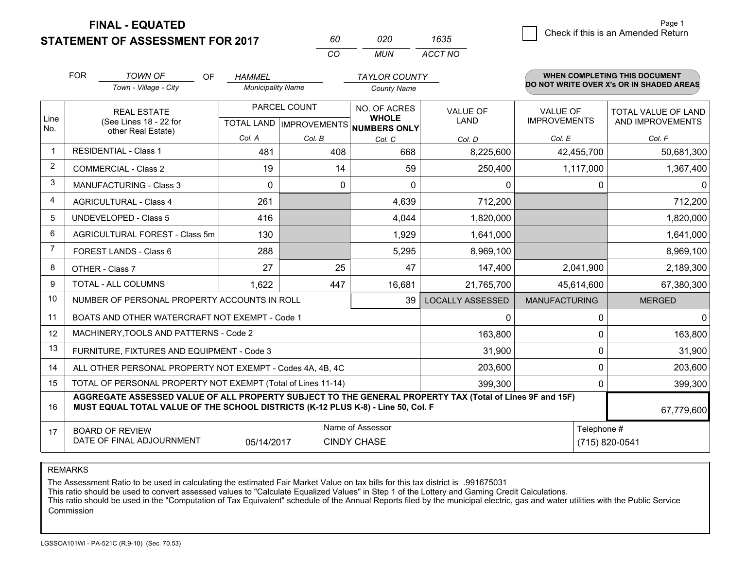# FINAL - EQUATED
## STATEMENT OF ASSESSMENT FOR 2017

| 60 | 020 | 1635 |
|---|---|---|
| CO | MUN | ACCT NO |

Page 1

☐ Check if this is an Amended Return

FOR *TOWN OF* (Town - Village - City) OF *HAMMEL* (Municipality Name) *TAYLOR COUNTY* (County Name)

**WHEN COMPLETING THIS DOCUMENT DO NOT WRITE OVER X's OR IN SHADED AREAS**

| Line No. | REAL ESTATE (See Lines 18 - 22 for other Real Estate) | PARCEL COUNT TOTAL LAND Col. A | PARCEL COUNT IMPROVEMENTS Col. B | NO. OF ACRES WHOLE NUMBERS ONLY Col. C | VALUE OF LAND Col. D | VALUE OF IMPROVEMENTS Col. E | TOTAL VALUE OF LAND AND IMPROVEMENTS Col. F |
|---|---|---|---|---|---|---|---|
| 1 | RESIDENTIAL - Class 1 | 481 | 408 | 668 | 8,225,600 | 42,455,700 | 50,681,300 |
| 2 | COMMERCIAL - Class 2 | 19 | 14 | 59 | 250,400 | 1,117,000 | 1,367,400 |
| 3 | MANUFACTURING - Class 3 | 0 | 0 | 0 | 0 | 0 | 0 |
| 4 | AGRICULTURAL - Class 4 | 261 | | 4,639 | 712,200 | | 712,200 |
| 5 | UNDEVELOPED - Class 5 | 416 | | 4,044 | 1,820,000 | | 1,820,000 |
| 6 | AGRICULTURAL FOREST - Class 5m | 130 | | 1,929 | 1,641,000 | | 1,641,000 |
| 7 | FOREST LANDS - Class 6 | 288 | | 5,295 | 8,969,100 | | 8,969,100 |
| 8 | OTHER - Class 7 | 27 | 25 | 47 | 147,400 | 2,041,900 | 2,189,300 |
| 9 | TOTAL - ALL COLUMNS | 1,622 | 447 | 16,681 | 21,765,700 | 45,614,600 | 67,380,300 |
| 10 | NUMBER OF PERSONAL PROPERTY ACCOUNTS IN ROLL | | | 39 | LOCALLY ASSESSED | MANUFACTURING | MERGED |
| 11 | BOATS AND OTHER WATERCRAFT NOT EXEMPT - Code 1 | | | | 0 | 0 | 0 |
| 12 | MACHINERY,TOOLS AND PATTERNS - Code 2 | | | | 163,800 | 0 | 163,800 |
| 13 | FURNITURE, FIXTURES AND EQUIPMENT - Code 3 | | | | 31,900 | 0 | 31,900 |
| 14 | ALL OTHER PERSONAL PROPERTY NOT EXEMPT - Codes 4A, 4B, 4C | | | | 203,600 | 0 | 203,600 |
| 15 | TOTAL OF PERSONAL PROPERTY NOT EXEMPT (Total of Lines 11-14) | | | | 399,300 | 0 | 399,300 |
| 16 | **AGGREGATE ASSESSED VALUE OF ALL PROPERTY SUBJECT TO THE GENERAL PROPERTY TAX (Total of Lines 9F and 15F) MUST EQUAL TOTAL VALUE OF THE SCHOOL DISTRICTS (K-12 PLUS K-8) - Line 50, Col. F** | | | | | | 67,779,600 |
| 17 | BOARD OF REVIEW DATE OF FINAL ADJOURNMENT | 05/14/2017 | | Name of Assessor: CINDY CHASE | | | Telephone #: (715) 820-0541 |

REMARKS

The Assessment Ratio to be used in calculating the estimated Fair Market Value on tax bills for this tax district is .991675031
This ratio should be used to convert assessed values to "Calculate Equalized Values" in Step 1 of the Lottery and Gaming Credit Calculations.
This ratio should be used in the "Computation of Tax Equivalent" schedule of the Annual Reports filed by the municipal electric, gas and water utilities with the Public Service Commission

LGSSOA101WI - PA-521C (R.9-10) (Sec. 70.53)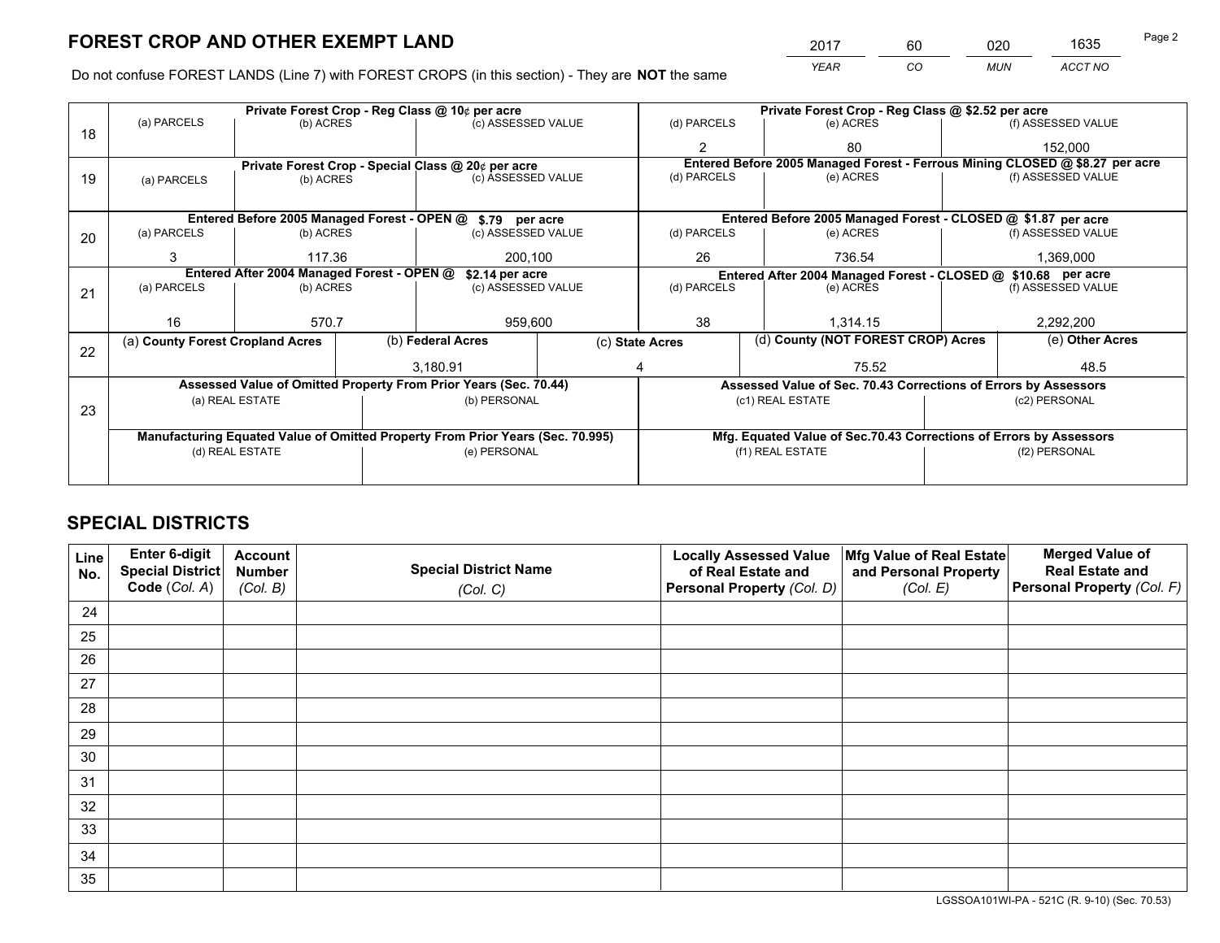# FOREST CROP AND OTHER EXEMPT LAND

| YEAR | CO | MUN | ACCT NO |
|---|---|---|---|
| 2017 | 60 | 020 | 1635 |

Page 2

Do not confuse FOREST LANDS (Line 7) with FOREST CROPS (in this section) - They are **NOT** the same

| Line | Private Forest Crop - Reg Class @ 10¢ per acre | | | Private Forest Crop - Reg Class @ $2.52 per acre | | |
|---|---|---|---|---|---|---|
| | (a) PARCELS | (b) ACRES | (c) ASSESSED VALUE | (d) PARCELS | (e) ACRES | (f) ASSESSED VALUE |
| 18 | | | | 2 | 80 | 152,000 |
| | **Private Forest Crop - Special Class @ 20¢ per acre** | | | **Entered Before 2005 Managed Forest - Ferrous Mining CLOSED @ $8.27 per acre** | | |
| | (a) PARCELS | (b) ACRES | (c) ASSESSED VALUE | (d) PARCELS | (e) ACRES | (f) ASSESSED VALUE |
| 19 | | | | | | |
| | **Entered Before 2005 Managed Forest - OPEN @ $.79 per acre** | | | **Entered Before 2005 Managed Forest - CLOSED @ $1.87 per acre** | | |
| | (a) PARCELS | (b) ACRES | (c) ASSESSED VALUE | (d) PARCELS | (e) ACRES | (f) ASSESSED VALUE |
| 20 | 3 | 117.36 | 200,100 | 26 | 736.54 | 1,369,000 |
| | **Entered After 2004 Managed Forest - OPEN @ $2.14 per acre** | | | **Entered After 2004 Managed Forest - CLOSED @ $10.68 per acre** | | |
| | (a) PARCELS | (b) ACRES | (c) ASSESSED VALUE | (d) PARCELS | (e) ACRES | (f) ASSESSED VALUE |
| 21 | 16 | 570.7 | 959,600 | 38 | 1,314.15 | 2,292,200 |

| Line | (a) County Forest Cropland Acres | (b) Federal Acres | (c) State Acres | (d) County (NOT FOREST CROP) Acres | (e) Other Acres |
|---|---|---|---|---|---|
| 22 | | 3,180.91 | 4 | 75.52 | 48.5 |

| Line | Assessed Value of Omitted Property From Prior Years (Sec. 70.44) | | Assessed Value of Sec. 70.43 Corrections of Errors by Assessors | |
|---|---|---|---|---|
| 23 | (a) REAL ESTATE | (b) PERSONAL | (c1) REAL ESTATE | (c2) PERSONAL |
| | | | | |
| | **Manufacturing Equated Value of Omitted Property From Prior Years (Sec. 70.995)** | | **Mfg. Equated Value of Sec.70.43 Corrections of Errors by Assessors** | |
| | (d) REAL ESTATE | (e) PERSONAL | (f1) REAL ESTATE | (f2) PERSONAL |
| | | | | |

# SPECIAL DISTRICTS

| Line No. | Enter 6-digit Special District Code (Col. A) | Account Number (Col. B) | Special District Name (Col. C) | Locally Assessed Value of Real Estate and Personal Property (Col. D) | Mfg Value of Real Estate and Personal Property (Col. E) | Merged Value of Real Estate and Personal Property (Col. F) |
|---|---|---|---|---|---|---|
| 24 | | | | | | |
| 25 | | | | | | |
| 26 | | | | | | |
| 27 | | | | | | |
| 28 | | | | | | |
| 29 | | | | | | |
| 30 | | | | | | |
| 31 | | | | | | |
| 32 | | | | | | |
| 33 | | | | | | |
| 34 | | | | | | |
| 35 | | | | | | |

LGSSOA101WI-PA - 521C (R. 9-10) (Sec. 70.53)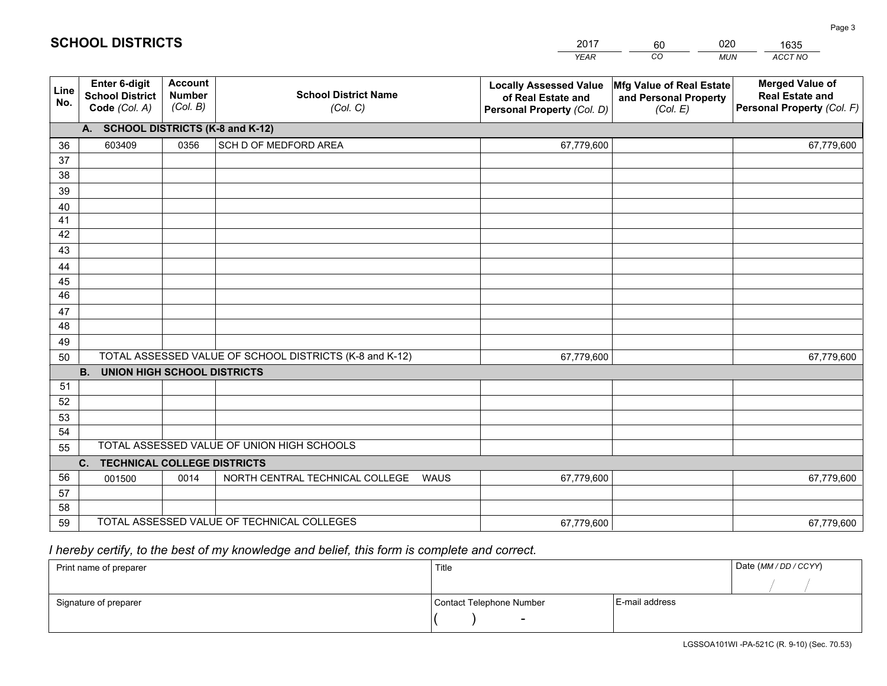# SCHOOL DISTRICTS

| 2017 | 60 | 020 | 1635 |
|---|---|---|---|
| YEAR | CO | MUN | ACCT NO |

| Line No. | Enter 6-digit School District Code (Col. A) | Account Number (Col. B) | School District Name (Col. C) | Locally Assessed Value of Real Estate and Personal Property (Col. D) | Mfg Value of Real Estate and Personal Property (Col. E) | Merged Value of Real Estate and Personal Property (Col. F) |
|---|---|---|---|---|---|---|
| | **A. SCHOOL DISTRICTS (K-8 and K-12)** | | | | | |
| 36 | 603409 | 0356 | SCH D OF MEDFORD AREA | 67,779,600 | | 67,779,600 |
| 37 | | | | | | |
| 38 | | | | | | |
| 39 | | | | | | |
| 40 | | | | | | |
| 41 | | | | | | |
| 42 | | | | | | |
| 43 | | | | | | |
| 44 | | | | | | |
| 45 | | | | | | |
| 46 | | | | | | |
| 47 | | | | | | |
| 48 | | | | | | |
| 49 | | | | | | |
| 50 | TOTAL ASSESSED VALUE OF SCHOOL DISTRICTS (K-8 and K-12) | | | 67,779,600 | | 67,779,600 |
| | **B. UNION HIGH SCHOOL DISTRICTS** | | | | | |
| 51 | | | | | | |
| 52 | | | | | | |
| 53 | | | | | | |
| 54 | | | | | | |
| 55 | TOTAL ASSESSED VALUE OF UNION HIGH SCHOOLS | | | | | |
| | **C. TECHNICAL COLLEGE DISTRICTS** | | | | | |
| 56 | 001500 | 0014 | NORTH CENTRAL TECHNICAL COLLEGE WAUS | 67,779,600 | | 67,779,600 |
| 57 | | | | | | |
| 58 | | | | | | |
| 59 | TOTAL ASSESSED VALUE OF TECHNICAL COLLEGES | | | 67,779,600 | | 67,779,600 |

*I hereby certify, to the best of my knowledge and belief, this form is complete and correct.*

| Print name of preparer | Title | | Date (MM / DD / CCYY) |
|---|---|---|---|
| | | | / / |
| Signature of preparer | Contact Telephone Number | E-mail address | |
| | ( ) - | | |

LGSSOA101WI -PA-521C (R. 9-10) (Sec. 70.53)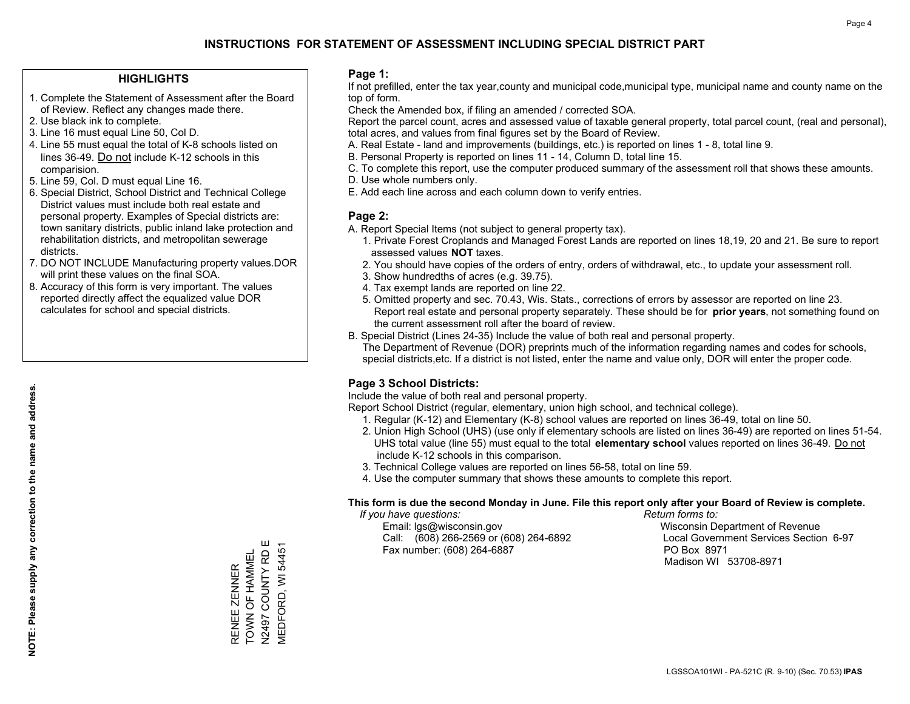# INSTRUCTIONS FOR STATEMENT OF ASSESSMENT INCLUDING SPECIAL DISTRICT PART

## HIGHLIGHTS

1. Complete the Statement of Assessment after the Board of Review. Reflect any changes made there.
2. Use black ink to complete.
3. Line 16 must equal Line 50, Col D.
4. Line 55 must equal the total of K-8 schools listed on lines 36-49. Do not include K-12 schools in this comparision.
5. Line 59, Col. D must equal Line 16.
6. Special District, School District and Technical College District values must include both real estate and personal property. Examples of Special districts are: town sanitary districts, public inland lake protection and rehabilitation districts, and metropolitan sewerage districts.
7. DO NOT INCLUDE Manufacturing property values.DOR will print these values on the final SOA.
8. Accuracy of this form is very important. The values reported directly affect the equalized value DOR calculates for school and special districts.

**NOTE: Please supply any correction to the name and address.**

RENEE ZENNER
TOWN OF HAMMEL
N2497 COUNTY RD E
MEDFORD, WI 54451

## Page 1:

If not prefilled, enter the tax year,county and municipal code,municipal type, municipal name and county name on the top of form.

Check the Amended box, if filing an amended / corrected SOA.

Report the parcel count, acres and assessed value of taxable general property, total parcel count, (real and personal), total acres, and values from final figures set by the Board of Review.

A. Real Estate - land and improvements (buildings, etc.) is reported on lines 1 - 8, total line 9.
B. Personal Property is reported on lines 11 - 14, Column D, total line 15.
C. To complete this report, use the computer produced summary of the assessment roll that shows these amounts.
D. Use whole numbers only.
E. Add each line across and each column down to verify entries.

## Page 2:

A. Report Special Items (not subject to general property tax).
   1. Private Forest Croplands and Managed Forest Lands are reported on lines 18,19, 20 and 21. Be sure to report assessed values **NOT** taxes.
   2. You should have copies of the orders of entry, orders of withdrawal, etc., to update your assessment roll.
   3. Show hundredths of acres (e.g. 39.75).
   4. Tax exempt lands are reported on line 22.
   5. Omitted property and sec. 70.43, Wis. Stats., corrections of errors by assessor are reported on line 23. Report real estate and personal property separately. These should be for **prior years**, not something found on the current assessment roll after the board of review.
B. Special District (Lines 24-35) Include the value of both real and personal property.
   The Department of Revenue (DOR) preprints much of the information regarding names and codes for schools, special districts,etc. If a district is not listed, enter the name and value only, DOR will enter the proper code.

## Page 3 School Districts:

Include the value of both real and personal property.

Report School District (regular, elementary, union high school, and technical college).

1. Regular (K-12) and Elementary (K-8) school values are reported on lines 36-49, total on line 50.
2. Union High School (UHS) (use only if elementary schools are listed on lines 36-49) are reported on lines 51-54. UHS total value (line 55) must equal to the total **elementary school** values reported on lines 36-49. Do not include K-12 schools in this comparison.
3. Technical College values are reported on lines 56-58, total on line 59.
4. Use the computer summary that shows these amounts to complete this report.

**This form is due the second Monday in June. File this report only after your Board of Review is complete.**

*If you have questions:*
Email: lgs@wisconsin.gov
Call: (608) 266-2569 or (608) 264-6892
Fax number: (608) 264-6887

*Return forms to:*
Wisconsin Department of Revenue
Local Government Services Section 6-97
PO Box 8971
Madison WI 53708-8971

LGSSOA101WI - PA-521C (R. 9-10) (Sec. 70.53) **IPAS**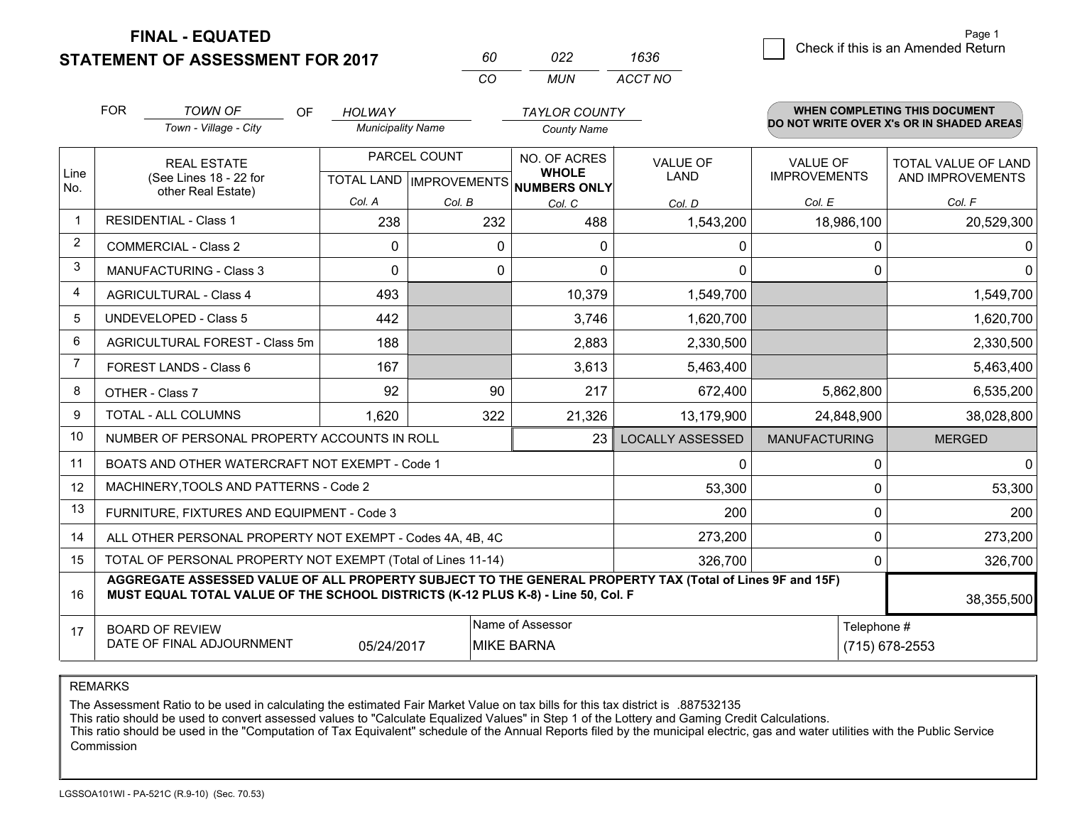**FINAL - EQUATED**
**STATEMENT OF ASSESSMENT FOR 2017**

| 60 | 022 | 1636 |
|---|---|---|
| CO | MUN | ACCT NO |

Page 1

☐ Check if this is an Amended Return

FOR *TOWN OF* (Town - Village - City) OF *HOLWAY* (Municipality Name) *TAYLOR COUNTY* (County Name)

**WHEN COMPLETING THIS DOCUMENT DO NOT WRITE OVER X's OR IN SHADED AREAS**

| Line No. | REAL ESTATE (See Lines 18 - 22 for other Real Estate) | PARCEL COUNT TOTAL LAND Col. A | PARCEL COUNT IMPROVEMENTS Col. B | NO. OF ACRES WHOLE NUMBERS ONLY Col. C | VALUE OF LAND Col. D | VALUE OF IMPROVEMENTS Col. E | TOTAL VALUE OF LAND AND IMPROVEMENTS Col. F |
|---|---|---|---|---|---|---|---|
| 1 | RESIDENTIAL - Class 1 | 238 | 232 | 488 | 1,543,200 | 18,986,100 | 20,529,300 |
| 2 | COMMERCIAL - Class 2 | 0 | 0 | 0 | 0 | 0 | 0 |
| 3 | MANUFACTURING - Class 3 | 0 | 0 | 0 | 0 | 0 | 0 |
| 4 | AGRICULTURAL - Class 4 | 493 | | 10,379 | 1,549,700 | | 1,549,700 |
| 5 | UNDEVELOPED - Class 5 | 442 | | 3,746 | 1,620,700 | | 1,620,700 |
| 6 | AGRICULTURAL FOREST - Class 5m | 188 | | 2,883 | 2,330,500 | | 2,330,500 |
| 7 | FOREST LANDS - Class 6 | 167 | | 3,613 | 5,463,400 | | 5,463,400 |
| 8 | OTHER - Class 7 | 92 | 90 | 217 | 672,400 | 5,862,800 | 6,535,200 |
| 9 | TOTAL - ALL COLUMNS | 1,620 | 322 | 21,326 | 13,179,900 | 24,848,900 | 38,028,800 |
| 10 | NUMBER OF PERSONAL PROPERTY ACCOUNTS IN ROLL | | | 23 | LOCALLY ASSESSED | MANUFACTURING | MERGED |
| 11 | BOATS AND OTHER WATERCRAFT NOT EXEMPT - Code 1 | | | | 0 | 0 | 0 |
| 12 | MACHINERY,TOOLS AND PATTERNS - Code 2 | | | | 53,300 | 0 | 53,300 |
| 13 | FURNITURE, FIXTURES AND EQUIPMENT - Code 3 | | | | 200 | 0 | 200 |
| 14 | ALL OTHER PERSONAL PROPERTY NOT EXEMPT - Codes 4A, 4B, 4C | | | | 273,200 | 0 | 273,200 |
| 15 | TOTAL OF PERSONAL PROPERTY NOT EXEMPT (Total of Lines 11-14) | | | | 326,700 | 0 | 326,700 |
| 16 | **AGGREGATE ASSESSED VALUE OF ALL PROPERTY SUBJECT TO THE GENERAL PROPERTY TAX (Total of Lines 9F and 15F) MUST EQUAL TOTAL VALUE OF THE SCHOOL DISTRICTS (K-12 PLUS K-8) - Line 50, Col. F** | | | | | | 38,355,500 |
| 17 | BOARD OF REVIEW DATE OF FINAL ADJOURNMENT | 05/24/2017 | | Name of Assessor: MIKE BARNA | | Telephone #: (715) 678-2553 | |

REMARKS

The Assessment Ratio to be used in calculating the estimated Fair Market Value on tax bills for this tax district is .887532135
This ratio should be used to convert assessed values to "Calculate Equalized Values" in Step 1 of the Lottery and Gaming Credit Calculations.
This ratio should be used in the "Computation of Tax Equivalent" schedule of the Annual Reports filed by the municipal electric, gas and water utilities with the Public Service Commission

LGSSOA101WI - PA-521C (R.9-10) (Sec. 70.53)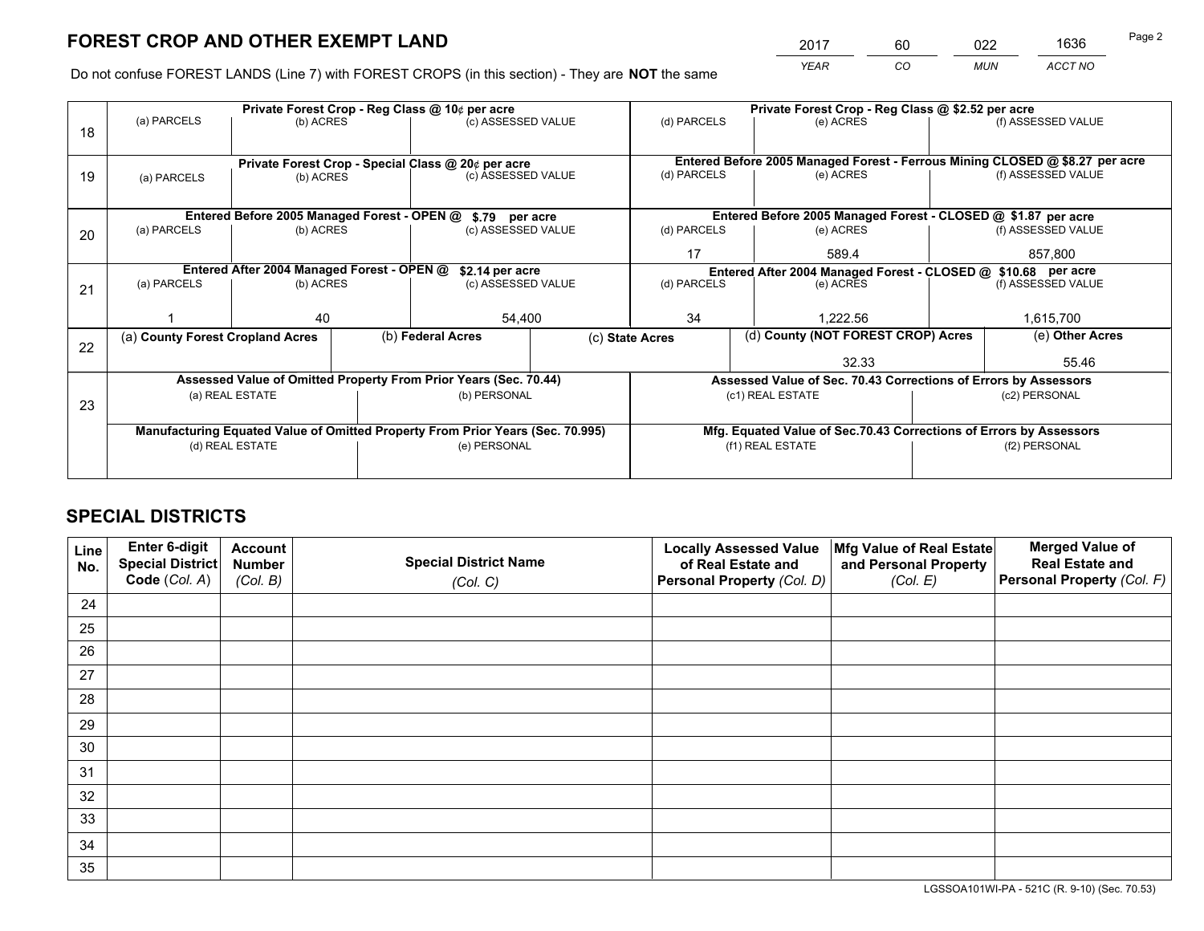# FOREST CROP AND OTHER EXEMPT LAND

| 2017 | 60 | 022 | 1636 |
|---|---|---|---|
| *YEAR* | *CO* | *MUN* | *ACCT NO* |

Do not confuse FOREST LANDS (Line 7) with FOREST CROPS (in this section) - They are **NOT** the same

| | Private Forest Crop - Reg Class @ 10¢ per acre | | | Private Forest Crop - Reg Class @ $2.52 per acre | | |
|---|---|---|---|---|---|---|
| 18 | (a) PARCELS | (b) ACRES | (c) ASSESSED VALUE | (d) PARCELS | (e) ACRES | (f) ASSESSED VALUE |
| | | | | | | |
| | **Private Forest Crop - Special Class @ 20¢ per acre** | | | **Entered Before 2005 Managed Forest - Ferrous Mining CLOSED @ $8.27 per acre** | | |
| 19 | (a) PARCELS | (b) ACRES | (c) ASSESSED VALUE | (d) PARCELS | (e) ACRES | (f) ASSESSED VALUE |
| | | | | | | |
| | **Entered Before 2005 Managed Forest - OPEN @ $.79 per acre** | | | **Entered Before 2005 Managed Forest - CLOSED @ $1.87 per acre** | | |
| 20 | (a) PARCELS | (b) ACRES | (c) ASSESSED VALUE | (d) PARCELS | (e) ACRES | (f) ASSESSED VALUE |
| | | | | 17 | 589.4 | 857,800 |
| | **Entered After 2004 Managed Forest - OPEN @ $2.14 per acre** | | | **Entered After 2004 Managed Forest - CLOSED @ $10.68 per acre** | | |
| 21 | (a) PARCELS | (b) ACRES | (c) ASSESSED VALUE | (d) PARCELS | (e) ACRES | (f) ASSESSED VALUE |
| | 1 | 40 | 54,400 | 34 | 1,222.56 | 1,615,700 |

| | (a) County Forest Cropland Acres | (b) Federal Acres | (c) State Acres | (d) County (NOT FOREST CROP) Acres | (e) Other Acres |
|---|---|---|---|---|---|
| 22 | | | | 32.33 | 55.46 |

| | Assessed Value of Omitted Property From Prior Years (Sec. 70.44) | | Assessed Value of Sec. 70.43 Corrections of Errors by Assessors | |
|---|---|---|---|---|
| 23 | (a) REAL ESTATE | (b) PERSONAL | (c1) REAL ESTATE | (c2) PERSONAL |
| | | | | |
| | **Manufacturing Equated Value of Omitted Property From Prior Years (Sec. 70.995)** | | **Mfg. Equated Value of Sec.70.43 Corrections of Errors by Assessors** | |
| | (d) REAL ESTATE | (e) PERSONAL | (f1) REAL ESTATE | (f2) PERSONAL |
| | | | | |

# SPECIAL DISTRICTS

| Line No. | Enter 6-digit Special District Code (*Col. A*) | Account Number (*Col. B*) | Special District Name (*Col. C*) | Locally Assessed Value of Real Estate and Personal Property (*Col. D*) | Mfg Value of Real Estate and Personal Property (*Col. E*) | Merged Value of Real Estate and Personal Property (*Col. F*) |
|---|---|---|---|---|---|---|
| 24 | | | | | | |
| 25 | | | | | | |
| 26 | | | | | | |
| 27 | | | | | | |
| 28 | | | | | | |
| 29 | | | | | | |
| 30 | | | | | | |
| 31 | | | | | | |
| 32 | | | | | | |
| 33 | | | | | | |
| 34 | | | | | | |
| 35 | | | | | | |

LGSSOA101WI-PA - 521C (R. 9-10) (Sec. 70.53)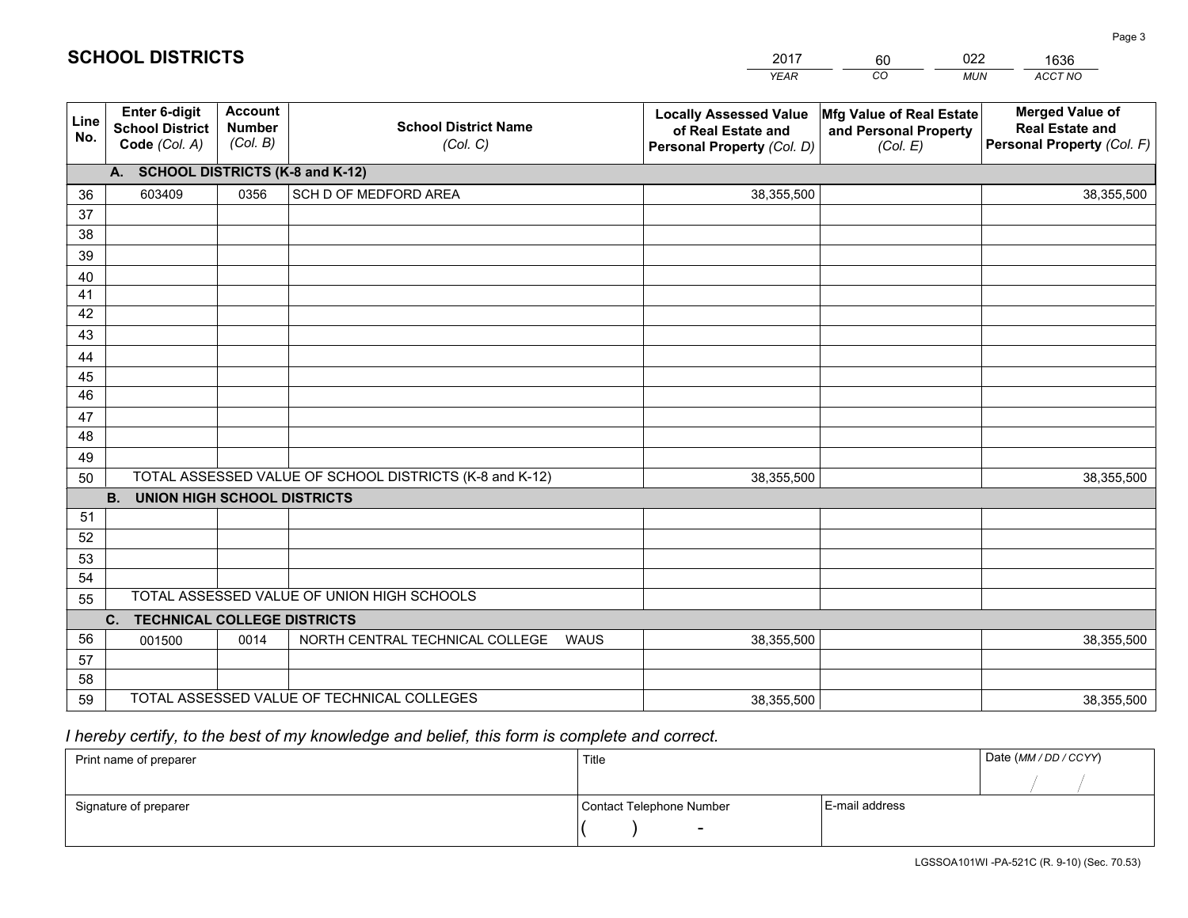# SCHOOL DISTRICTS

| 2017 | 60 | 022 | 1636 |
|---|---|---|---|
| YEAR | CO | MUN | ACCT NO |

| Line No. | Enter 6-digit School District Code (Col. A) | Account Number (Col. B) | School District Name (Col. C) | Locally Assessed Value of Real Estate and Personal Property (Col. D) | Mfg Value of Real Estate and Personal Property (Col. E) | Merged Value of Real Estate and Personal Property (Col. F) |
|---|---|---|---|---|---|---|
| **A. SCHOOL DISTRICTS (K-8 and K-12)** | | | | | | |
| 36 | 603409 | 0356 | SCH D OF MEDFORD AREA | 38,355,500 | | 38,355,500 |
| 37 | | | | | | |
| 38 | | | | | | |
| 39 | | | | | | |
| 40 | | | | | | |
| 41 | | | | | | |
| 42 | | | | | | |
| 43 | | | | | | |
| 44 | | | | | | |
| 45 | | | | | | |
| 46 | | | | | | |
| 47 | | | | | | |
| 48 | | | | | | |
| 49 | | | | | | |
| 50 | TOTAL ASSESSED VALUE OF SCHOOL DISTRICTS (K-8 and K-12) | | | 38,355,500 | | 38,355,500 |
| **B. UNION HIGH SCHOOL DISTRICTS** | | | | | | |
| 51 | | | | | | |
| 52 | | | | | | |
| 53 | | | | | | |
| 54 | | | | | | |
| 55 | TOTAL ASSESSED VALUE OF UNION HIGH SCHOOLS | | | | | |
| **C. TECHNICAL COLLEGE DISTRICTS** | | | | | | |
| 56 | 001500 | 0014 | NORTH CENTRAL TECHNICAL COLLEGE WAUS | 38,355,500 | | 38,355,500 |
| 57 | | | | | | |
| 58 | | | | | | |
| 59 | TOTAL ASSESSED VALUE OF TECHNICAL COLLEGES | | | 38,355,500 | | 38,355,500 |

*I hereby certify, to the best of my knowledge and belief, this form is complete and correct.*

| Print name of preparer | Title | | Date (MM / DD / CCYY) |
|---|---|---|---|
| | | | / / |
| Signature of preparer | Contact Telephone Number | E-mail address | |
| | ( ) - | | |

LGSSOA101WI -PA-521C (R. 9-10) (Sec. 70.53)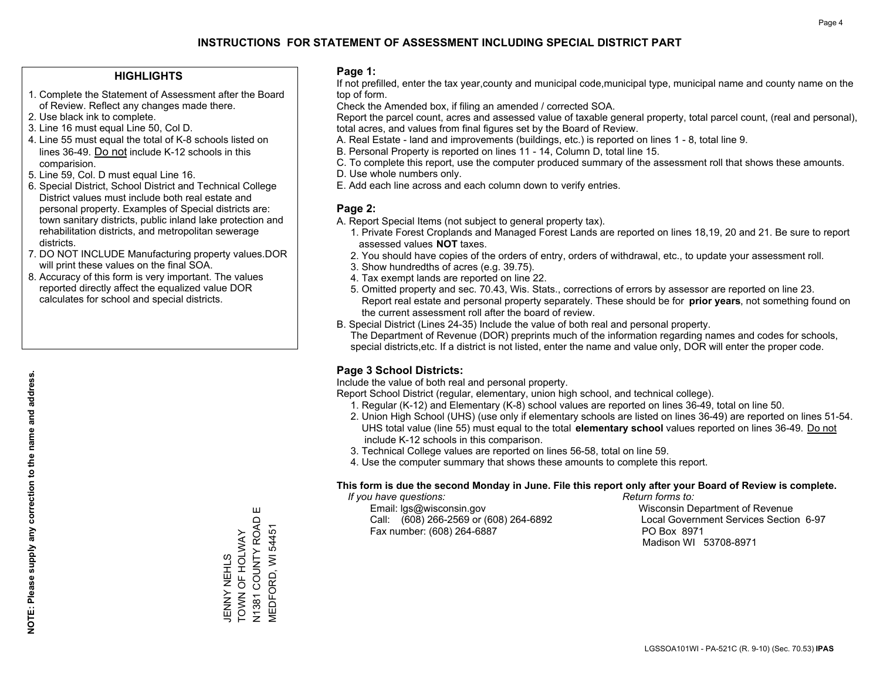# INSTRUCTIONS FOR STATEMENT OF ASSESSMENT INCLUDING SPECIAL DISTRICT PART

## HIGHLIGHTS

1. Complete the Statement of Assessment after the Board of Review. Reflect any changes made there.
2. Use black ink to complete.
3. Line 16 must equal Line 50, Col D.
4. Line 55 must equal the total of K-8 schools listed on lines 36-49. Do not include K-12 schools in this comparision.
5. Line 59, Col. D must equal Line 16.
6. Special District, School District and Technical College District values must include both real estate and personal property. Examples of Special districts are: town sanitary districts, public inland lake protection and rehabilitation districts, and metropolitan sewerage districts.
7. DO NOT INCLUDE Manufacturing property values.DOR will print these values on the final SOA.
8. Accuracy of this form is very important. The values reported directly affect the equalized value DOR calculates for school and special districts.

**NOTE: Please supply any correction to the name and address.**

JENNY NEHLS
TOWN OF HOLWAY
N1381 COUNTY ROAD E
MEDFORD, WI 54451

## Page 1:

If not prefilled, enter the tax year,county and municipal code,municipal type, municipal name and county name on the top of form.

Check the Amended box, if filing an amended / corrected SOA.

Report the parcel count, acres and assessed value of taxable general property, total parcel count, (real and personal), total acres, and values from final figures set by the Board of Review.

A. Real Estate - land and improvements (buildings, etc.) is reported on lines 1 - 8, total line 9.
B. Personal Property is reported on lines 11 - 14, Column D, total line 15.
C. To complete this report, use the computer produced summary of the assessment roll that shows these amounts.
D. Use whole numbers only.
E. Add each line across and each column down to verify entries.

## Page 2:

A. Report Special Items (not subject to general property tax).
   1. Private Forest Croplands and Managed Forest Lands are reported on lines 18,19, 20 and 21. Be sure to report assessed values **NOT** taxes.
   2. You should have copies of the orders of entry, orders of withdrawal, etc., to update your assessment roll.
   3. Show hundredths of acres (e.g. 39.75).
   4. Tax exempt lands are reported on line 22.
   5. Omitted property and sec. 70.43, Wis. Stats., corrections of errors by assessor are reported on line 23. Report real estate and personal property separately. These should be for **prior years**, not something found on the current assessment roll after the board of review.
B. Special District (Lines 24-35) Include the value of both real and personal property.
   The Department of Revenue (DOR) preprints much of the information regarding names and codes for schools, special districts,etc. If a district is not listed, enter the name and value only, DOR will enter the proper code.

## Page 3 School Districts:

Include the value of both real and personal property.

Report School District (regular, elementary, union high school, and technical college).

1. Regular (K-12) and Elementary (K-8) school values are reported on lines 36-49, total on line 50.
2. Union High School (UHS) (use only if elementary schools are listed on lines 36-49) are reported on lines 51-54. UHS total value (line 55) must equal to the total **elementary school** values reported on lines 36-49. Do not include K-12 schools in this comparison.
3. Technical College values are reported on lines 56-58, total on line 59.
4. Use the computer summary that shows these amounts to complete this report.

**This form is due the second Monday in June. File this report only after your Board of Review is complete.**

*If you have questions:*
Email: lgs@wisconsin.gov
Call: (608) 266-2569 or (608) 264-6892
Fax number: (608) 264-6887

*Return forms to:*
Wisconsin Department of Revenue
Local Government Services Section 6-97
PO Box 8971
Madison WI 53708-8971

LGSSOA101WI - PA-521C (R. 9-10) (Sec. 70.53) **IPAS**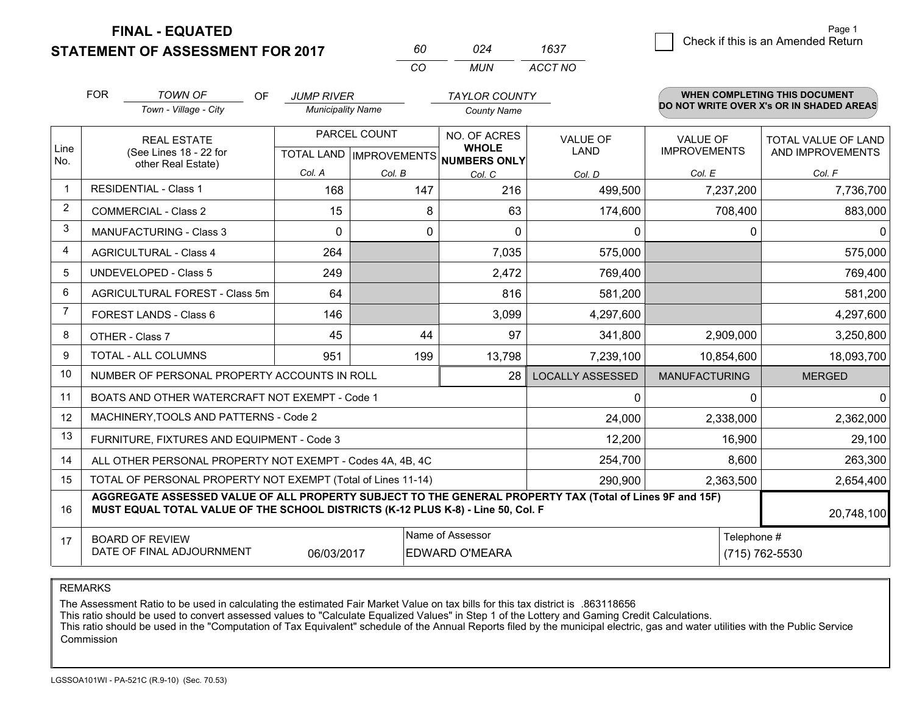# FINAL - EQUATED
## STATEMENT OF ASSESSMENT FOR 2017

| 60 | 024 | 1637 |
|---|---|---|
| CO | MUN | ACCT NO |

Page 1

☐ Check if this is an Amended Return

FOR *TOWN OF* (Town - Village - City) OF *JUMP RIVER* (Municipality Name) *TAYLOR COUNTY* (County Name)

**WHEN COMPLETING THIS DOCUMENT DO NOT WRITE OVER X's OR IN SHADED AREAS**

| Line No. | REAL ESTATE (See Lines 18 - 22 for other Real Estate) | PARCEL COUNT TOTAL LAND Col. A | PARCEL COUNT IMPROVEMENTS Col. B | NO. OF ACRES WHOLE NUMBERS ONLY Col. C | VALUE OF LAND Col. D | VALUE OF IMPROVEMENTS Col. E | TOTAL VALUE OF LAND AND IMPROVEMENTS Col. F |
|---|---|---|---|---|---|---|---|
| 1 | RESIDENTIAL - Class 1 | 168 | 147 | 216 | 499,500 | 7,237,200 | 7,736,700 |
| 2 | COMMERCIAL - Class 2 | 15 | 8 | 63 | 174,600 | 708,400 | 883,000 |
| 3 | MANUFACTURING - Class 3 | 0 | 0 | 0 | 0 | 0 | 0 |
| 4 | AGRICULTURAL - Class 4 | 264 | | 7,035 | 575,000 | | 575,000 |
| 5 | UNDEVELOPED - Class 5 | 249 | | 2,472 | 769,400 | | 769,400 |
| 6 | AGRICULTURAL FOREST - Class 5m | 64 | | 816 | 581,200 | | 581,200 |
| 7 | FOREST LANDS - Class 6 | 146 | | 3,099 | 4,297,600 | | 4,297,600 |
| 8 | OTHER - Class 7 | 45 | 44 | 97 | 341,800 | 2,909,000 | 3,250,800 |
| 9 | TOTAL - ALL COLUMNS | 951 | 199 | 13,798 | 7,239,100 | 10,854,600 | 18,093,700 |
| 10 | NUMBER OF PERSONAL PROPERTY ACCOUNTS IN ROLL | | | 28 | LOCALLY ASSESSED | MANUFACTURING | MERGED |
| 11 | BOATS AND OTHER WATERCRAFT NOT EXEMPT - Code 1 | | | | 0 | 0 | 0 |
| 12 | MACHINERY,TOOLS AND PATTERNS - Code 2 | | | | 24,000 | 2,338,000 | 2,362,000 |
| 13 | FURNITURE, FIXTURES AND EQUIPMENT - Code 3 | | | | 12,200 | 16,900 | 29,100 |
| 14 | ALL OTHER PERSONAL PROPERTY NOT EXEMPT - Codes 4A, 4B, 4C | | | | 254,700 | 8,600 | 263,300 |
| 15 | TOTAL OF PERSONAL PROPERTY NOT EXEMPT (Total of Lines 11-14) | | | | 290,900 | 2,363,500 | 2,654,400 |
| 16 | **AGGREGATE ASSESSED VALUE OF ALL PROPERTY SUBJECT TO THE GENERAL PROPERTY TAX (Total of Lines 9F and 15F) MUST EQUAL TOTAL VALUE OF THE SCHOOL DISTRICTS (K-12 PLUS K-8) - Line 50, Col. F** | | | | | | 20,748,100 |
| 17 | BOARD OF REVIEW DATE OF FINAL ADJOURNMENT | 06/03/2017 | | Name of Assessor: EDWARD O'MEARA | | | Telephone #: (715) 762-5530 |

REMARKS

The Assessment Ratio to be used in calculating the estimated Fair Market Value on tax bills for this tax district is .863118656
This ratio should be used to convert assessed values to "Calculate Equalized Values" in Step 1 of the Lottery and Gaming Credit Calculations.
This ratio should be used in the "Computation of Tax Equivalent" schedule of the Annual Reports filed by the municipal electric, gas and water utilities with the Public Service Commission

LGSSOA101WI - PA-521C (R.9-10) (Sec. 70.53)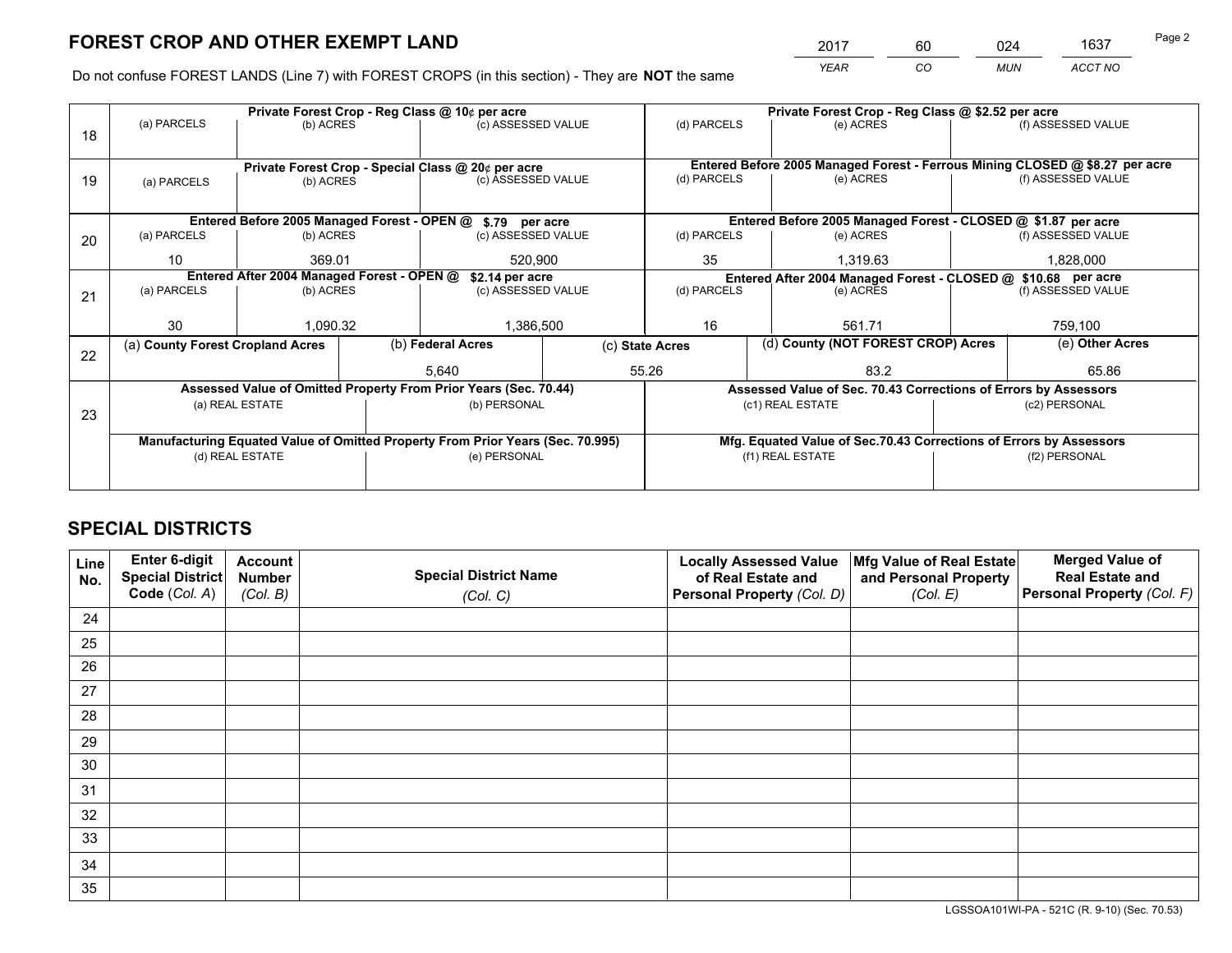# FOREST CROP AND OTHER EXEMPT LAND

| 2017 | 60 | 024 | 1637 |
|---|---|---|---|
| *YEAR* | *CO* | *MUN* | *ACCT NO* |

Do not confuse FOREST LANDS (Line 7) with FOREST CROPS (in this section) - They are **NOT** the same

| Line | Private Forest Crop - Reg Class @ 10¢ per acre | | | Private Forest Crop - Reg Class @ $2.52 per acre | | |
|---|---|---|---|---|---|---|
| 18 | (a) PARCELS | (b) ACRES | (c) ASSESSED VALUE | (d) PARCELS | (e) ACRES | (f) ASSESSED VALUE |
| | | | | | | |
| | **Private Forest Crop - Special Class @ 20¢ per acre** | | | **Entered Before 2005 Managed Forest - Ferrous Mining CLOSED @ $8.27 per acre** | | |
| 19 | (a) PARCELS | (b) ACRES | (c) ASSESSED VALUE | (d) PARCELS | (e) ACRES | (f) ASSESSED VALUE |
| | | | | | | |
| | **Entered Before 2005 Managed Forest - OPEN @ $.79 per acre** | | | **Entered Before 2005 Managed Forest - CLOSED @ $1.87 per acre** | | |
| 20 | (a) PARCELS | (b) ACRES | (c) ASSESSED VALUE | (d) PARCELS | (e) ACRES | (f) ASSESSED VALUE |
| | 10 | 369.01 | 520,900 | 35 | 1,319.63 | 1,828,000 |
| | **Entered After 2004 Managed Forest - OPEN @ $2.14 per acre** | | | **Entered After 2004 Managed Forest - CLOSED @ $10.68 per acre** | | |
| 21 | (a) PARCELS | (b) ACRES | (c) ASSESSED VALUE | (d) PARCELS | (e) ACRES | (f) ASSESSED VALUE |
| | 30 | 1,090.32 | 1,386,500 | 16 | 561.71 | 759,100 |

| Line | (a) County Forest Cropland Acres | (b) Federal Acres | (c) State Acres | (d) County (NOT FOREST CROP) Acres | (e) Other Acres |
|---|---|---|---|---|---|
| 22 | | 5,640 | 55.26 | 83.2 | 65.86 |

| Line | Assessed Value of Omitted Property From Prior Years (Sec. 70.44) | | Assessed Value of Sec. 70.43 Corrections of Errors by Assessors | |
|---|---|---|---|---|
| 23 | (a) REAL ESTATE | (b) PERSONAL | (c1) REAL ESTATE | (c2) PERSONAL |
| | | | | |
| | **Manufacturing Equated Value of Omitted Property From Prior Years (Sec. 70.995)** | | **Mfg. Equated Value of Sec.70.43 Corrections of Errors by Assessors** | |
| | (d) REAL ESTATE | (e) PERSONAL | (f1) REAL ESTATE | (f2) PERSONAL |
| | | | | |

# SPECIAL DISTRICTS

| Line No. | Enter 6-digit Special District Code (*Col. A*) | Account Number (*Col. B*) | Special District Name (*Col. C*) | Locally Assessed Value of Real Estate and Personal Property (*Col. D*) | Mfg Value of Real Estate and Personal Property (*Col. E*) | Merged Value of Real Estate and Personal Property (*Col. F*) |
|---|---|---|---|---|---|---|
| 24 | | | | | | |
| 25 | | | | | | |
| 26 | | | | | | |
| 27 | | | | | | |
| 28 | | | | | | |
| 29 | | | | | | |
| 30 | | | | | | |
| 31 | | | | | | |
| 32 | | | | | | |
| 33 | | | | | | |
| 34 | | | | | | |
| 35 | | | | | | |

LGSSOA101WI-PA - 521C (R. 9-10) (Sec. 70.53)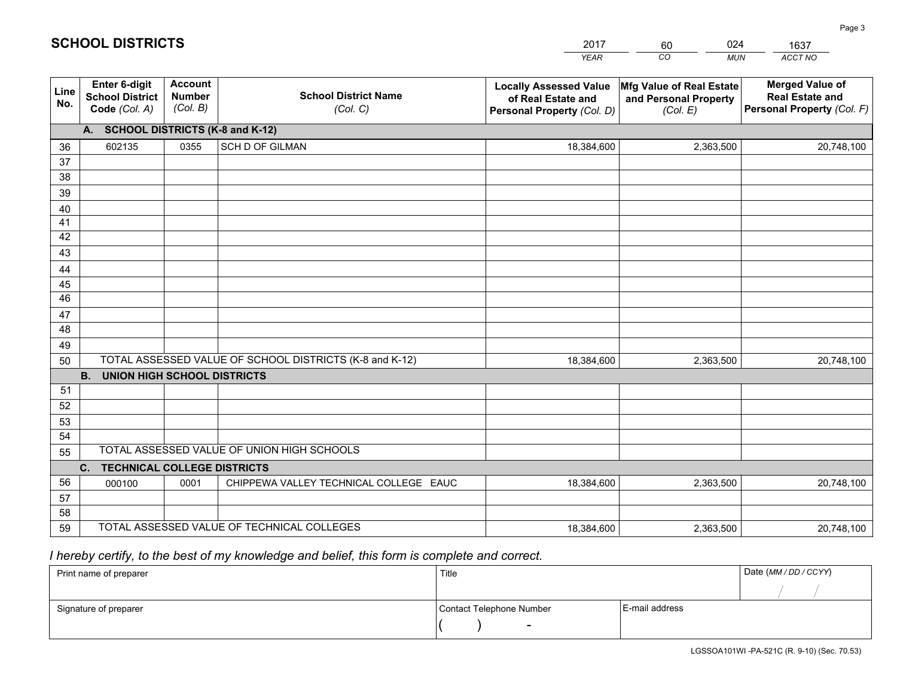# SCHOOL DISTRICTS

| 2017 | 60 | 024 | 1637 |
|---|---|---|---|
| *YEAR* | *CO* | *MUN* | *ACCT NO* |

| Line No. | Enter 6-digit School District Code *(Col. A)* | Account Number *(Col. B)* | School District Name *(Col. C)* | Locally Assessed Value of Real Estate and Personal Property *(Col. D)* | Mfg Value of Real Estate and Personal Property *(Col. E)* | Merged Value of Real Estate and Personal Property *(Col. F)* |
|---|---|---|---|---|---|---|
| | **A. SCHOOL DISTRICTS (K-8 and K-12)** | | | | | |
| 36 | 602135 | 0355 | SCH D OF GILMAN | 18,384,600 | 2,363,500 | 20,748,100 |
| 37 | | | | | | |
| 38 | | | | | | |
| 39 | | | | | | |
| 40 | | | | | | |
| 41 | | | | | | |
| 42 | | | | | | |
| 43 | | | | | | |
| 44 | | | | | | |
| 45 | | | | | | |
| 46 | | | | | | |
| 47 | | | | | | |
| 48 | | | | | | |
| 49 | | | | | | |
| 50 | TOTAL ASSESSED VALUE OF SCHOOL DISTRICTS (K-8 and K-12) | | | 18,384,600 | 2,363,500 | 20,748,100 |
| | **B. UNION HIGH SCHOOL DISTRICTS** | | | | | |
| 51 | | | | | | |
| 52 | | | | | | |
| 53 | | | | | | |
| 54 | | | | | | |
| 55 | TOTAL ASSESSED VALUE OF UNION HIGH SCHOOLS | | | | | |
| | **C. TECHNICAL COLLEGE DISTRICTS** | | | | | |
| 56 | 000100 | 0001 | CHIPPEWA VALLEY TECHNICAL COLLEGE EAUC | 18,384,600 | 2,363,500 | 20,748,100 |
| 57 | | | | | | |
| 58 | | | | | | |
| 59 | TOTAL ASSESSED VALUE OF TECHNICAL COLLEGES | | | 18,384,600 | 2,363,500 | 20,748,100 |

*I hereby certify, to the best of my knowledge and belief, this form is complete and correct.*

| Print name of preparer | Title | | Date *(MM / DD / CCYY)* |
|---|---|---|---|
| | | | / / |
| Signature of preparer | Contact Telephone Number | E-mail address | |
| | ( ) - | | |

LGSSOA101WI -PA-521C (R. 9-10) (Sec. 70.53)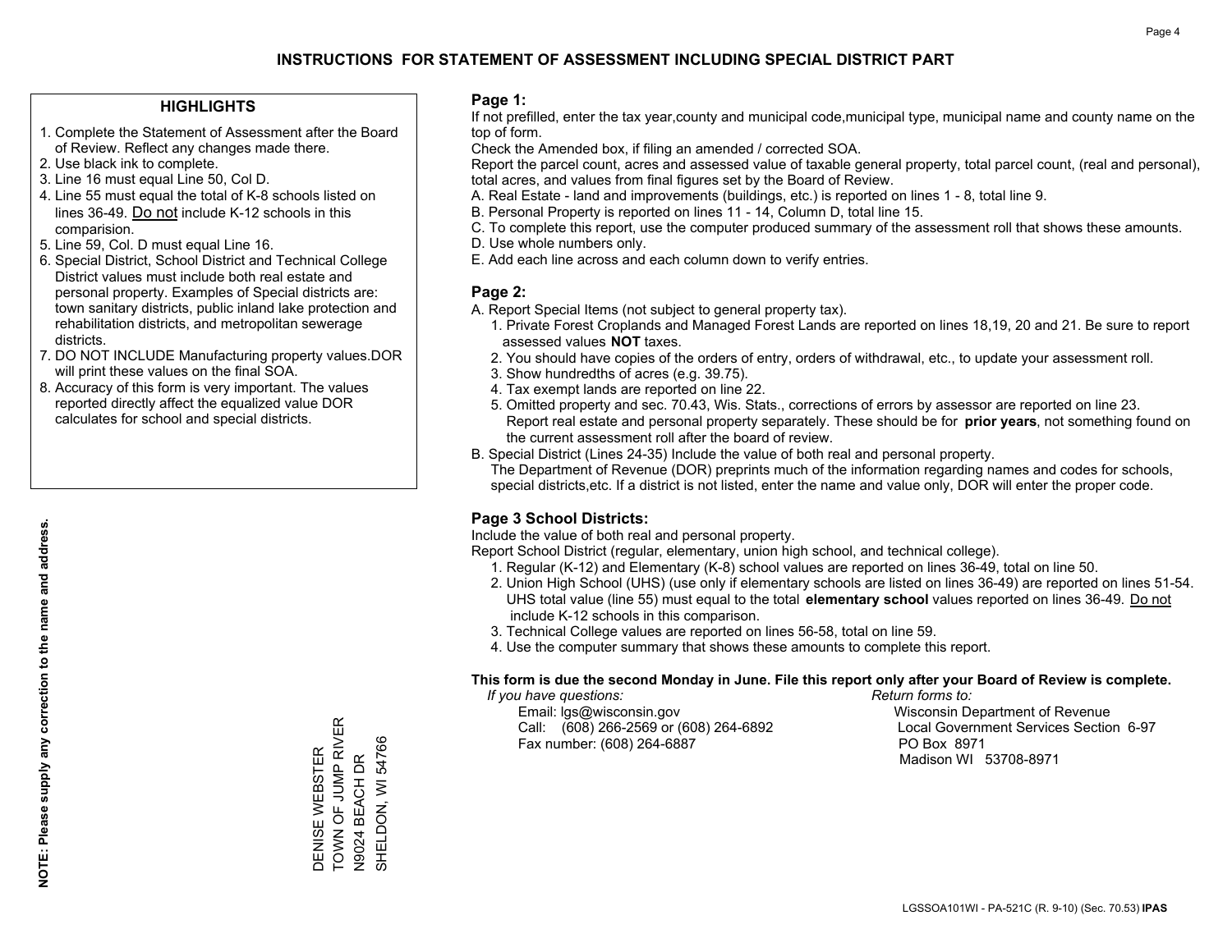# INSTRUCTIONS FOR STATEMENT OF ASSESSMENT INCLUDING SPECIAL DISTRICT PART

## HIGHLIGHTS

1. Complete the Statement of Assessment after the Board of Review. Reflect any changes made there.
2. Use black ink to complete.
3. Line 16 must equal Line 50, Col D.
4. Line 55 must equal the total of K-8 schools listed on lines 36-49. Do not include K-12 schools in this comparision.
5. Line 59, Col. D must equal Line 16.
6. Special District, School District and Technical College District values must include both real estate and personal property. Examples of Special districts are: town sanitary districts, public inland lake protection and rehabilitation districts, and metropolitan sewerage districts.
7. DO NOT INCLUDE Manufacturing property values.DOR will print these values on the final SOA.
8. Accuracy of this form is very important. The values reported directly affect the equalized value DOR calculates for school and special districts.

**NOTE: Please supply any correction to the name and address.**

DENISE WEBSTER
TOWN OF JUMP RIVER
N9024 BEACH DR
SHELDON, WI 54766

## Page 1:

If not prefilled, enter the tax year,county and municipal code,municipal type, municipal name and county name on the top of form.

Check the Amended box, if filing an amended / corrected SOA.

Report the parcel count, acres and assessed value of taxable general property, total parcel count, (real and personal), total acres, and values from final figures set by the Board of Review.

A. Real Estate - land and improvements (buildings, etc.) is reported on lines 1 - 8, total line 9.
B. Personal Property is reported on lines 11 - 14, Column D, total line 15.
C. To complete this report, use the computer produced summary of the assessment roll that shows these amounts.
D. Use whole numbers only.
E. Add each line across and each column down to verify entries.

## Page 2:

A. Report Special Items (not subject to general property tax).
   1. Private Forest Croplands and Managed Forest Lands are reported on lines 18,19, 20 and 21. Be sure to report assessed values **NOT** taxes.
   2. You should have copies of the orders of entry, orders of withdrawal, etc., to update your assessment roll.
   3. Show hundredths of acres (e.g. 39.75).
   4. Tax exempt lands are reported on line 22.
   5. Omitted property and sec. 70.43, Wis. Stats., corrections of errors by assessor are reported on line 23. Report real estate and personal property separately. These should be for **prior years**, not something found on the current assessment roll after the board of review.
B. Special District (Lines 24-35) Include the value of both real and personal property.
   The Department of Revenue (DOR) preprints much of the information regarding names and codes for schools, special districts,etc. If a district is not listed, enter the name and value only, DOR will enter the proper code.

## Page 3 School Districts:

Include the value of both real and personal property.

Report School District (regular, elementary, union high school, and technical college).

1. Regular (K-12) and Elementary (K-8) school values are reported on lines 36-49, total on line 50.
2. Union High School (UHS) (use only if elementary schools are listed on lines 36-49) are reported on lines 51-54. UHS total value (line 55) must equal to the total **elementary school** values reported on lines 36-49. Do not include K-12 schools in this comparison.
3. Technical College values are reported on lines 56-58, total on line 59.
4. Use the computer summary that shows these amounts to complete this report.

**This form is due the second Monday in June. File this report only after your Board of Review is complete.**

*If you have questions:*
Email: lgs@wisconsin.gov
Call: (608) 266-2569 or (608) 264-6892
Fax number: (608) 264-6887

*Return forms to:*
Wisconsin Department of Revenue
Local Government Services Section 6-97
PO Box 8971
Madison WI 53708-8971

LGSSOA101WI - PA-521C (R. 9-10) (Sec. 70.53) **IPAS**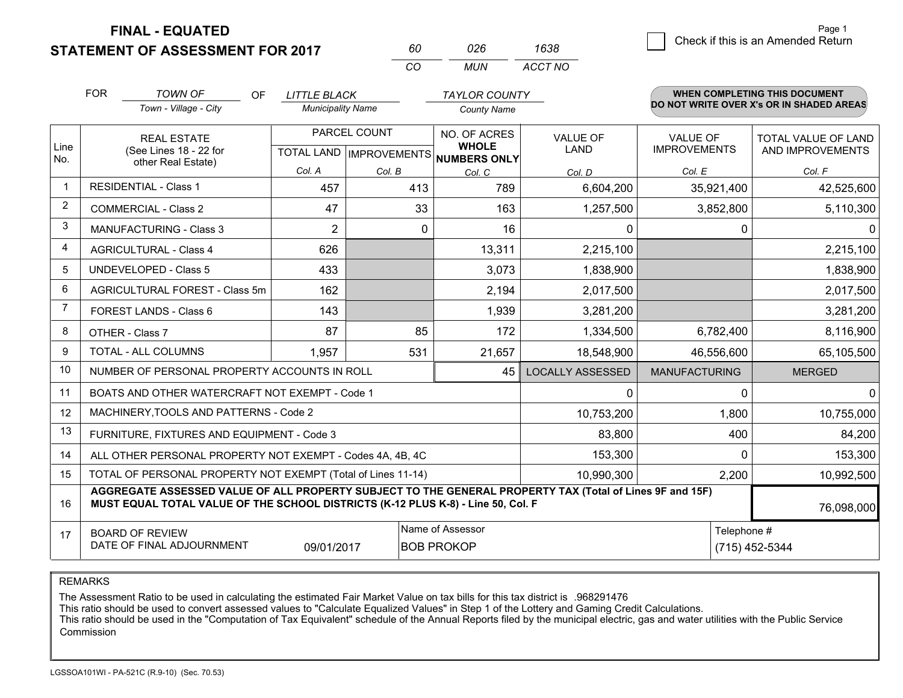**FINAL - EQUATED**
**STATEMENT OF ASSESSMENT FOR 2017**

| 60 | 026 | 1638 |
|---|---|---|
| CO | MUN | ACCT NO |

Page 1

☐ Check if this is an Amended Return

FOR *TOWN OF* (Town - Village - City) OF *LITTLE BLACK* (Municipality Name) *TAYLOR COUNTY* (County Name)

**WHEN COMPLETING THIS DOCUMENT DO NOT WRITE OVER X's OR IN SHADED AREAS**

| Line No. | REAL ESTATE (See Lines 18 - 22 for other Real Estate) | PARCEL COUNT TOTAL LAND Col. A | IMPROVEMENTS Col. B | NO. OF ACRES WHOLE NUMBERS ONLY Col. C | VALUE OF LAND Col. D | VALUE OF IMPROVEMENTS Col. E | TOTAL VALUE OF LAND AND IMPROVEMENTS Col. F |
|---|---|---|---|---|---|---|---|
| 1 | RESIDENTIAL - Class 1 | 457 | 413 | 789 | 6,604,200 | 35,921,400 | 42,525,600 |
| 2 | COMMERCIAL - Class 2 | 47 | 33 | 163 | 1,257,500 | 3,852,800 | 5,110,300 |
| 3 | MANUFACTURING - Class 3 | 2 | 0 | 16 | 0 | 0 | 0 |
| 4 | AGRICULTURAL - Class 4 | 626 | | 13,311 | 2,215,100 | | 2,215,100 |
| 5 | UNDEVELOPED - Class 5 | 433 | | 3,073 | 1,838,900 | | 1,838,900 |
| 6 | AGRICULTURAL FOREST - Class 5m | 162 | | 2,194 | 2,017,500 | | 2,017,500 |
| 7 | FOREST LANDS - Class 6 | 143 | | 1,939 | 3,281,200 | | 3,281,200 |
| 8 | OTHER - Class 7 | 87 | 85 | 172 | 1,334,500 | 6,782,400 | 8,116,900 |
| 9 | TOTAL - ALL COLUMNS | 1,957 | 531 | 21,657 | 18,548,900 | 46,556,600 | 65,105,500 |
| 10 | NUMBER OF PERSONAL PROPERTY ACCOUNTS IN ROLL | | | 45 | LOCALLY ASSESSED | MANUFACTURING | MERGED |
| 11 | BOATS AND OTHER WATERCRAFT NOT EXEMPT - Code 1 | | | | 0 | 0 | 0 |
| 12 | MACHINERY,TOOLS AND PATTERNS - Code 2 | | | | 10,753,200 | 1,800 | 10,755,000 |
| 13 | FURNITURE, FIXTURES AND EQUIPMENT - Code 3 | | | | 83,800 | 400 | 84,200 |
| 14 | ALL OTHER PERSONAL PROPERTY NOT EXEMPT - Codes 4A, 4B, 4C | | | | 153,300 | 0 | 153,300 |
| 15 | TOTAL OF PERSONAL PROPERTY NOT EXEMPT (Total of Lines 11-14) | | | | 10,990,300 | 2,200 | 10,992,500 |
| 16 | **AGGREGATE ASSESSED VALUE OF ALL PROPERTY SUBJECT TO THE GENERAL PROPERTY TAX (Total of Lines 9F and 15F) MUST EQUAL TOTAL VALUE OF THE SCHOOL DISTRICTS (K-12 PLUS K-8) - Line 50, Col. F** | | | | | | 76,098,000 |
| 17 | BOARD OF REVIEW DATE OF FINAL ADJOURNMENT | 09/01/2017 | Name of Assessor | BOB PROKOP | | Telephone # | (715) 452-5344 |

REMARKS

The Assessment Ratio to be used in calculating the estimated Fair Market Value on tax bills for this tax district is .968291476
This ratio should be used to convert assessed values to "Calculate Equalized Values" in Step 1 of the Lottery and Gaming Credit Calculations.
This ratio should be used in the "Computation of Tax Equivalent" schedule of the Annual Reports filed by the municipal electric, gas and water utilities with the Public Service Commission

LGSSOA101WI - PA-521C (R.9-10) (Sec. 70.53)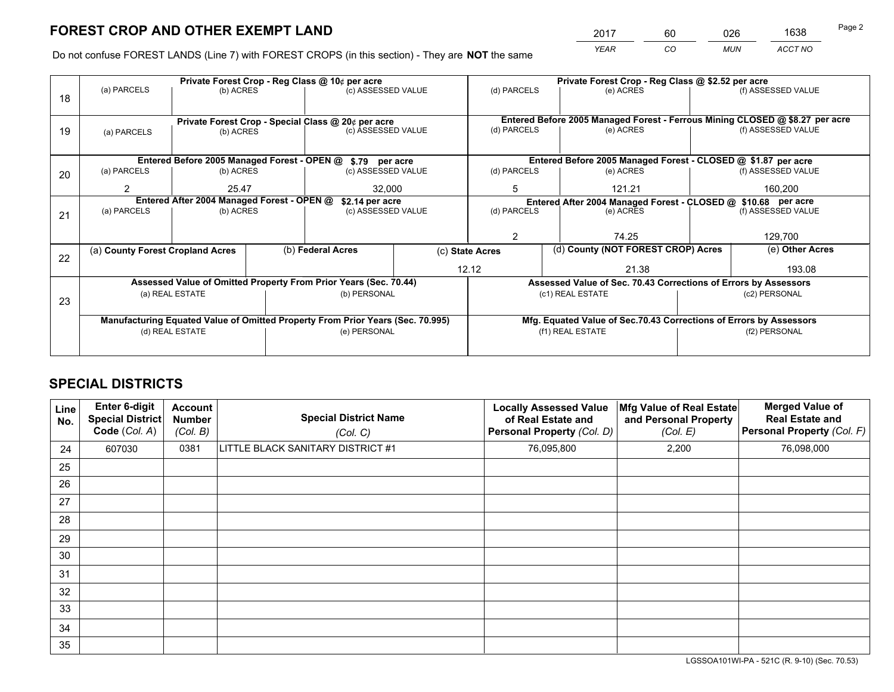# FOREST CROP AND OTHER EXEMPT LAND

| 2017 | 60 | 026 | 1638 |
|---|---|---|---|
| *YEAR* | *CO* | *MUN* | *ACCT NO* |

Do not confuse FOREST LANDS (Line 7) with FOREST CROPS (in this section) - They are **NOT** the same

| Line | Private Forest Crop - Reg Class @ 10¢ per acre | | | Private Forest Crop - Reg Class @ $2.52 per acre | | |
|---|---|---|---|---|---|---|
| 18 | (a) PARCELS | (b) ACRES | (c) ASSESSED VALUE | (d) PARCELS | (e) ACRES | (f) ASSESSED VALUE |
| | | | | | | |
| | **Private Forest Crop - Special Class @ 20¢ per acre** | | | **Entered Before 2005 Managed Forest - Ferrous Mining CLOSED @ $8.27 per acre** | | |
| 19 | (a) PARCELS | (b) ACRES | (c) ASSESSED VALUE | (d) PARCELS | (e) ACRES | (f) ASSESSED VALUE |
| | | | | | | |
| | **Entered Before 2005 Managed Forest - OPEN @ $.79 per acre** | | | **Entered Before 2005 Managed Forest - CLOSED @ $1.87 per acre** | | |
| 20 | (a) PARCELS | (b) ACRES | (c) ASSESSED VALUE | (d) PARCELS | (e) ACRES | (f) ASSESSED VALUE |
| | 2 | 25.47 | 32,000 | 5 | 121.21 | 160,200 |
| | **Entered After 2004 Managed Forest - OPEN @ $2.14 per acre** | | | **Entered After 2004 Managed Forest - CLOSED @ $10.68 per acre** | | |
| 21 | (a) PARCELS | (b) ACRES | (c) ASSESSED VALUE | (d) PARCELS | (e) ACRES | (f) ASSESSED VALUE |
| | | | | 2 | 74.25 | 129,700 |

| Line | (a) County Forest Cropland Acres | (b) Federal Acres | (c) State Acres | (d) County (NOT FOREST CROP) Acres | (e) Other Acres |
|---|---|---|---|---|---|
| 22 | | | 12.12 | 21.38 | 193.08 |

| Line | Assessed Value of Omitted Property From Prior Years (Sec. 70.44) | | Assessed Value of Sec. 70.43 Corrections of Errors by Assessors | |
|---|---|---|---|---|
| 23 | (a) REAL ESTATE | (b) PERSONAL | (c1) REAL ESTATE | (c2) PERSONAL |
| | | | | |
| | **Manufacturing Equated Value of Omitted Property From Prior Years (Sec. 70.995)** | | **Mfg. Equated Value of Sec.70.43 Corrections of Errors by Assessors** | |
| | (d) REAL ESTATE | (e) PERSONAL | (f1) REAL ESTATE | (f2) PERSONAL |
| | | | | |

# SPECIAL DISTRICTS

| Line No. | Enter 6-digit Special District Code (Col. A) | Account Number (Col. B) | Special District Name (Col. C) | Locally Assessed Value of Real Estate and Personal Property (Col. D) | Mfg Value of Real Estate and Personal Property (Col. E) | Merged Value of Real Estate and Personal Property (Col. F) |
|---|---|---|---|---|---|---|
| 24 | 607030 | 0381 | LITTLE BLACK SANITARY DISTRICT #1 | 76,095,800 | 2,200 | 76,098,000 |
| 25 | | | | | | |
| 26 | | | | | | |
| 27 | | | | | | |
| 28 | | | | | | |
| 29 | | | | | | |
| 30 | | | | | | |
| 31 | | | | | | |
| 32 | | | | | | |
| 33 | | | | | | |
| 34 | | | | | | |
| 35 | | | | | | |

LGSSOA101WI-PA - 521C (R. 9-10) (Sec. 70.53)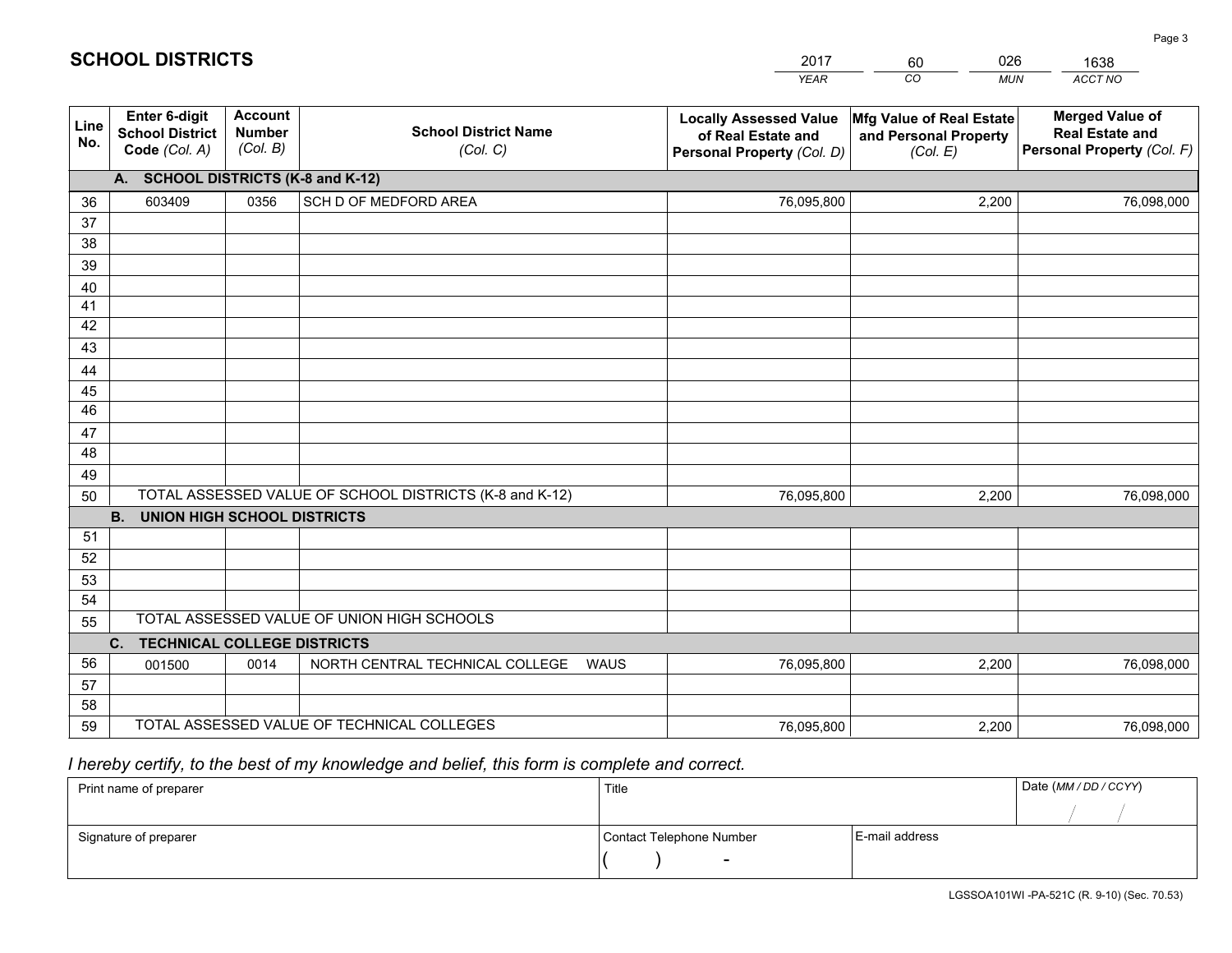# SCHOOL DISTRICTS

| 2017 | 60 | 026 | 1638 |
|---|---|---|---|
| *YEAR* | *CO* | *MUN* | *ACCT NO* |

| Line No. | Enter 6-digit School District Code *(Col. A)* | Account Number *(Col. B)* | School District Name *(Col. C)* | Locally Assessed Value of Real Estate and Personal Property *(Col. D)* | Mfg Value of Real Estate and Personal Property *(Col. E)* | Merged Value of Real Estate and Personal Property *(Col. F)* |
|---|---|---|---|---|---|---|
| **A. SCHOOL DISTRICTS (K-8 and K-12)** | | | | | | |
| 36 | 603409 | 0356 | SCH D OF MEDFORD AREA | 76,095,800 | 2,200 | 76,098,000 |
| 37 | | | | | | |
| 38 | | | | | | |
| 39 | | | | | | |
| 40 | | | | | | |
| 41 | | | | | | |
| 42 | | | | | | |
| 43 | | | | | | |
| 44 | | | | | | |
| 45 | | | | | | |
| 46 | | | | | | |
| 47 | | | | | | |
| 48 | | | | | | |
| 49 | | | | | | |
| 50 | TOTAL ASSESSED VALUE OF SCHOOL DISTRICTS (K-8 and K-12) | | | 76,095,800 | 2,200 | 76,098,000 |
| **B. UNION HIGH SCHOOL DISTRICTS** | | | | | | |
| 51 | | | | | | |
| 52 | | | | | | |
| 53 | | | | | | |
| 54 | | | | | | |
| 55 | TOTAL ASSESSED VALUE OF UNION HIGH SCHOOLS | | | | | |
| **C. TECHNICAL COLLEGE DISTRICTS** | | | | | | |
| 56 | 001500 | 0014 | NORTH CENTRAL TECHNICAL COLLEGE WAUS | 76,095,800 | 2,200 | 76,098,000 |
| 57 | | | | | | |
| 58 | | | | | | |
| 59 | TOTAL ASSESSED VALUE OF TECHNICAL COLLEGES | | | 76,095,800 | 2,200 | 76,098,000 |

*I hereby certify, to the best of my knowledge and belief, this form is complete and correct.*

| Print name of preparer | Title | | Date *(MM / DD / CCYY)* |
|---|---|---|---|
| | | | / / |
| Signature of preparer | Contact Telephone Number | E-mail address | |
| | ( ) - | | |

LGSSOA101WI -PA-521C (R. 9-10) (Sec. 70.53)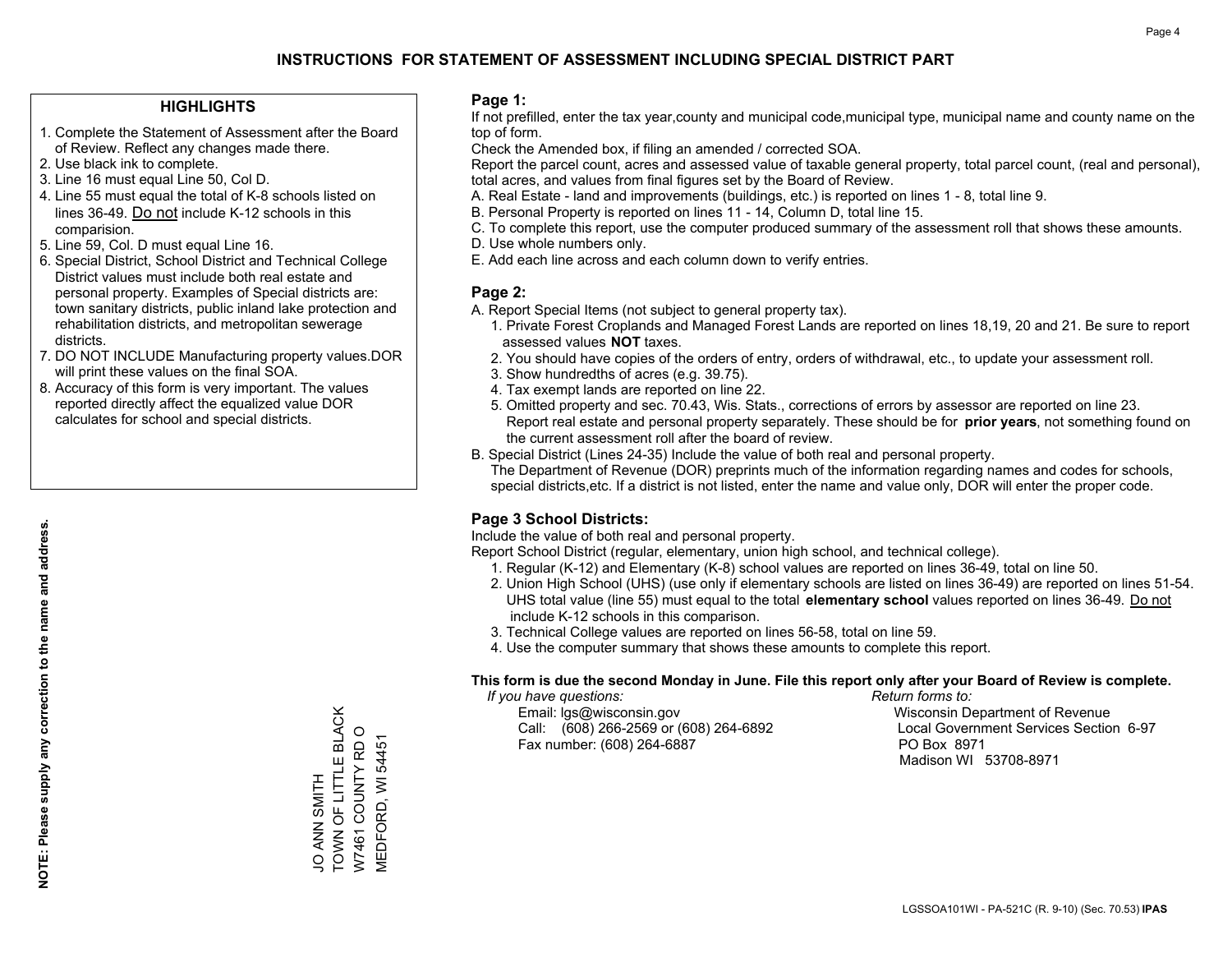# INSTRUCTIONS FOR STATEMENT OF ASSESSMENT INCLUDING SPECIAL DISTRICT PART

## HIGHLIGHTS

1. Complete the Statement of Assessment after the Board of Review. Reflect any changes made there.
2. Use black ink to complete.
3. Line 16 must equal Line 50, Col D.
4. Line 55 must equal the total of K-8 schools listed on lines 36-49. Do not include K-12 schools in this comparision.
5. Line 59, Col. D must equal Line 16.
6. Special District, School District and Technical College District values must include both real estate and personal property. Examples of Special districts are: town sanitary districts, public inland lake protection and rehabilitation districts, and metropolitan sewerage districts.
7. DO NOT INCLUDE Manufacturing property values.DOR will print these values on the final SOA.
8. Accuracy of this form is very important. The values reported directly affect the equalized value DOR calculates for school and special districts.

**NOTE: Please supply any correction to the name and address.**

JO ANN SMITH
TOWN OF LITTLE BLACK
W7461 COUNTY RD O
MEDFORD, WI 54451

## Page 1:

If not prefilled, enter the tax year,county and municipal code,municipal type, municipal name and county name on the top of form.

Check the Amended box, if filing an amended / corrected SOA.

Report the parcel count, acres and assessed value of taxable general property, total parcel count, (real and personal), total acres, and values from final figures set by the Board of Review.

A. Real Estate - land and improvements (buildings, etc.) is reported on lines 1 - 8, total line 9.
B. Personal Property is reported on lines 11 - 14, Column D, total line 15.
C. To complete this report, use the computer produced summary of the assessment roll that shows these amounts.
D. Use whole numbers only.
E. Add each line across and each column down to verify entries.

## Page 2:

A. Report Special Items (not subject to general property tax).
   1. Private Forest Croplands and Managed Forest Lands are reported on lines 18,19, 20 and 21. Be sure to report assessed values **NOT** taxes.
   2. You should have copies of the orders of entry, orders of withdrawal, etc., to update your assessment roll.
   3. Show hundredths of acres (e.g. 39.75).
   4. Tax exempt lands are reported on line 22.
   5. Omitted property and sec. 70.43, Wis. Stats., corrections of errors by assessor are reported on line 23. Report real estate and personal property separately. These should be for **prior years**, not something found on the current assessment roll after the board of review.
B. Special District (Lines 24-35) Include the value of both real and personal property.
   The Department of Revenue (DOR) preprints much of the information regarding names and codes for schools, special districts,etc. If a district is not listed, enter the name and value only, DOR will enter the proper code.

## Page 3 School Districts:

Include the value of both real and personal property.

Report School District (regular, elementary, union high school, and technical college).

1. Regular (K-12) and Elementary (K-8) school values are reported on lines 36-49, total on line 50.
2. Union High School (UHS) (use only if elementary schools are listed on lines 36-49) are reported on lines 51-54. UHS total value (line 55) must equal to the total **elementary school** values reported on lines 36-49. Do not include K-12 schools in this comparison.
3. Technical College values are reported on lines 56-58, total on line 59.
4. Use the computer summary that shows these amounts to complete this report.

**This form is due the second Monday in June. File this report only after your Board of Review is complete.**

*If you have questions:*
Email: lgs@wisconsin.gov
Call: (608) 266-2569 or (608) 264-6892
Fax number: (608) 264-6887

*Return forms to:*
Wisconsin Department of Revenue
Local Government Services Section 6-97
PO Box 8971
Madison WI 53708-8971

LGSSOA101WI - PA-521C (R. 9-10) (Sec. 70.53) **IPAS**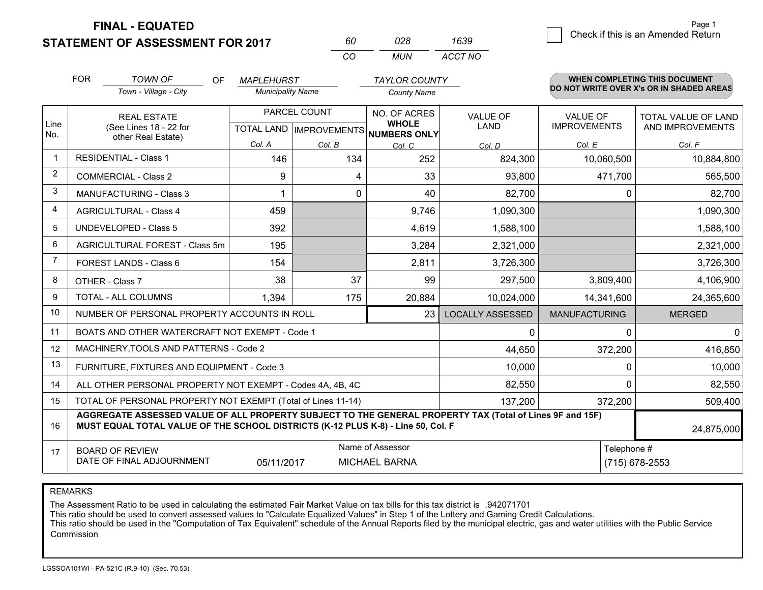**FINAL - EQUATED**
**STATEMENT OF ASSESSMENT FOR 2017**

| 60 | 028 | 1639 |
|---|---|---|
| CO | MUN | ACCT NO |

Page 1

☐ Check if this is an Amended Return

FOR *TOWN OF* (Town - Village - City) OF *MAPLEHURST* (Municipality Name) *TAYLOR COUNTY* (County Name)

**WHEN COMPLETING THIS DOCUMENT DO NOT WRITE OVER X's OR IN SHADED AREAS**

| Line No. | REAL ESTATE (See Lines 18 - 22 for other Real Estate) | PARCEL COUNT TOTAL LAND Col. A | PARCEL COUNT IMPROVEMENTS Col. B | NO. OF ACRES WHOLE NUMBERS ONLY Col. C | VALUE OF LAND Col. D | VALUE OF IMPROVEMENTS Col. E | TOTAL VALUE OF LAND AND IMPROVEMENTS Col. F |
|---|---|---|---|---|---|---|---|
| 1 | RESIDENTIAL - Class 1 | 146 | 134 | 252 | 824,300 | 10,060,500 | 10,884,800 |
| 2 | COMMERCIAL - Class 2 | 9 | 4 | 33 | 93,800 | 471,700 | 565,500 |
| 3 | MANUFACTURING - Class 3 | 1 | 0 | 40 | 82,700 | 0 | 82,700 |
| 4 | AGRICULTURAL - Class 4 | 459 | | 9,746 | 1,090,300 | | 1,090,300 |
| 5 | UNDEVELOPED - Class 5 | 392 | | 4,619 | 1,588,100 | | 1,588,100 |
| 6 | AGRICULTURAL FOREST - Class 5m | 195 | | 3,284 | 2,321,000 | | 2,321,000 |
| 7 | FOREST LANDS - Class 6 | 154 | | 2,811 | 3,726,300 | | 3,726,300 |
| 8 | OTHER - Class 7 | 38 | 37 | 99 | 297,500 | 3,809,400 | 4,106,900 |
| 9 | TOTAL - ALL COLUMNS | 1,394 | 175 | 20,884 | 10,024,000 | 14,341,600 | 24,365,600 |
| 10 | NUMBER OF PERSONAL PROPERTY ACCOUNTS IN ROLL | | | 23 | LOCALLY ASSESSED | MANUFACTURING | MERGED |
| 11 | BOATS AND OTHER WATERCRAFT NOT EXEMPT - Code 1 | | | | 0 | 0 | 0 |
| 12 | MACHINERY,TOOLS AND PATTERNS - Code 2 | | | | 44,650 | 372,200 | 416,850 |
| 13 | FURNITURE, FIXTURES AND EQUIPMENT - Code 3 | | | | 10,000 | 0 | 10,000 |
| 14 | ALL OTHER PERSONAL PROPERTY NOT EXEMPT - Codes 4A, 4B, 4C | | | | 82,550 | 0 | 82,550 |
| 15 | TOTAL OF PERSONAL PROPERTY NOT EXEMPT (Total of Lines 11-14) | | | | 137,200 | 372,200 | 509,400 |
| 16 | **AGGREGATE ASSESSED VALUE OF ALL PROPERTY SUBJECT TO THE GENERAL PROPERTY TAX (Total of Lines 9F and 15F) MUST EQUAL TOTAL VALUE OF THE SCHOOL DISTRICTS (K-12 PLUS K-8) - Line 50, Col. F** | | | | | | 24,875,000 |
| 17 | BOARD OF REVIEW DATE OF FINAL ADJOURNMENT | 05/11/2017 | | Name of Assessor: MICHAEL BARNA | | Telephone #: (715) 678-2553 | |

REMARKS

The Assessment Ratio to be used in calculating the estimated Fair Market Value on tax bills for this tax district is .942071701
This ratio should be used to convert assessed values to "Calculate Equalized Values" in Step 1 of the Lottery and Gaming Credit Calculations.
This ratio should be used in the "Computation of Tax Equivalent" schedule of the Annual Reports filed by the municipal electric, gas and water utilities with the Public Service Commission

LGSSOA101WI - PA-521C (R.9-10) (Sec. 70.53)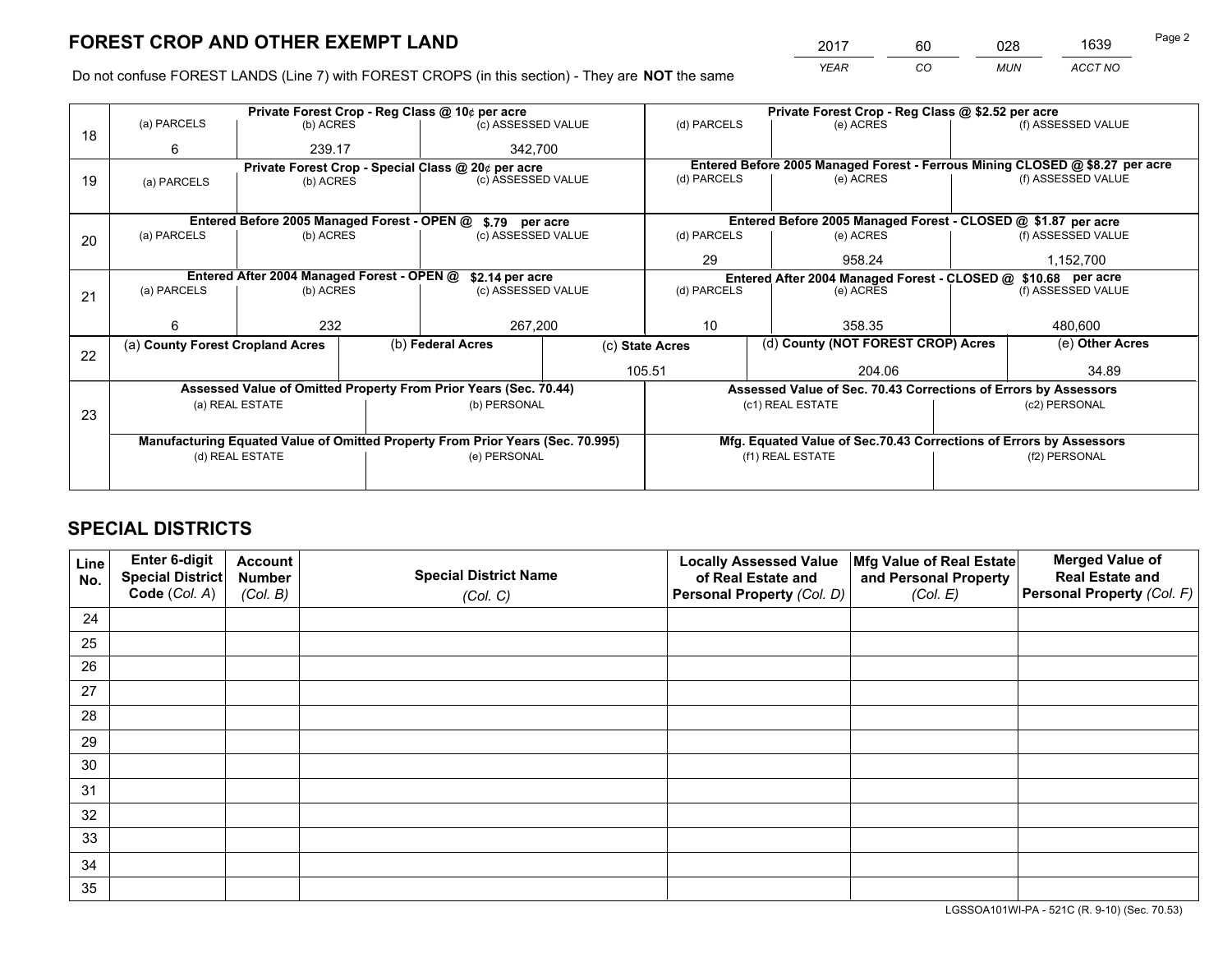# FOREST CROP AND OTHER EXEMPT LAND

| 2017 | 60 | 028 | 1639 |
|---|---|---|---|
| *YEAR* | *CO* | *MUN* | *ACCT NO* |

Do not confuse FOREST LANDS (Line 7) with FOREST CROPS (in this section) - They are **NOT** the same

| Line | Private Forest Crop - Reg Class @ 10¢ per acre | | | Private Forest Crop - Reg Class @ $2.52 per acre | | |
|---|---|---|---|---|---|---|
| 18 | (a) PARCELS | (b) ACRES | (c) ASSESSED VALUE | (d) PARCELS | (e) ACRES | (f) ASSESSED VALUE |
| | 6 | 239.17 | 342,700 | | | |
| | **Private Forest Crop - Special Class @ 20¢ per acre** | | | **Entered Before 2005 Managed Forest - Ferrous Mining CLOSED @ $8.27 per acre** | | |
| 19 | (a) PARCELS | (b) ACRES | (c) ASSESSED VALUE | (d) PARCELS | (e) ACRES | (f) ASSESSED VALUE |
| | | | | | | |
| | **Entered Before 2005 Managed Forest - OPEN @ $.79 per acre** | | | **Entered Before 2005 Managed Forest - CLOSED @ $1.87 per acre** | | |
| 20 | (a) PARCELS | (b) ACRES | (c) ASSESSED VALUE | (d) PARCELS | (e) ACRES | (f) ASSESSED VALUE |
| | | | | 29 | 958.24 | 1,152,700 |
| | **Entered After 2004 Managed Forest - OPEN @ $2.14 per acre** | | | **Entered After 2004 Managed Forest - CLOSED @ $10.68 per acre** | | |
| 21 | (a) PARCELS | (b) ACRES | (c) ASSESSED VALUE | (d) PARCELS | (e) ACRES | (f) ASSESSED VALUE |
| | 6 | 232 | 267,200 | 10 | 358.35 | 480,600 |

| Line | (a) County Forest Cropland Acres | (b) Federal Acres | (c) State Acres | (d) County (NOT FOREST CROP) Acres | (e) Other Acres |
|---|---|---|---|---|---|
| 22 | | | 105.51 | 204.06 | 34.89 |

| Line | Assessed Value of Omitted Property From Prior Years (Sec. 70.44) | | Assessed Value of Sec. 70.43 Corrections of Errors by Assessors | |
|---|---|---|---|---|
| 23 | (a) REAL ESTATE | (b) PERSONAL | (c1) REAL ESTATE | (c2) PERSONAL |
| | | | | |
| | **Manufacturing Equated Value of Omitted Property From Prior Years (Sec. 70.995)** | | **Mfg. Equated Value of Sec.70.43 Corrections of Errors by Assessors** | |
| | (d) REAL ESTATE | (e) PERSONAL | (f1) REAL ESTATE | (f2) PERSONAL |
| | | | | |

## SPECIAL DISTRICTS

| Line No. | Enter 6-digit Special District Code (Col. A) | Account Number (Col. B) | Special District Name (Col. C) | Locally Assessed Value of Real Estate and Personal Property (Col. D) | Mfg Value of Real Estate and Personal Property (Col. E) | Merged Value of Real Estate and Personal Property (Col. F) |
|---|---|---|---|---|---|---|
| 24 | | | | | | |
| 25 | | | | | | |
| 26 | | | | | | |
| 27 | | | | | | |
| 28 | | | | | | |
| 29 | | | | | | |
| 30 | | | | | | |
| 31 | | | | | | |
| 32 | | | | | | |
| 33 | | | | | | |
| 34 | | | | | | |
| 35 | | | | | | |

LGSSOA101WI-PA - 521C (R. 9-10) (Sec. 70.53)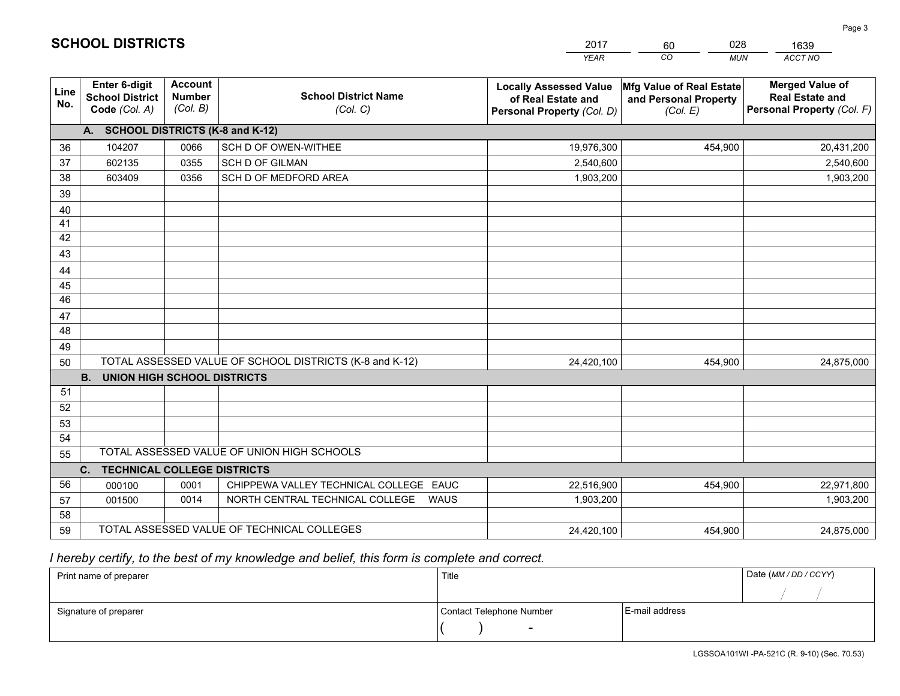## SCHOOL DISTRICTS

| 2017 | 60 | 028 | 1639 |
|---|---|---|---|
| *YEAR* | *CO* | *MUN* | *ACCT NO* |

| Line No. | Enter 6-digit School District Code *(Col. A)* | Account Number *(Col. B)* | School District Name *(Col. C)* | Locally Assessed Value of Real Estate and Personal Property *(Col. D)* | Mfg Value of Real Estate and Personal Property *(Col. E)* | Merged Value of Real Estate and Personal Property *(Col. F)* |
|---|---|---|---|---|---|---|
| | **A. SCHOOL DISTRICTS (K-8 and K-12)** | | | | | |
| 36 | 104207 | 0066 | SCH D OF OWEN-WITHEE | 19,976,300 | 454,900 | 20,431,200 |
| 37 | 602135 | 0355 | SCH D OF GILMAN | 2,540,600 | | 2,540,600 |
| 38 | 603409 | 0356 | SCH D OF MEDFORD AREA | 1,903,200 | | 1,903,200 |
| 39 | | | | | | |
| 40 | | | | | | |
| 41 | | | | | | |
| 42 | | | | | | |
| 43 | | | | | | |
| 44 | | | | | | |
| 45 | | | | | | |
| 46 | | | | | | |
| 47 | | | | | | |
| 48 | | | | | | |
| 49 | | | | | | |
| 50 | TOTAL ASSESSED VALUE OF SCHOOL DISTRICTS (K-8 and K-12) | | | 24,420,100 | 454,900 | 24,875,000 |
| | **B. UNION HIGH SCHOOL DISTRICTS** | | | | | |
| 51 | | | | | | |
| 52 | | | | | | |
| 53 | | | | | | |
| 54 | | | | | | |
| 55 | TOTAL ASSESSED VALUE OF UNION HIGH SCHOOLS | | | | | |
| | **C. TECHNICAL COLLEGE DISTRICTS** | | | | | |
| 56 | 000100 | 0001 | CHIPPEWA VALLEY TECHNICAL COLLEGE EAUC | 22,516,900 | 454,900 | 22,971,800 |
| 57 | 001500 | 0014 | NORTH CENTRAL TECHNICAL COLLEGE WAUS | 1,903,200 | | 1,903,200 |
| 58 | | | | | | |
| 59 | TOTAL ASSESSED VALUE OF TECHNICAL COLLEGES | | | 24,420,100 | 454,900 | 24,875,000 |

*I hereby certify, to the best of my knowledge and belief, this form is complete and correct.*

| Print name of preparer | Title | | Date *(MM / DD / CCYY)* |
|---|---|---|---|
| | | | / / |
| Signature of preparer | Contact Telephone Number | E-mail address | |
| | ( ) - | | |

LGSSOA101WI -PA-521C (R. 9-10) (Sec. 70.53)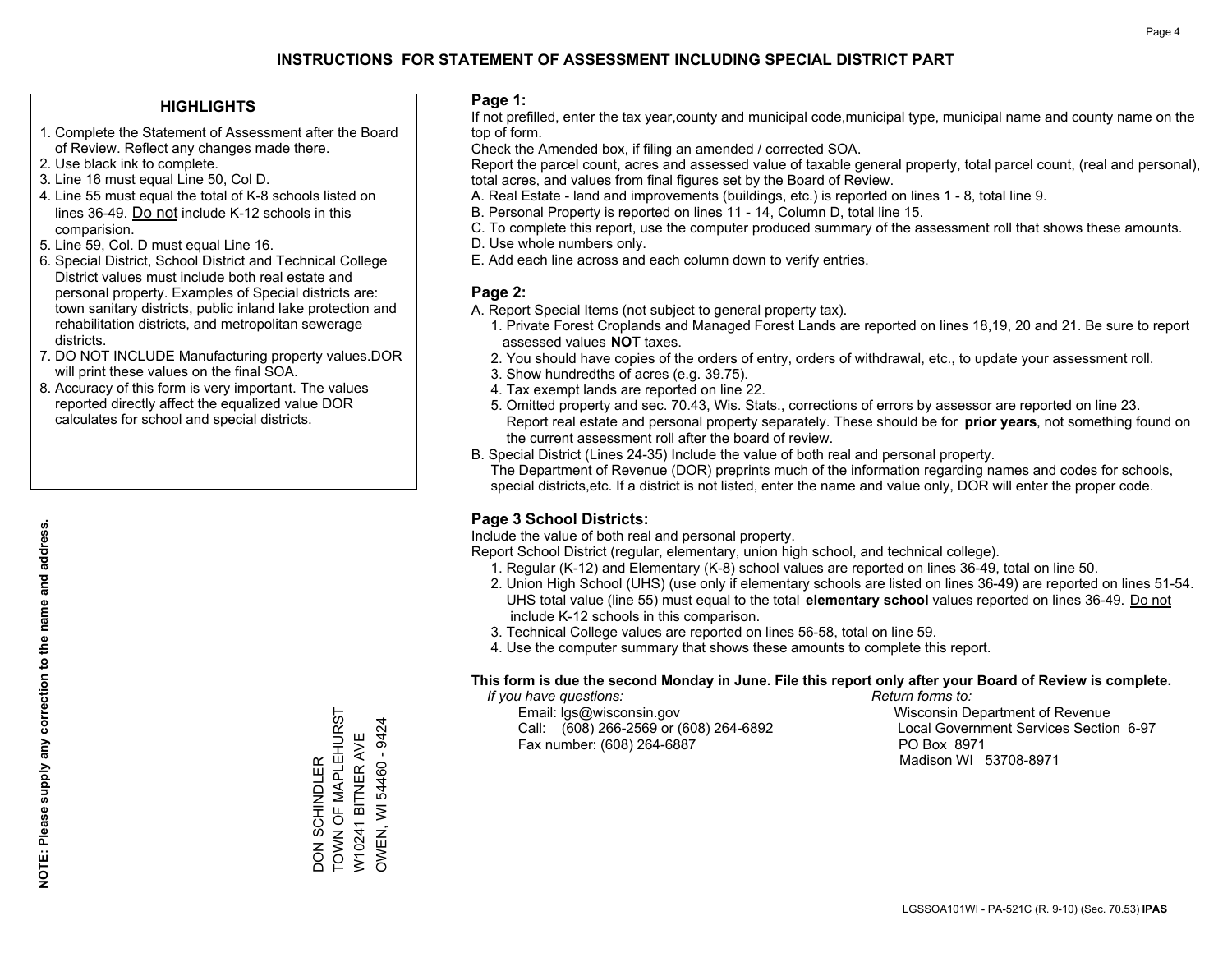# INSTRUCTIONS FOR STATEMENT OF ASSESSMENT INCLUDING SPECIAL DISTRICT PART

## HIGHLIGHTS

1. Complete the Statement of Assessment after the Board of Review. Reflect any changes made there.
2. Use black ink to complete.
3. Line 16 must equal Line 50, Col D.
4. Line 55 must equal the total of K-8 schools listed on lines 36-49. Do not include K-12 schools in this comparision.
5. Line 59, Col. D must equal Line 16.
6. Special District, School District and Technical College District values must include both real estate and personal property. Examples of Special districts are: town sanitary districts, public inland lake protection and rehabilitation districts, and metropolitan sewerage districts.
7. DO NOT INCLUDE Manufacturing property values.DOR will print these values on the final SOA.
8. Accuracy of this form is very important. The values reported directly affect the equalized value DOR calculates for school and special districts.

**NOTE: Please supply any correction to the name and address.**

DON SCHINDLER
TOWN OF MAPLEHURST
W10241 BITNER AVE
OWEN, WI 54460 - 9424

## Page 1:

If not prefilled, enter the tax year,county and municipal code,municipal type, municipal name and county name on the top of form.

Check the Amended box, if filing an amended / corrected SOA.

Report the parcel count, acres and assessed value of taxable general property, total parcel count, (real and personal), total acres, and values from final figures set by the Board of Review.

A. Real Estate - land and improvements (buildings, etc.) is reported on lines 1 - 8, total line 9.
B. Personal Property is reported on lines 11 - 14, Column D, total line 15.
C. To complete this report, use the computer produced summary of the assessment roll that shows these amounts.
D. Use whole numbers only.
E. Add each line across and each column down to verify entries.

## Page 2:

A. Report Special Items (not subject to general property tax).
1. Private Forest Croplands and Managed Forest Lands are reported on lines 18,19, 20 and 21. Be sure to report assessed values **NOT** taxes.
2. You should have copies of the orders of entry, orders of withdrawal, etc., to update your assessment roll.
3. Show hundredths of acres (e.g. 39.75).
4. Tax exempt lands are reported on line 22.
5. Omitted property and sec. 70.43, Wis. Stats., corrections of errors by assessor are reported on line 23. Report real estate and personal property separately. These should be for **prior years**, not something found on the current assessment roll after the board of review.

B. Special District (Lines 24-35) Include the value of both real and personal property.
The Department of Revenue (DOR) preprints much of the information regarding names and codes for schools, special districts,etc. If a district is not listed, enter the name and value only, DOR will enter the proper code.

## Page 3 School Districts:

Include the value of both real and personal property.

Report School District (regular, elementary, union high school, and technical college).
1. Regular (K-12) and Elementary (K-8) school values are reported on lines 36-49, total on line 50.
2. Union High School (UHS) (use only if elementary schools are listed on lines 36-49) are reported on lines 51-54. UHS total value (line 55) must equal to the total **elementary school** values reported on lines 36-49. Do not include K-12 schools in this comparison.
3. Technical College values are reported on lines 56-58, total on line 59.
4. Use the computer summary that shows these amounts to complete this report.

**This form is due the second Monday in June. File this report only after your Board of Review is complete.**

*If you have questions:*
Email: lgs@wisconsin.gov
Call: (608) 266-2569 or (608) 264-6892
Fax number: (608) 264-6887

*Return forms to:*
Wisconsin Department of Revenue
Local Government Services Section 6-97
PO Box 8971
Madison WI 53708-8971

LGSSOA101WI - PA-521C (R. 9-10) (Sec. 70.53) **IPAS**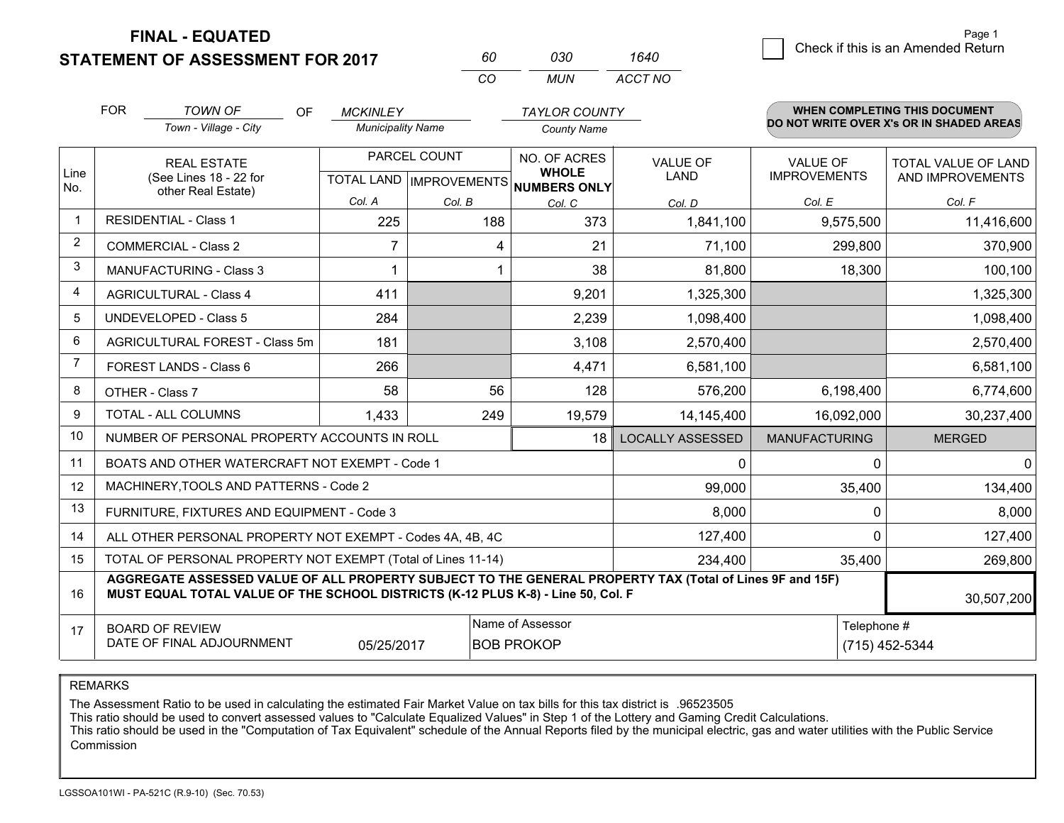# FINAL - EQUATED
## STATEMENT OF ASSESSMENT FOR 2017

| 60 | 030 | 1640 |
|---|---|---|
| CO | MUN | ACCT NO |

Page 1

☐ Check if this is an Amended Return

FOR *TOWN OF* (Town - Village - City) OF *MCKINLEY* (Municipality Name) *TAYLOR COUNTY* (County Name)

**WHEN COMPLETING THIS DOCUMENT DO NOT WRITE OVER X's OR IN SHADED AREAS**

| Line No. | REAL ESTATE (See Lines 18 - 22 for other Real Estate) | PARCEL COUNT TOTAL LAND Col. A | PARCEL COUNT IMPROVEMENTS Col. B | NO. OF ACRES WHOLE NUMBERS ONLY Col. C | VALUE OF LAND Col. D | VALUE OF IMPROVEMENTS Col. E | TOTAL VALUE OF LAND AND IMPROVEMENTS Col. F |
|---|---|---|---|---|---|---|---|
| 1 | RESIDENTIAL - Class 1 | 225 | 188 | 373 | 1,841,100 | 9,575,500 | 11,416,600 |
| 2 | COMMERCIAL - Class 2 | 7 | 4 | 21 | 71,100 | 299,800 | 370,900 |
| 3 | MANUFACTURING - Class 3 | 1 | 1 | 38 | 81,800 | 18,300 | 100,100 |
| 4 | AGRICULTURAL - Class 4 | 411 | | 9,201 | 1,325,300 | | 1,325,300 |
| 5 | UNDEVELOPED - Class 5 | 284 | | 2,239 | 1,098,400 | | 1,098,400 |
| 6 | AGRICULTURAL FOREST - Class 5m | 181 | | 3,108 | 2,570,400 | | 2,570,400 |
| 7 | FOREST LANDS - Class 6 | 266 | | 4,471 | 6,581,100 | | 6,581,100 |
| 8 | OTHER - Class 7 | 58 | 56 | 128 | 576,200 | 6,198,400 | 6,774,600 |
| 9 | TOTAL - ALL COLUMNS | 1,433 | 249 | 19,579 | 14,145,400 | 16,092,000 | 30,237,400 |
| 10 | NUMBER OF PERSONAL PROPERTY ACCOUNTS IN ROLL | | | 18 | LOCALLY ASSESSED | MANUFACTURING | MERGED |
| 11 | BOATS AND OTHER WATERCRAFT NOT EXEMPT - Code 1 | | | | 0 | 0 | 0 |
| 12 | MACHINERY,TOOLS AND PATTERNS - Code 2 | | | | 99,000 | 35,400 | 134,400 |
| 13 | FURNITURE, FIXTURES AND EQUIPMENT - Code 3 | | | | 8,000 | 0 | 8,000 |
| 14 | ALL OTHER PERSONAL PROPERTY NOT EXEMPT - Codes 4A, 4B, 4C | | | | 127,400 | 0 | 127,400 |
| 15 | TOTAL OF PERSONAL PROPERTY NOT EXEMPT (Total of Lines 11-14) | | | | 234,400 | 35,400 | 269,800 |
| 16 | **AGGREGATE ASSESSED VALUE OF ALL PROPERTY SUBJECT TO THE GENERAL PROPERTY TAX (Total of Lines 9F and 15F) MUST EQUAL TOTAL VALUE OF THE SCHOOL DISTRICTS (K-12 PLUS K-8) - Line 50, Col. F** | | | | | | 30,507,200 |
| 17 | BOARD OF REVIEW DATE OF FINAL ADJOURNMENT | 05/25/2017 | | Name of Assessor: BOB PROKOP | | Telephone #: (715) 452-5344 | |

REMARKS

The Assessment Ratio to be used in calculating the estimated Fair Market Value on tax bills for this tax district is .96523505
This ratio should be used to convert assessed values to "Calculate Equalized Values" in Step 1 of the Lottery and Gaming Credit Calculations.
This ratio should be used in the "Computation of Tax Equivalent" schedule of the Annual Reports filed by the municipal electric, gas and water utilities with the Public Service Commission

LGSSOA101WI - PA-521C (R.9-10) (Sec. 70.53)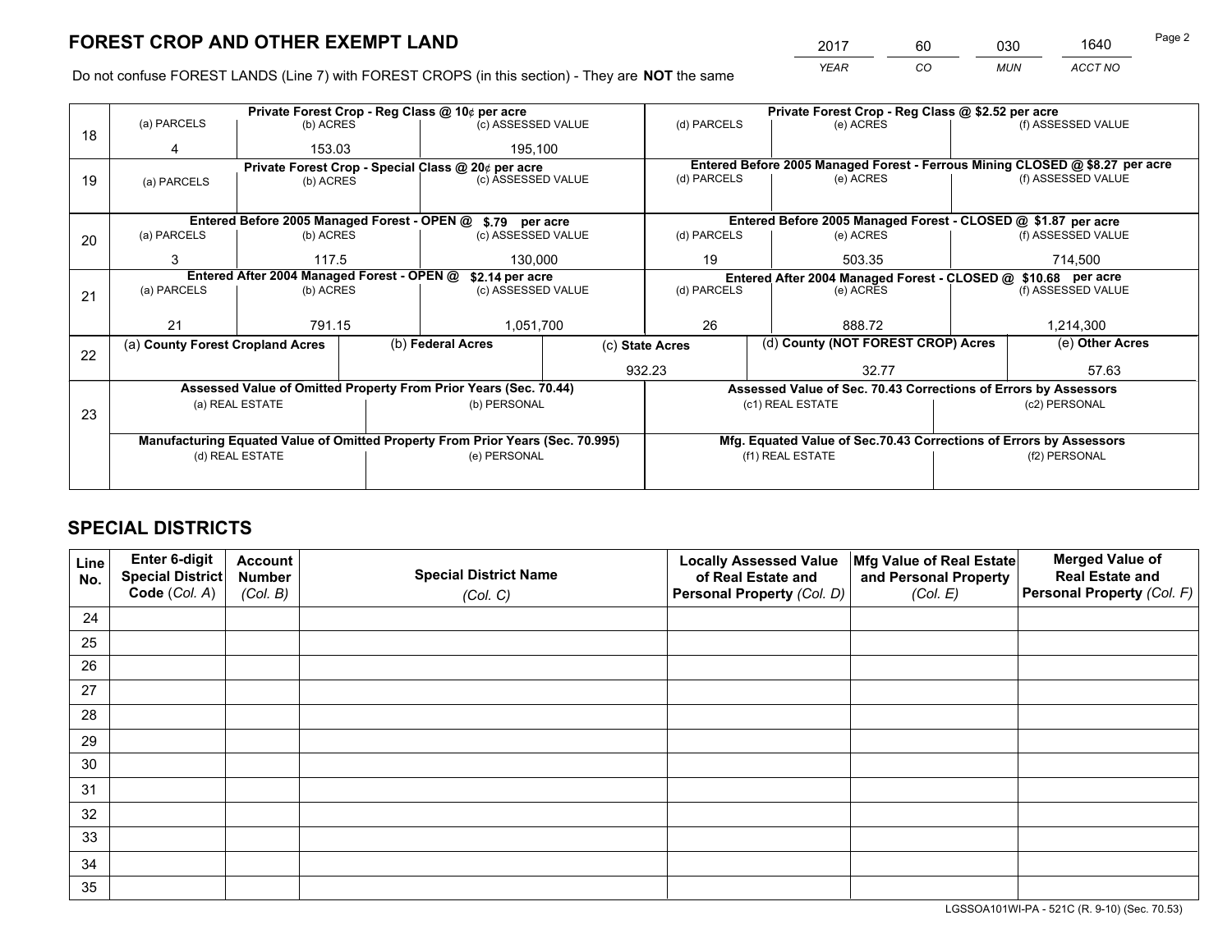# FOREST CROP AND OTHER EXEMPT LAND

| 2017 | 60 | 030 | 1640 |
|---|---|---|---|
| *YEAR* | *CO* | *MUN* | *ACCT NO* |

Do not confuse FOREST LANDS (Line 7) with FOREST CROPS (in this section) - They are **NOT** the same

| Line | Private Forest Crop - Reg Class @ 10¢ per acre | | | Private Forest Crop - Reg Class @ $2.52 per acre | | |
|---|---|---|---|---|---|---|
| | (a) PARCELS | (b) ACRES | (c) ASSESSED VALUE | (d) PARCELS | (e) ACRES | (f) ASSESSED VALUE |
| 18 | 4 | 153.03 | 195,100 | | | |
| | **Private Forest Crop - Special Class @ 20¢ per acre** | | | **Entered Before 2005 Managed Forest - Ferrous Mining CLOSED @ $8.27 per acre** | | |
| | (a) PARCELS | (b) ACRES | (c) ASSESSED VALUE | (d) PARCELS | (e) ACRES | (f) ASSESSED VALUE |
| 19 | | | | | | |
| | **Entered Before 2005 Managed Forest - OPEN @ $.79 per acre** | | | **Entered Before 2005 Managed Forest - CLOSED @ $1.87 per acre** | | |
| | (a) PARCELS | (b) ACRES | (c) ASSESSED VALUE | (d) PARCELS | (e) ACRES | (f) ASSESSED VALUE |
| 20 | 3 | 117.5 | 130,000 | 19 | 503.35 | 714,500 |
| | **Entered After 2004 Managed Forest - OPEN @ $2.14 per acre** | | | **Entered After 2004 Managed Forest - CLOSED @ $10.68 per acre** | | |
| | (a) PARCELS | (b) ACRES | (c) ASSESSED VALUE | (d) PARCELS | (e) ACRES | (f) ASSESSED VALUE |
| 21 | 21 | 791.15 | 1,051,700 | 26 | 888.72 | 1,214,300 |

| Line | (a) County Forest Cropland Acres | (b) Federal Acres | (c) State Acres | (d) County (NOT FOREST CROP) Acres | (e) Other Acres |
|---|---|---|---|---|---|
| 22 | | | 932.23 | 32.77 | 57.63 |

| Line | Assessed Value of Omitted Property From Prior Years (Sec. 70.44) | | Assessed Value of Sec. 70.43 Corrections of Errors by Assessors | |
|---|---|---|---|---|
| | (a) REAL ESTATE | (b) PERSONAL | (c1) REAL ESTATE | (c2) PERSONAL |
| 23 | | | | |
| | **Manufacturing Equated Value of Omitted Property From Prior Years (Sec. 70.995)** | | **Mfg. Equated Value of Sec.70.43 Corrections of Errors by Assessors** | |
| | (d) REAL ESTATE | (e) PERSONAL | (f1) REAL ESTATE | (f2) PERSONAL |
| | | | | |

# SPECIAL DISTRICTS

| Line No. | Enter 6-digit Special District Code (*Col. A*) | Account Number (*Col. B*) | Special District Name (*Col. C*) | Locally Assessed Value of Real Estate and Personal Property (*Col. D*) | Mfg Value of Real Estate and Personal Property (*Col. E*) | Merged Value of Real Estate and Personal Property (*Col. F*) |
|---|---|---|---|---|---|---|
| 24 | | | | | | |
| 25 | | | | | | |
| 26 | | | | | | |
| 27 | | | | | | |
| 28 | | | | | | |
| 29 | | | | | | |
| 30 | | | | | | |
| 31 | | | | | | |
| 32 | | | | | | |
| 33 | | | | | | |
| 34 | | | | | | |
| 35 | | | | | | |

LGSSOA101WI-PA - 521C (R. 9-10) (Sec. 70.53)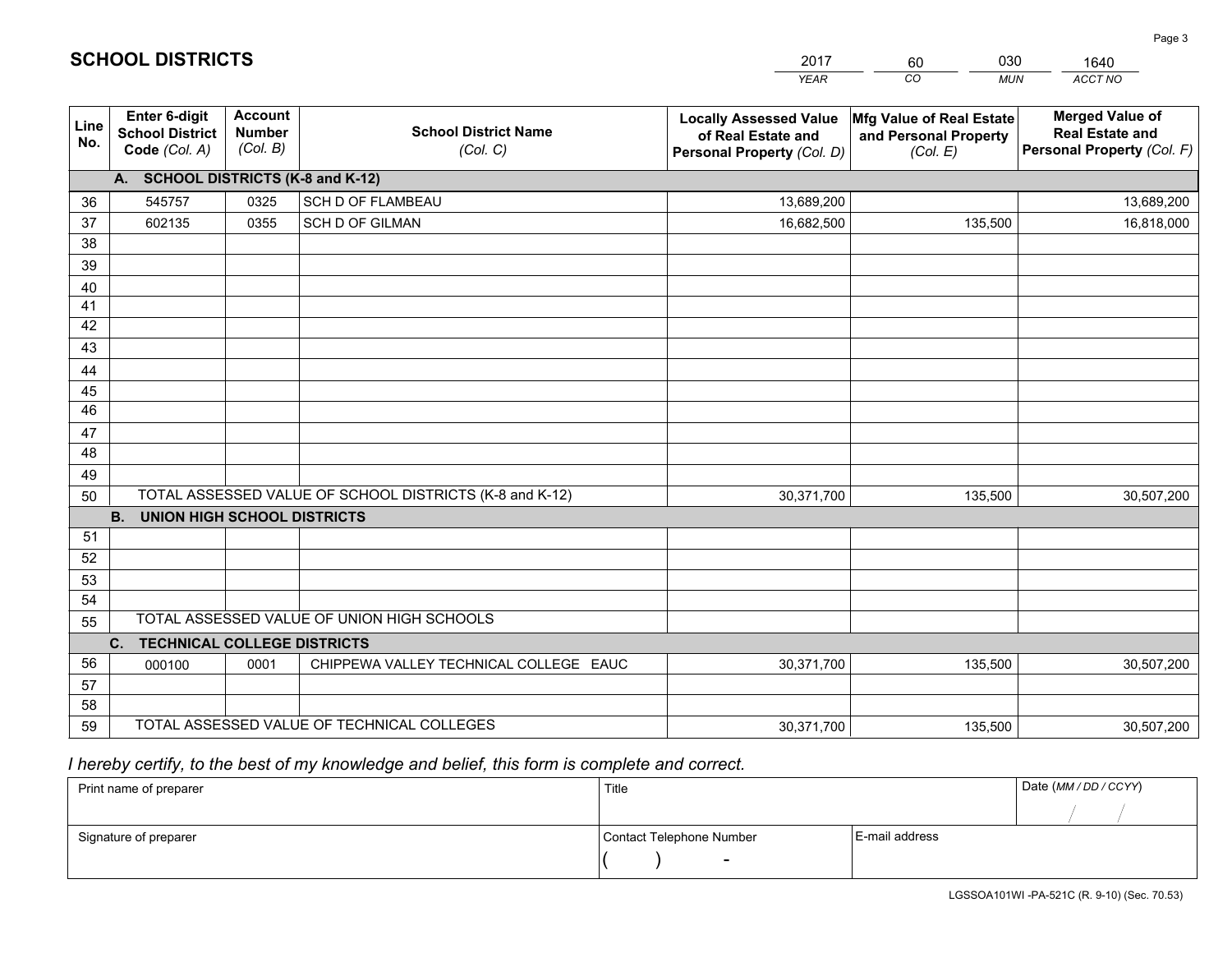# SCHOOL DISTRICTS

| 2017 | 60 | 030 | 1640 |
|---|---|---|---|
| *YEAR* | *CO* | *MUN* | *ACCT NO* |

| Line No. | Enter 6-digit School District Code *(Col. A)* | Account Number *(Col. B)* | School District Name *(Col. C)* | Locally Assessed Value of Real Estate and Personal Property *(Col. D)* | Mfg Value of Real Estate and Personal Property *(Col. E)* | Merged Value of Real Estate and Personal Property *(Col. F)* |
|---|---|---|---|---|---|---|
| **A. SCHOOL DISTRICTS (K-8 and K-12)** | | | | | | |
| 36 | 545757 | 0325 | SCH D OF FLAMBEAU | 13,689,200 | | 13,689,200 |
| 37 | 602135 | 0355 | SCH D OF GILMAN | 16,682,500 | 135,500 | 16,818,000 |
| 38 | | | | | | |
| 39 | | | | | | |
| 40 | | | | | | |
| 41 | | | | | | |
| 42 | | | | | | |
| 43 | | | | | | |
| 44 | | | | | | |
| 45 | | | | | | |
| 46 | | | | | | |
| 47 | | | | | | |
| 48 | | | | | | |
| 49 | | | | | | |
| 50 | TOTAL ASSESSED VALUE OF SCHOOL DISTRICTS (K-8 and K-12) | | | 30,371,700 | 135,500 | 30,507,200 |
| **B. UNION HIGH SCHOOL DISTRICTS** | | | | | | |
| 51 | | | | | | |
| 52 | | | | | | |
| 53 | | | | | | |
| 54 | | | | | | |
| 55 | TOTAL ASSESSED VALUE OF UNION HIGH SCHOOLS | | | | | |
| **C. TECHNICAL COLLEGE DISTRICTS** | | | | | | |
| 56 | 000100 | 0001 | CHIPPEWA VALLEY TECHNICAL COLLEGE EAUC | 30,371,700 | 135,500 | 30,507,200 |
| 57 | | | | | | |
| 58 | | | | | | |
| 59 | TOTAL ASSESSED VALUE OF TECHNICAL COLLEGES | | | 30,371,700 | 135,500 | 30,507,200 |

*I hereby certify, to the best of my knowledge and belief, this form is complete and correct.*

| Print name of preparer | Title | | Date *(MM / DD / CCYY)* |
|---|---|---|---|
| | | | / / |
| Signature of preparer | Contact Telephone Number | E-mail address | |
| | ( ) - | | |

LGSSOA101WI -PA-521C (R. 9-10) (Sec. 70.53)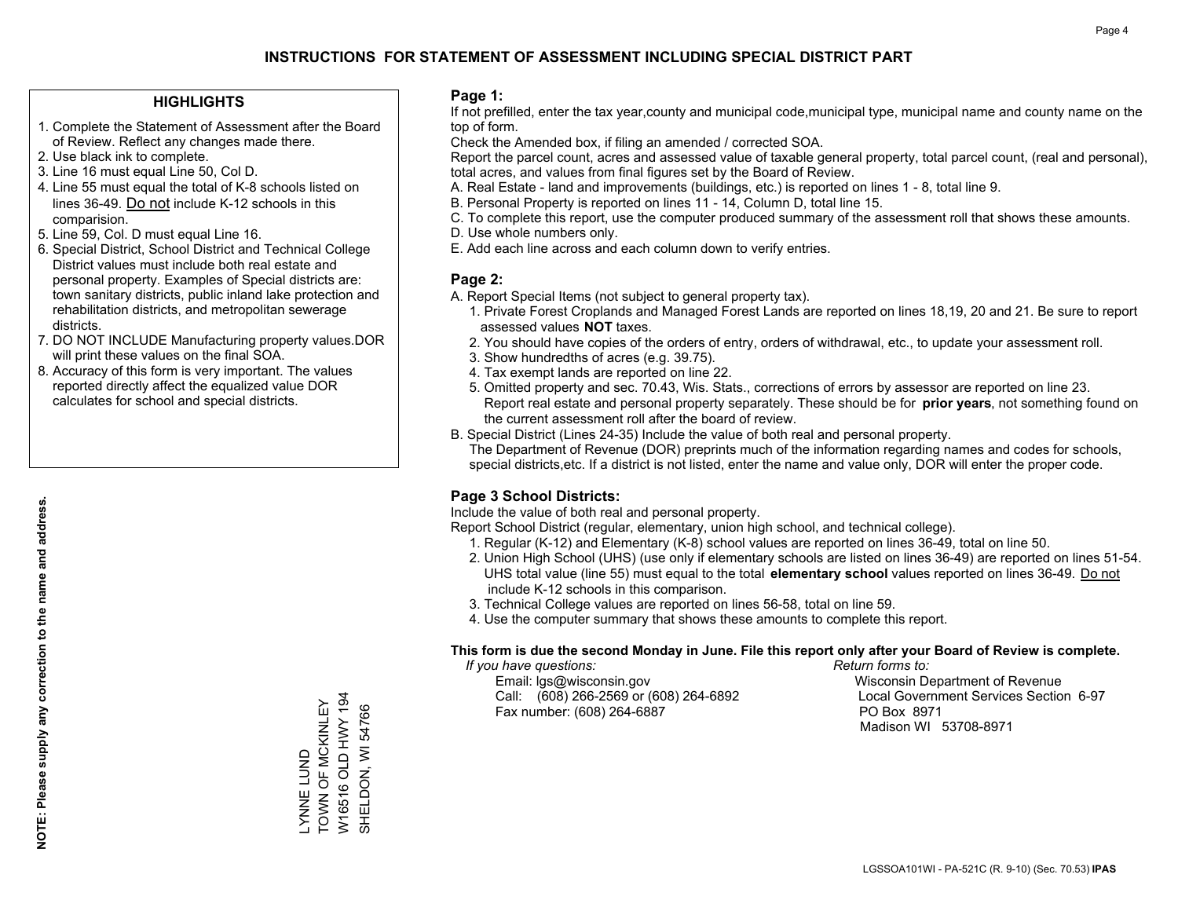# INSTRUCTIONS FOR STATEMENT OF ASSESSMENT INCLUDING SPECIAL DISTRICT PART

## HIGHLIGHTS

1. Complete the Statement of Assessment after the Board of Review. Reflect any changes made there.
2. Use black ink to complete.
3. Line 16 must equal Line 50, Col D.
4. Line 55 must equal the total of K-8 schools listed on lines 36-49. Do not include K-12 schools in this comparision.
5. Line 59, Col. D must equal Line 16.
6. Special District, School District and Technical College District values must include both real estate and personal property. Examples of Special districts are: town sanitary districts, public inland lake protection and rehabilitation districts, and metropolitan sewerage districts.
7. DO NOT INCLUDE Manufacturing property values.DOR will print these values on the final SOA.
8. Accuracy of this form is very important. The values reported directly affect the equalized value DOR calculates for school and special districts.

**NOTE: Please supply any correction to the name and address.**

LYNNE LUND
TOWN OF MCKINLEY
W16516 OLD HWY 194
SHELDON, WI 54766

## Page 1:

If not prefilled, enter the tax year,county and municipal code,municipal type, municipal name and county name on the top of form.

Check the Amended box, if filing an amended / corrected SOA.

Report the parcel count, acres and assessed value of taxable general property, total parcel count, (real and personal), total acres, and values from final figures set by the Board of Review.

A. Real Estate - land and improvements (buildings, etc.) is reported on lines 1 - 8, total line 9.
B. Personal Property is reported on lines 11 - 14, Column D, total line 15.
C. To complete this report, use the computer produced summary of the assessment roll that shows these amounts.
D. Use whole numbers only.
E. Add each line across and each column down to verify entries.

## Page 2:

A. Report Special Items (not subject to general property tax).
   1. Private Forest Croplands and Managed Forest Lands are reported on lines 18,19, 20 and 21. Be sure to report assessed values **NOT** taxes.
   2. You should have copies of the orders of entry, orders of withdrawal, etc., to update your assessment roll.
   3. Show hundredths of acres (e.g. 39.75).
   4. Tax exempt lands are reported on line 22.
   5. Omitted property and sec. 70.43, Wis. Stats., corrections of errors by assessor are reported on line 23. Report real estate and personal property separately. These should be for **prior years**, not something found on the current assessment roll after the board of review.
B. Special District (Lines 24-35) Include the value of both real and personal property.
   The Department of Revenue (DOR) preprints much of the information regarding names and codes for schools, special districts,etc. If a district is not listed, enter the name and value only, DOR will enter the proper code.

## Page 3 School Districts:

Include the value of both real and personal property.

Report School District (regular, elementary, union high school, and technical college).

1. Regular (K-12) and Elementary (K-8) school values are reported on lines 36-49, total on line 50.
2. Union High School (UHS) (use only if elementary schools are listed on lines 36-49) are reported on lines 51-54. UHS total value (line 55) must equal to the total **elementary school** values reported on lines 36-49. Do not include K-12 schools in this comparison.
3. Technical College values are reported on lines 56-58, total on line 59.
4. Use the computer summary that shows these amounts to complete this report.

**This form is due the second Monday in June. File this report only after your Board of Review is complete.**

*If you have questions:*
Email: lgs@wisconsin.gov
Call: (608) 266-2569 or (608) 264-6892
Fax number: (608) 264-6887

*Return forms to:*
Wisconsin Department of Revenue
Local Government Services Section 6-97
PO Box 8971
Madison WI 53708-8971

LGSSOA101WI - PA-521C (R. 9-10) (Sec. 70.53) **IPAS**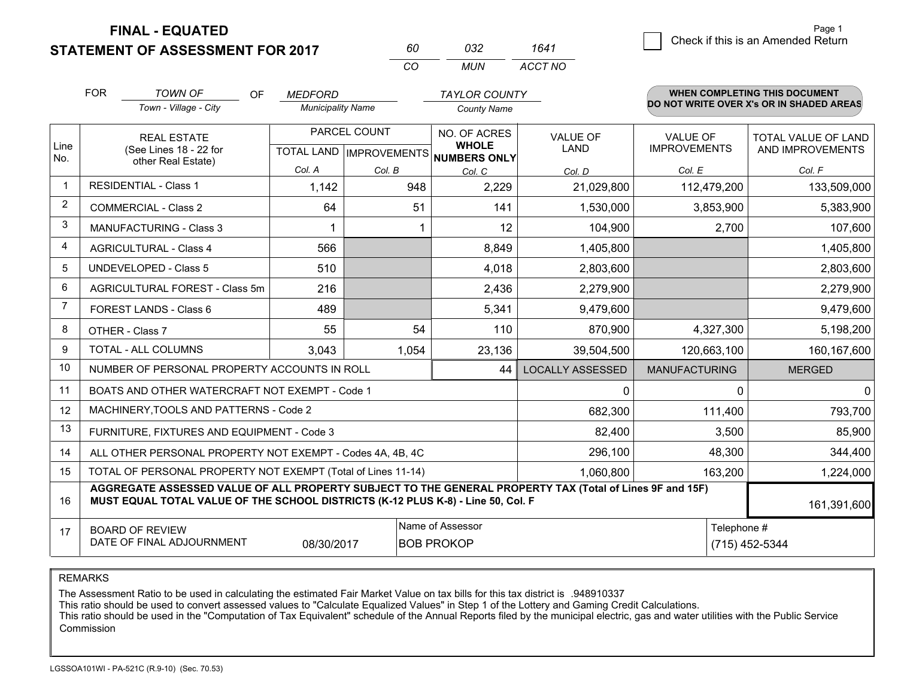**FINAL - EQUATED**
**STATEMENT OF ASSESSMENT FOR 2017**

| 60 | 032 | 1641 |
|---|---|---|
| CO | MUN | ACCT NO |

Page 1

☐ Check if this is an Amended Return

FOR *TOWN OF* (Town - Village - City) OF *MEDFORD* (Municipality Name) *TAYLOR COUNTY* (County Name)

**WHEN COMPLETING THIS DOCUMENT DO NOT WRITE OVER X's OR IN SHADED AREAS**

| Line No. | REAL ESTATE (See Lines 18 - 22 for other Real Estate) | PARCEL COUNT TOTAL LAND Col. A | PARCEL COUNT IMPROVEMENTS Col. B | NO. OF ACRES WHOLE NUMBERS ONLY Col. C | VALUE OF LAND Col. D | VALUE OF IMPROVEMENTS Col. E | TOTAL VALUE OF LAND AND IMPROVEMENTS Col. F |
|---|---|---|---|---|---|---|---|
| 1 | RESIDENTIAL - Class 1 | 1,142 | 948 | 2,229 | 21,029,800 | 112,479,200 | 133,509,000 |
| 2 | COMMERCIAL - Class 2 | 64 | 51 | 141 | 1,530,000 | 3,853,900 | 5,383,900 |
| 3 | MANUFACTURING - Class 3 | 1 | 1 | 12 | 104,900 | 2,700 | 107,600 |
| 4 | AGRICULTURAL - Class 4 | 566 | | 8,849 | 1,405,800 | | 1,405,800 |
| 5 | UNDEVELOPED - Class 5 | 510 | | 4,018 | 2,803,600 | | 2,803,600 |
| 6 | AGRICULTURAL FOREST - Class 5m | 216 | | 2,436 | 2,279,900 | | 2,279,900 |
| 7 | FOREST LANDS - Class 6 | 489 | | 5,341 | 9,479,600 | | 9,479,600 |
| 8 | OTHER - Class 7 | 55 | 54 | 110 | 870,900 | 4,327,300 | 5,198,200 |
| 9 | TOTAL - ALL COLUMNS | 3,043 | 1,054 | 23,136 | 39,504,500 | 120,663,100 | 160,167,600 |
| 10 | NUMBER OF PERSONAL PROPERTY ACCOUNTS IN ROLL | | | 44 | LOCALLY ASSESSED | MANUFACTURING | MERGED |
| 11 | BOATS AND OTHER WATERCRAFT NOT EXEMPT - Code 1 | | | | 0 | 0 | 0 |
| 12 | MACHINERY,TOOLS AND PATTERNS - Code 2 | | | | 682,300 | 111,400 | 793,700 |
| 13 | FURNITURE, FIXTURES AND EQUIPMENT - Code 3 | | | | 82,400 | 3,500 | 85,900 |
| 14 | ALL OTHER PERSONAL PROPERTY NOT EXEMPT - Codes 4A, 4B, 4C | | | | 296,100 | 48,300 | 344,400 |
| 15 | TOTAL OF PERSONAL PROPERTY NOT EXEMPT (Total of Lines 11-14) | | | | 1,060,800 | 163,200 | 1,224,000 |
| 16 | **AGGREGATE ASSESSED VALUE OF ALL PROPERTY SUBJECT TO THE GENERAL PROPERTY TAX (Total of Lines 9F and 15F) MUST EQUAL TOTAL VALUE OF THE SCHOOL DISTRICTS (K-12 PLUS K-8) - Line 50, Col. F** | | | | | | 161,391,600 |
| 17 | BOARD OF REVIEW DATE OF FINAL ADJOURNMENT | 08/30/2017 | Name of Assessor: BOB PROKOP | | | Telephone #: (715) 452-5344 | |

REMARKS

The Assessment Ratio to be used in calculating the estimated Fair Market Value on tax bills for this tax district is .948910337
This ratio should be used to convert assessed values to "Calculate Equalized Values" in Step 1 of the Lottery and Gaming Credit Calculations.
This ratio should be used in the "Computation of Tax Equivalent" schedule of the Annual Reports filed by the municipal electric, gas and water utilities with the Public Service Commission

LGSSOA101WI - PA-521C (R.9-10) (Sec. 70.53)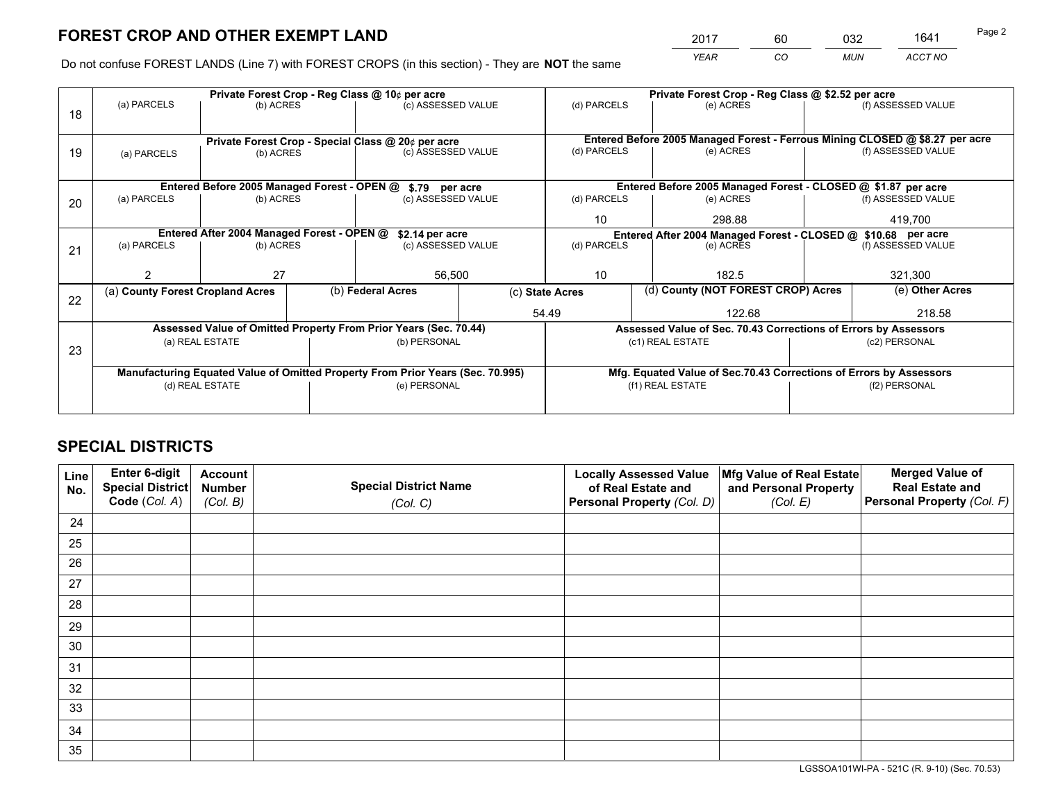# FOREST CROP AND OTHER EXEMPT LAND

| 2017 | 60 | 032 | 1641 |
|---|---|---|---|
| *YEAR* | *CO* | *MUN* | *ACCT NO* |

Do not confuse FOREST LANDS (Line 7) with FOREST CROPS (in this section) - They are **NOT** the same

| Line | Private Forest Crop - Reg Class @ 10¢ per acre (a) PARCELS | (b) ACRES | (c) ASSESSED VALUE | Private Forest Crop - Reg Class @ \$2.52 per acre (d) PARCELS | (e) ACRES | (f) ASSESSED VALUE |
|---|---|---|---|---|---|---|
| 18 | | | | | | |

| Line | Private Forest Crop - Special Class @ 20¢ per acre (a) PARCELS | (b) ACRES | (c) ASSESSED VALUE | Entered Before 2005 Managed Forest - Ferrous Mining CLOSED @ \$8.27 per acre (d) PARCELS | (e) ACRES | (f) ASSESSED VALUE |
|---|---|---|---|---|---|---|
| 19 | | | | | | |

| Line | Entered Before 2005 Managed Forest - OPEN @ \$.79 per acre (a) PARCELS | (b) ACRES | (c) ASSESSED VALUE | Entered Before 2005 Managed Forest - CLOSED @ \$1.87 per acre (d) PARCELS | (e) ACRES | (f) ASSESSED VALUE |
|---|---|---|---|---|---|---|
| 20 | | | | 10 | 298.88 | 419,700 |

| Line | Entered After 2004 Managed Forest - OPEN @ \$2.14 per acre (a) PARCELS | (b) ACRES | (c) ASSESSED VALUE | Entered After 2004 Managed Forest - CLOSED @ \$10.68 per acre (d) PARCELS | (e) ACRES | (f) ASSESSED VALUE |
|---|---|---|---|---|---|---|
| 21 | 2 | 27 | 56,500 | 10 | 182.5 | 321,300 |

| Line | (a) **County Forest Cropland Acres** | (b) **Federal Acres** | (c) **State Acres** | (d) **County (NOT FOREST CROP) Acres** | (e) **Other Acres** |
|---|---|---|---|---|---|
| 22 | | | 54.49 | 122.68 | 218.58 |

| Line | Assessed Value of Omitted Property From Prior Years (Sec. 70.44) (a) REAL ESTATE | (b) PERSONAL | Assessed Value of Sec. 70.43 Corrections of Errors by Assessors (c1) REAL ESTATE | (c2) PERSONAL |
|---|---|---|---|---|
| 23 | | | | |
| | **Manufacturing Equated Value of Omitted Property From Prior Years (Sec. 70.995)** (d) REAL ESTATE | (e) PERSONAL | **Mfg. Equated Value of Sec.70.43 Corrections of Errors by Assessors** (f1) REAL ESTATE | (f2) PERSONAL |
| | | | | |

# SPECIAL DISTRICTS

| Line No. | Enter 6-digit Special District Code (*Col. A*) | Account Number (*Col. B*) | Special District Name (*Col. C*) | Locally Assessed Value of Real Estate and Personal Property (*Col. D*) | Mfg Value of Real Estate and Personal Property (*Col. E*) | Merged Value of Real Estate and Personal Property (*Col. F*) |
|---|---|---|---|---|---|---|
| 24 | | | | | | |
| 25 | | | | | | |
| 26 | | | | | | |
| 27 | | | | | | |
| 28 | | | | | | |
| 29 | | | | | | |
| 30 | | | | | | |
| 31 | | | | | | |
| 32 | | | | | | |
| 33 | | | | | | |
| 34 | | | | | | |
| 35 | | | | | | |

LGSSOA101WI-PA - 521C (R. 9-10) (Sec. 70.53)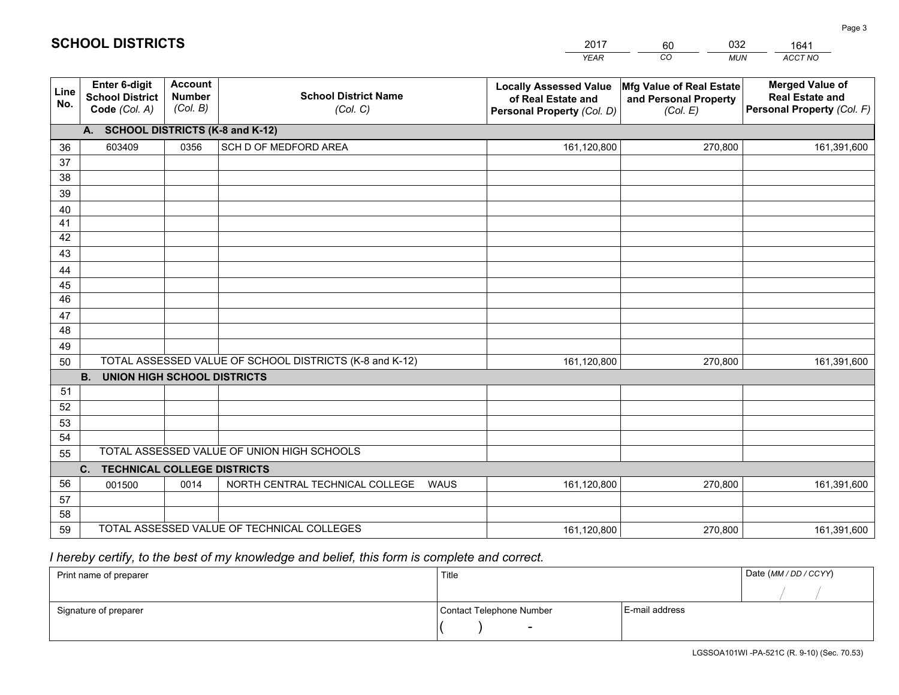## SCHOOL DISTRICTS

| 2017 | 60 | 032 | 1641 |
|---|---|---|---|
| *YEAR* | *CO* | *MUN* | *ACCT NO* |

| Line No. | Enter 6-digit School District Code *(Col. A)* | Account Number *(Col. B)* | School District Name *(Col. C)* | Locally Assessed Value of Real Estate and Personal Property *(Col. D)* | Mfg Value of Real Estate and Personal Property *(Col. E)* | Merged Value of Real Estate and Personal Property *(Col. F)* |
|---|---|---|---|---|---|---|
| | **A. SCHOOL DISTRICTS (K-8 and K-12)** | | | | | |
| 36 | 603409 | 0356 | SCH D OF MEDFORD AREA | 161,120,800 | 270,800 | 161,391,600 |
| 37 | | | | | | |
| 38 | | | | | | |
| 39 | | | | | | |
| 40 | | | | | | |
| 41 | | | | | | |
| 42 | | | | | | |
| 43 | | | | | | |
| 44 | | | | | | |
| 45 | | | | | | |
| 46 | | | | | | |
| 47 | | | | | | |
| 48 | | | | | | |
| 49 | | | | | | |
| 50 | TOTAL ASSESSED VALUE OF SCHOOL DISTRICTS (K-8 and K-12) | | | 161,120,800 | 270,800 | 161,391,600 |
| | **B. UNION HIGH SCHOOL DISTRICTS** | | | | | |
| 51 | | | | | | |
| 52 | | | | | | |
| 53 | | | | | | |
| 54 | | | | | | |
| 55 | TOTAL ASSESSED VALUE OF UNION HIGH SCHOOLS | | | | | |
| | **C. TECHNICAL COLLEGE DISTRICTS** | | | | | |
| 56 | 001500 | 0014 | NORTH CENTRAL TECHNICAL COLLEGE WAUS | 161,120,800 | 270,800 | 161,391,600 |
| 57 | | | | | | |
| 58 | | | | | | |
| 59 | TOTAL ASSESSED VALUE OF TECHNICAL COLLEGES | | | 161,120,800 | 270,800 | 161,391,600 |

*I hereby certify, to the best of my knowledge and belief, this form is complete and correct.*

| Print name of preparer | Title | | Date *(MM / DD / CCYY)* |
|---|---|---|---|
| | | | / / |
| Signature of preparer | Contact Telephone Number | E-mail address | |
| | ( ) - | | |

LGSSOA101WI -PA-521C (R. 9-10) (Sec. 70.53)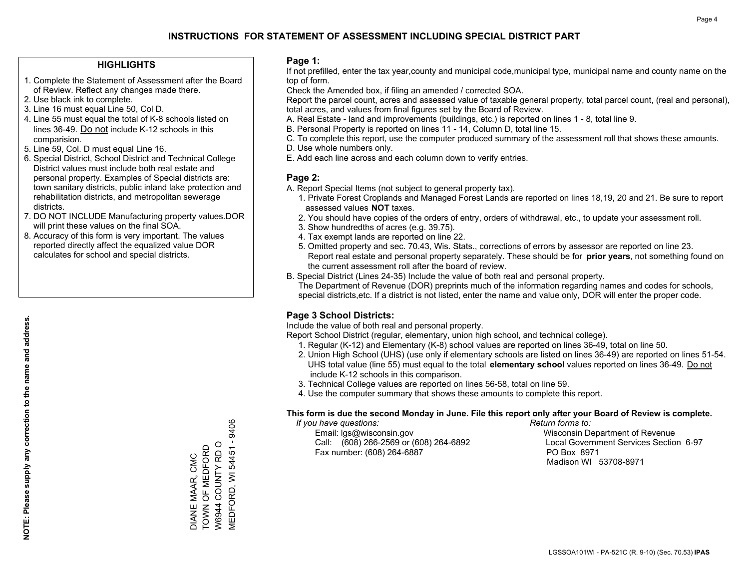# INSTRUCTIONS FOR STATEMENT OF ASSESSMENT INCLUDING SPECIAL DISTRICT PART

## HIGHLIGHTS

1. Complete the Statement of Assessment after the Board of Review. Reflect any changes made there.
2. Use black ink to complete.
3. Line 16 must equal Line 50, Col D.
4. Line 55 must equal the total of K-8 schools listed on lines 36-49. Do not include K-12 schools in this comparision.
5. Line 59, Col. D must equal Line 16.
6. Special District, School District and Technical College District values must include both real estate and personal property. Examples of Special districts are: town sanitary districts, public inland lake protection and rehabilitation districts, and metropolitan sewerage districts.
7. DO NOT INCLUDE Manufacturing property values.DOR will print these values on the final SOA.
8. Accuracy of this form is very important. The values reported directly affect the equalized value DOR calculates for school and special districts.

**NOTE: Please supply any correction to the name and address.**

DIANE MAAR, CMC
TOWN OF MEDFORD
W6944 COUNTY RD O
MEDFORD, WI 54451 - 9406

## Page 1:

If not prefilled, enter the tax year,county and municipal code,municipal type, municipal name and county name on the top of form.

Check the Amended box, if filing an amended / corrected SOA.

Report the parcel count, acres and assessed value of taxable general property, total parcel count, (real and personal), total acres, and values from final figures set by the Board of Review.

A. Real Estate - land and improvements (buildings, etc.) is reported on lines 1 - 8, total line 9.
B. Personal Property is reported on lines 11 - 14, Column D, total line 15.
C. To complete this report, use the computer produced summary of the assessment roll that shows these amounts.
D. Use whole numbers only.
E. Add each line across and each column down to verify entries.

## Page 2:

A. Report Special Items (not subject to general property tax).
   1. Private Forest Croplands and Managed Forest Lands are reported on lines 18,19, 20 and 21. Be sure to report assessed values **NOT** taxes.
   2. You should have copies of the orders of entry, orders of withdrawal, etc., to update your assessment roll.
   3. Show hundredths of acres (e.g. 39.75).
   4. Tax exempt lands are reported on line 22.
   5. Omitted property and sec. 70.43, Wis. Stats., corrections of errors by assessor are reported on line 23. Report real estate and personal property separately. These should be for **prior years**, not something found on the current assessment roll after the board of review.
B. Special District (Lines 24-35) Include the value of both real and personal property.
   The Department of Revenue (DOR) preprints much of the information regarding names and codes for schools, special districts,etc. If a district is not listed, enter the name and value only, DOR will enter the proper code.

## Page 3 School Districts:

Include the value of both real and personal property.

Report School District (regular, elementary, union high school, and technical college).

1. Regular (K-12) and Elementary (K-8) school values are reported on lines 36-49, total on line 50.
2. Union High School (UHS) (use only if elementary schools are listed on lines 36-49) are reported on lines 51-54. UHS total value (line 55) must equal to the total **elementary school** values reported on lines 36-49. Do not include K-12 schools in this comparison.
3. Technical College values are reported on lines 56-58, total on line 59.
4. Use the computer summary that shows these amounts to complete this report.

**This form is due the second Monday in June. File this report only after your Board of Review is complete.**

*If you have questions:*
Email: lgs@wisconsin.gov
Call: (608) 266-2569 or (608) 264-6892
Fax number: (608) 264-6887

*Return forms to:*
Wisconsin Department of Revenue
Local Government Services Section 6-97
PO Box 8971
Madison WI 53708-8971

LGSSOA101WI - PA-521C (R. 9-10) (Sec. 70.53) **IPAS**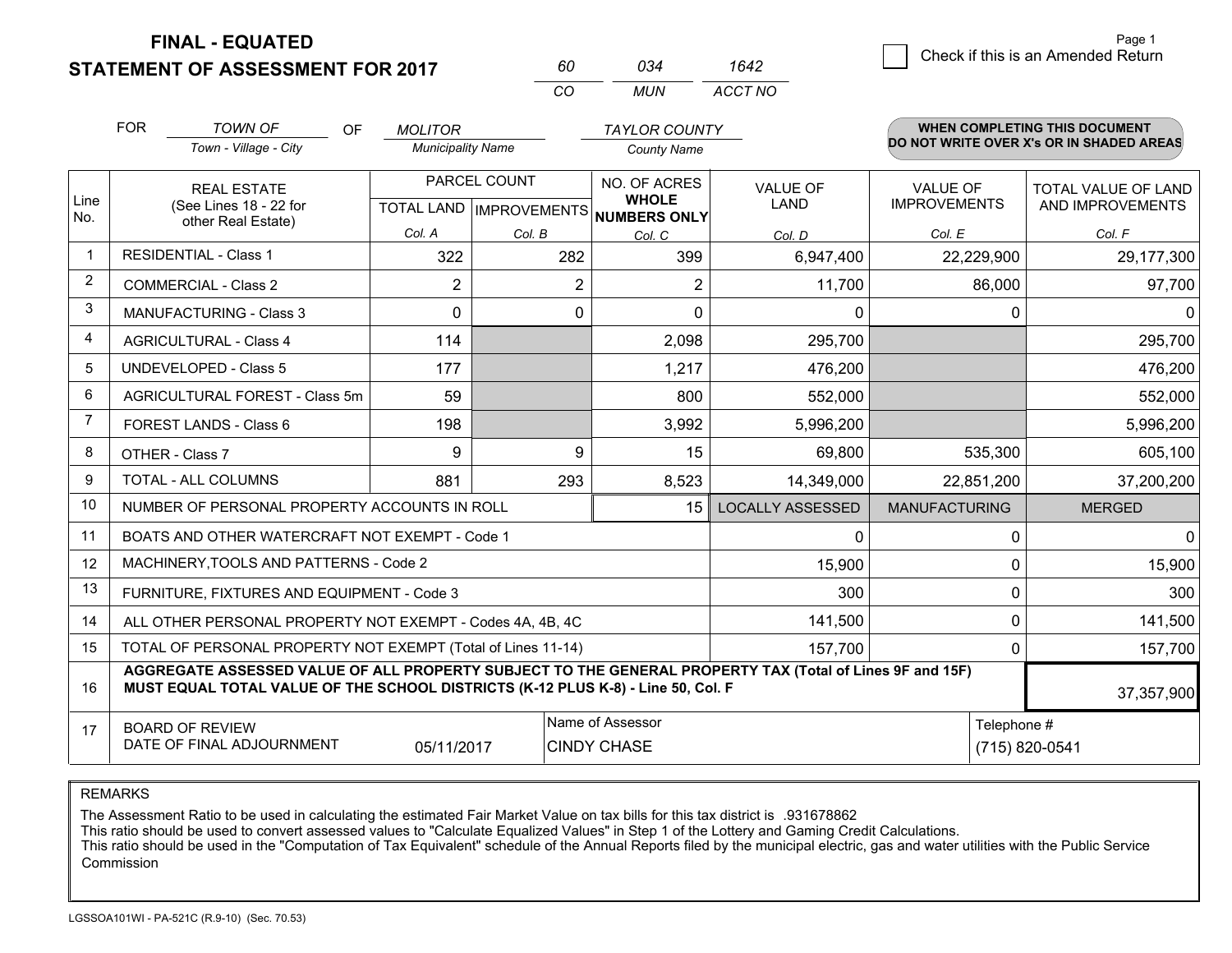# FINAL - EQUATED
## STATEMENT OF ASSESSMENT FOR 2017

| 60 | 034 | 1642 |
|---|---|---|
| CO | MUN | ACCT NO |

Page 1

☐ Check if this is an Amended Return

FOR *TOWN OF* (Town - Village - City) OF *MOLITOR* (Municipality Name) *TAYLOR COUNTY* (County Name)

**WHEN COMPLETING THIS DOCUMENT DO NOT WRITE OVER X's OR IN SHADED AREAS**

| Line No. | REAL ESTATE (See Lines 18 - 22 for other Real Estate) | PARCEL COUNT TOTAL LAND Col. A | PARCEL COUNT IMPROVEMENTS Col. B | NO. OF ACRES WHOLE NUMBERS ONLY Col. C | VALUE OF LAND Col. D | VALUE OF IMPROVEMENTS Col. E | TOTAL VALUE OF LAND AND IMPROVEMENTS Col. F |
|---|---|---|---|---|---|---|---|
| 1 | RESIDENTIAL - Class 1 | 322 | 282 | 399 | 6,947,400 | 22,229,900 | 29,177,300 |
| 2 | COMMERCIAL - Class 2 | 2 | 2 | 2 | 11,700 | 86,000 | 97,700 |
| 3 | MANUFACTURING - Class 3 | 0 | 0 | 0 | 0 | 0 | 0 |
| 4 | AGRICULTURAL - Class 4 | 114 | | 2,098 | 295,700 | | 295,700 |
| 5 | UNDEVELOPED - Class 5 | 177 | | 1,217 | 476,200 | | 476,200 |
| 6 | AGRICULTURAL FOREST - Class 5m | 59 | | 800 | 552,000 | | 552,000 |
| 7 | FOREST LANDS - Class 6 | 198 | | 3,992 | 5,996,200 | | 5,996,200 |
| 8 | OTHER - Class 7 | 9 | 9 | 15 | 69,800 | 535,300 | 605,100 |
| 9 | TOTAL - ALL COLUMNS | 881 | 293 | 8,523 | 14,349,000 | 22,851,200 | 37,200,200 |
| 10 | NUMBER OF PERSONAL PROPERTY ACCOUNTS IN ROLL | | | 15 | LOCALLY ASSESSED | MANUFACTURING | MERGED |
| 11 | BOATS AND OTHER WATERCRAFT NOT EXEMPT - Code 1 | | | | 0 | 0 | 0 |
| 12 | MACHINERY,TOOLS AND PATTERNS - Code 2 | | | | 15,900 | 0 | 15,900 |
| 13 | FURNITURE, FIXTURES AND EQUIPMENT - Code 3 | | | | 300 | 0 | 300 |
| 14 | ALL OTHER PERSONAL PROPERTY NOT EXEMPT - Codes 4A, 4B, 4C | | | | 141,500 | 0 | 141,500 |
| 15 | TOTAL OF PERSONAL PROPERTY NOT EXEMPT (Total of Lines 11-14) | | | | 157,700 | 0 | 157,700 |
| 16 | **AGGREGATE ASSESSED VALUE OF ALL PROPERTY SUBJECT TO THE GENERAL PROPERTY TAX (Total of Lines 9F and 15F) MUST EQUAL TOTAL VALUE OF THE SCHOOL DISTRICTS (K-12 PLUS K-8) - Line 50, Col. F** | | | | | | 37,357,900 |
| 17 | BOARD OF REVIEW DATE OF FINAL ADJOURNMENT | 05/11/2017 | Name of Assessor: CINDY CHASE | | | Telephone #: (715) 820-0541 | |

REMARKS

The Assessment Ratio to be used in calculating the estimated Fair Market Value on tax bills for this tax district is .931678862
This ratio should be used to convert assessed values to "Calculate Equalized Values" in Step 1 of the Lottery and Gaming Credit Calculations.
This ratio should be used in the "Computation of Tax Equivalent" schedule of the Annual Reports filed by the municipal electric, gas and water utilities with the Public Service Commission

LGSSOA101WI - PA-521C (R.9-10) (Sec. 70.53)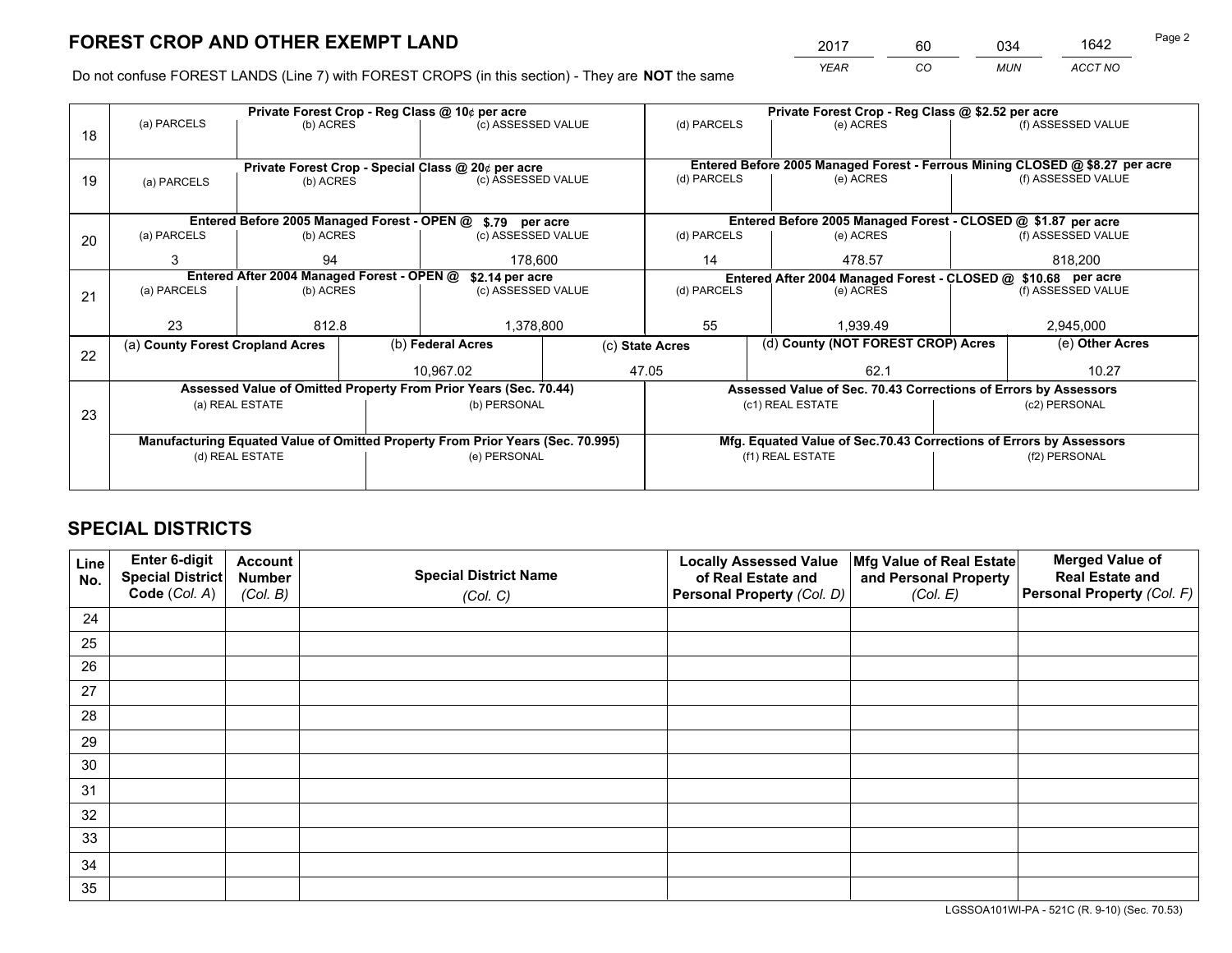# FOREST CROP AND OTHER EXEMPT LAND

| 2017 | 60 | 034 | 1642 |
|---|---|---|---|
| *YEAR* | *CO* | *MUN* | *ACCT NO* |

Do not confuse FOREST LANDS (Line 7) with FOREST CROPS (in this section) - They are **NOT** the same

| Line | Private Forest Crop - Reg Class @ 10¢ per acre | | | Private Forest Crop - Reg Class @ $2.52 per acre | | |
|---|---|---|---|---|---|---|
| 18 | (a) PARCELS | (b) ACRES | (c) ASSESSED VALUE | (d) PARCELS | (e) ACRES | (f) ASSESSED VALUE |
| | | | | | | |
| | **Private Forest Crop - Special Class @ 20¢ per acre** | | | **Entered Before 2005 Managed Forest - Ferrous Mining CLOSED @ $8.27 per acre** | | |
| 19 | (a) PARCELS | (b) ACRES | (c) ASSESSED VALUE | (d) PARCELS | (e) ACRES | (f) ASSESSED VALUE |
| | | | | | | |
| | **Entered Before 2005 Managed Forest - OPEN @ $.79 per acre** | | | **Entered Before 2005 Managed Forest - CLOSED @ $1.87 per acre** | | |
| 20 | (a) PARCELS | (b) ACRES | (c) ASSESSED VALUE | (d) PARCELS | (e) ACRES | (f) ASSESSED VALUE |
| | 3 | 94 | 178,600 | 14 | 478.57 | 818,200 |
| | **Entered After 2004 Managed Forest - OPEN @ $2.14 per acre** | | | **Entered After 2004 Managed Forest - CLOSED @ $10.68 per acre** | | |
| 21 | (a) PARCELS | (b) ACRES | (c) ASSESSED VALUE | (d) PARCELS | (e) ACRES | (f) ASSESSED VALUE |
| | 23 | 812.8 | 1,378,800 | 55 | 1,939.49 | 2,945,000 |

| Line | (a) County Forest Cropland Acres | (b) Federal Acres | (c) State Acres | (d) County (NOT FOREST CROP) Acres | (e) Other Acres |
|---|---|---|---|---|---|
| 22 | | 10,967.02 | 47.05 | 62.1 | 10.27 |

| Line | Assessed Value of Omitted Property From Prior Years (Sec. 70.44) | | Assessed Value of Sec. 70.43 Corrections of Errors by Assessors | |
|---|---|---|---|---|
| 23 | (a) REAL ESTATE | (b) PERSONAL | (c1) REAL ESTATE | (c2) PERSONAL |
| | | | | |
| | **Manufacturing Equated Value of Omitted Property From Prior Years (Sec. 70.995)** | | **Mfg. Equated Value of Sec.70.43 Corrections of Errors by Assessors** | |
| | (d) REAL ESTATE | (e) PERSONAL | (f1) REAL ESTATE | (f2) PERSONAL |
| | | | | |

# SPECIAL DISTRICTS

| Line No. | Enter 6-digit Special District Code (Col. A) | Account Number (Col. B) | Special District Name (Col. C) | Locally Assessed Value of Real Estate and Personal Property (Col. D) | Mfg Value of Real Estate and Personal Property (Col. E) | Merged Value of Real Estate and Personal Property (Col. F) |
|---|---|---|---|---|---|---|
| 24 | | | | | | |
| 25 | | | | | | |
| 26 | | | | | | |
| 27 | | | | | | |
| 28 | | | | | | |
| 29 | | | | | | |
| 30 | | | | | | |
| 31 | | | | | | |
| 32 | | | | | | |
| 33 | | | | | | |
| 34 | | | | | | |
| 35 | | | | | | |

LGSSOA101WI-PA - 521C (R. 9-10) (Sec. 70.53)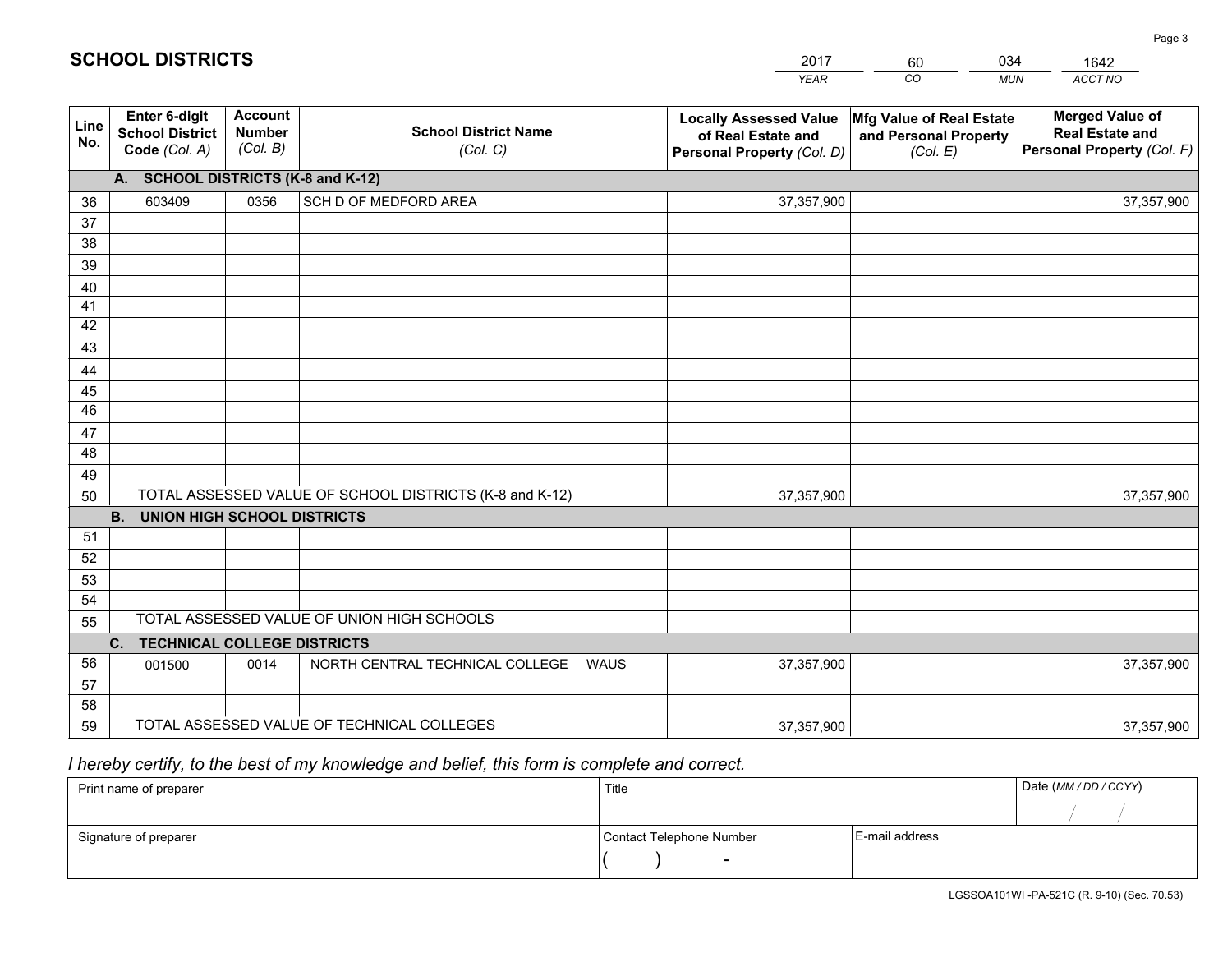# SCHOOL DISTRICTS

| 2017 | 60 | 034 | 1642 |
|---|---|---|---|
| *YEAR* | *CO* | *MUN* | *ACCT NO* |

| Line No. | Enter 6-digit School District Code *(Col. A)* | Account Number *(Col. B)* | School District Name *(Col. C)* | Locally Assessed Value of Real Estate and Personal Property *(Col. D)* | Mfg Value of Real Estate and Personal Property *(Col. E)* | Merged Value of Real Estate and Personal Property *(Col. F)* |
|---|---|---|---|---|---|---|
| **A. SCHOOL DISTRICTS (K-8 and K-12)** | | | | | | |
| 36 | 603409 | 0356 | SCH D OF MEDFORD AREA | 37,357,900 | | 37,357,900 |
| 37 | | | | | | |
| 38 | | | | | | |
| 39 | | | | | | |
| 40 | | | | | | |
| 41 | | | | | | |
| 42 | | | | | | |
| 43 | | | | | | |
| 44 | | | | | | |
| 45 | | | | | | |
| 46 | | | | | | |
| 47 | | | | | | |
| 48 | | | | | | |
| 49 | | | | | | |
| 50 | TOTAL ASSESSED VALUE OF SCHOOL DISTRICTS (K-8 and K-12) | | | 37,357,900 | | 37,357,900 |
| **B. UNION HIGH SCHOOL DISTRICTS** | | | | | | |
| 51 | | | | | | |
| 52 | | | | | | |
| 53 | | | | | | |
| 54 | | | | | | |
| 55 | TOTAL ASSESSED VALUE OF UNION HIGH SCHOOLS | | | | | |
| **C. TECHNICAL COLLEGE DISTRICTS** | | | | | | |
| 56 | 001500 | 0014 | NORTH CENTRAL TECHNICAL COLLEGE WAUS | 37,357,900 | | 37,357,900 |
| 57 | | | | | | |
| 58 | | | | | | |
| 59 | TOTAL ASSESSED VALUE OF TECHNICAL COLLEGES | | | 37,357,900 | | 37,357,900 |

*I hereby certify, to the best of my knowledge and belief, this form is complete and correct.*

| Print name of preparer | Title | | Date *(MM / DD / CCYY)* |
|---|---|---|---|
| | | | / / |
| **Signature of preparer** | **Contact Telephone Number** | **E-mail address** | |
| | ( ) - | | |

LGSSOA101WI -PA-521C (R. 9-10) (Sec. 70.53)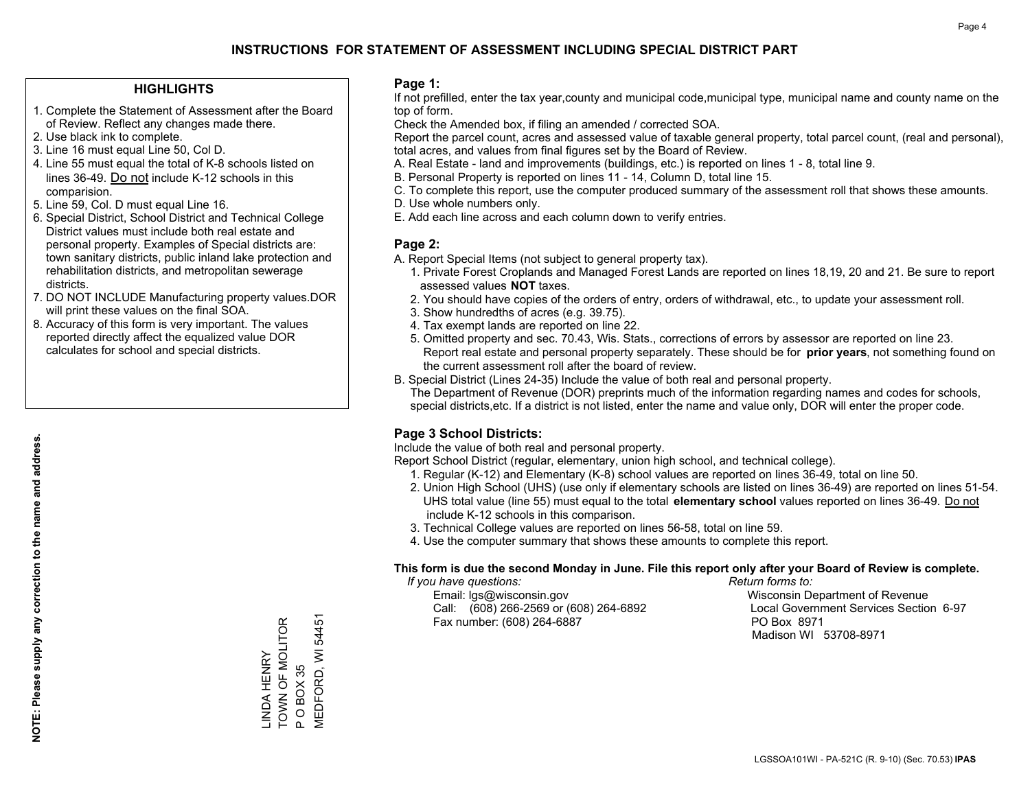# INSTRUCTIONS FOR STATEMENT OF ASSESSMENT INCLUDING SPECIAL DISTRICT PART

## HIGHLIGHTS

1. Complete the Statement of Assessment after the Board of Review. Reflect any changes made there.
2. Use black ink to complete.
3. Line 16 must equal Line 50, Col D.
4. Line 55 must equal the total of K-8 schools listed on lines 36-49. Do not include K-12 schools in this comparision.
5. Line 59, Col. D must equal Line 16.
6. Special District, School District and Technical College District values must include both real estate and personal property. Examples of Special districts are: town sanitary districts, public inland lake protection and rehabilitation districts, and metropolitan sewerage districts.
7. DO NOT INCLUDE Manufacturing property values.DOR will print these values on the final SOA.
8. Accuracy of this form is very important. The values reported directly affect the equalized value DOR calculates for school and special districts.

**NOTE: Please supply any correction to the name and address.**

LINDA HENRY
TOWN OF MOLITOR
P O BOX 35
MEDFORD, WI 54451

## Page 1:

If not prefilled, enter the tax year,county and municipal code,municipal type, municipal name and county name on the top of form.

Check the Amended box, if filing an amended / corrected SOA.

Report the parcel count, acres and assessed value of taxable general property, total parcel count, (real and personal), total acres, and values from final figures set by the Board of Review.

A. Real Estate - land and improvements (buildings, etc.) is reported on lines 1 - 8, total line 9.
B. Personal Property is reported on lines 11 - 14, Column D, total line 15.
C. To complete this report, use the computer produced summary of the assessment roll that shows these amounts.
D. Use whole numbers only.
E. Add each line across and each column down to verify entries.

## Page 2:

A. Report Special Items (not subject to general property tax).
   1. Private Forest Croplands and Managed Forest Lands are reported on lines 18,19, 20 and 21. Be sure to report assessed values **NOT** taxes.
   2. You should have copies of the orders of entry, orders of withdrawal, etc., to update your assessment roll.
   3. Show hundredths of acres (e.g. 39.75).
   4. Tax exempt lands are reported on line 22.
   5. Omitted property and sec. 70.43, Wis. Stats., corrections of errors by assessor are reported on line 23. Report real estate and personal property separately. These should be for **prior years**, not something found on the current assessment roll after the board of review.

B. Special District (Lines 24-35) Include the value of both real and personal property.
   The Department of Revenue (DOR) preprints much of the information regarding names and codes for schools, special districts,etc. If a district is not listed, enter the name and value only, DOR will enter the proper code.

## Page 3 School Districts:

Include the value of both real and personal property.

Report School District (regular, elementary, union high school, and technical college).

1. Regular (K-12) and Elementary (K-8) school values are reported on lines 36-49, total on line 50.
2. Union High School (UHS) (use only if elementary schools are listed on lines 36-49) are reported on lines 51-54. UHS total value (line 55) must equal to the total **elementary school** values reported on lines 36-49. Do not include K-12 schools in this comparison.
3. Technical College values are reported on lines 56-58, total on line 59.
4. Use the computer summary that shows these amounts to complete this report.

**This form is due the second Monday in June. File this report only after your Board of Review is complete.**

*If you have questions:*
Email: lgs@wisconsin.gov
Call: (608) 266-2569 or (608) 264-6892
Fax number: (608) 264-6887

*Return forms to:*
Wisconsin Department of Revenue
Local Government Services Section 6-97
PO Box 8971
Madison WI 53708-8971

LGSSOA101WI - PA-521C (R. 9-10) (Sec. 70.53) **IPAS**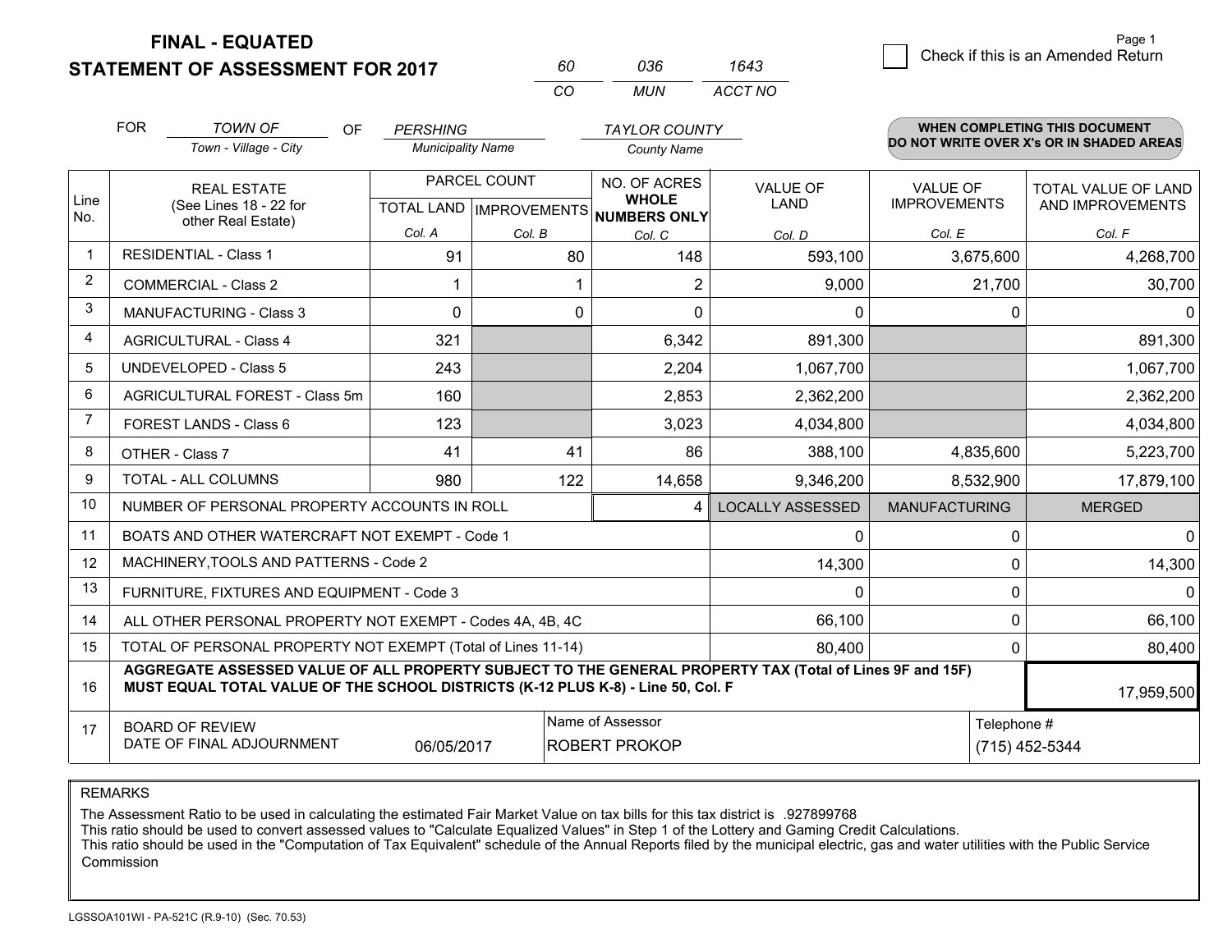**FINAL - EQUATED**
**STATEMENT OF ASSESSMENT FOR 2017**

| 60 | 036 | 1643 |
|---|---|---|
| CO | MUN | ACCT NO |

Page 1

☐ Check if this is an Amended Return

FOR *TOWN OF* (Town - Village - City) OF *PERSHING* (Municipality Name) *TAYLOR COUNTY* (County Name)

**WHEN COMPLETING THIS DOCUMENT DO NOT WRITE OVER X's OR IN SHADED AREAS**

| Line No. | REAL ESTATE (See Lines 18 - 22 for other Real Estate) | PARCEL COUNT TOTAL LAND Col. A | IMPROVEMENTS Col. B | NO. OF ACRES WHOLE NUMBERS ONLY Col. C | VALUE OF LAND Col. D | VALUE OF IMPROVEMENTS Col. E | TOTAL VALUE OF LAND AND IMPROVEMENTS Col. F |
|---|---|---|---|---|---|---|---|
| 1 | RESIDENTIAL - Class 1 | 91 | 80 | 148 | 593,100 | 3,675,600 | 4,268,700 |
| 2 | COMMERCIAL - Class 2 | 1 | 1 | 2 | 9,000 | 21,700 | 30,700 |
| 3 | MANUFACTURING - Class 3 | 0 | 0 | 0 | 0 | 0 | 0 |
| 4 | AGRICULTURAL - Class 4 | 321 | | 6,342 | 891,300 | | 891,300 |
| 5 | UNDEVELOPED - Class 5 | 243 | | 2,204 | 1,067,700 | | 1,067,700 |
| 6 | AGRICULTURAL FOREST - Class 5m | 160 | | 2,853 | 2,362,200 | | 2,362,200 |
| 7 | FOREST LANDS - Class 6 | 123 | | 3,023 | 4,034,800 | | 4,034,800 |
| 8 | OTHER - Class 7 | 41 | 41 | 86 | 388,100 | 4,835,600 | 5,223,700 |
| 9 | TOTAL - ALL COLUMNS | 980 | 122 | 14,658 | 9,346,200 | 8,532,900 | 17,879,100 |
| 10 | NUMBER OF PERSONAL PROPERTY ACCOUNTS IN ROLL | | | 4 | LOCALLY ASSESSED | MANUFACTURING | MERGED |
| 11 | BOATS AND OTHER WATERCRAFT NOT EXEMPT - Code 1 | | | | 0 | 0 | 0 |
| 12 | MACHINERY,TOOLS AND PATTERNS - Code 2 | | | | 14,300 | 0 | 14,300 |
| 13 | FURNITURE, FIXTURES AND EQUIPMENT - Code 3 | | | | 0 | 0 | 0 |
| 14 | ALL OTHER PERSONAL PROPERTY NOT EXEMPT - Codes 4A, 4B, 4C | | | | 66,100 | 0 | 66,100 |
| 15 | TOTAL OF PERSONAL PROPERTY NOT EXEMPT (Total of Lines 11-14) | | | | 80,400 | 0 | 80,400 |
| 16 | **AGGREGATE ASSESSED VALUE OF ALL PROPERTY SUBJECT TO THE GENERAL PROPERTY TAX (Total of Lines 9F and 15F) MUST EQUAL TOTAL VALUE OF THE SCHOOL DISTRICTS (K-12 PLUS K-8) - Line 50, Col. F** | | | | | | 17,959,500 |
| 17 | BOARD OF REVIEW DATE OF FINAL ADJOURNMENT | 06/05/2017 | | Name of Assessor: ROBERT PROKOP | | Telephone #: (715) 452-5344 | |

REMARKS

The Assessment Ratio to be used in calculating the estimated Fair Market Value on tax bills for this tax district is .927899768
This ratio should be used to convert assessed values to "Calculate Equalized Values" in Step 1 of the Lottery and Gaming Credit Calculations.
This ratio should be used in the "Computation of Tax Equivalent" schedule of the Annual Reports filed by the municipal electric, gas and water utilities with the Public Service Commission

LGSSOA101WI - PA-521C (R.9-10) (Sec. 70.53)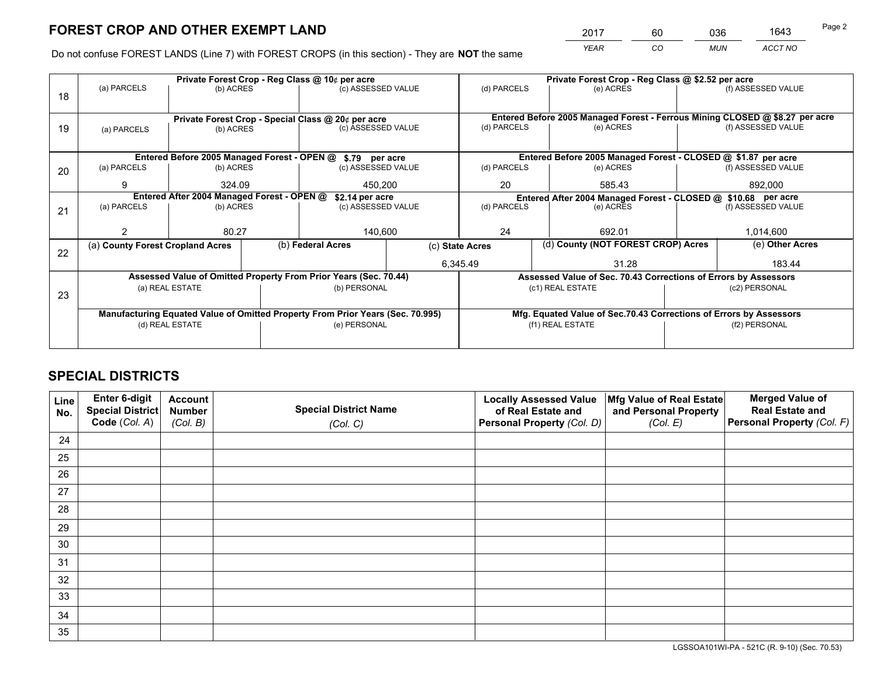# FOREST CROP AND OTHER EXEMPT LAND

| 2017 | 60 | 036 | 1643 |
|---|---|---|---|
| *YEAR* | *CO* | *MUN* | *ACCT NO* |

Do not confuse FOREST LANDS (Line 7) with FOREST CROPS (in this section) - They are **NOT** the same

| Line | (a) PARCELS | (b) ACRES | (c) ASSESSED VALUE | (d) PARCELS | (e) ACRES | (f) ASSESSED VALUE |
|---|---|---|---|---|---|---|
| 18 | Private Forest Crop - Reg Class @ 10¢ per acre | | | Private Forest Crop - Reg Class @ $2.52 per acre | | |
| | | | | | | |
| 19 | Private Forest Crop - Special Class @ 20¢ per acre | | | Entered Before 2005 Managed Forest - Ferrous Mining CLOSED @ $8.27 per acre | | |
| | | | | | | |
| 20 | Entered Before 2005 Managed Forest - OPEN @ $.79 per acre | | | Entered Before 2005 Managed Forest - CLOSED @ $1.87 per acre | | |
| | 9 | 324.09 | 450,200 | 20 | 585.43 | 892,000 |
| 21 | Entered After 2004 Managed Forest - OPEN @ $2.14 per acre | | | Entered After 2004 Managed Forest - CLOSED @ $10.68 per acre | | |
| | 2 | 80.27 | 140,600 | 24 | 692.01 | 1,014,600 |

| Line | (a) **County Forest Cropland Acres** | (b) **Federal Acres** | (c) **State Acres** | (d) **County (NOT FOREST CROP) Acres** | (e) **Other Acres** |
|---|---|---|---|---|---|
| 22 | | | 6,345.49 | 31.28 | 183.44 |

| Line | Assessed Value of Omitted Property From Prior Years (Sec. 70.44) | | Assessed Value of Sec. 70.43 Corrections of Errors by Assessors | |
|---|---|---|---|---|
| 23 | (a) REAL ESTATE | (b) PERSONAL | (c1) REAL ESTATE | (c2) PERSONAL |
| | | | | |
| | **Manufacturing Equated Value of Omitted Property From Prior Years (Sec. 70.995)** | | **Mfg. Equated Value of Sec.70.43 Corrections of Errors by Assessors** | |
| | (d) REAL ESTATE | (e) PERSONAL | (f1) REAL ESTATE | (f2) PERSONAL |
| | | | | |

# SPECIAL DISTRICTS

| Line No. | Enter 6-digit Special District Code (*Col. A*) | Account Number (*Col. B*) | Special District Name (*Col. C*) | Locally Assessed Value of Real Estate and Personal Property (*Col. D*) | Mfg Value of Real Estate and Personal Property (*Col. E*) | Merged Value of Real Estate and Personal Property (*Col. F*) |
|---|---|---|---|---|---|---|
| 24 | | | | | | |
| 25 | | | | | | |
| 26 | | | | | | |
| 27 | | | | | | |
| 28 | | | | | | |
| 29 | | | | | | |
| 30 | | | | | | |
| 31 | | | | | | |
| 32 | | | | | | |
| 33 | | | | | | |
| 34 | | | | | | |
| 35 | | | | | | |

LGSSOA101WI-PA - 521C (R. 9-10) (Sec. 70.53)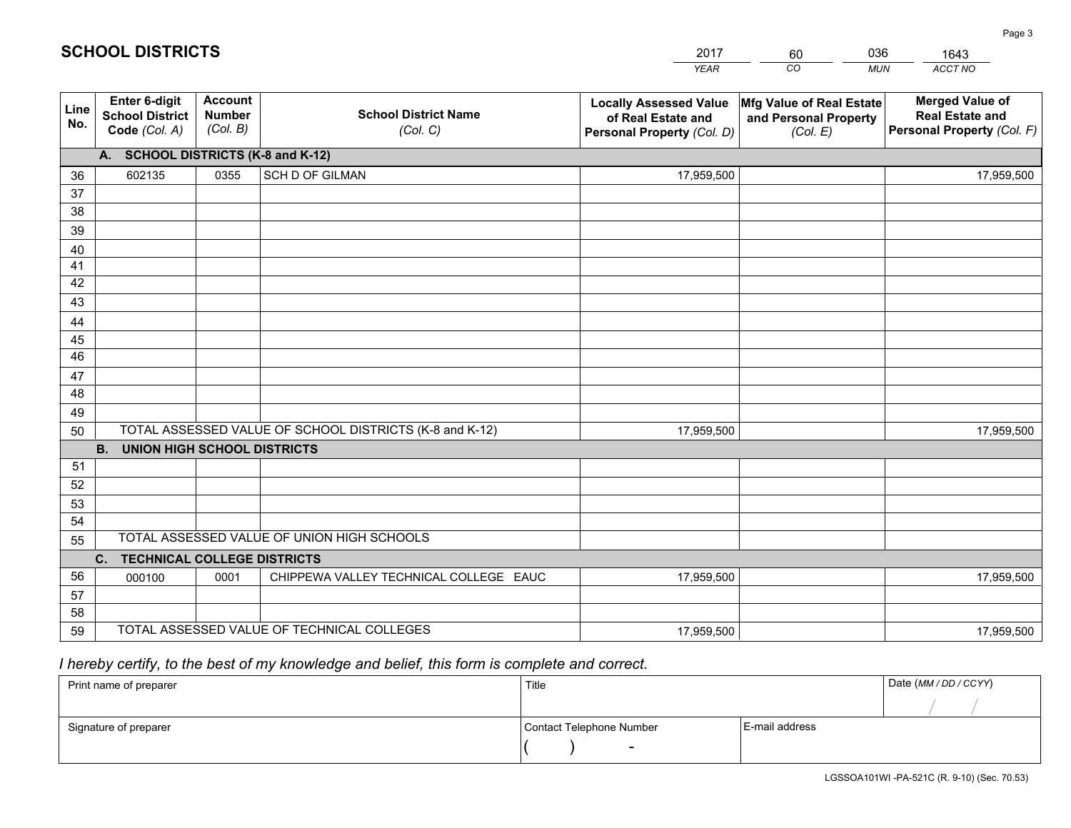# SCHOOL DISTRICTS

| 2017 | 60 | 036 | 1643 |
|---|---|---|---|
| *YEAR* | *CO* | *MUN* | *ACCT NO* |

| Line No. | Enter 6-digit School District Code *(Col. A)* | Account Number *(Col. B)* | School District Name *(Col. C)* | Locally Assessed Value of Real Estate and Personal Property *(Col. D)* | Mfg Value of Real Estate and Personal Property *(Col. E)* | Merged Value of Real Estate and Personal Property *(Col. F)* |
|---|---|---|---|---|---|---|
| **A. SCHOOL DISTRICTS (K-8 and K-12)** | | | | | | |
| 36 | 602135 | 0355 | SCH D OF GILMAN | 17,959,500 | | 17,959,500 |
| 37 | | | | | | |
| 38 | | | | | | |
| 39 | | | | | | |
| 40 | | | | | | |
| 41 | | | | | | |
| 42 | | | | | | |
| 43 | | | | | | |
| 44 | | | | | | |
| 45 | | | | | | |
| 46 | | | | | | |
| 47 | | | | | | |
| 48 | | | | | | |
| 49 | | | | | | |
| 50 | TOTAL ASSESSED VALUE OF SCHOOL DISTRICTS (K-8 and K-12) | | | 17,959,500 | | 17,959,500 |
| **B. UNION HIGH SCHOOL DISTRICTS** | | | | | | |
| 51 | | | | | | |
| 52 | | | | | | |
| 53 | | | | | | |
| 54 | | | | | | |
| 55 | TOTAL ASSESSED VALUE OF UNION HIGH SCHOOLS | | | | | |
| **C. TECHNICAL COLLEGE DISTRICTS** | | | | | | |
| 56 | 000100 | 0001 | CHIPPEWA VALLEY TECHNICAL COLLEGE EAUC | 17,959,500 | | 17,959,500 |
| 57 | | | | | | |
| 58 | | | | | | |
| 59 | TOTAL ASSESSED VALUE OF TECHNICAL COLLEGES | | | 17,959,500 | | 17,959,500 |

*I hereby certify, to the best of my knowledge and belief, this form is complete and correct.*

| Print name of preparer | Title | | Date *(MM / DD / CCYY)* |
|---|---|---|---|
| | | | / / |
| Signature of preparer | Contact Telephone Number | E-mail address | |
| | ( ) - | | |

LGSSOA101WI -PA-521C (R. 9-10) (Sec. 70.53)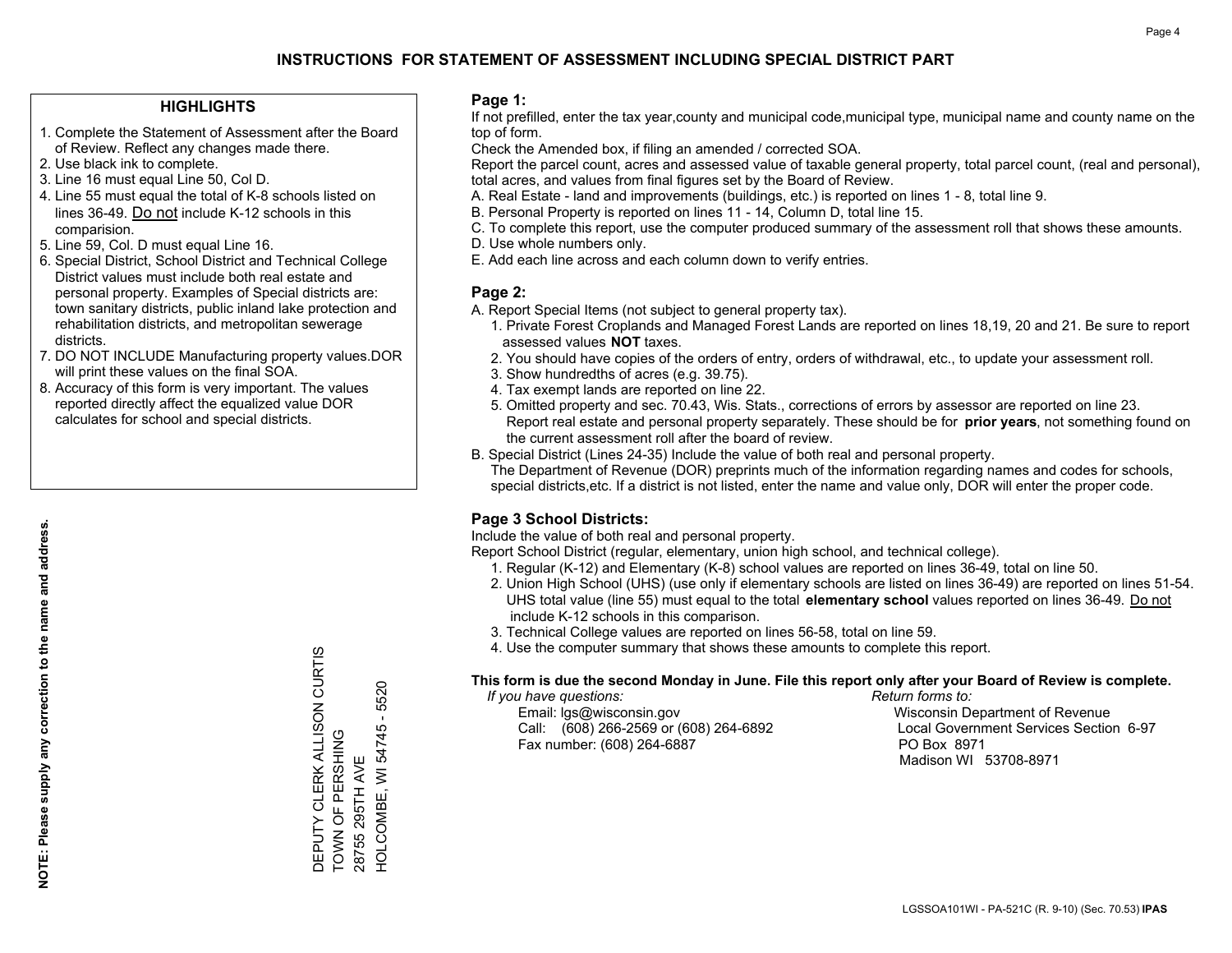# INSTRUCTIONS FOR STATEMENT OF ASSESSMENT INCLUDING SPECIAL DISTRICT PART

## HIGHLIGHTS

1. Complete the Statement of Assessment after the Board of Review. Reflect any changes made there.
2. Use black ink to complete.
3. Line 16 must equal Line 50, Col D.
4. Line 55 must equal the total of K-8 schools listed on lines 36-49. Do not include K-12 schools in this comparision.
5. Line 59, Col. D must equal Line 16.
6. Special District, School District and Technical College District values must include both real estate and personal property. Examples of Special districts are: town sanitary districts, public inland lake protection and rehabilitation districts, and metropolitan sewerage districts.
7. DO NOT INCLUDE Manufacturing property values.DOR will print these values on the final SOA.
8. Accuracy of this form is very important. The values reported directly affect the equalized value DOR calculates for school and special districts.

**NOTE: Please supply any correction to the name and address.**

DEPUTY CLERK ALLISON CURTIS
TOWN OF PERSHING
28755 295TH AVE
HOLCOMBE, WI 54745 - 5520

## Page 1:

If not prefilled, enter the tax year,county and municipal code,municipal type, municipal name and county name on the top of form.

Check the Amended box, if filing an amended / corrected SOA.

Report the parcel count, acres and assessed value of taxable general property, total parcel count, (real and personal), total acres, and values from final figures set by the Board of Review.

A. Real Estate - land and improvements (buildings, etc.) is reported on lines 1 - 8, total line 9.
B. Personal Property is reported on lines 11 - 14, Column D, total line 15.
C. To complete this report, use the computer produced summary of the assessment roll that shows these amounts.
D. Use whole numbers only.
E. Add each line across and each column down to verify entries.

## Page 2:

A. Report Special Items (not subject to general property tax).
   1. Private Forest Croplands and Managed Forest Lands are reported on lines 18,19, 20 and 21. Be sure to report assessed values **NOT** taxes.
   2. You should have copies of the orders of entry, orders of withdrawal, etc., to update your assessment roll.
   3. Show hundredths of acres (e.g. 39.75).
   4. Tax exempt lands are reported on line 22.
   5. Omitted property and sec. 70.43, Wis. Stats., corrections of errors by assessor are reported on line 23. Report real estate and personal property separately. These should be for **prior years**, not something found on the current assessment roll after the board of review.
B. Special District (Lines 24-35) Include the value of both real and personal property.
   The Department of Revenue (DOR) preprints much of the information regarding names and codes for schools, special districts,etc. If a district is not listed, enter the name and value only, DOR will enter the proper code.

## Page 3 School Districts:

Include the value of both real and personal property.

Report School District (regular, elementary, union high school, and technical college).

1. Regular (K-12) and Elementary (K-8) school values are reported on lines 36-49, total on line 50.
2. Union High School (UHS) (use only if elementary schools are listed on lines 36-49) are reported on lines 51-54. UHS total value (line 55) must equal to the total **elementary school** values reported on lines 36-49. Do not include K-12 schools in this comparison.
3. Technical College values are reported on lines 56-58, total on line 59.
4. Use the computer summary that shows these amounts to complete this report.

**This form is due the second Monday in June. File this report only after your Board of Review is complete.**

*If you have questions:*
Email: lgs@wisconsin.gov
Call: (608) 266-2569 or (608) 264-6892
Fax number: (608) 264-6887

*Return forms to:*
Wisconsin Department of Revenue
Local Government Services Section 6-97
PO Box 8971
Madison WI 53708-8971

LGSSOA101WI - PA-521C (R. 9-10) (Sec. 70.53) **IPAS**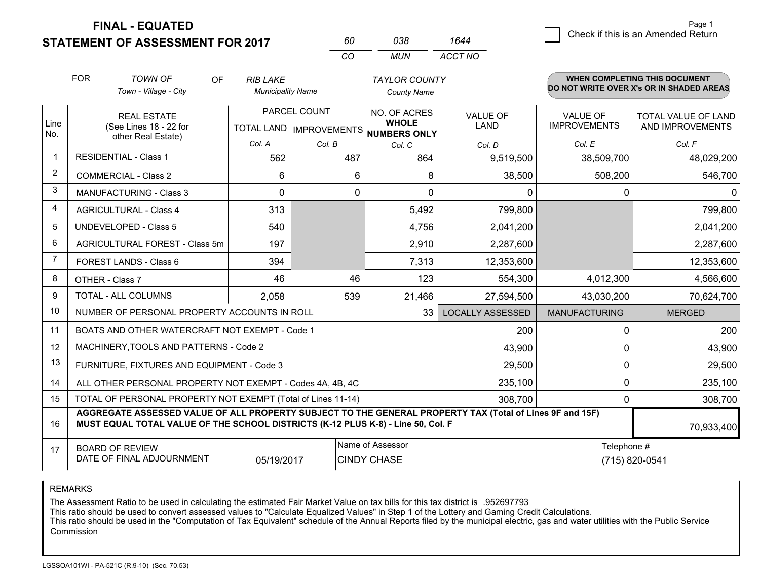**FINAL - EQUATED**
**STATEMENT OF ASSESSMENT FOR 2017**

| 60 | 038 | 1644 |
|---|---|---|
| CO | MUN | ACCT NO |

Page 1

☐ Check if this is an Amended Return

FOR *TOWN OF* (Town - Village - City) OF *RIB LAKE* (Municipality Name) *TAYLOR COUNTY* (County Name)

**WHEN COMPLETING THIS DOCUMENT DO NOT WRITE OVER X's OR IN SHADED AREAS**

| Line No. | REAL ESTATE (See Lines 18 - 22 for other Real Estate) | PARCEL COUNT TOTAL LAND Col. A | PARCEL COUNT IMPROVEMENTS Col. B | NO. OF ACRES WHOLE NUMBERS ONLY Col. C | VALUE OF LAND Col. D | VALUE OF IMPROVEMENTS Col. E | TOTAL VALUE OF LAND AND IMPROVEMENTS Col. F |
|---|---|---|---|---|---|---|---|
| 1 | RESIDENTIAL - Class 1 | 562 | 487 | 864 | 9,519,500 | 38,509,700 | 48,029,200 |
| 2 | COMMERCIAL - Class 2 | 6 | 6 | 8 | 38,500 | 508,200 | 546,700 |
| 3 | MANUFACTURING - Class 3 | 0 | 0 | 0 | 0 | 0 | 0 |
| 4 | AGRICULTURAL - Class 4 | 313 | | 5,492 | 799,800 | | 799,800 |
| 5 | UNDEVELOPED - Class 5 | 540 | | 4,756 | 2,041,200 | | 2,041,200 |
| 6 | AGRICULTURAL FOREST - Class 5m | 197 | | 2,910 | 2,287,600 | | 2,287,600 |
| 7 | FOREST LANDS - Class 6 | 394 | | 7,313 | 12,353,600 | | 12,353,600 |
| 8 | OTHER - Class 7 | 46 | 46 | 123 | 554,300 | 4,012,300 | 4,566,600 |
| 9 | TOTAL - ALL COLUMNS | 2,058 | 539 | 21,466 | 27,594,500 | 43,030,200 | 70,624,700 |
| 10 | NUMBER OF PERSONAL PROPERTY ACCOUNTS IN ROLL | | | 33 | LOCALLY ASSESSED | MANUFACTURING | MERGED |
| 11 | BOATS AND OTHER WATERCRAFT NOT EXEMPT - Code 1 | | | | 200 | 0 | 200 |
| 12 | MACHINERY,TOOLS AND PATTERNS - Code 2 | | | | 43,900 | 0 | 43,900 |
| 13 | FURNITURE, FIXTURES AND EQUIPMENT - Code 3 | | | | 29,500 | 0 | 29,500 |
| 14 | ALL OTHER PERSONAL PROPERTY NOT EXEMPT - Codes 4A, 4B, 4C | | | | 235,100 | 0 | 235,100 |
| 15 | TOTAL OF PERSONAL PROPERTY NOT EXEMPT (Total of Lines 11-14) | | | | 308,700 | 0 | 308,700 |
| 16 | **AGGREGATE ASSESSED VALUE OF ALL PROPERTY SUBJECT TO THE GENERAL PROPERTY TAX (Total of Lines 9F and 15F) MUST EQUAL TOTAL VALUE OF THE SCHOOL DISTRICTS (K-12 PLUS K-8) - Line 50, Col. F** | | | | | | 70,933,400 |
| 17 | BOARD OF REVIEW DATE OF FINAL ADJOURNMENT | 05/19/2017 | Name of Assessor | CINDY CHASE | | Telephone # | (715) 820-0541 |

REMARKS

The Assessment Ratio to be used in calculating the estimated Fair Market Value on tax bills for this tax district is .952697793
This ratio should be used to convert assessed values to "Calculate Equalized Values" in Step 1 of the Lottery and Gaming Credit Calculations.
This ratio should be used in the "Computation of Tax Equivalent" schedule of the Annual Reports filed by the municipal electric, gas and water utilities with the Public Service Commission

LGSSOA101WI - PA-521C (R.9-10) (Sec. 70.53)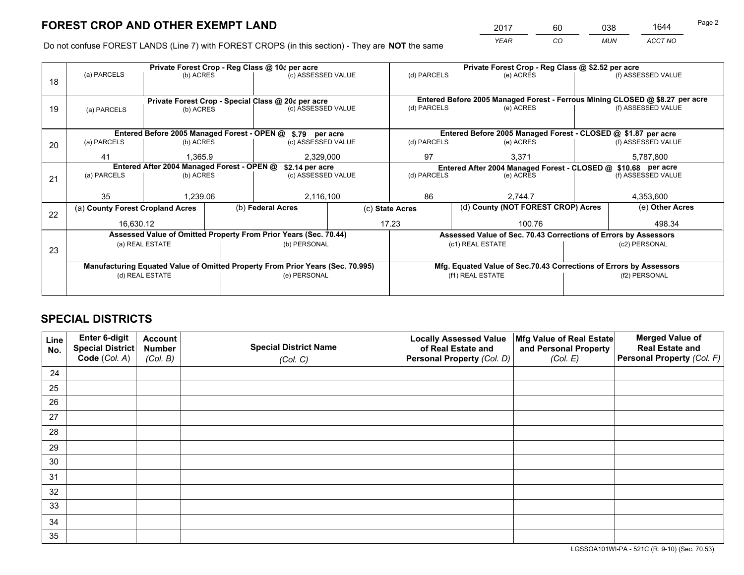# FOREST CROP AND OTHER EXEMPT LAND

| 2017 | 60 | 038 | 1644 |
|---|---|---|---|
| *YEAR* | *CO* | *MUN* | *ACCT NO* |

Do not confuse FOREST LANDS (Line 7) with FOREST CROPS (in this section) - They are **NOT** the same

| Line | Private Forest Crop - Reg Class @ 10¢ per acre | | | Private Forest Crop - Reg Class @ $2.52 per acre | | |
|---|---|---|---|---|---|---|
| 18 | (a) PARCELS | (b) ACRES | (c) ASSESSED VALUE | (d) PARCELS | (e) ACRES | (f) ASSESSED VALUE |
| | | | | | | |
| | **Private Forest Crop - Special Class @ 20¢ per acre** | | | **Entered Before 2005 Managed Forest - Ferrous Mining CLOSED @ $8.27 per acre** | | |
| 19 | (a) PARCELS | (b) ACRES | (c) ASSESSED VALUE | (d) PARCELS | (e) ACRES | (f) ASSESSED VALUE |
| | | | | | | |
| | **Entered Before 2005 Managed Forest - OPEN @ $.79 per acre** | | | **Entered Before 2005 Managed Forest - CLOSED @ $1.87 per acre** | | |
| 20 | (a) PARCELS | (b) ACRES | (c) ASSESSED VALUE | (d) PARCELS | (e) ACRES | (f) ASSESSED VALUE |
| | 41 | 1,365.9 | 2,329,000 | 97 | 3,371 | 5,787,800 |
| | **Entered After 2004 Managed Forest - OPEN @ $2.14 per acre** | | | **Entered After 2004 Managed Forest - CLOSED @ $10.68 per acre** | | |
| 21 | (a) PARCELS | (b) ACRES | (c) ASSESSED VALUE | (d) PARCELS | (e) ACRES | (f) ASSESSED VALUE |
| | 35 | 1,239.06 | 2,116,100 | 86 | 2,744.7 | 4,353,600 |

| Line | (a) County Forest Cropland Acres | (b) Federal Acres | (c) State Acres | (d) County (NOT FOREST CROP) Acres | (e) Other Acres |
|---|---|---|---|---|---|
| 22 | 16,630.12 | | 17.23 | 100.76 | 498.34 |

| Line | Assessed Value of Omitted Property From Prior Years (Sec. 70.44) | | Assessed Value of Sec. 70.43 Corrections of Errors by Assessors | |
|---|---|---|---|---|
| 23 | (a) REAL ESTATE | (b) PERSONAL | (c1) REAL ESTATE | (c2) PERSONAL |
| | | | | |
| | **Manufacturing Equated Value of Omitted Property From Prior Years (Sec. 70.995)** | | **Mfg. Equated Value of Sec.70.43 Corrections of Errors by Assessors** | |
| | (d) REAL ESTATE | (e) PERSONAL | (f1) REAL ESTATE | (f2) PERSONAL |
| | | | | |

# SPECIAL DISTRICTS

| Line No. | Enter 6-digit Special District Code (Col. A) | Account Number (Col. B) | Special District Name (Col. C) | Locally Assessed Value of Real Estate and Personal Property (Col. D) | Mfg Value of Real Estate and Personal Property (Col. E) | Merged Value of Real Estate and Personal Property (Col. F) |
|---|---|---|---|---|---|---|
| 24 | | | | | | |
| 25 | | | | | | |
| 26 | | | | | | |
| 27 | | | | | | |
| 28 | | | | | | |
| 29 | | | | | | |
| 30 | | | | | | |
| 31 | | | | | | |
| 32 | | | | | | |
| 33 | | | | | | |
| 34 | | | | | | |
| 35 | | | | | | |

LGSSOA101WI-PA - 521C (R. 9-10) (Sec. 70.53)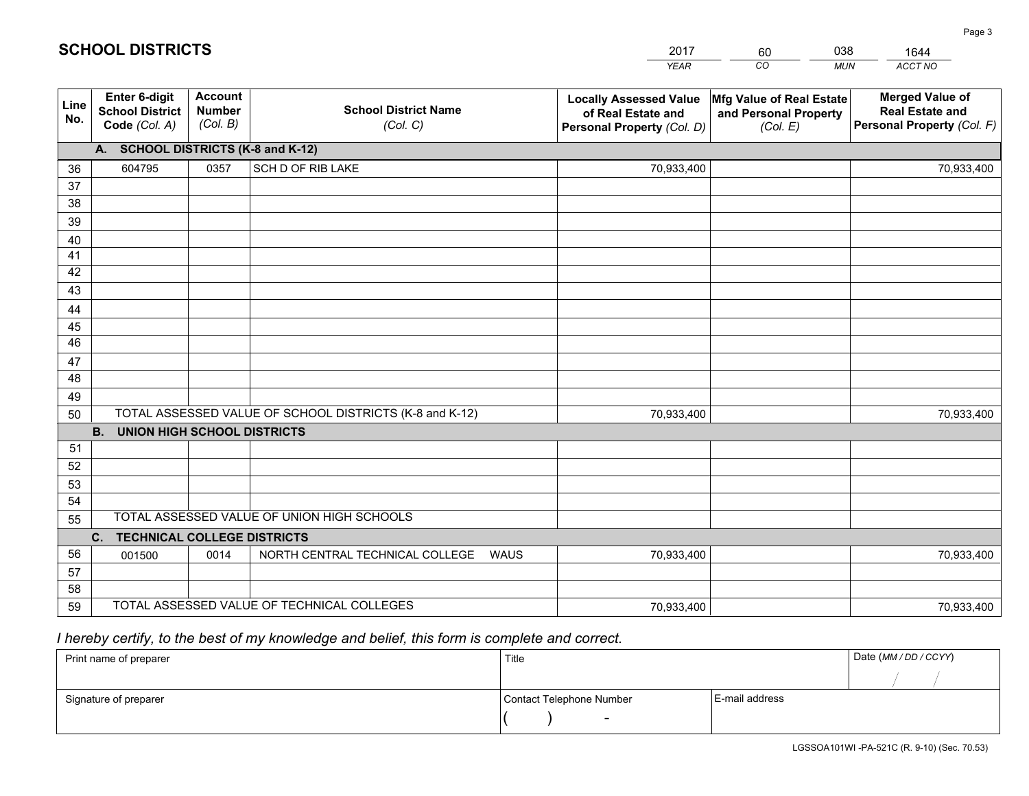# SCHOOL DISTRICTS

| 2017 | 60 | 038 | 1644 |
|---|---|---|---|
| *YEAR* | *CO* | *MUN* | *ACCT NO* |

| Line No. | Enter 6-digit School District Code *(Col. A)* | Account Number *(Col. B)* | School District Name *(Col. C)* | Locally Assessed Value of Real Estate and Personal Property *(Col. D)* | Mfg Value of Real Estate and Personal Property *(Col. E)* | Merged Value of Real Estate and Personal Property *(Col. F)* |
|---|---|---|---|---|---|---|
| | **A. SCHOOL DISTRICTS (K-8 and K-12)** | | | | | |
| 36 | 604795 | 0357 | SCH D OF RIB LAKE | 70,933,400 | | 70,933,400 |
| 37 | | | | | | |
| 38 | | | | | | |
| 39 | | | | | | |
| 40 | | | | | | |
| 41 | | | | | | |
| 42 | | | | | | |
| 43 | | | | | | |
| 44 | | | | | | |
| 45 | | | | | | |
| 46 | | | | | | |
| 47 | | | | | | |
| 48 | | | | | | |
| 49 | | | | | | |
| 50 | TOTAL ASSESSED VALUE OF SCHOOL DISTRICTS (K-8 and K-12) | | | 70,933,400 | | 70,933,400 |
| | **B. UNION HIGH SCHOOL DISTRICTS** | | | | | |
| 51 | | | | | | |
| 52 | | | | | | |
| 53 | | | | | | |
| 54 | | | | | | |
| 55 | TOTAL ASSESSED VALUE OF UNION HIGH SCHOOLS | | | | | |
| | **C. TECHNICAL COLLEGE DISTRICTS** | | | | | |
| 56 | 001500 | 0014 | NORTH CENTRAL TECHNICAL COLLEGE WAUS | 70,933,400 | | 70,933,400 |
| 57 | | | | | | |
| 58 | | | | | | |
| 59 | TOTAL ASSESSED VALUE OF TECHNICAL COLLEGES | | | 70,933,400 | | 70,933,400 |

*I hereby certify, to the best of my knowledge and belief, this form is complete and correct.*

| Print name of preparer | Title | | Date *(MM / DD / CCYY)* |
|---|---|---|---|
| | | | / / |
| Signature of preparer | Contact Telephone Number | E-mail address | |
| | ( ) - | | |

LGSSOA101WI -PA-521C (R. 9-10) (Sec. 70.53)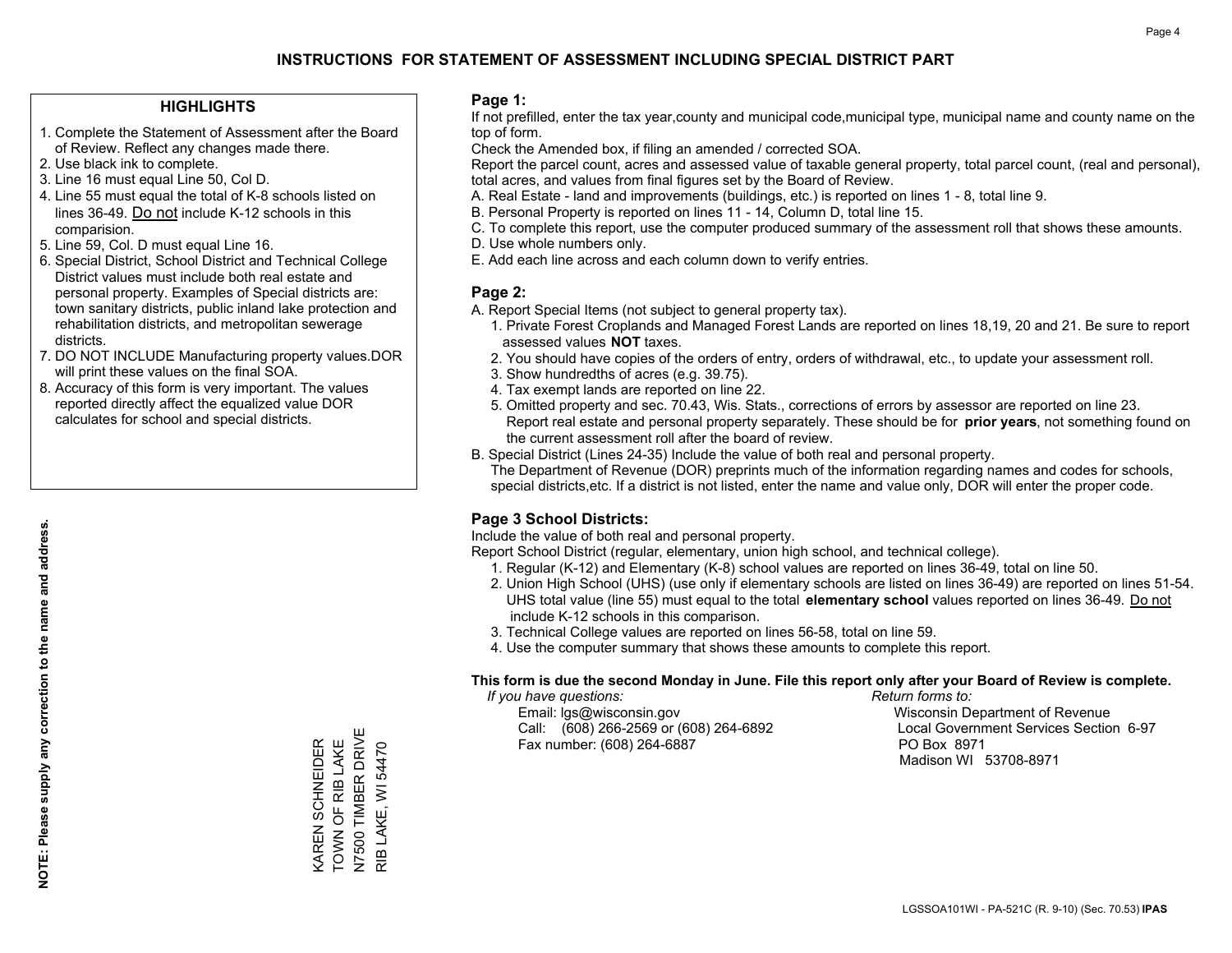# INSTRUCTIONS FOR STATEMENT OF ASSESSMENT INCLUDING SPECIAL DISTRICT PART

## HIGHLIGHTS

1. Complete the Statement of Assessment after the Board of Review. Reflect any changes made there.
2. Use black ink to complete.
3. Line 16 must equal Line 50, Col D.
4. Line 55 must equal the total of K-8 schools listed on lines 36-49. Do not include K-12 schools in this comparision.
5. Line 59, Col. D must equal Line 16.
6. Special District, School District and Technical College District values must include both real estate and personal property. Examples of Special districts are: town sanitary districts, public inland lake protection and rehabilitation districts, and metropolitan sewerage districts.
7. DO NOT INCLUDE Manufacturing property values.DOR will print these values on the final SOA.
8. Accuracy of this form is very important. The values reported directly affect the equalized value DOR calculates for school and special districts.

**NOTE: Please supply any correction to the name and address.**

KAREN SCHNEIDER
TOWN OF RIB LAKE
N7500 TIMBER DRIVE
RIB LAKE, WI 54470

## Page 1:

If not prefilled, enter the tax year,county and municipal code,municipal type, municipal name and county name on the top of form.

Check the Amended box, if filing an amended / corrected SOA.

Report the parcel count, acres and assessed value of taxable general property, total parcel count, (real and personal), total acres, and values from final figures set by the Board of Review.

A. Real Estate - land and improvements (buildings, etc.) is reported on lines 1 - 8, total line 9.
B. Personal Property is reported on lines 11 - 14, Column D, total line 15.
C. To complete this report, use the computer produced summary of the assessment roll that shows these amounts.
D. Use whole numbers only.
E. Add each line across and each column down to verify entries.

## Page 2:

A. Report Special Items (not subject to general property tax).
   1. Private Forest Croplands and Managed Forest Lands are reported on lines 18,19, 20 and 21. Be sure to report assessed values **NOT** taxes.
   2. You should have copies of the orders of entry, orders of withdrawal, etc., to update your assessment roll.
   3. Show hundredths of acres (e.g. 39.75).
   4. Tax exempt lands are reported on line 22.
   5. Omitted property and sec. 70.43, Wis. Stats., corrections of errors by assessor are reported on line 23. Report real estate and personal property separately. These should be for **prior years**, not something found on the current assessment roll after the board of review.
B. Special District (Lines 24-35) Include the value of both real and personal property.
   The Department of Revenue (DOR) preprints much of the information regarding names and codes for schools, special districts,etc. If a district is not listed, enter the name and value only, DOR will enter the proper code.

## Page 3 School Districts:

Include the value of both real and personal property.

Report School District (regular, elementary, union high school, and technical college).

1. Regular (K-12) and Elementary (K-8) school values are reported on lines 36-49, total on line 50.
2. Union High School (UHS) (use only if elementary schools are listed on lines 36-49) are reported on lines 51-54. UHS total value (line 55) must equal to the total **elementary school** values reported on lines 36-49. Do not include K-12 schools in this comparison.
3. Technical College values are reported on lines 56-58, total on line 59.
4. Use the computer summary that shows these amounts to complete this report.

**This form is due the second Monday in June. File this report only after your Board of Review is complete.**

*If you have questions:*
Email: lgs@wisconsin.gov
Call: (608) 266-2569 or (608) 264-6892
Fax number: (608) 264-6887

*Return forms to:*
Wisconsin Department of Revenue
Local Government Services Section 6-97
PO Box 8971
Madison WI 53708-8971

LGSSOA101WI - PA-521C (R. 9-10) (Sec. 70.53) **IPAS**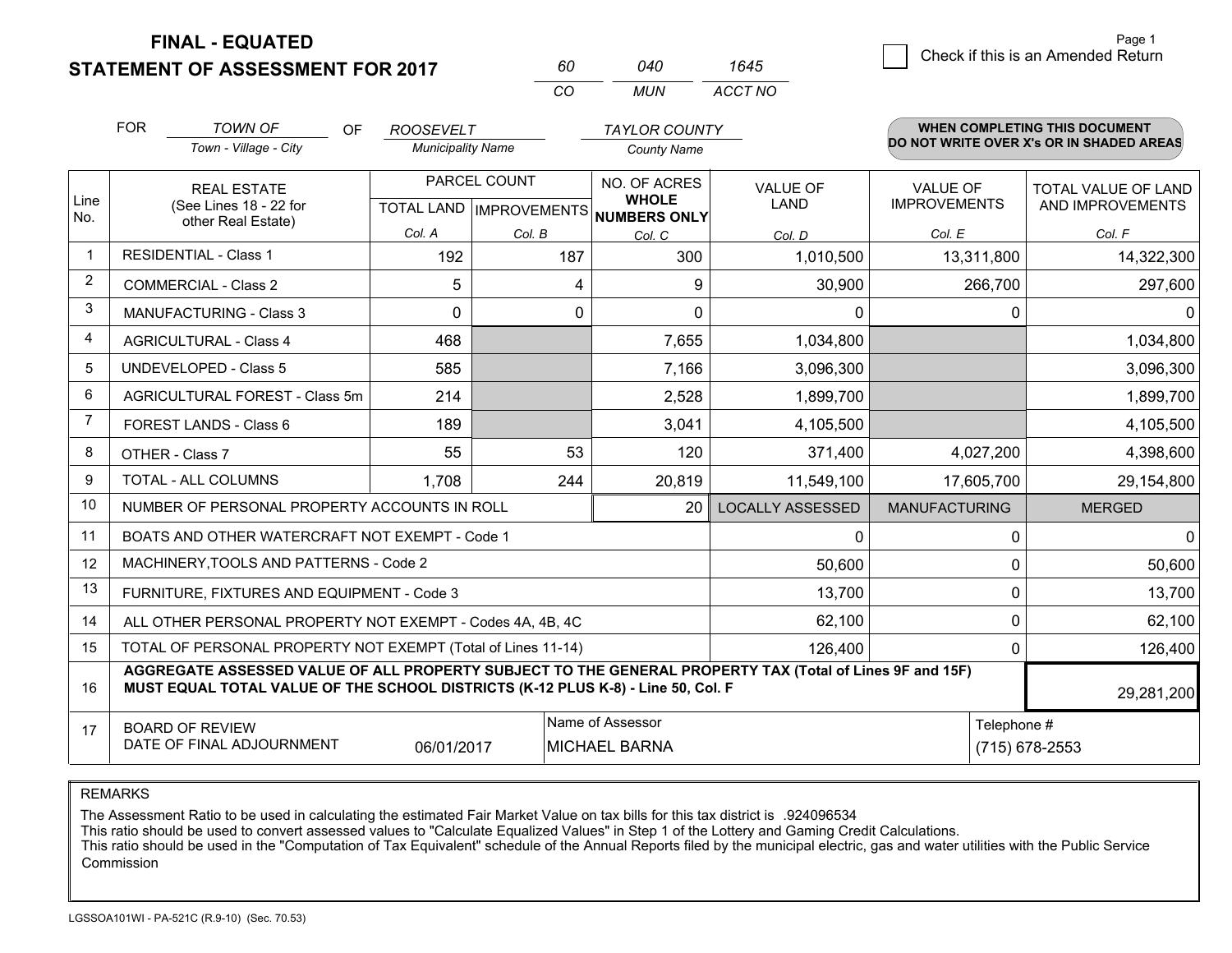**FINAL - EQUATED**
**STATEMENT OF ASSESSMENT FOR 2017**

| 60 | 040 | 1645 |
|---|---|---|
| CO | MUN | ACCT NO |

☐ Check if this is an Amended Return

FOR *TOWN OF* (Town - Village - City) OF *ROOSEVELT* (Municipality Name) *TAYLOR COUNTY* (County Name)

**WHEN COMPLETING THIS DOCUMENT DO NOT WRITE OVER X's OR IN SHADED AREAS**

| Line No. | REAL ESTATE (See Lines 18 - 22 for other Real Estate) | PARCEL COUNT TOTAL LAND Col. A | PARCEL COUNT IMPROVEMENTS Col. B | NO. OF ACRES WHOLE NUMBERS ONLY Col. C | VALUE OF LAND Col. D | VALUE OF IMPROVEMENTS Col. E | TOTAL VALUE OF LAND AND IMPROVEMENTS Col. F |
|---|---|---|---|---|---|---|---|
| 1 | RESIDENTIAL - Class 1 | 192 | 187 | 300 | 1,010,500 | 13,311,800 | 14,322,300 |
| 2 | COMMERCIAL - Class 2 | 5 | 4 | 9 | 30,900 | 266,700 | 297,600 |
| 3 | MANUFACTURING - Class 3 | 0 | 0 | 0 | 0 | 0 | 0 |
| 4 | AGRICULTURAL - Class 4 | 468 | | 7,655 | 1,034,800 | | 1,034,800 |
| 5 | UNDEVELOPED - Class 5 | 585 | | 7,166 | 3,096,300 | | 3,096,300 |
| 6 | AGRICULTURAL FOREST - Class 5m | 214 | | 2,528 | 1,899,700 | | 1,899,700 |
| 7 | FOREST LANDS - Class 6 | 189 | | 3,041 | 4,105,500 | | 4,105,500 |
| 8 | OTHER - Class 7 | 55 | 53 | 120 | 371,400 | 4,027,200 | 4,398,600 |
| 9 | TOTAL - ALL COLUMNS | 1,708 | 244 | 20,819 | 11,549,100 | 17,605,700 | 29,154,800 |
| 10 | NUMBER OF PERSONAL PROPERTY ACCOUNTS IN ROLL | | | 20 | LOCALLY ASSESSED | MANUFACTURING | MERGED |
| 11 | BOATS AND OTHER WATERCRAFT NOT EXEMPT - Code 1 | | | | 0 | 0 | 0 |
| 12 | MACHINERY,TOOLS AND PATTERNS - Code 2 | | | | 50,600 | 0 | 50,600 |
| 13 | FURNITURE, FIXTURES AND EQUIPMENT - Code 3 | | | | 13,700 | 0 | 13,700 |
| 14 | ALL OTHER PERSONAL PROPERTY NOT EXEMPT - Codes 4A, 4B, 4C | | | | 62,100 | 0 | 62,100 |
| 15 | TOTAL OF PERSONAL PROPERTY NOT EXEMPT (Total of Lines 11-14) | | | | 126,400 | 0 | 126,400 |
| 16 | **AGGREGATE ASSESSED VALUE OF ALL PROPERTY SUBJECT TO THE GENERAL PROPERTY TAX (Total of Lines 9F and 15F) MUST EQUAL TOTAL VALUE OF THE SCHOOL DISTRICTS (K-12 PLUS K-8) - Line 50, Col. F** | | | | | | 29,281,200 |
| 17 | BOARD OF REVIEW DATE OF FINAL ADJOURNMENT | 06/01/2017 | | Name of Assessor: MICHAEL BARNA | | Telephone #: (715) 678-2553 | |

REMARKS

The Assessment Ratio to be used in calculating the estimated Fair Market Value on tax bills for this tax district is .924096534
This ratio should be used to convert assessed values to "Calculate Equalized Values" in Step 1 of the Lottery and Gaming Credit Calculations.
This ratio should be used in the "Computation of Tax Equivalent" schedule of the Annual Reports filed by the municipal electric, gas and water utilities with the Public Service Commission

LGSSOA101WI - PA-521C (R.9-10) (Sec. 70.53)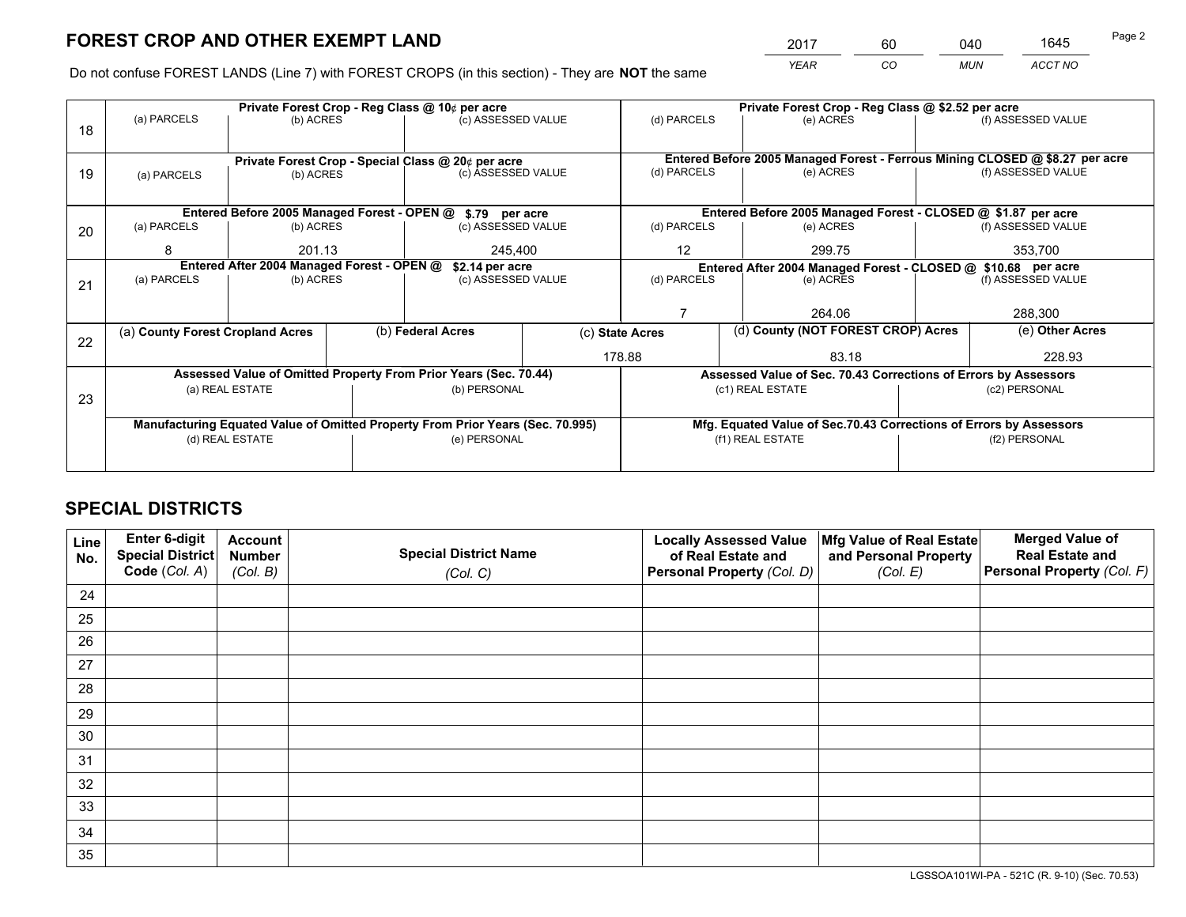# FOREST CROP AND OTHER EXEMPT LAND

| 2017 | 60 | 040 | 1645 |
|---|---|---|---|
| *YEAR* | *CO* | *MUN* | *ACCT NO* |

Do not confuse FOREST LANDS (Line 7) with FOREST CROPS (in this section) - They are **NOT** the same

| Line | Private Forest Crop - Reg Class @ 10¢ per acre | | | Private Forest Crop - Reg Class @ $2.52 per acre | | |
|---|---|---|---|---|---|---|
| | (a) PARCELS | (b) ACRES | (c) ASSESSED VALUE | (d) PARCELS | (e) ACRES | (f) ASSESSED VALUE |
| 18 | | | | | | |
| | **Private Forest Crop - Special Class @ 20¢ per acre** | | | **Entered Before 2005 Managed Forest - Ferrous Mining CLOSED @ $8.27 per acre** | | |
| | (a) PARCELS | (b) ACRES | (c) ASSESSED VALUE | (d) PARCELS | (e) ACRES | (f) ASSESSED VALUE |
| 19 | | | | | | |
| | **Entered Before 2005 Managed Forest - OPEN @ $.79 per acre** | | | **Entered Before 2005 Managed Forest - CLOSED @ $1.87 per acre** | | |
| | (a) PARCELS | (b) ACRES | (c) ASSESSED VALUE | (d) PARCELS | (e) ACRES | (f) ASSESSED VALUE |
| 20 | 8 | 201.13 | 245,400 | 12 | 299.75 | 353,700 |
| | **Entered After 2004 Managed Forest - OPEN @ $2.14 per acre** | | | **Entered After 2004 Managed Forest - CLOSED @ $10.68 per acre** | | |
| | (a) PARCELS | (b) ACRES | (c) ASSESSED VALUE | (d) PARCELS | (e) ACRES | (f) ASSESSED VALUE |
| 21 | | | | 7 | 264.06 | 288,300 |

| Line | (a) County Forest Cropland Acres | (b) Federal Acres | (c) State Acres | (d) County (NOT FOREST CROP) Acres | (e) Other Acres |
|---|---|---|---|---|---|
| 22 | | | 178.88 | 83.18 | 228.93 |

| Line | Assessed Value of Omitted Property From Prior Years (Sec. 70.44) | | Assessed Value of Sec. 70.43 Corrections of Errors by Assessors | |
|---|---|---|---|---|
| 23 | (a) REAL ESTATE | (b) PERSONAL | (c1) REAL ESTATE | (c2) PERSONAL |
| | | | | |
| | **Manufacturing Equated Value of Omitted Property From Prior Years (Sec. 70.995)** | | **Mfg. Equated Value of Sec.70.43 Corrections of Errors by Assessors** | |
| | (d) REAL ESTATE | (e) PERSONAL | (f1) REAL ESTATE | (f2) PERSONAL |
| | | | | |

# SPECIAL DISTRICTS

| Line No. | Enter 6-digit Special District Code (Col. A) | Account Number (Col. B) | Special District Name (Col. C) | Locally Assessed Value of Real Estate and Personal Property (Col. D) | Mfg Value of Real Estate and Personal Property (Col. E) | Merged Value of Real Estate and Personal Property (Col. F) |
|---|---|---|---|---|---|---|
| 24 | | | | | | |
| 25 | | | | | | |
| 26 | | | | | | |
| 27 | | | | | | |
| 28 | | | | | | |
| 29 | | | | | | |
| 30 | | | | | | |
| 31 | | | | | | |
| 32 | | | | | | |
| 33 | | | | | | |
| 34 | | | | | | |
| 35 | | | | | | |

LGSSOA101WI-PA - 521C (R. 9-10) (Sec. 70.53)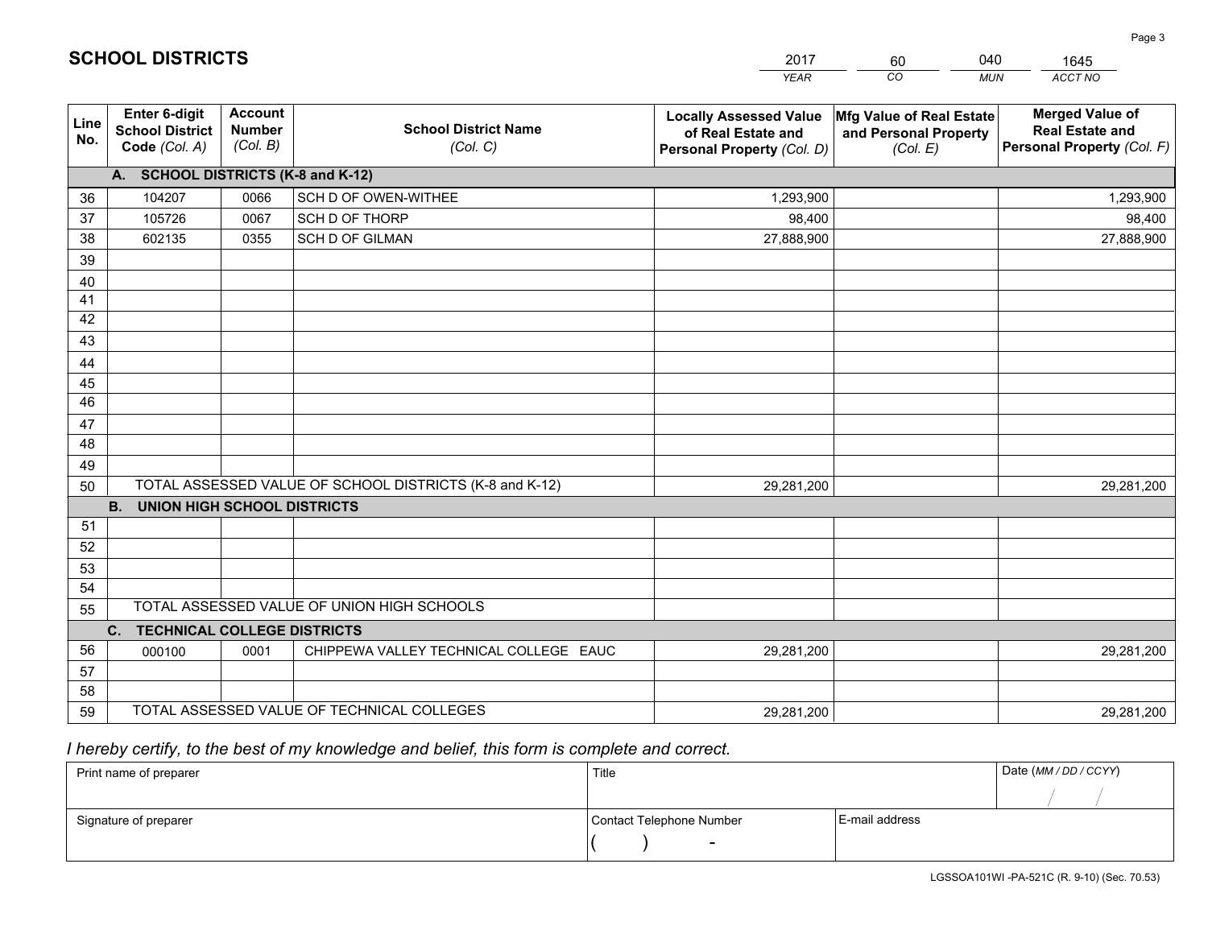## SCHOOL DISTRICTS

| 2017 | 60 | 040 | 1645 |
|---|---|---|---|
| *YEAR* | *CO* | *MUN* | *ACCT NO* |

| Line No. | Enter 6-digit School District Code (Col. A) | Account Number (Col. B) | School District Name (Col. C) | Locally Assessed Value of Real Estate and Personal Property (Col. D) | Mfg Value of Real Estate and Personal Property (Col. E) | Merged Value of Real Estate and Personal Property (Col. F) |
|---|---|---|---|---|---|---|
| | **A. SCHOOL DISTRICTS (K-8 and K-12)** | | | | | |
| 36 | 104207 | 0066 | SCH D OF OWEN-WITHEE | 1,293,900 | | 1,293,900 |
| 37 | 105726 | 0067 | SCH D OF THORP | 98,400 | | 98,400 |
| 38 | 602135 | 0355 | SCH D OF GILMAN | 27,888,900 | | 27,888,900 |
| 39 | | | | | | |
| 40 | | | | | | |
| 41 | | | | | | |
| 42 | | | | | | |
| 43 | | | | | | |
| 44 | | | | | | |
| 45 | | | | | | |
| 46 | | | | | | |
| 47 | | | | | | |
| 48 | | | | | | |
| 49 | | | | | | |
| 50 | TOTAL ASSESSED VALUE OF SCHOOL DISTRICTS (K-8 and K-12) | | | 29,281,200 | | 29,281,200 |
| | **B. UNION HIGH SCHOOL DISTRICTS** | | | | | |
| 51 | | | | | | |
| 52 | | | | | | |
| 53 | | | | | | |
| 54 | | | | | | |
| 55 | TOTAL ASSESSED VALUE OF UNION HIGH SCHOOLS | | | | | |
| | **C. TECHNICAL COLLEGE DISTRICTS** | | | | | |
| 56 | 000100 | 0001 | CHIPPEWA VALLEY TECHNICAL COLLEGE EAUC | 29,281,200 | | 29,281,200 |
| 57 | | | | | | |
| 58 | | | | | | |
| 59 | TOTAL ASSESSED VALUE OF TECHNICAL COLLEGES | | | 29,281,200 | | 29,281,200 |

*I hereby certify, to the best of my knowledge and belief, this form is complete and correct.*

| Print name of preparer | Title | | Date (MM / DD / CCYY) |
|---|---|---|---|
| | | | / / |
| Signature of preparer | Contact Telephone Number | E-mail address | |
| | ( ) - | | |

LGSSOA101WI -PA-521C (R. 9-10) (Sec. 70.53)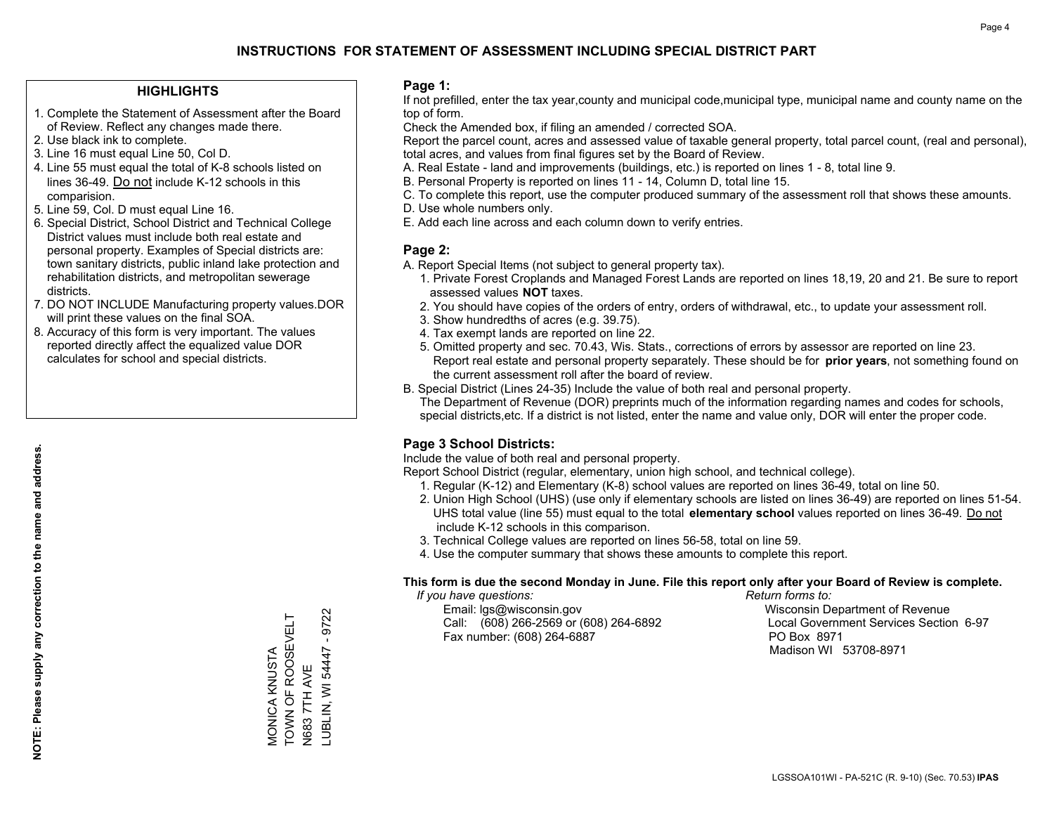# INSTRUCTIONS FOR STATEMENT OF ASSESSMENT INCLUDING SPECIAL DISTRICT PART

## HIGHLIGHTS

1. Complete the Statement of Assessment after the Board of Review. Reflect any changes made there.
2. Use black ink to complete.
3. Line 16 must equal Line 50, Col D.
4. Line 55 must equal the total of K-8 schools listed on lines 36-49. Do not include K-12 schools in this comparision.
5. Line 59, Col. D must equal Line 16.
6. Special District, School District and Technical College District values must include both real estate and personal property. Examples of Special districts are: town sanitary districts, public inland lake protection and rehabilitation districts, and metropolitan sewerage districts.
7. DO NOT INCLUDE Manufacturing property values.DOR will print these values on the final SOA.
8. Accuracy of this form is very important. The values reported directly affect the equalized value DOR calculates for school and special districts.

**NOTE: Please supply any correction to the name and address.**

MONICA KNUSTA
TOWN OF ROOSEVELT
N683 7TH AVE
LUBLIN, WI 54447 - 9722

## Page 1:

If not prefilled, enter the tax year,county and municipal code,municipal type, municipal name and county name on the top of form.

Check the Amended box, if filing an amended / corrected SOA.

Report the parcel count, acres and assessed value of taxable general property, total parcel count, (real and personal), total acres, and values from final figures set by the Board of Review.

A. Real Estate - land and improvements (buildings, etc.) is reported on lines 1 - 8, total line 9.
B. Personal Property is reported on lines 11 - 14, Column D, total line 15.
C. To complete this report, use the computer produced summary of the assessment roll that shows these amounts.
D. Use whole numbers only.
E. Add each line across and each column down to verify entries.

## Page 2:

A. Report Special Items (not subject to general property tax).
1. Private Forest Croplands and Managed Forest Lands are reported on lines 18,19, 20 and 21. Be sure to report assessed values **NOT** taxes.
2. You should have copies of the orders of entry, orders of withdrawal, etc., to update your assessment roll.
3. Show hundredths of acres (e.g. 39.75).
4. Tax exempt lands are reported on line 22.
5. Omitted property and sec. 70.43, Wis. Stats., corrections of errors by assessor are reported on line 23. Report real estate and personal property separately. These should be for **prior years**, not something found on the current assessment roll after the board of review.

B. Special District (Lines 24-35) Include the value of both real and personal property.
The Department of Revenue (DOR) preprints much of the information regarding names and codes for schools, special districts,etc. If a district is not listed, enter the name and value only, DOR will enter the proper code.

## Page 3 School Districts:

Include the value of both real and personal property.

Report School District (regular, elementary, union high school, and technical college).

1. Regular (K-12) and Elementary (K-8) school values are reported on lines 36-49, total on line 50.
2. Union High School (UHS) (use only if elementary schools are listed on lines 36-49) are reported on lines 51-54. UHS total value (line 55) must equal to the total **elementary school** values reported on lines 36-49. Do not include K-12 schools in this comparison.
3. Technical College values are reported on lines 56-58, total on line 59.
4. Use the computer summary that shows these amounts to complete this report.

**This form is due the second Monday in June. File this report only after your Board of Review is complete.**

*If you have questions:*
Email: lgs@wisconsin.gov
Call: (608) 266-2569 or (608) 264-6892
Fax number: (608) 264-6887

*Return forms to:*
Wisconsin Department of Revenue
Local Government Services Section 6-97
PO Box 8971
Madison WI 53708-8971

LGSSOA101WI - PA-521C (R. 9-10) (Sec. 70.53) **IPAS**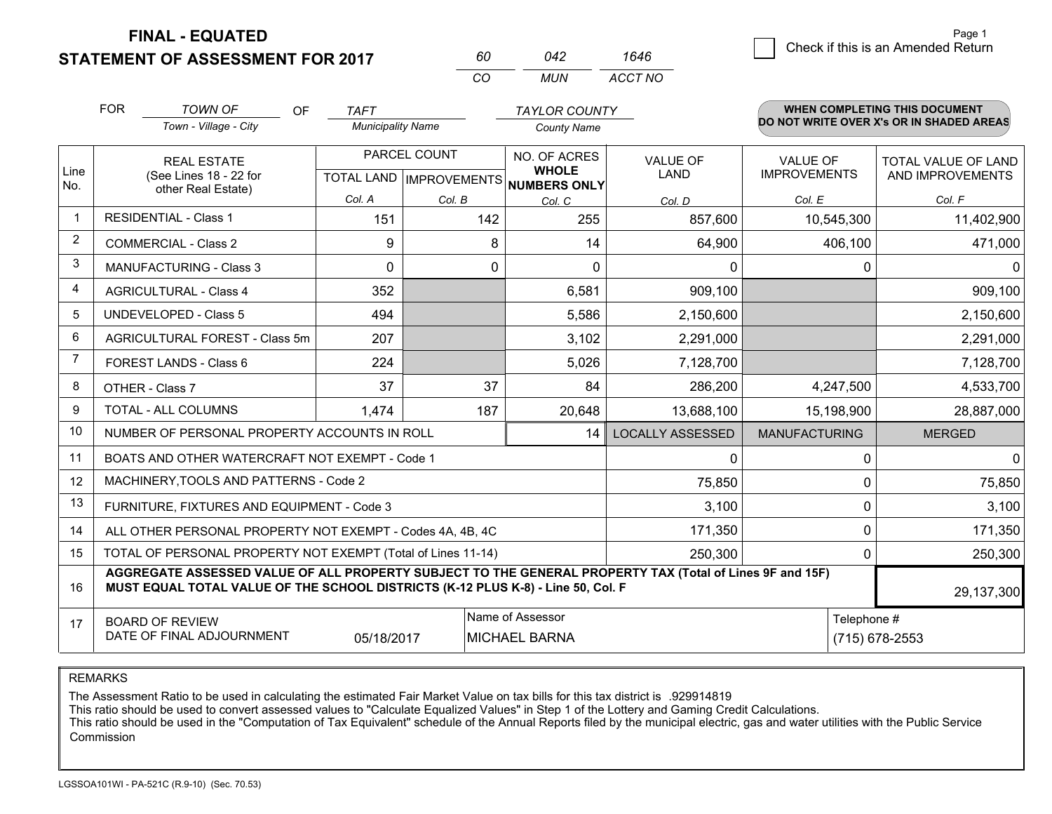**FINAL - EQUATED**
**STATEMENT OF ASSESSMENT FOR 2017**

| 60 | 042 | 1646 |
|---|---|---|
| CO | MUN | ACCT NO |

☐ Check if this is an Amended Return

FOR *TOWN OF* (Town - Village - City) OF *TAFT* (Municipality Name) *TAYLOR COUNTY* (County Name)

**WHEN COMPLETING THIS DOCUMENT DO NOT WRITE OVER X's OR IN SHADED AREAS**

| Line No. | REAL ESTATE (See Lines 18 - 22 for other Real Estate) | PARCEL COUNT TOTAL LAND Col. A | PARCEL COUNT IMPROVEMENTS Col. B | NO. OF ACRES WHOLE NUMBERS ONLY Col. C | VALUE OF LAND Col. D | VALUE OF IMPROVEMENTS Col. E | TOTAL VALUE OF LAND AND IMPROVEMENTS Col. F |
|---|---|---|---|---|---|---|---|
| 1 | RESIDENTIAL - Class 1 | 151 | 142 | 255 | 857,600 | 10,545,300 | 11,402,900 |
| 2 | COMMERCIAL - Class 2 | 9 | 8 | 14 | 64,900 | 406,100 | 471,000 |
| 3 | MANUFACTURING - Class 3 | 0 | 0 | 0 | 0 | 0 | 0 |
| 4 | AGRICULTURAL - Class 4 | 352 | | 6,581 | 909,100 | | 909,100 |
| 5 | UNDEVELOPED - Class 5 | 494 | | 5,586 | 2,150,600 | | 2,150,600 |
| 6 | AGRICULTURAL FOREST - Class 5m | 207 | | 3,102 | 2,291,000 | | 2,291,000 |
| 7 | FOREST LANDS - Class 6 | 224 | | 5,026 | 7,128,700 | | 7,128,700 |
| 8 | OTHER - Class 7 | 37 | 37 | 84 | 286,200 | 4,247,500 | 4,533,700 |
| 9 | TOTAL - ALL COLUMNS | 1,474 | 187 | 20,648 | 13,688,100 | 15,198,900 | 28,887,000 |
| 10 | NUMBER OF PERSONAL PROPERTY ACCOUNTS IN ROLL | | | 14 | LOCALLY ASSESSED | MANUFACTURING | MERGED |
| 11 | BOATS AND OTHER WATERCRAFT NOT EXEMPT - Code 1 | | | | 0 | 0 | 0 |
| 12 | MACHINERY,TOOLS AND PATTERNS - Code 2 | | | | 75,850 | 0 | 75,850 |
| 13 | FURNITURE, FIXTURES AND EQUIPMENT - Code 3 | | | | 3,100 | 0 | 3,100 |
| 14 | ALL OTHER PERSONAL PROPERTY NOT EXEMPT - Codes 4A, 4B, 4C | | | | 171,350 | 0 | 171,350 |
| 15 | TOTAL OF PERSONAL PROPERTY NOT EXEMPT (Total of Lines 11-14) | | | | 250,300 | 0 | 250,300 |
| 16 | **AGGREGATE ASSESSED VALUE OF ALL PROPERTY SUBJECT TO THE GENERAL PROPERTY TAX (Total of Lines 9F and 15F) MUST EQUAL TOTAL VALUE OF THE SCHOOL DISTRICTS (K-12 PLUS K-8) - Line 50, Col. F** | | | | | | 29,137,300 |
| 17 | BOARD OF REVIEW DATE OF FINAL ADJOURNMENT | 05/18/2017 | | Name of Assessor: MICHAEL BARNA | | Telephone #: (715) 678-2553 | |

REMARKS

The Assessment Ratio to be used in calculating the estimated Fair Market Value on tax bills for this tax district is .929914819
This ratio should be used to convert assessed values to "Calculate Equalized Values" in Step 1 of the Lottery and Gaming Credit Calculations.
This ratio should be used in the "Computation of Tax Equivalent" schedule of the Annual Reports filed by the municipal electric, gas and water utilities with the Public Service Commission

LGSSOA101WI - PA-521C (R.9-10) (Sec. 70.53)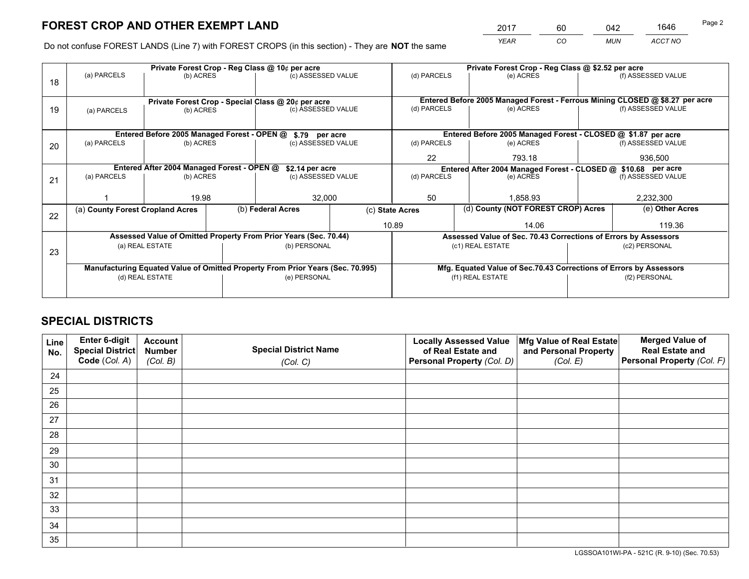# FOREST CROP AND OTHER EXEMPT LAND

| 2017 | 60 | 042 | 1646 |
|---|---|---|---|
| *YEAR* | *CO* | *MUN* | *ACCT NO* |

Do not confuse FOREST LANDS (Line 7) with FOREST CROPS (in this section) - They are **NOT** the same

| Line | Private Forest Crop - Reg Class @ 10¢ per acre | | | Private Forest Crop - Reg Class @ $2.52 per acre | | |
|---|---|---|---|---|---|---|
| 18 | (a) PARCELS | (b) ACRES | (c) ASSESSED VALUE | (d) PARCELS | (e) ACRES | (f) ASSESSED VALUE |
| | | | | | | |
| | **Private Forest Crop - Special Class @ 20¢ per acre** | | | **Entered Before 2005 Managed Forest - Ferrous Mining CLOSED @ $8.27 per acre** | | |
| 19 | (a) PARCELS | (b) ACRES | (c) ASSESSED VALUE | (d) PARCELS | (e) ACRES | (f) ASSESSED VALUE |
| | | | | | | |
| | **Entered Before 2005 Managed Forest - OPEN @ $.79 per acre** | | | **Entered Before 2005 Managed Forest - CLOSED @ $1.87 per acre** | | |
| 20 | (a) PARCELS | (b) ACRES | (c) ASSESSED VALUE | (d) PARCELS | (e) ACRES | (f) ASSESSED VALUE |
| | | | | 22 | 793.18 | 936,500 |
| | **Entered After 2004 Managed Forest - OPEN @ $2.14 per acre** | | | **Entered After 2004 Managed Forest - CLOSED @ $10.68 per acre** | | |
| 21 | (a) PARCELS | (b) ACRES | (c) ASSESSED VALUE | (d) PARCELS | (e) ACRES | (f) ASSESSED VALUE |
| | 1 | 19.98 | 32,000 | 50 | 1,858.93 | 2,232,300 |

| Line | (a) County Forest Cropland Acres | (b) Federal Acres | (c) State Acres | (d) County (NOT FOREST CROP) Acres | (e) Other Acres |
|---|---|---|---|---|---|
| 22 | | | 10.89 | 14.06 | 119.36 |

| Line | Assessed Value of Omitted Property From Prior Years (Sec. 70.44) | | Assessed Value of Sec. 70.43 Corrections of Errors by Assessors | |
|---|---|---|---|---|
| 23 | (a) REAL ESTATE | (b) PERSONAL | (c1) REAL ESTATE | (c2) PERSONAL |
| | | | | |
| | **Manufacturing Equated Value of Omitted Property From Prior Years (Sec. 70.995)** | | **Mfg. Equated Value of Sec.70.43 Corrections of Errors by Assessors** | |
| | (d) REAL ESTATE | (e) PERSONAL | (f1) REAL ESTATE | (f2) PERSONAL |
| | | | | |

# SPECIAL DISTRICTS

| Line No. | Enter 6-digit Special District Code (*Col. A*) | Account Number (*Col. B*) | Special District Name (*Col. C*) | Locally Assessed Value of Real Estate and Personal Property (*Col. D*) | Mfg Value of Real Estate and Personal Property (*Col. E*) | Merged Value of Real Estate and Personal Property (*Col. F*) |
|---|---|---|---|---|---|---|
| 24 | | | | | | |
| 25 | | | | | | |
| 26 | | | | | | |
| 27 | | | | | | |
| 28 | | | | | | |
| 29 | | | | | | |
| 30 | | | | | | |
| 31 | | | | | | |
| 32 | | | | | | |
| 33 | | | | | | |
| 34 | | | | | | |
| 35 | | | | | | |

LGSSOA101WI-PA - 521C (R. 9-10) (Sec. 70.53)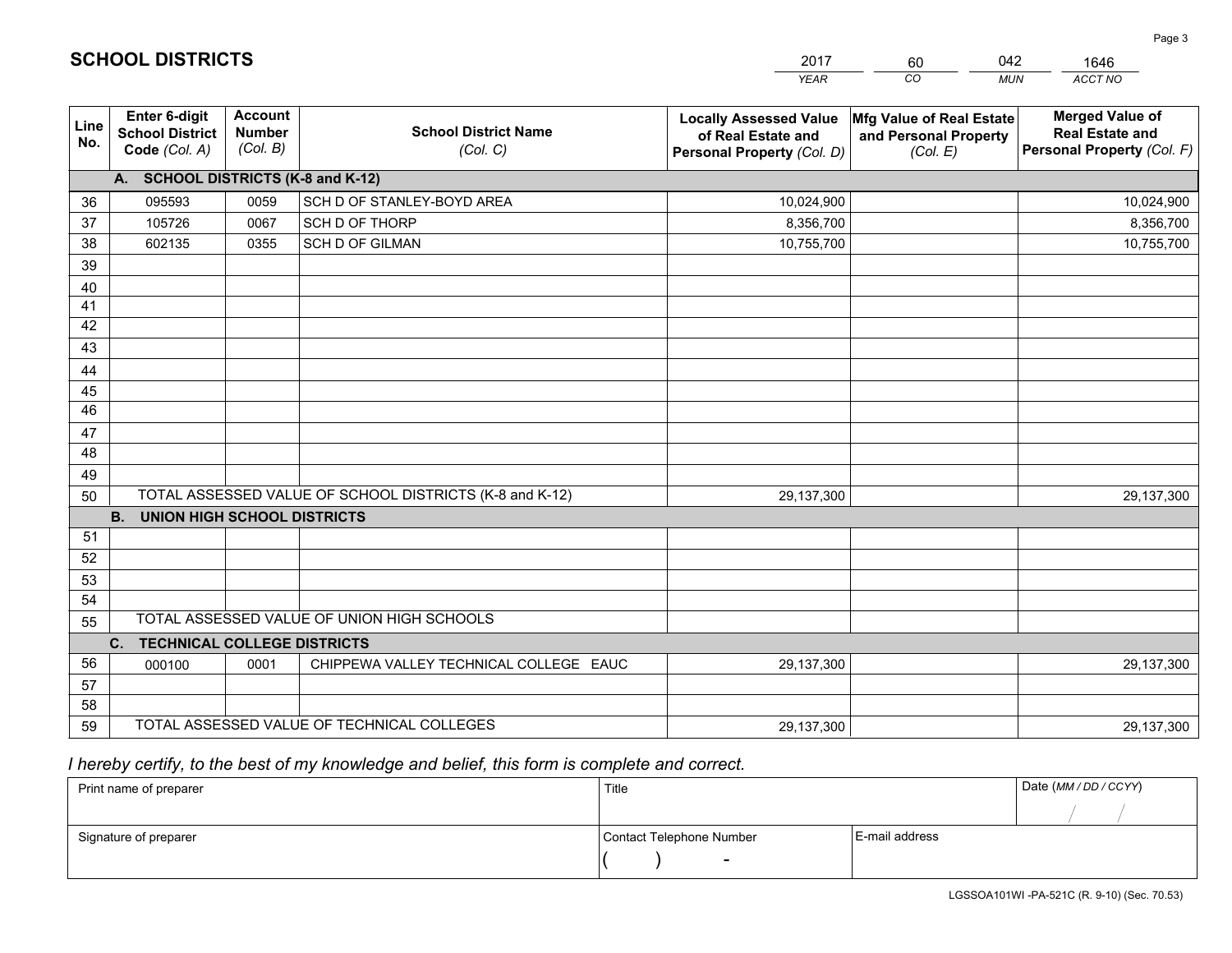# SCHOOL DISTRICTS

| 2017 | 60 | 042 | 1646 |
|---|---|---|---|
| *YEAR* | *CO* | *MUN* | *ACCT NO* |

| Line No. | Enter 6-digit School District Code *(Col. A)* | Account Number *(Col. B)* | School District Name *(Col. C)* | Locally Assessed Value of Real Estate and Personal Property *(Col. D)* | Mfg Value of Real Estate and Personal Property *(Col. E)* | Merged Value of Real Estate and Personal Property *(Col. F)* |
|---|---|---|---|---|---|---|
| | **A. SCHOOL DISTRICTS (K-8 and K-12)** | | | | | |
| 36 | 095593 | 0059 | SCH D OF STANLEY-BOYD AREA | 10,024,900 | | 10,024,900 |
| 37 | 105726 | 0067 | SCH D OF THORP | 8,356,700 | | 8,356,700 |
| 38 | 602135 | 0355 | SCH D OF GILMAN | 10,755,700 | | 10,755,700 |
| 39 | | | | | | |
| 40 | | | | | | |
| 41 | | | | | | |
| 42 | | | | | | |
| 43 | | | | | | |
| 44 | | | | | | |
| 45 | | | | | | |
| 46 | | | | | | |
| 47 | | | | | | |
| 48 | | | | | | |
| 49 | | | | | | |
| 50 | TOTAL ASSESSED VALUE OF SCHOOL DISTRICTS (K-8 and K-12) | | | 29,137,300 | | 29,137,300 |
| | **B. UNION HIGH SCHOOL DISTRICTS** | | | | | |
| 51 | | | | | | |
| 52 | | | | | | |
| 53 | | | | | | |
| 54 | | | | | | |
| 55 | TOTAL ASSESSED VALUE OF UNION HIGH SCHOOLS | | | | | |
| | **C. TECHNICAL COLLEGE DISTRICTS** | | | | | |
| 56 | 000100 | 0001 | CHIPPEWA VALLEY TECHNICAL COLLEGE EAUC | 29,137,300 | | 29,137,300 |
| 57 | | | | | | |
| 58 | | | | | | |
| 59 | TOTAL ASSESSED VALUE OF TECHNICAL COLLEGES | | | 29,137,300 | | 29,137,300 |

*I hereby certify, to the best of my knowledge and belief, this form is complete and correct.*

| Print name of preparer | Title | | Date *(MM / DD / CCYY)* |
|---|---|---|---|
| | | | / / |
| Signature of preparer | Contact Telephone Number | E-mail address | |
| | ( ) - | | |

LGSSOA101WI -PA-521C (R. 9-10) (Sec. 70.53)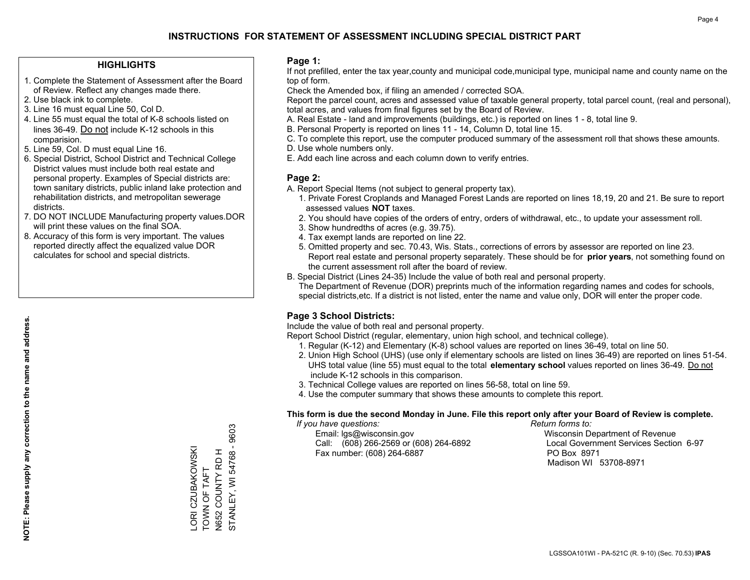# INSTRUCTIONS FOR STATEMENT OF ASSESSMENT INCLUDING SPECIAL DISTRICT PART

## HIGHLIGHTS

1. Complete the Statement of Assessment after the Board of Review. Reflect any changes made there.
2. Use black ink to complete.
3. Line 16 must equal Line 50, Col D.
4. Line 55 must equal the total of K-8 schools listed on lines 36-49. Do not include K-12 schools in this comparision.
5. Line 59, Col. D must equal Line 16.
6. Special District, School District and Technical College District values must include both real estate and personal property. Examples of Special districts are: town sanitary districts, public inland lake protection and rehabilitation districts, and metropolitan sewerage districts.
7. DO NOT INCLUDE Manufacturing property values.DOR will print these values on the final SOA.
8. Accuracy of this form is very important. The values reported directly affect the equalized value DOR calculates for school and special districts.

**NOTE: Please supply any correction to the name and address.**

LORI CZUBAKOWSKI
TOWN OF TAFT
N652 COUNTY RD H
STANLEY, WI 54768 - 9603

## Page 1:

If not prefilled, enter the tax year,county and municipal code,municipal type, municipal name and county name on the top of form.

Check the Amended box, if filing an amended / corrected SOA.

Report the parcel count, acres and assessed value of taxable general property, total parcel count, (real and personal), total acres, and values from final figures set by the Board of Review.

A. Real Estate - land and improvements (buildings, etc.) is reported on lines 1 - 8, total line 9.
B. Personal Property is reported on lines 11 - 14, Column D, total line 15.
C. To complete this report, use the computer produced summary of the assessment roll that shows these amounts.
D. Use whole numbers only.
E. Add each line across and each column down to verify entries.

## Page 2:

A. Report Special Items (not subject to general property tax).
   1. Private Forest Croplands and Managed Forest Lands are reported on lines 18,19, 20 and 21. Be sure to report assessed values **NOT** taxes.
   2. You should have copies of the orders of entry, orders of withdrawal, etc., to update your assessment roll.
   3. Show hundredths of acres (e.g. 39.75).
   4. Tax exempt lands are reported on line 22.
   5. Omitted property and sec. 70.43, Wis. Stats., corrections of errors by assessor are reported on line 23. Report real estate and personal property separately. These should be for **prior years**, not something found on the current assessment roll after the board of review.
B. Special District (Lines 24-35) Include the value of both real and personal property.
   The Department of Revenue (DOR) preprints much of the information regarding names and codes for schools, special districts,etc. If a district is not listed, enter the name and value only, DOR will enter the proper code.

## Page 3 School Districts:

Include the value of both real and personal property.

Report School District (regular, elementary, union high school, and technical college).

1. Regular (K-12) and Elementary (K-8) school values are reported on lines 36-49, total on line 50.
2. Union High School (UHS) (use only if elementary schools are listed on lines 36-49) are reported on lines 51-54. UHS total value (line 55) must equal to the total **elementary school** values reported on lines 36-49. Do not include K-12 schools in this comparison.
3. Technical College values are reported on lines 56-58, total on line 59.
4. Use the computer summary that shows these amounts to complete this report.

**This form is due the second Monday in June. File this report only after your Board of Review is complete.**

*If you have questions:*
Email: lgs@wisconsin.gov
Call: (608) 266-2569 or (608) 264-6892
Fax number: (608) 264-6887

*Return forms to:*
Wisconsin Department of Revenue
Local Government Services Section 6-97
PO Box 8971
Madison WI 53708-8971

LGSSOA101WI - PA-521C (R. 9-10) (Sec. 70.53) **IPAS**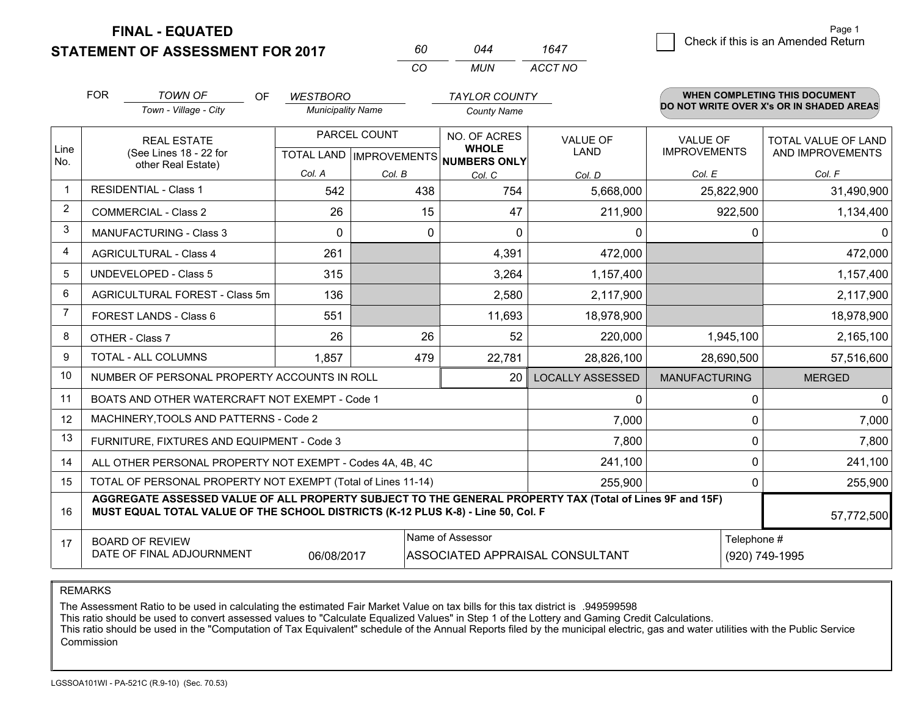# FINAL - EQUATED
## STATEMENT OF ASSESSMENT FOR 2017

| 60 | 044 | 1647 |
|---|---|---|
| CO | MUN | ACCT NO |

Check if this is an Amended Return

FOR *TOWN OF* (Town - Village - City) OF *WESTBORO* (Municipality Name) *TAYLOR COUNTY* (County Name)

**WHEN COMPLETING THIS DOCUMENT DO NOT WRITE OVER X's OR IN SHADED AREAS**

| Line No. | REAL ESTATE (See Lines 18 - 22 for other Real Estate) | PARCEL COUNT TOTAL LAND Col. A | PARCEL COUNT IMPROVEMENTS Col. B | NO. OF ACRES WHOLE NUMBERS ONLY Col. C | VALUE OF LAND Col. D | VALUE OF IMPROVEMENTS Col. E | TOTAL VALUE OF LAND AND IMPROVEMENTS Col. F |
|---|---|---|---|---|---|---|---|
| 1 | RESIDENTIAL - Class 1 | 542 | 438 | 754 | 5,668,000 | 25,822,900 | 31,490,900 |
| 2 | COMMERCIAL - Class 2 | 26 | 15 | 47 | 211,900 | 922,500 | 1,134,400 |
| 3 | MANUFACTURING - Class 3 | 0 | 0 | 0 | 0 | 0 | 0 |
| 4 | AGRICULTURAL - Class 4 | 261 | | 4,391 | 472,000 | | 472,000 |
| 5 | UNDEVELOPED - Class 5 | 315 | | 3,264 | 1,157,400 | | 1,157,400 |
| 6 | AGRICULTURAL FOREST - Class 5m | 136 | | 2,580 | 2,117,900 | | 2,117,900 |
| 7 | FOREST LANDS - Class 6 | 551 | | 11,693 | 18,978,900 | | 18,978,900 |
| 8 | OTHER - Class 7 | 26 | 26 | 52 | 220,000 | 1,945,100 | 2,165,100 |
| 9 | TOTAL - ALL COLUMNS | 1,857 | 479 | 22,781 | 28,826,100 | 28,690,500 | 57,516,600 |
| 10 | NUMBER OF PERSONAL PROPERTY ACCOUNTS IN ROLL | | | 20 | LOCALLY ASSESSED | MANUFACTURING | MERGED |
| 11 | BOATS AND OTHER WATERCRAFT NOT EXEMPT - Code 1 | | | | 0 | 0 | 0 |
| 12 | MACHINERY,TOOLS AND PATTERNS - Code 2 | | | | 7,000 | 0 | 7,000 |
| 13 | FURNITURE, FIXTURES AND EQUIPMENT - Code 3 | | | | 7,800 | 0 | 7,800 |
| 14 | ALL OTHER PERSONAL PROPERTY NOT EXEMPT - Codes 4A, 4B, 4C | | | | 241,100 | 0 | 241,100 |
| 15 | TOTAL OF PERSONAL PROPERTY NOT EXEMPT (Total of Lines 11-14) | | | | 255,900 | 0 | 255,900 |
| 16 | **AGGREGATE ASSESSED VALUE OF ALL PROPERTY SUBJECT TO THE GENERAL PROPERTY TAX (Total of Lines 9F and 15F) MUST EQUAL TOTAL VALUE OF THE SCHOOL DISTRICTS (K-12 PLUS K-8) - Line 50, Col. F** | | | | | | 57,772,500 |
| 17 | BOARD OF REVIEW DATE OF FINAL ADJOURNMENT | 06/08/2017 | Name of Assessor: ASSOCIATED APPRAISAL CONSULTANT | | | | Telephone #: (920) 749-1995 |

REMARKS

The Assessment Ratio to be used in calculating the estimated Fair Market Value on tax bills for this tax district is .949599598
This ratio should be used to convert assessed values to "Calculate Equalized Values" in Step 1 of the Lottery and Gaming Credit Calculations.
This ratio should be used in the "Computation of Tax Equivalent" schedule of the Annual Reports filed by the municipal electric, gas and water utilities with the Public Service Commission

LGSSOA101WI - PA-521C (R.9-10) (Sec. 70.53)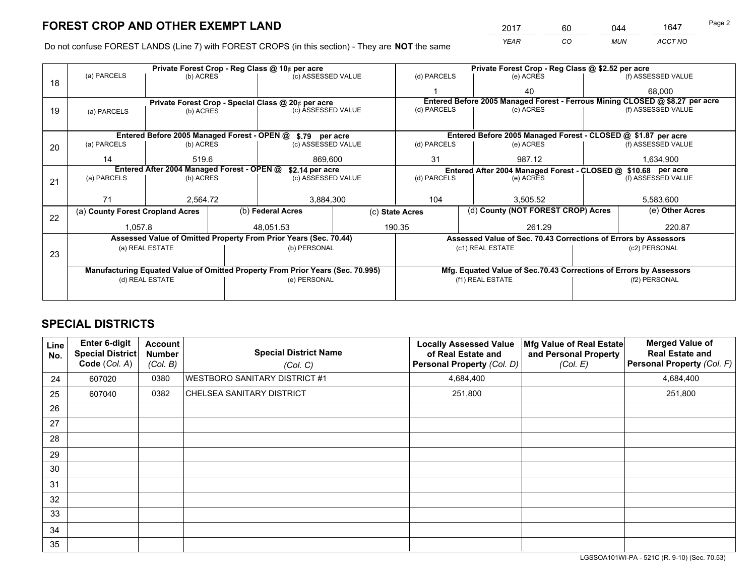# FOREST CROP AND OTHER EXEMPT LAND

| 2017 | 60 | 044 | 1647 |
|---|---|---|---|
| *YEAR* | *CO* | *MUN* | *ACCT NO* |

Do not confuse FOREST LANDS (Line 7) with FOREST CROPS (in this section) - They are **NOT** the same

| Line | Private Forest Crop - Reg Class @ 10¢ per acre | | | Private Forest Crop - Reg Class @ $2.52 per acre | | |
|---|---|---|---|---|---|---|
| 18 | (a) PARCELS | (b) ACRES | (c) ASSESSED VALUE | (d) PARCELS | (e) ACRES | (f) ASSESSED VALUE |
| | | | | 1 | 40 | 68,000 |
| | **Private Forest Crop - Special Class @ 20¢ per acre** | | | **Entered Before 2005 Managed Forest - Ferrous Mining CLOSED @ $8.27 per acre** | | |
| 19 | (a) PARCELS | (b) ACRES | (c) ASSESSED VALUE | (d) PARCELS | (e) ACRES | (f) ASSESSED VALUE |
| | | | | | | |
| | **Entered Before 2005 Managed Forest - OPEN @ $.79 per acre** | | | **Entered Before 2005 Managed Forest - CLOSED @ $1.87 per acre** | | |
| 20 | (a) PARCELS | (b) ACRES | (c) ASSESSED VALUE | (d) PARCELS | (e) ACRES | (f) ASSESSED VALUE |
| | 14 | 519.6 | 869,600 | 31 | 987.12 | 1,634,900 |
| | **Entered After 2004 Managed Forest - OPEN @ $2.14 per acre** | | | **Entered After 2004 Managed Forest - CLOSED @ $10.68 per acre** | | |
| 21 | (a) PARCELS | (b) ACRES | (c) ASSESSED VALUE | (d) PARCELS | (e) ACRES | (f) ASSESSED VALUE |
| | 71 | 2,564.72 | 3,884,300 | 104 | 3,505.52 | 5,583,600 |

| Line | (a) County Forest Cropland Acres | (b) Federal Acres | (c) State Acres | (d) County (NOT FOREST CROP) Acres | (e) Other Acres |
|---|---|---|---|---|---|
| 22 | 1,057.8 | 48,051.53 | 190.35 | 261.29 | 220.87 |

| Line | Assessed Value of Omitted Property From Prior Years (Sec. 70.44) | | Assessed Value of Sec. 70.43 Corrections of Errors by Assessors | |
|---|---|---|---|---|
| 23 | (a) REAL ESTATE | (b) PERSONAL | (c1) REAL ESTATE | (c2) PERSONAL |
| | | | | |
| | **Manufacturing Equated Value of Omitted Property From Prior Years (Sec. 70.995)** | | **Mfg. Equated Value of Sec.70.43 Corrections of Errors by Assessors** | |
| | (d) REAL ESTATE | (e) PERSONAL | (f1) REAL ESTATE | (f2) PERSONAL |
| | | | | |

# SPECIAL DISTRICTS

| Line No. | Enter 6-digit Special District Code (*Col. A*) | Account Number (*Col. B*) | Special District Name (*Col. C*) | Locally Assessed Value of Real Estate and Personal Property (*Col. D*) | Mfg Value of Real Estate and Personal Property (*Col. E*) | Merged Value of Real Estate and Personal Property (*Col. F*) |
|---|---|---|---|---|---|---|
| 24 | 607020 | 0380 | WESTBORO SANITARY DISTRICT #1 | 4,684,400 | | 4,684,400 |
| 25 | 607040 | 0382 | CHELSEA SANITARY DISTRICT | 251,800 | | 251,800 |
| 26 | | | | | | |
| 27 | | | | | | |
| 28 | | | | | | |
| 29 | | | | | | |
| 30 | | | | | | |
| 31 | | | | | | |
| 32 | | | | | | |
| 33 | | | | | | |
| 34 | | | | | | |
| 35 | | | | | | |

LGSSOA101WI-PA - 521C (R. 9-10) (Sec. 70.53)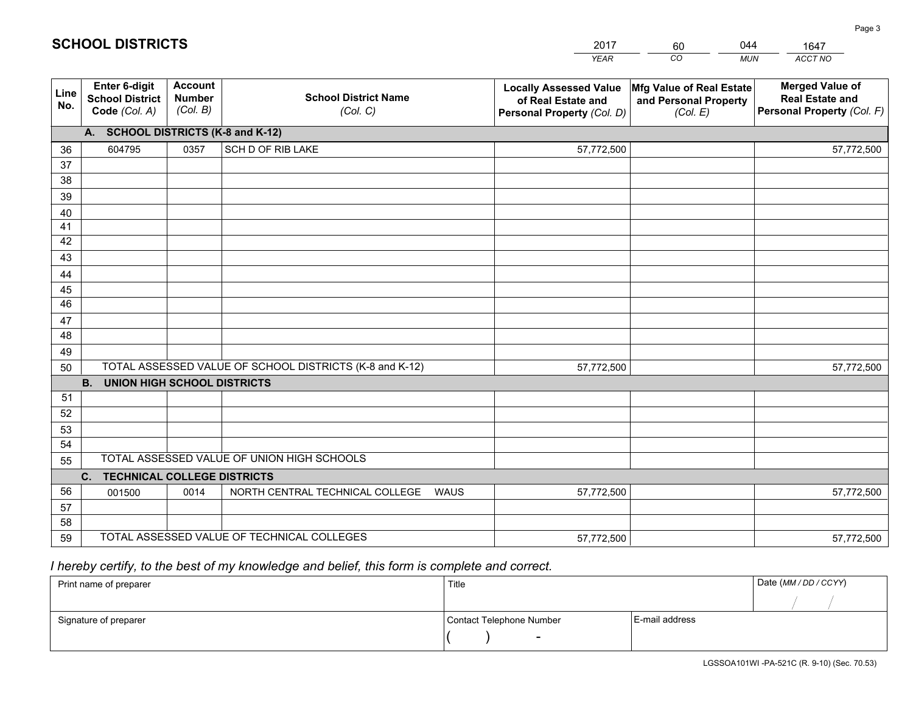# SCHOOL DISTRICTS

| 2017 | 60 | 044 | 1647 |
|---|---|---|---|
| YEAR | CO | MUN | ACCT NO |

| Line No. | Enter 6-digit School District Code (Col. A) | Account Number (Col. B) | School District Name (Col. C) | Locally Assessed Value of Real Estate and Personal Property (Col. D) | Mfg Value of Real Estate and Personal Property (Col. E) | Merged Value of Real Estate and Personal Property (Col. F) |
|---|---|---|---|---|---|---|
| | **A. SCHOOL DISTRICTS (K-8 and K-12)** | | | | | |
| 36 | 604795 | 0357 | SCH D OF RIB LAKE | 57,772,500 | | 57,772,500 |
| 37 | | | | | | |
| 38 | | | | | | |
| 39 | | | | | | |
| 40 | | | | | | |
| 41 | | | | | | |
| 42 | | | | | | |
| 43 | | | | | | |
| 44 | | | | | | |
| 45 | | | | | | |
| 46 | | | | | | |
| 47 | | | | | | |
| 48 | | | | | | |
| 49 | | | | | | |
| 50 | TOTAL ASSESSED VALUE OF SCHOOL DISTRICTS (K-8 and K-12) | | | 57,772,500 | | 57,772,500 |
| | **B. UNION HIGH SCHOOL DISTRICTS** | | | | | |
| 51 | | | | | | |
| 52 | | | | | | |
| 53 | | | | | | |
| 54 | | | | | | |
| 55 | TOTAL ASSESSED VALUE OF UNION HIGH SCHOOLS | | | | | |
| | **C. TECHNICAL COLLEGE DISTRICTS** | | | | | |
| 56 | 001500 | 0014 | NORTH CENTRAL TECHNICAL COLLEGE WAUS | 57,772,500 | | 57,772,500 |
| 57 | | | | | | |
| 58 | | | | | | |
| 59 | TOTAL ASSESSED VALUE OF TECHNICAL COLLEGES | | | 57,772,500 | | 57,772,500 |

*I hereby certify, to the best of my knowledge and belief, this form is complete and correct.*

| Print name of preparer | Title | | Date (MM / DD / CCYY) |
|---|---|---|---|
| | | | / / |
| Signature of preparer | Contact Telephone Number | E-mail address | |
| | ( ) - | | |

LGSSOA101WI -PA-521C (R. 9-10) (Sec. 70.53)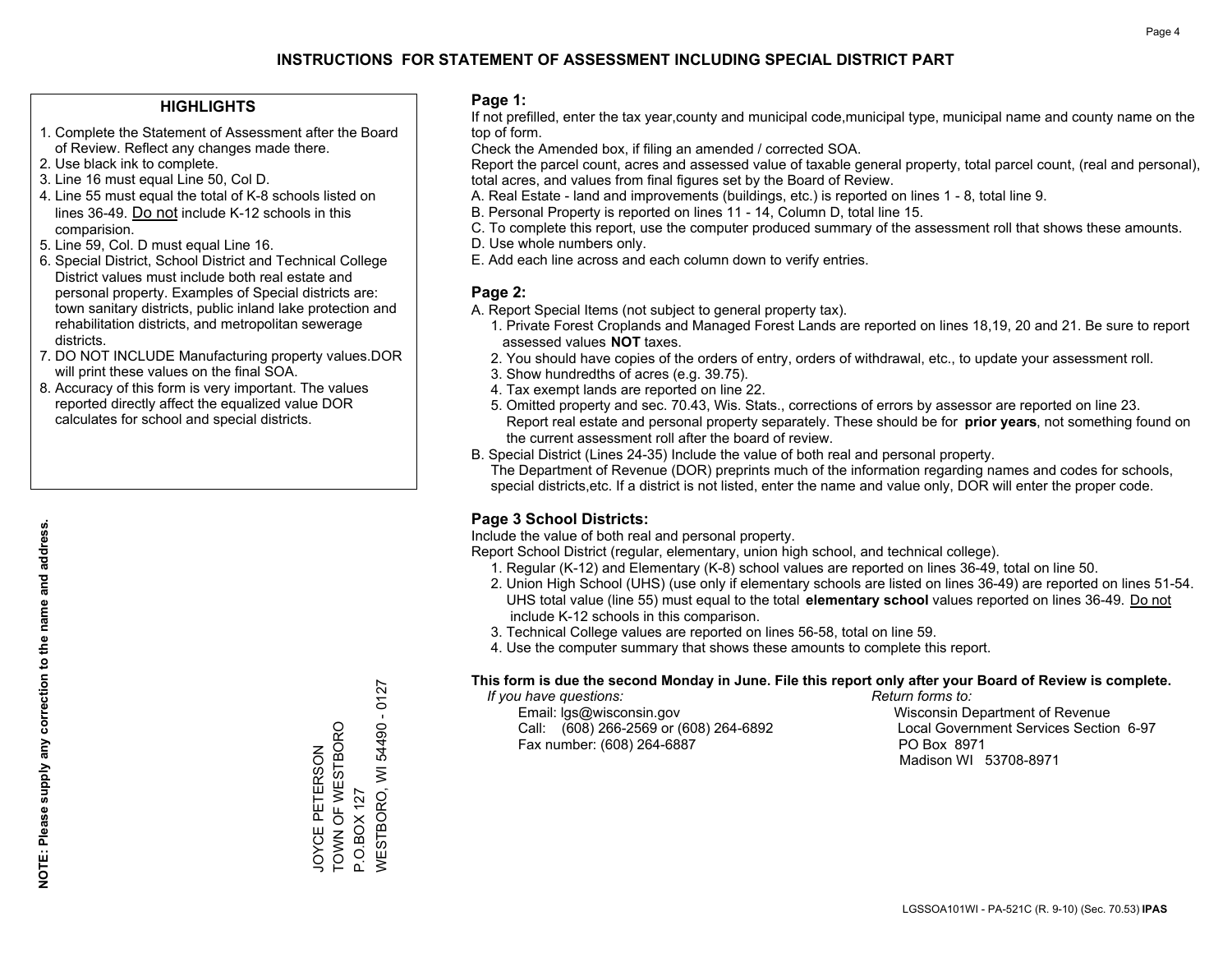# INSTRUCTIONS FOR STATEMENT OF ASSESSMENT INCLUDING SPECIAL DISTRICT PART

## HIGHLIGHTS

1. Complete the Statement of Assessment after the Board of Review. Reflect any changes made there.
2. Use black ink to complete.
3. Line 16 must equal Line 50, Col D.
4. Line 55 must equal the total of K-8 schools listed on lines 36-49. Do not include K-12 schools in this comparision.
5. Line 59, Col. D must equal Line 16.
6. Special District, School District and Technical College District values must include both real estate and personal property. Examples of Special districts are: town sanitary districts, public inland lake protection and rehabilitation districts, and metropolitan sewerage districts.
7. DO NOT INCLUDE Manufacturing property values.DOR will print these values on the final SOA.
8. Accuracy of this form is very important. The values reported directly affect the equalized value DOR calculates for school and special districts.

**NOTE: Please supply any correction to the name and address.**

JOYCE PETERSON
TOWN OF WESTBORO
P.O.BOX 127
WESTBORO, WI 54490 - 0127

## Page 1:

If not prefilled, enter the tax year,county and municipal code,municipal type, municipal name and county name on the top of form.

Check the Amended box, if filing an amended / corrected SOA.

Report the parcel count, acres and assessed value of taxable general property, total parcel count, (real and personal), total acres, and values from final figures set by the Board of Review.

A. Real Estate - land and improvements (buildings, etc.) is reported on lines 1 - 8, total line 9.
B. Personal Property is reported on lines 11 - 14, Column D, total line 15.
C. To complete this report, use the computer produced summary of the assessment roll that shows these amounts.
D. Use whole numbers only.
E. Add each line across and each column down to verify entries.

## Page 2:

A. Report Special Items (not subject to general property tax).
   1. Private Forest Croplands and Managed Forest Lands are reported on lines 18,19, 20 and 21. Be sure to report assessed values **NOT** taxes.
   2. You should have copies of the orders of entry, orders of withdrawal, etc., to update your assessment roll.
   3. Show hundredths of acres (e.g. 39.75).
   4. Tax exempt lands are reported on line 22.
   5. Omitted property and sec. 70.43, Wis. Stats., corrections of errors by assessor are reported on line 23. Report real estate and personal property separately. These should be for **prior years**, not something found on the current assessment roll after the board of review.
B. Special District (Lines 24-35) Include the value of both real and personal property.
   The Department of Revenue (DOR) preprints much of the information regarding names and codes for schools, special districts,etc. If a district is not listed, enter the name and value only, DOR will enter the proper code.

## Page 3 School Districts:

Include the value of both real and personal property.

Report School District (regular, elementary, union high school, and technical college).

1. Regular (K-12) and Elementary (K-8) school values are reported on lines 36-49, total on line 50.
2. Union High School (UHS) (use only if elementary schools are listed on lines 36-49) are reported on lines 51-54. UHS total value (line 55) must equal to the total **elementary school** values reported on lines 36-49. Do not include K-12 schools in this comparison.
3. Technical College values are reported on lines 56-58, total on line 59.
4. Use the computer summary that shows these amounts to complete this report.

**This form is due the second Monday in June. File this report only after your Board of Review is complete.**

*If you have questions:*
Email: lgs@wisconsin.gov
Call: (608) 266-2569 or (608) 264-6892
Fax number: (608) 264-6887

*Return forms to:*
Wisconsin Department of Revenue
Local Government Services Section 6-97
PO Box 8971
Madison WI 53708-8971

LGSSOA101WI - PA-521C (R. 9-10) (Sec. 70.53) **IPAS**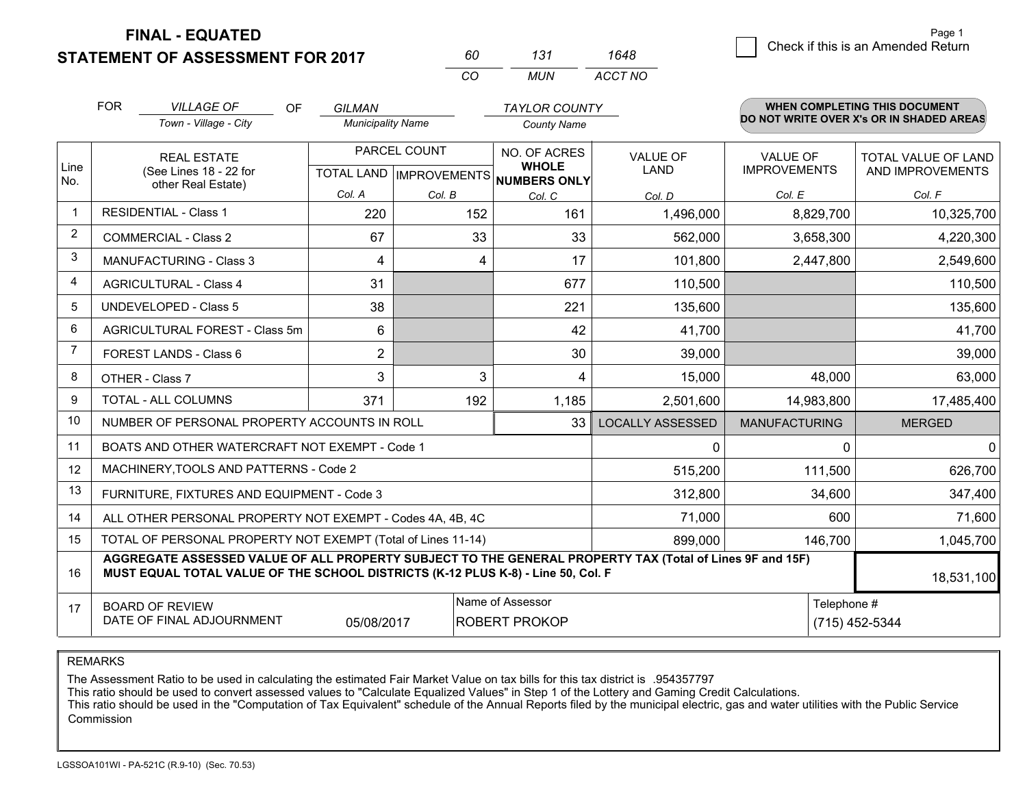**FINAL - EQUATED**
**STATEMENT OF ASSESSMENT FOR 2017**

| 60 | 131 | 1648 |
|---|---|---|
| CO | MUN | ACCT NO |

Check if this is an Amended Return

| FOR | VILLAGE OF | OF | GILMAN | TAYLOR COUNTY |
|---|---|---|---|---|
| | Town - Village - City | | Municipality Name | County Name |

**WHEN COMPLETING THIS DOCUMENT DO NOT WRITE OVER X's OR IN SHADED AREAS**

| Line No. | REAL ESTATE (See Lines 18 - 22 for other Real Estate) | PARCEL COUNT TOTAL LAND Col. A | PARCEL COUNT IMPROVEMENTS Col. B | NO. OF ACRES WHOLE NUMBERS ONLY Col. C | VALUE OF LAND Col. D | VALUE OF IMPROVEMENTS Col. E | TOTAL VALUE OF LAND AND IMPROVEMENTS Col. F |
|---|---|---|---|---|---|---|---|
| 1 | RESIDENTIAL - Class 1 | 220 | 152 | 161 | 1,496,000 | 8,829,700 | 10,325,700 |
| 2 | COMMERCIAL - Class 2 | 67 | 33 | 33 | 562,000 | 3,658,300 | 4,220,300 |
| 3 | MANUFACTURING - Class 3 | 4 | 4 | 17 | 101,800 | 2,447,800 | 2,549,600 |
| 4 | AGRICULTURAL - Class 4 | 31 | | 677 | 110,500 | | 110,500 |
| 5 | UNDEVELOPED - Class 5 | 38 | | 221 | 135,600 | | 135,600 |
| 6 | AGRICULTURAL FOREST - Class 5m | 6 | | 42 | 41,700 | | 41,700 |
| 7 | FOREST LANDS - Class 6 | 2 | | 30 | 39,000 | | 39,000 |
| 8 | OTHER - Class 7 | 3 | 3 | 4 | 15,000 | 48,000 | 63,000 |
| 9 | TOTAL - ALL COLUMNS | 371 | 192 | 1,185 | 2,501,600 | 14,983,800 | 17,485,400 |
| 10 | NUMBER OF PERSONAL PROPERTY ACCOUNTS IN ROLL | | | 33 | LOCALLY ASSESSED | MANUFACTURING | MERGED |
| 11 | BOATS AND OTHER WATERCRAFT NOT EXEMPT - Code 1 | | | | 0 | 0 | 0 |
| 12 | MACHINERY,TOOLS AND PATTERNS - Code 2 | | | | 515,200 | 111,500 | 626,700 |
| 13 | FURNITURE, FIXTURES AND EQUIPMENT - Code 3 | | | | 312,800 | 34,600 | 347,400 |
| 14 | ALL OTHER PERSONAL PROPERTY NOT EXEMPT - Codes 4A, 4B, 4C | | | | 71,000 | 600 | 71,600 |
| 15 | TOTAL OF PERSONAL PROPERTY NOT EXEMPT (Total of Lines 11-14) | | | | 899,000 | 146,700 | 1,045,700 |
| 16 | AGGREGATE ASSESSED VALUE OF ALL PROPERTY SUBJECT TO THE GENERAL PROPERTY TAX (Total of Lines 9F and 15F) MUST EQUAL TOTAL VALUE OF THE SCHOOL DISTRICTS (K-12 PLUS K-8) - Line 50, Col. F | | | | | | 18,531,100 |
| 17 | BOARD OF REVIEW DATE OF FINAL ADJOURNMENT | 05/08/2017 | Name of Assessor | ROBERT PROKOP | | Telephone # | (715) 452-5344 |

REMARKS

The Assessment Ratio to be used in calculating the estimated Fair Market Value on tax bills for this tax district is .954357797
This ratio should be used to convert assessed values to "Calculate Equalized Values" in Step 1 of the Lottery and Gaming Credit Calculations.
This ratio should be used in the "Computation of Tax Equivalent" schedule of the Annual Reports filed by the municipal electric, gas and water utilities with the Public Service Commission

LGSSOA101WI - PA-521C (R.9-10) (Sec. 70.53)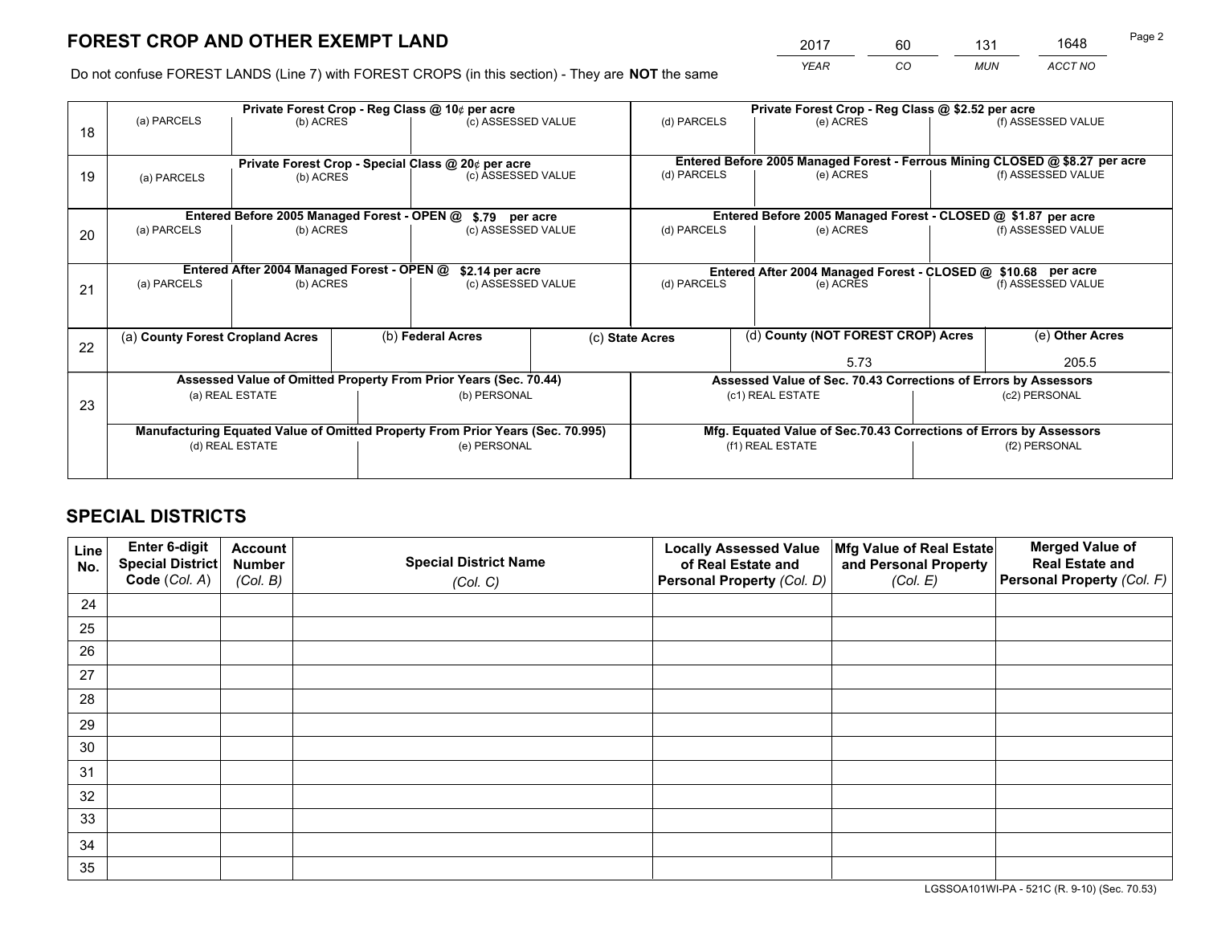# FOREST CROP AND OTHER EXEMPT LAND

| 2017 | 60 | 131 | 1648 |
|---|---|---|---|
| *YEAR* | *CO* | *MUN* | *ACCT NO* |

Do not confuse FOREST LANDS (Line 7) with FOREST CROPS (in this section) - They are **NOT** the same

| | Private Forest Crop - Reg Class @ 10¢ per acre | | | Private Forest Crop - Reg Class @ $2.52 per acre | | |
|---|---|---|---|---|---|---|
| 18 | (a) PARCELS | (b) ACRES | (c) ASSESSED VALUE | (d) PARCELS | (e) ACRES | (f) ASSESSED VALUE |
| | **Private Forest Crop - Special Class @ 20¢ per acre** | | | **Entered Before 2005 Managed Forest - Ferrous Mining CLOSED @ $8.27 per acre** | | |
| 19 | (a) PARCELS | (b) ACRES | (c) ASSESSED VALUE | (d) PARCELS | (e) ACRES | (f) ASSESSED VALUE |
| | **Entered Before 2005 Managed Forest - OPEN @ $.79 per acre** | | | **Entered Before 2005 Managed Forest - CLOSED @ $1.87 per acre** | | |
| 20 | (a) PARCELS | (b) ACRES | (c) ASSESSED VALUE | (d) PARCELS | (e) ACRES | (f) ASSESSED VALUE |
| | **Entered After 2004 Managed Forest - OPEN @ $2.14 per acre** | | | **Entered After 2004 Managed Forest - CLOSED @ $10.68 per acre** | | |
| 21 | (a) PARCELS | (b) ACRES | (c) ASSESSED VALUE | (d) PARCELS | (e) ACRES | (f) ASSESSED VALUE |

| | (a) County Forest Cropland Acres | (b) Federal Acres | (c) State Acres | (d) County (NOT FOREST CROP) Acres | (e) Other Acres |
|---|---|---|---|---|---|
| 22 | | | | 5.73 | 205.5 |

| | Assessed Value of Omitted Property From Prior Years (Sec. 70.44) | | Assessed Value of Sec. 70.43 Corrections of Errors by Assessors | |
|---|---|---|---|---|
| 23 | (a) REAL ESTATE | (b) PERSONAL | (c1) REAL ESTATE | (c2) PERSONAL |
| | **Manufacturing Equated Value of Omitted Property From Prior Years (Sec. 70.995)** | | **Mfg. Equated Value of Sec.70.43 Corrections of Errors by Assessors** | |
| | (d) REAL ESTATE | (e) PERSONAL | (f1) REAL ESTATE | (f2) PERSONAL |

# SPECIAL DISTRICTS

| Line No. | Enter 6-digit Special District Code (*Col. A*) | Account Number (*Col. B*) | Special District Name (*Col. C*) | Locally Assessed Value of Real Estate and Personal Property (*Col. D*) | Mfg Value of Real Estate and Personal Property (*Col. E*) | Merged Value of Real Estate and Personal Property (*Col. F*) |
|---|---|---|---|---|---|---|
| 24 | | | | | | |
| 25 | | | | | | |
| 26 | | | | | | |
| 27 | | | | | | |
| 28 | | | | | | |
| 29 | | | | | | |
| 30 | | | | | | |
| 31 | | | | | | |
| 32 | | | | | | |
| 33 | | | | | | |
| 34 | | | | | | |
| 35 | | | | | | |

LGSSOA101WI-PA - 521C (R. 9-10) (Sec. 70.53)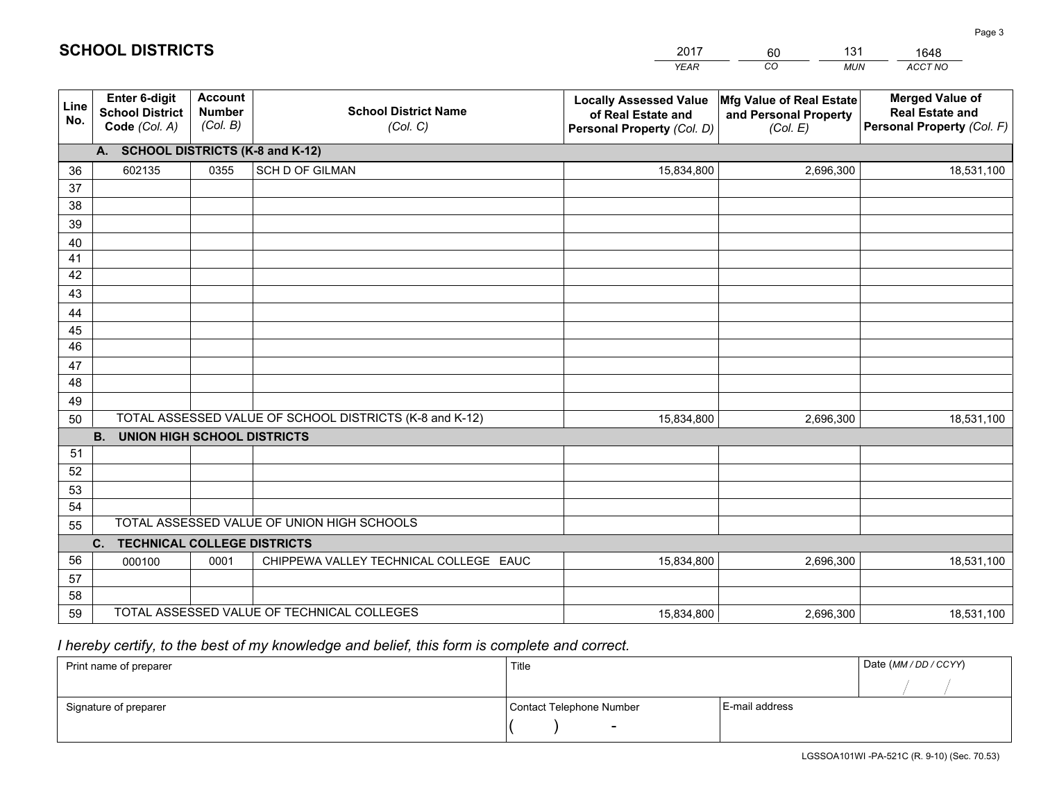# SCHOOL DISTRICTS

| 2017 | 60 | 131 | 1648 |
|---|---|---|---|
| YEAR | CO | MUN | ACCT NO |

| Line No. | Enter 6-digit School District Code (Col. A) | Account Number (Col. B) | School District Name (Col. C) | Locally Assessed Value of Real Estate and Personal Property (Col. D) | Mfg Value of Real Estate and Personal Property (Col. E) | Merged Value of Real Estate and Personal Property (Col. F) |
|---|---|---|---|---|---|---|
| | **A. SCHOOL DISTRICTS (K-8 and K-12)** | | | | | |
| 36 | 602135 | 0355 | SCH D OF GILMAN | 15,834,800 | 2,696,300 | 18,531,100 |
| 37 | | | | | | |
| 38 | | | | | | |
| 39 | | | | | | |
| 40 | | | | | | |
| 41 | | | | | | |
| 42 | | | | | | |
| 43 | | | | | | |
| 44 | | | | | | |
| 45 | | | | | | |
| 46 | | | | | | |
| 47 | | | | | | |
| 48 | | | | | | |
| 49 | | | | | | |
| 50 | TOTAL ASSESSED VALUE OF SCHOOL DISTRICTS (K-8 and K-12) | | | 15,834,800 | 2,696,300 | 18,531,100 |
| | **B. UNION HIGH SCHOOL DISTRICTS** | | | | | |
| 51 | | | | | | |
| 52 | | | | | | |
| 53 | | | | | | |
| 54 | | | | | | |
| 55 | TOTAL ASSESSED VALUE OF UNION HIGH SCHOOLS | | | | | |
| | **C. TECHNICAL COLLEGE DISTRICTS** | | | | | |
| 56 | 000100 | 0001 | CHIPPEWA VALLEY TECHNICAL COLLEGE EAUC | 15,834,800 | 2,696,300 | 18,531,100 |
| 57 | | | | | | |
| 58 | | | | | | |
| 59 | TOTAL ASSESSED VALUE OF TECHNICAL COLLEGES | | | 15,834,800 | 2,696,300 | 18,531,100 |

*I hereby certify, to the best of my knowledge and belief, this form is complete and correct.*

| Print name of preparer | Title | | Date (MM / DD / CCYY) |
|---|---|---|---|
| | | | / / |
| Signature of preparer | Contact Telephone Number | E-mail address | |
| | ( ) - | | |

LGSSOA101WI -PA-521C (R. 9-10) (Sec. 70.53)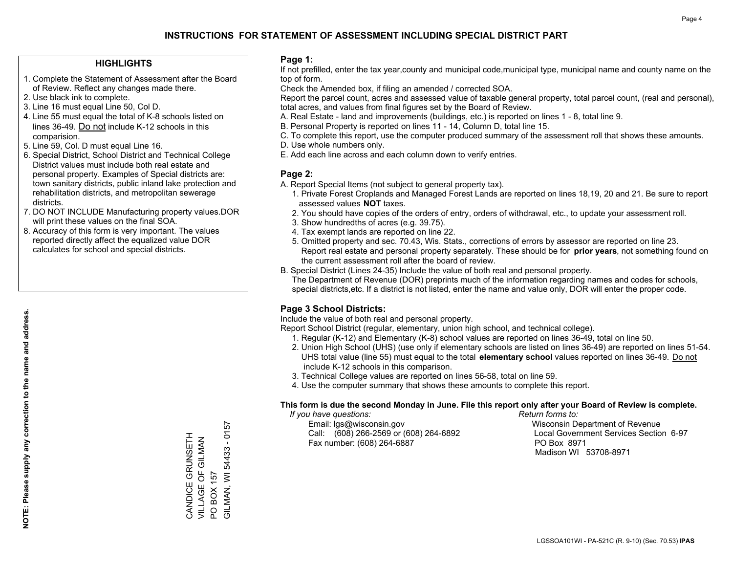# INSTRUCTIONS FOR STATEMENT OF ASSESSMENT INCLUDING SPECIAL DISTRICT PART

## HIGHLIGHTS

1. Complete the Statement of Assessment after the Board of Review. Reflect any changes made there.
2. Use black ink to complete.
3. Line 16 must equal Line 50, Col D.
4. Line 55 must equal the total of K-8 schools listed on lines 36-49. Do not include K-12 schools in this comparision.
5. Line 59, Col. D must equal Line 16.
6. Special District, School District and Technical College District values must include both real estate and personal property. Examples of Special districts are: town sanitary districts, public inland lake protection and rehabilitation districts, and metropolitan sewerage districts.
7. DO NOT INCLUDE Manufacturing property values.DOR will print these values on the final SOA.
8. Accuracy of this form is very important. The values reported directly affect the equalized value DOR calculates for school and special districts.

**NOTE: Please supply any correction to the name and address.**

CANDICE GRUNSETH
VILLAGE OF GILMAN
PO BOX 157
GILMAN, WI 54433 - 0157

## Page 1:

If not prefilled, enter the tax year,county and municipal code,municipal type, municipal name and county name on the top of form.

Check the Amended box, if filing an amended / corrected SOA.

Report the parcel count, acres and assessed value of taxable general property, total parcel count, (real and personal), total acres, and values from final figures set by the Board of Review.

A. Real Estate - land and improvements (buildings, etc.) is reported on lines 1 - 8, total line 9.
B. Personal Property is reported on lines 11 - 14, Column D, total line 15.
C. To complete this report, use the computer produced summary of the assessment roll that shows these amounts.
D. Use whole numbers only.
E. Add each line across and each column down to verify entries.

## Page 2:

A. Report Special Items (not subject to general property tax).
   1. Private Forest Croplands and Managed Forest Lands are reported on lines 18,19, 20 and 21. Be sure to report assessed values **NOT** taxes.
   2. You should have copies of the orders of entry, orders of withdrawal, etc., to update your assessment roll.
   3. Show hundredths of acres (e.g. 39.75).
   4. Tax exempt lands are reported on line 22.
   5. Omitted property and sec. 70.43, Wis. Stats., corrections of errors by assessor are reported on line 23. Report real estate and personal property separately. These should be for **prior years**, not something found on the current assessment roll after the board of review.
B. Special District (Lines 24-35) Include the value of both real and personal property.
   The Department of Revenue (DOR) preprints much of the information regarding names and codes for schools, special districts,etc. If a district is not listed, enter the name and value only, DOR will enter the proper code.

## Page 3 School Districts:

Include the value of both real and personal property.

Report School District (regular, elementary, union high school, and technical college).

1. Regular (K-12) and Elementary (K-8) school values are reported on lines 36-49, total on line 50.
2. Union High School (UHS) (use only if elementary schools are listed on lines 36-49) are reported on lines 51-54. UHS total value (line 55) must equal to the total **elementary school** values reported on lines 36-49. Do not include K-12 schools in this comparison.
3. Technical College values are reported on lines 56-58, total on line 59.
4. Use the computer summary that shows these amounts to complete this report.

**This form is due the second Monday in June. File this report only after your Board of Review is complete.**

*If you have questions:*
Email: lgs@wisconsin.gov
Call: (608) 266-2569 or (608) 264-6892
Fax number: (608) 264-6887

*Return forms to:*
Wisconsin Department of Revenue
Local Government Services Section 6-97
PO Box 8971
Madison WI 53708-8971

LGSSOA101WI - PA-521C (R. 9-10) (Sec. 70.53) **IPAS**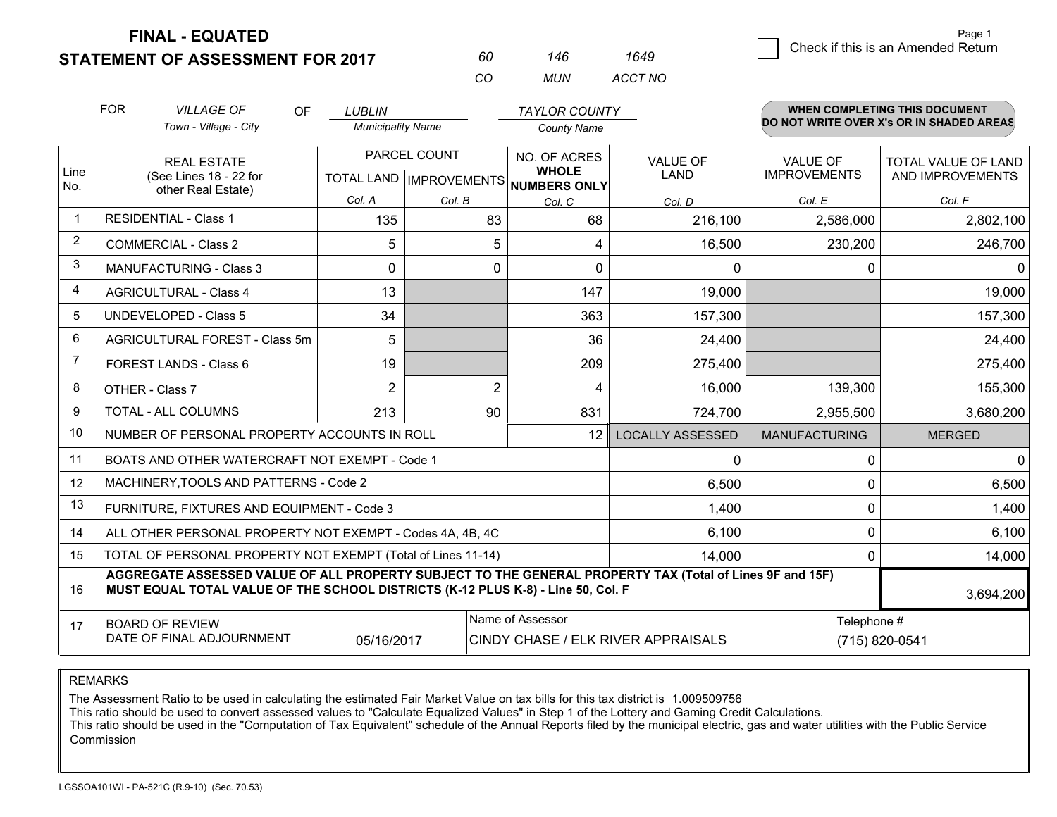**FINAL - EQUATED**
**STATEMENT OF ASSESSMENT FOR 2017**

| 60 | 146 | 1649 |
|---|---|---|
| CO | MUN | ACCT NO |

Page 1

☐ Check if this is an Amended Return

FOR *VILLAGE OF* (Town - Village - City) OF *LUBLIN* (Municipality Name) *TAYLOR COUNTY* (County Name)

**WHEN COMPLETING THIS DOCUMENT DO NOT WRITE OVER X's OR IN SHADED AREAS**

| Line No. | REAL ESTATE (See Lines 18 - 22 for other Real Estate) | PARCEL COUNT TOTAL LAND Col. A | PARCEL COUNT IMPROVEMENTS Col. B | NO. OF ACRES WHOLE NUMBERS ONLY Col. C | VALUE OF LAND Col. D | VALUE OF IMPROVEMENTS Col. E | TOTAL VALUE OF LAND AND IMPROVEMENTS Col. F |
|---|---|---|---|---|---|---|---|
| 1 | RESIDENTIAL - Class 1 | 135 | 83 | 68 | 216,100 | 2,586,000 | 2,802,100 |
| 2 | COMMERCIAL - Class 2 | 5 | 5 | 4 | 16,500 | 230,200 | 246,700 |
| 3 | MANUFACTURING - Class 3 | 0 | 0 | 0 | 0 | 0 | 0 |
| 4 | AGRICULTURAL - Class 4 | 13 | | 147 | 19,000 | | 19,000 |
| 5 | UNDEVELOPED - Class 5 | 34 | | 363 | 157,300 | | 157,300 |
| 6 | AGRICULTURAL FOREST - Class 5m | 5 | | 36 | 24,400 | | 24,400 |
| 7 | FOREST LANDS - Class 6 | 19 | | 209 | 275,400 | | 275,400 |
| 8 | OTHER - Class 7 | 2 | 2 | 4 | 16,000 | 139,300 | 155,300 |
| 9 | TOTAL - ALL COLUMNS | 213 | 90 | 831 | 724,700 | 2,955,500 | 3,680,200 |
| 10 | NUMBER OF PERSONAL PROPERTY ACCOUNTS IN ROLL | | | 12 | LOCALLY ASSESSED | MANUFACTURING | MERGED |
| 11 | BOATS AND OTHER WATERCRAFT NOT EXEMPT - Code 1 | | | | 0 | 0 | 0 |
| 12 | MACHINERY,TOOLS AND PATTERNS - Code 2 | | | | 6,500 | 0 | 6,500 |
| 13 | FURNITURE, FIXTURES AND EQUIPMENT - Code 3 | | | | 1,400 | 0 | 1,400 |
| 14 | ALL OTHER PERSONAL PROPERTY NOT EXEMPT - Codes 4A, 4B, 4C | | | | 6,100 | 0 | 6,100 |
| 15 | TOTAL OF PERSONAL PROPERTY NOT EXEMPT (Total of Lines 11-14) | | | | 14,000 | 0 | 14,000 |
| 16 | **AGGREGATE ASSESSED VALUE OF ALL PROPERTY SUBJECT TO THE GENERAL PROPERTY TAX (Total of Lines 9F and 15F) MUST EQUAL TOTAL VALUE OF THE SCHOOL DISTRICTS (K-12 PLUS K-8) - Line 50, Col. F** | | | | | | 3,694,200 |
| 17 | BOARD OF REVIEW DATE OF FINAL ADJOURNMENT | 05/16/2017 | | Name of Assessor: CINDY CHASE / ELK RIVER APPRAISALS | | Telephone #: (715) 820-0541 | |

REMARKS

The Assessment Ratio to be used in calculating the estimated Fair Market Value on tax bills for this tax district is 1.009509756
This ratio should be used to convert assessed values to "Calculate Equalized Values" in Step 1 of the Lottery and Gaming Credit Calculations.
This ratio should be used in the "Computation of Tax Equivalent" schedule of the Annual Reports filed by the municipal electric, gas and water utilities with the Public Service Commission

LGSSOA101WI - PA-521C (R.9-10) (Sec. 70.53)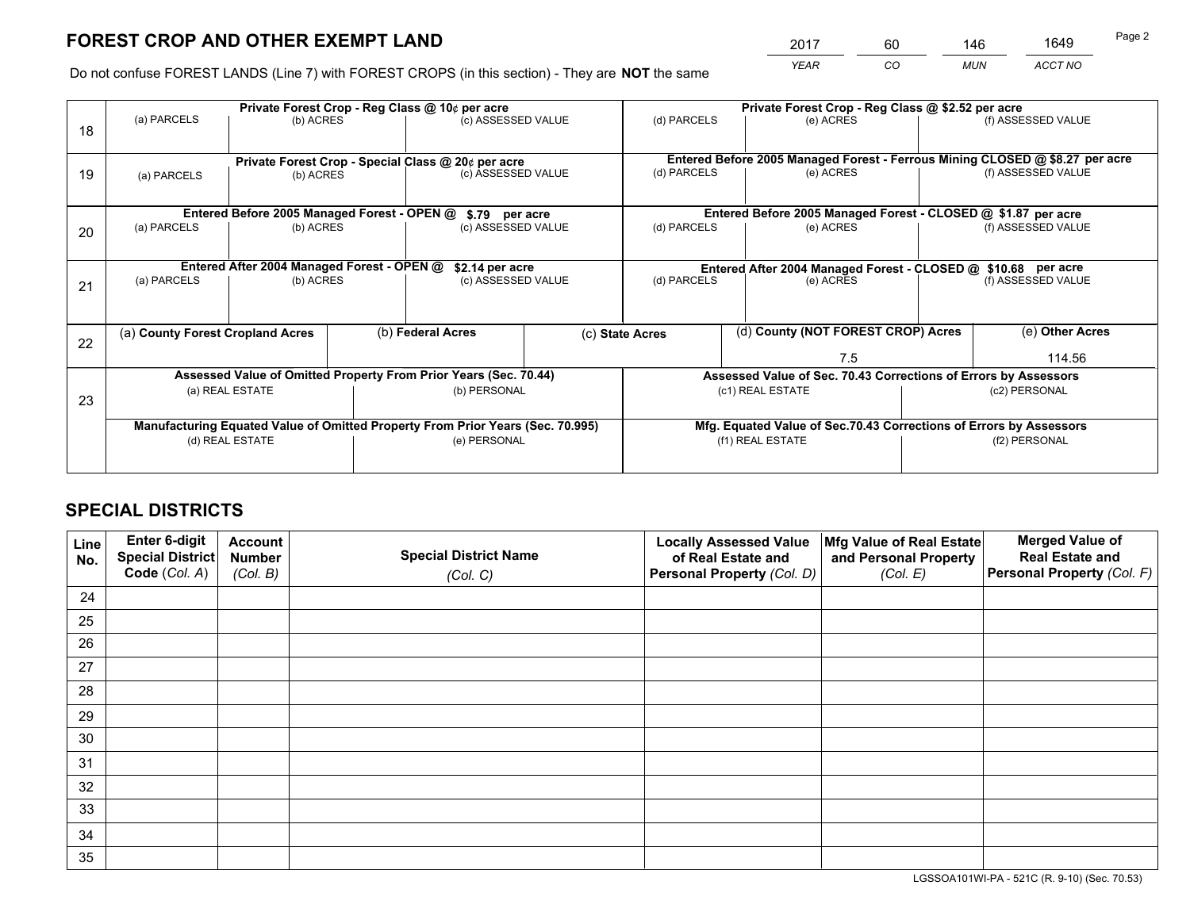# FOREST CROP AND OTHER EXEMPT LAND

| 2017 | 60 | 146 | 1649 |
|---|---|---|---|
| *YEAR* | *CO* | *MUN* | *ACCT NO* |

Do not confuse FOREST LANDS (Line 7) with FOREST CROPS (in this section) - They are **NOT** the same

| | Private Forest Crop - Reg Class @ 10¢ per acre | | | Private Forest Crop - Reg Class @ $2.52 per acre | | |
|---|---|---|---|---|---|---|
| 18 | (a) PARCELS | (b) ACRES | (c) ASSESSED VALUE | (d) PARCELS | (e) ACRES | (f) ASSESSED VALUE |
| | | | | | | |
| | **Private Forest Crop - Special Class @ 20¢ per acre** | | | **Entered Before 2005 Managed Forest - Ferrous Mining CLOSED @ $8.27 per acre** | | |
| 19 | (a) PARCELS | (b) ACRES | (c) ASSESSED VALUE | (d) PARCELS | (e) ACRES | (f) ASSESSED VALUE |
| | | | | | | |
| | **Entered Before 2005 Managed Forest - OPEN @ $.79 per acre** | | | **Entered Before 2005 Managed Forest - CLOSED @ $1.87 per acre** | | |
| 20 | (a) PARCELS | (b) ACRES | (c) ASSESSED VALUE | (d) PARCELS | (e) ACRES | (f) ASSESSED VALUE |
| | | | | | | |
| | **Entered After 2004 Managed Forest - OPEN @ $2.14 per acre** | | | **Entered After 2004 Managed Forest - CLOSED @ $10.68 per acre** | | |
| 21 | (a) PARCELS | (b) ACRES | (c) ASSESSED VALUE | (d) PARCELS | (e) ACRES | (f) ASSESSED VALUE |
| | | | | | | |

| | (a) **County Forest Cropland Acres** | (b) **Federal Acres** | (c) **State Acres** | (d) **County (NOT FOREST CROP) Acres** | (e) **Other Acres** |
|---|---|---|---|---|---|
| 22 | | | | 7.5 | 114.56 |

| | Assessed Value of Omitted Property From Prior Years (Sec. 70.44) | | Assessed Value of Sec. 70.43 Corrections of Errors by Assessors | |
|---|---|---|---|---|
| 23 | (a) REAL ESTATE | (b) PERSONAL | (c1) REAL ESTATE | (c2) PERSONAL |
| | | | | |
| | **Manufacturing Equated Value of Omitted Property From Prior Years (Sec. 70.995)** | | **Mfg. Equated Value of Sec.70.43 Corrections of Errors by Assessors** | |
| | (d) REAL ESTATE | (e) PERSONAL | (f1) REAL ESTATE | (f2) PERSONAL |
| | | | | |

# SPECIAL DISTRICTS

| Line No. | Enter 6-digit Special District Code (*Col. A*) | Account Number (*Col. B*) | Special District Name (*Col. C*) | Locally Assessed Value of Real Estate and Personal Property (*Col. D*) | Mfg Value of Real Estate and Personal Property (*Col. E*) | Merged Value of Real Estate and Personal Property (*Col. F*) |
|---|---|---|---|---|---|---|
| 24 | | | | | | |
| 25 | | | | | | |
| 26 | | | | | | |
| 27 | | | | | | |
| 28 | | | | | | |
| 29 | | | | | | |
| 30 | | | | | | |
| 31 | | | | | | |
| 32 | | | | | | |
| 33 | | | | | | |
| 34 | | | | | | |
| 35 | | | | | | |

LGSSOA101WI-PA - 521C (R. 9-10) (Sec. 70.53)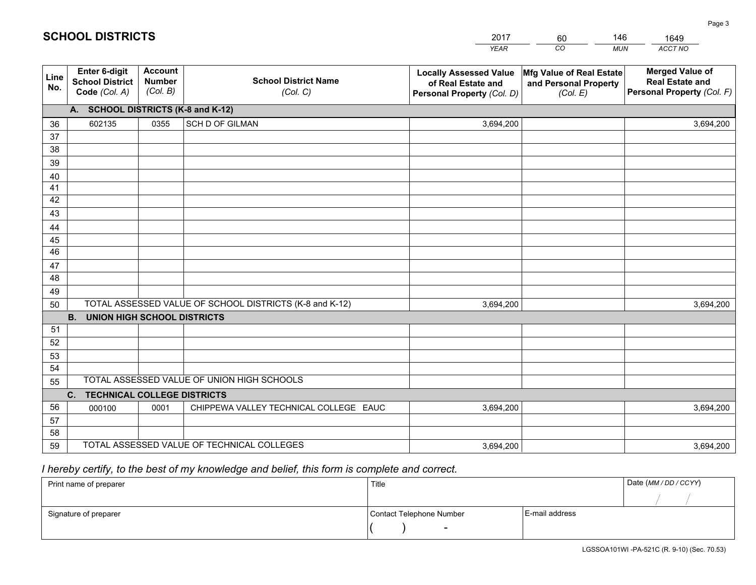# SCHOOL DISTRICTS

| 2017 | 60 | 146 | 1649 |
|---|---|---|---|
| YEAR | CO | MUN | ACCT NO |

| Line No. | Enter 6-digit School District Code (Col. A) | Account Number (Col. B) | School District Name (Col. C) | Locally Assessed Value of Real Estate and Personal Property (Col. D) | Mfg Value of Real Estate and Personal Property (Col. E) | Merged Value of Real Estate and Personal Property (Col. F) |
|---|---|---|---|---|---|---|
| | **A. SCHOOL DISTRICTS (K-8 and K-12)** | | | | | |
| 36 | 602135 | 0355 | SCH D OF GILMAN | 3,694,200 | | 3,694,200 |
| 37 | | | | | | |
| 38 | | | | | | |
| 39 | | | | | | |
| 40 | | | | | | |
| 41 | | | | | | |
| 42 | | | | | | |
| 43 | | | | | | |
| 44 | | | | | | |
| 45 | | | | | | |
| 46 | | | | | | |
| 47 | | | | | | |
| 48 | | | | | | |
| 49 | | | | | | |
| 50 | TOTAL ASSESSED VALUE OF SCHOOL DISTRICTS (K-8 and K-12) | | | 3,694,200 | | 3,694,200 |
| | **B. UNION HIGH SCHOOL DISTRICTS** | | | | | |
| 51 | | | | | | |
| 52 | | | | | | |
| 53 | | | | | | |
| 54 | | | | | | |
| 55 | TOTAL ASSESSED VALUE OF UNION HIGH SCHOOLS | | | | | |
| | **C. TECHNICAL COLLEGE DISTRICTS** | | | | | |
| 56 | 000100 | 0001 | CHIPPEWA VALLEY TECHNICAL COLLEGE EAUC | 3,694,200 | | 3,694,200 |
| 57 | | | | | | |
| 58 | | | | | | |
| 59 | TOTAL ASSESSED VALUE OF TECHNICAL COLLEGES | | | 3,694,200 | | 3,694,200 |

*I hereby certify, to the best of my knowledge and belief, this form is complete and correct.*

| Print name of preparer | Title | | Date (MM / DD / CCYY) |
|---|---|---|---|
| | | | / / |
| Signature of preparer | Contact Telephone Number | E-mail address | |
| | ( ) - | | |

LGSSOA101WI -PA-521C (R. 9-10) (Sec. 70.53)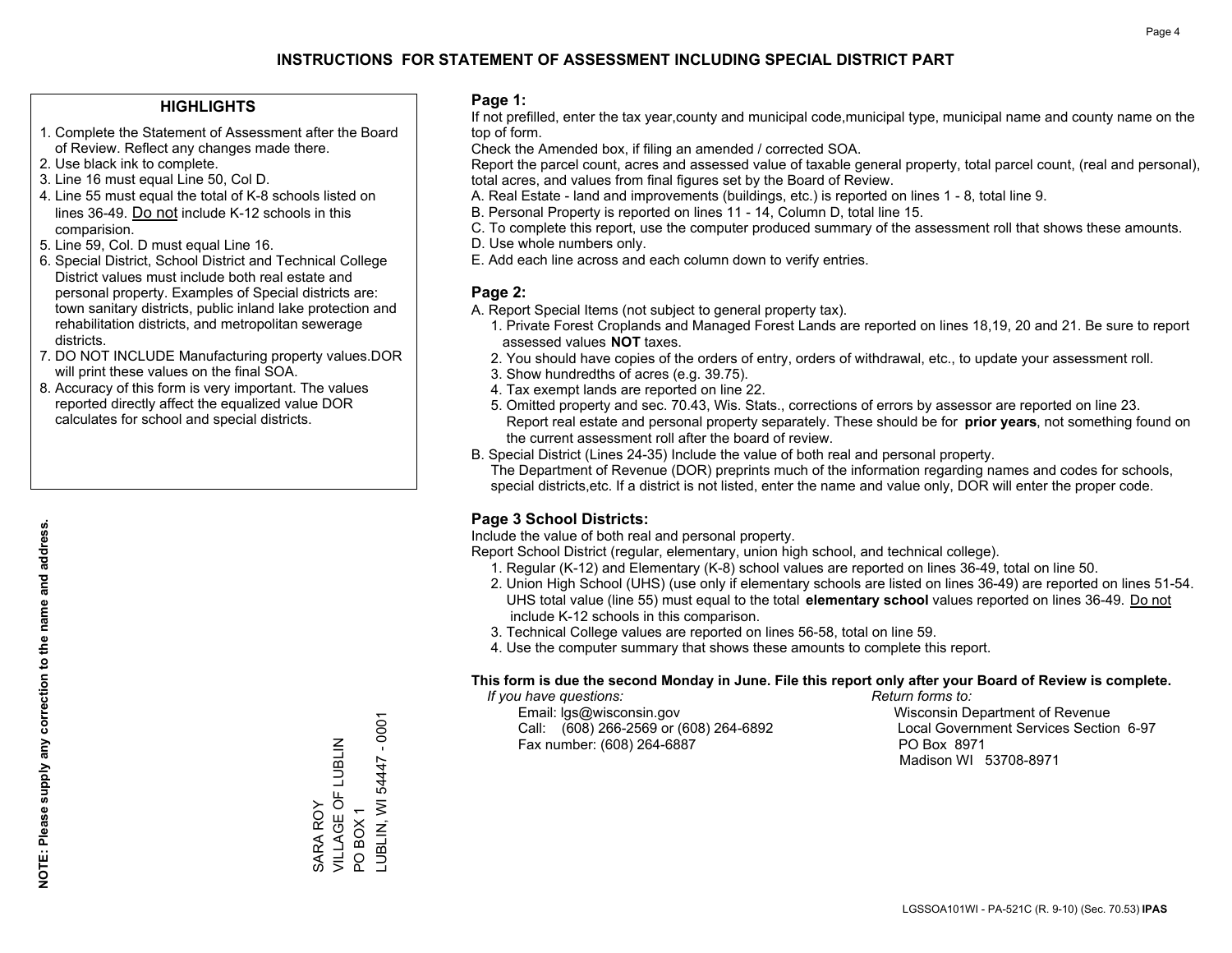# INSTRUCTIONS FOR STATEMENT OF ASSESSMENT INCLUDING SPECIAL DISTRICT PART

## HIGHLIGHTS

1. Complete the Statement of Assessment after the Board of Review. Reflect any changes made there.
2. Use black ink to complete.
3. Line 16 must equal Line 50, Col D.
4. Line 55 must equal the total of K-8 schools listed on lines 36-49. Do not include K-12 schools in this comparision.
5. Line 59, Col. D must equal Line 16.
6. Special District, School District and Technical College District values must include both real estate and personal property. Examples of Special districts are: town sanitary districts, public inland lake protection and rehabilitation districts, and metropolitan sewerage districts.
7. DO NOT INCLUDE Manufacturing property values.DOR will print these values on the final SOA.
8. Accuracy of this form is very important. The values reported directly affect the equalized value DOR calculates for school and special districts.

**NOTE: Please supply any correction to the name and address.**

SARA ROY
VILLAGE OF LUBLIN
PO BOX 1
LUBLIN, WI 54447 - 0001

## Page 1:

If not prefilled, enter the tax year,county and municipal code,municipal type, municipal name and county name on the top of form.

Check the Amended box, if filing an amended / corrected SOA.

Report the parcel count, acres and assessed value of taxable general property, total parcel count, (real and personal), total acres, and values from final figures set by the Board of Review.

A. Real Estate - land and improvements (buildings, etc.) is reported on lines 1 - 8, total line 9.
B. Personal Property is reported on lines 11 - 14, Column D, total line 15.
C. To complete this report, use the computer produced summary of the assessment roll that shows these amounts.
D. Use whole numbers only.
E. Add each line across and each column down to verify entries.

## Page 2:

A. Report Special Items (not subject to general property tax).
   1. Private Forest Croplands and Managed Forest Lands are reported on lines 18,19, 20 and 21. Be sure to report assessed values **NOT** taxes.
   2. You should have copies of the orders of entry, orders of withdrawal, etc., to update your assessment roll.
   3. Show hundredths of acres (e.g. 39.75).
   4. Tax exempt lands are reported on line 22.
   5. Omitted property and sec. 70.43, Wis. Stats., corrections of errors by assessor are reported on line 23. Report real estate and personal property separately. These should be for **prior years**, not something found on the current assessment roll after the board of review.
B. Special District (Lines 24-35) Include the value of both real and personal property.
   The Department of Revenue (DOR) preprints much of the information regarding names and codes for schools, special districts,etc. If a district is not listed, enter the name and value only, DOR will enter the proper code.

## Page 3 School Districts:

Include the value of both real and personal property.

Report School District (regular, elementary, union high school, and technical college).

1. Regular (K-12) and Elementary (K-8) school values are reported on lines 36-49, total on line 50.
2. Union High School (UHS) (use only if elementary schools are listed on lines 36-49) are reported on lines 51-54. UHS total value (line 55) must equal to the total **elementary school** values reported on lines 36-49. Do not include K-12 schools in this comparison.
3. Technical College values are reported on lines 56-58, total on line 59.
4. Use the computer summary that shows these amounts to complete this report.

**This form is due the second Monday in June. File this report only after your Board of Review is complete.**

*If you have questions:*
Email: lgs@wisconsin.gov
Call: (608) 266-2569 or (608) 264-6892
Fax number: (608) 264-6887

*Return forms to:*
Wisconsin Department of Revenue
Local Government Services Section 6-97
PO Box 8971
Madison WI 53708-8971

LGSSOA101WI - PA-521C (R. 9-10) (Sec. 70.53) **IPAS**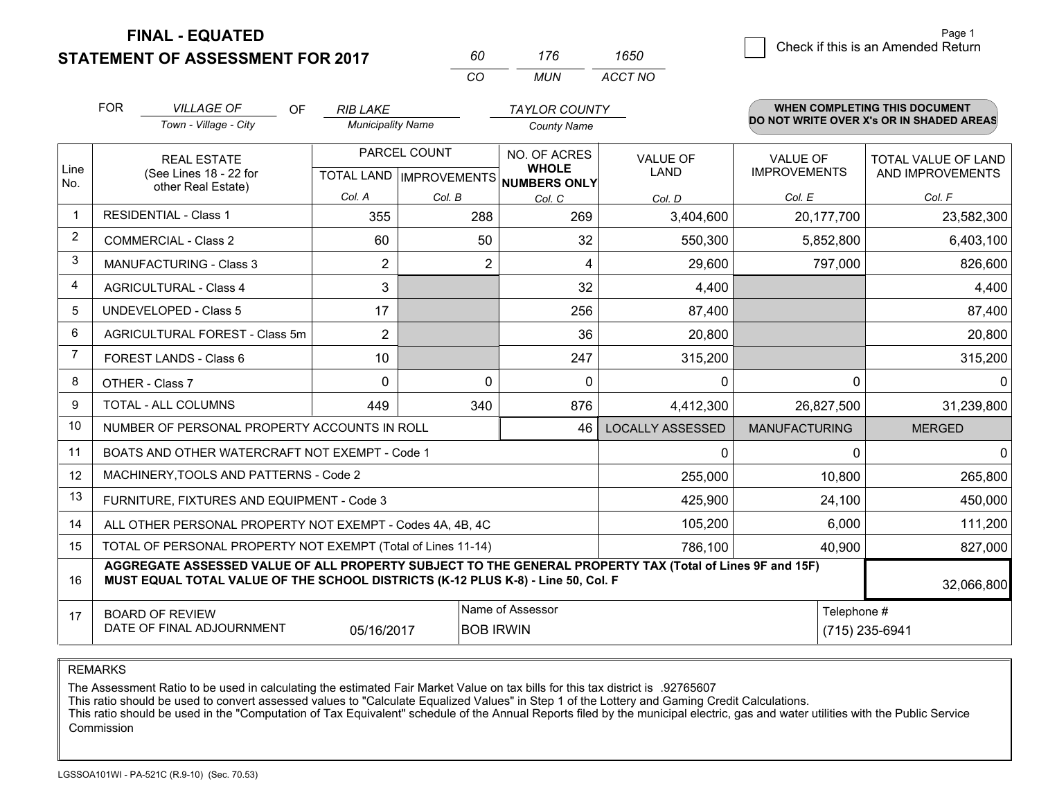# FINAL - EQUATED
## STATEMENT OF ASSESSMENT FOR 2017

| 60 | 176 | 1650 |
|---|---|---|
| CO | MUN | ACCT NO |

Page 1

☐ Check if this is an Amended Return

FOR *VILLAGE OF* (Town - Village - City) OF *RIB LAKE* (Municipality Name) *TAYLOR COUNTY* (County Name)

**WHEN COMPLETING THIS DOCUMENT DO NOT WRITE OVER X's OR IN SHADED AREAS**

| Line No. | REAL ESTATE (See Lines 18 - 22 for other Real Estate) | PARCEL COUNT TOTAL LAND Col. A | PARCEL COUNT IMPROVEMENTS Col. B | NO. OF ACRES WHOLE NUMBERS ONLY Col. C | VALUE OF LAND Col. D | VALUE OF IMPROVEMENTS Col. E | TOTAL VALUE OF LAND AND IMPROVEMENTS Col. F |
|---|---|---|---|---|---|---|---|
| 1 | RESIDENTIAL - Class 1 | 355 | 288 | 269 | 3,404,600 | 20,177,700 | 23,582,300 |
| 2 | COMMERCIAL - Class 2 | 60 | 50 | 32 | 550,300 | 5,852,800 | 6,403,100 |
| 3 | MANUFACTURING - Class 3 | 2 | 2 | 4 | 29,600 | 797,000 | 826,600 |
| 4 | AGRICULTURAL - Class 4 | 3 | | 32 | 4,400 | | 4,400 |
| 5 | UNDEVELOPED - Class 5 | 17 | | 256 | 87,400 | | 87,400 |
| 6 | AGRICULTURAL FOREST - Class 5m | 2 | | 36 | 20,800 | | 20,800 |
| 7 | FOREST LANDS - Class 6 | 10 | | 247 | 315,200 | | 315,200 |
| 8 | OTHER - Class 7 | 0 | 0 | 0 | 0 | 0 | 0 |
| 9 | TOTAL - ALL COLUMNS | 449 | 340 | 876 | 4,412,300 | 26,827,500 | 31,239,800 |
| 10 | NUMBER OF PERSONAL PROPERTY ACCOUNTS IN ROLL | | | 46 | LOCALLY ASSESSED | MANUFACTURING | MERGED |
| 11 | BOATS AND OTHER WATERCRAFT NOT EXEMPT - Code 1 | | | | 0 | 0 | 0 |
| 12 | MACHINERY,TOOLS AND PATTERNS - Code 2 | | | | 255,000 | 10,800 | 265,800 |
| 13 | FURNITURE, FIXTURES AND EQUIPMENT - Code 3 | | | | 425,900 | 24,100 | 450,000 |
| 14 | ALL OTHER PERSONAL PROPERTY NOT EXEMPT - Codes 4A, 4B, 4C | | | | 105,200 | 6,000 | 111,200 |
| 15 | TOTAL OF PERSONAL PROPERTY NOT EXEMPT (Total of Lines 11-14) | | | | 786,100 | 40,900 | 827,000 |
| 16 | **AGGREGATE ASSESSED VALUE OF ALL PROPERTY SUBJECT TO THE GENERAL PROPERTY TAX (Total of Lines 9F and 15F) MUST EQUAL TOTAL VALUE OF THE SCHOOL DISTRICTS (K-12 PLUS K-8) - Line 50, Col. F** | | | | | | 32,066,800 |
| 17 | BOARD OF REVIEW DATE OF FINAL ADJOURNMENT | 05/16/2017 | Name of Assessor: BOB IRWIN | | | Telephone #: (715) 235-6941 | |

REMARKS

The Assessment Ratio to be used in calculating the estimated Fair Market Value on tax bills for this tax district is .92765607
This ratio should be used to convert assessed values to "Calculate Equalized Values" in Step 1 of the Lottery and Gaming Credit Calculations.
This ratio should be used in the "Computation of Tax Equivalent" schedule of the Annual Reports filed by the municipal electric, gas and water utilities with the Public Service Commission

LGSSOA101WI - PA-521C (R.9-10) (Sec. 70.53)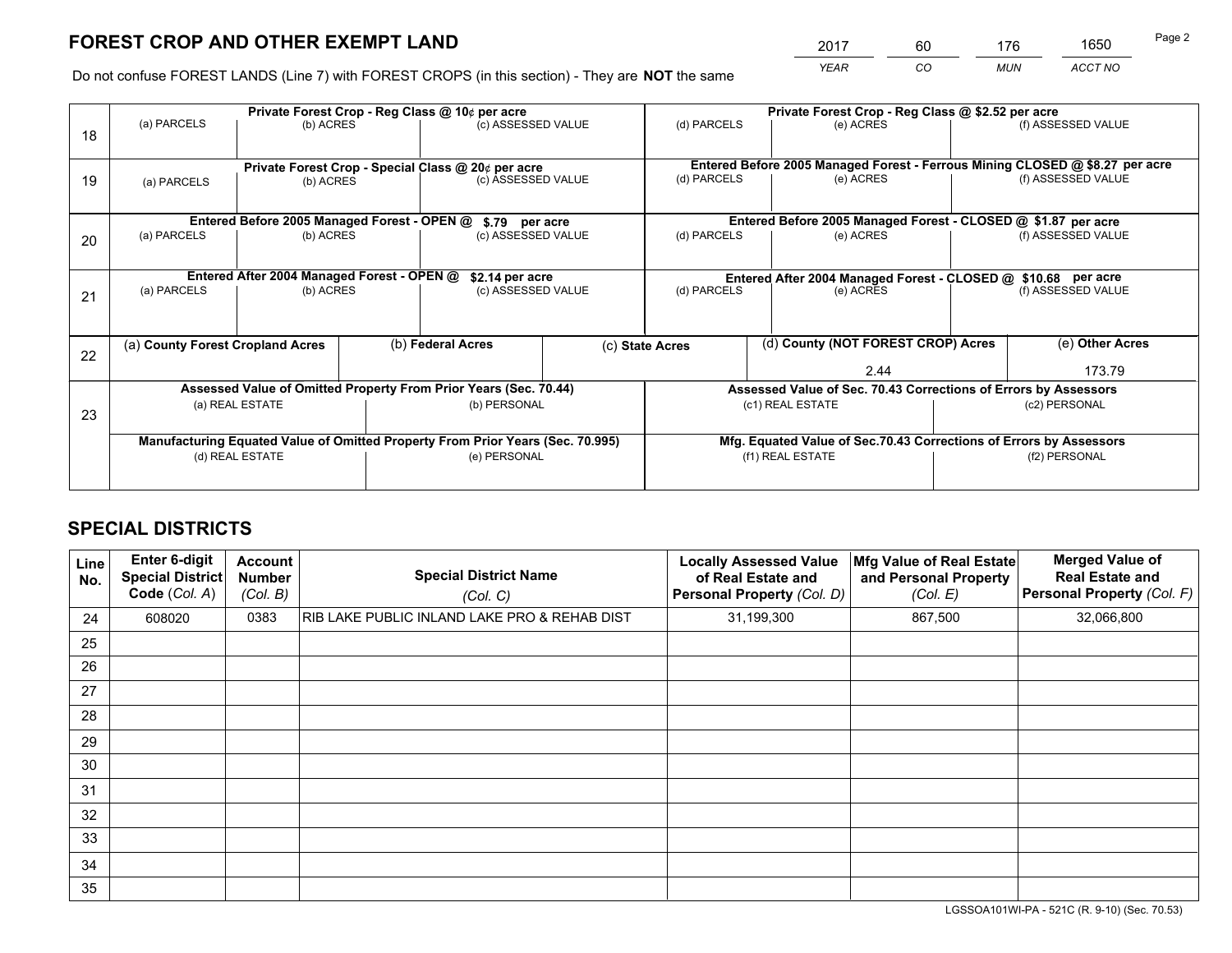# FOREST CROP AND OTHER EXEMPT LAND

| 2017 | 60 | 176 | 1650 |
|---|---|---|---|
| *YEAR* | *CO* | *MUN* | *ACCT NO* |

Do not confuse FOREST LANDS (Line 7) with FOREST CROPS (in this section) - They are **NOT** the same

| Line | Private Forest Crop - Reg Class @ 10¢ per acre | | | Private Forest Crop - Reg Class @ $2.52 per acre | | |
|---|---|---|---|---|---|---|
| 18 | (a) PARCELS | (b) ACRES | (c) ASSESSED VALUE | (d) PARCELS | (e) ACRES | (f) ASSESSED VALUE |
| | | | | | | |
| | **Private Forest Crop - Special Class @ 20¢ per acre** | | | **Entered Before 2005 Managed Forest - Ferrous Mining CLOSED @ $8.27 per acre** | | |
| 19 | (a) PARCELS | (b) ACRES | (c) ASSESSED VALUE | (d) PARCELS | (e) ACRES | (f) ASSESSED VALUE |
| | | | | | | |
| | **Entered Before 2005 Managed Forest - OPEN @ $.79 per acre** | | | **Entered Before 2005 Managed Forest - CLOSED @ $1.87 per acre** | | |
| 20 | (a) PARCELS | (b) ACRES | (c) ASSESSED VALUE | (d) PARCELS | (e) ACRES | (f) ASSESSED VALUE |
| | | | | | | |
| | **Entered After 2004 Managed Forest - OPEN @ $2.14 per acre** | | | **Entered After 2004 Managed Forest - CLOSED @ $10.68 per acre** | | |
| 21 | (a) PARCELS | (b) ACRES | (c) ASSESSED VALUE | (d) PARCELS | (e) ACRES | (f) ASSESSED VALUE |
| | | | | | | |

| Line | (a) County Forest Cropland Acres | (b) Federal Acres | (c) State Acres | (d) County (NOT FOREST CROP) Acres | (e) Other Acres |
|---|---|---|---|---|---|
| 22 | | | | 2.44 | 173.79 |

| Line | Assessed Value of Omitted Property From Prior Years (Sec. 70.44) | | Assessed Value of Sec. 70.43 Corrections of Errors by Assessors | |
|---|---|---|---|---|
| 23 | (a) REAL ESTATE | (b) PERSONAL | (c1) REAL ESTATE | (c2) PERSONAL |
| | | | | |
| | **Manufacturing Equated Value of Omitted Property From Prior Years (Sec. 70.995)** | | **Mfg. Equated Value of Sec.70.43 Corrections of Errors by Assessors** | |
| | (d) REAL ESTATE | (e) PERSONAL | (f1) REAL ESTATE | (f2) PERSONAL |
| | | | | |

# SPECIAL DISTRICTS

| Line No. | Enter 6-digit Special District Code (*Col. A*) | Account Number (*Col. B*) | Special District Name (*Col. C*) | Locally Assessed Value of Real Estate and Personal Property (*Col. D*) | Mfg Value of Real Estate and Personal Property (*Col. E*) | Merged Value of Real Estate and Personal Property (*Col. F*) |
|---|---|---|---|---|---|---|
| 24 | 608020 | 0383 | RIB LAKE PUBLIC INLAND LAKE PRO & REHAB DIST | 31,199,300 | 867,500 | 32,066,800 |
| 25 | | | | | | |
| 26 | | | | | | |
| 27 | | | | | | |
| 28 | | | | | | |
| 29 | | | | | | |
| 30 | | | | | | |
| 31 | | | | | | |
| 32 | | | | | | |
| 33 | | | | | | |
| 34 | | | | | | |
| 35 | | | | | | |

LGSSOA101WI-PA - 521C (R. 9-10) (Sec. 70.53)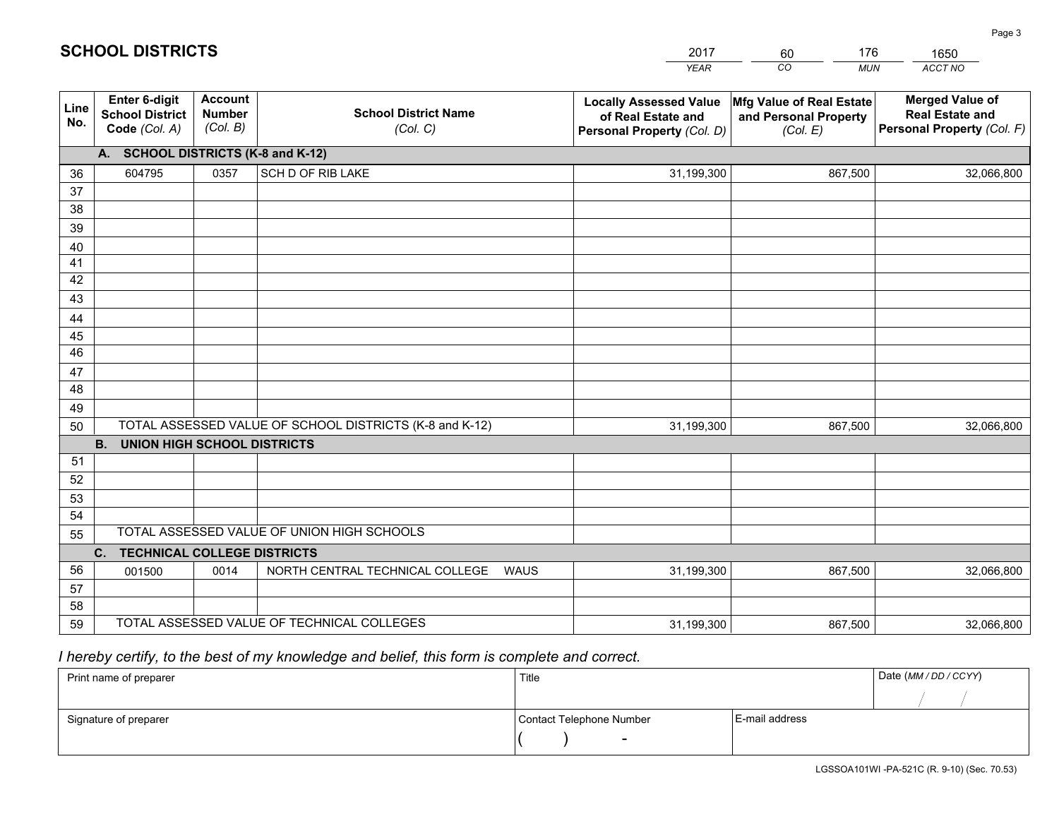# SCHOOL DISTRICTS

| 2017 | 60 | 176 | 1650 |
|---|---|---|---|
| *YEAR* | *CO* | *MUN* | *ACCT NO* |

| Line No. | Enter 6-digit School District Code *(Col. A)* | Account Number *(Col. B)* | School District Name *(Col. C)* | Locally Assessed Value of Real Estate and Personal Property *(Col. D)* | Mfg Value of Real Estate and Personal Property *(Col. E)* | Merged Value of Real Estate and Personal Property *(Col. F)* |
|---|---|---|---|---|---|---|
| **A. SCHOOL DISTRICTS (K-8 and K-12)** | | | | | | |
| 36 | 604795 | 0357 | SCH D OF RIB LAKE | 31,199,300 | 867,500 | 32,066,800 |
| 37 | | | | | | |
| 38 | | | | | | |
| 39 | | | | | | |
| 40 | | | | | | |
| 41 | | | | | | |
| 42 | | | | | | |
| 43 | | | | | | |
| 44 | | | | | | |
| 45 | | | | | | |
| 46 | | | | | | |
| 47 | | | | | | |
| 48 | | | | | | |
| 49 | | | | | | |
| 50 | TOTAL ASSESSED VALUE OF SCHOOL DISTRICTS (K-8 and K-12) | | | 31,199,300 | 867,500 | 32,066,800 |
| **B. UNION HIGH SCHOOL DISTRICTS** | | | | | | |
| 51 | | | | | | |
| 52 | | | | | | |
| 53 | | | | | | |
| 54 | | | | | | |
| 55 | TOTAL ASSESSED VALUE OF UNION HIGH SCHOOLS | | | | | |
| **C. TECHNICAL COLLEGE DISTRICTS** | | | | | | |
| 56 | 001500 | 0014 | NORTH CENTRAL TECHNICAL COLLEGE WAUS | 31,199,300 | 867,500 | 32,066,800 |
| 57 | | | | | | |
| 58 | | | | | | |
| 59 | TOTAL ASSESSED VALUE OF TECHNICAL COLLEGES | | | 31,199,300 | 867,500 | 32,066,800 |

*I hereby certify, to the best of my knowledge and belief, this form is complete and correct.*

| Print name of preparer | Title | | Date *(MM / DD / CCYY)* |
|---|---|---|---|
| | | | / / |
| Signature of preparer | Contact Telephone Number | E-mail address | |
| | ( ) - | | |

LGSSOA101WI -PA-521C (R. 9-10) (Sec. 70.53)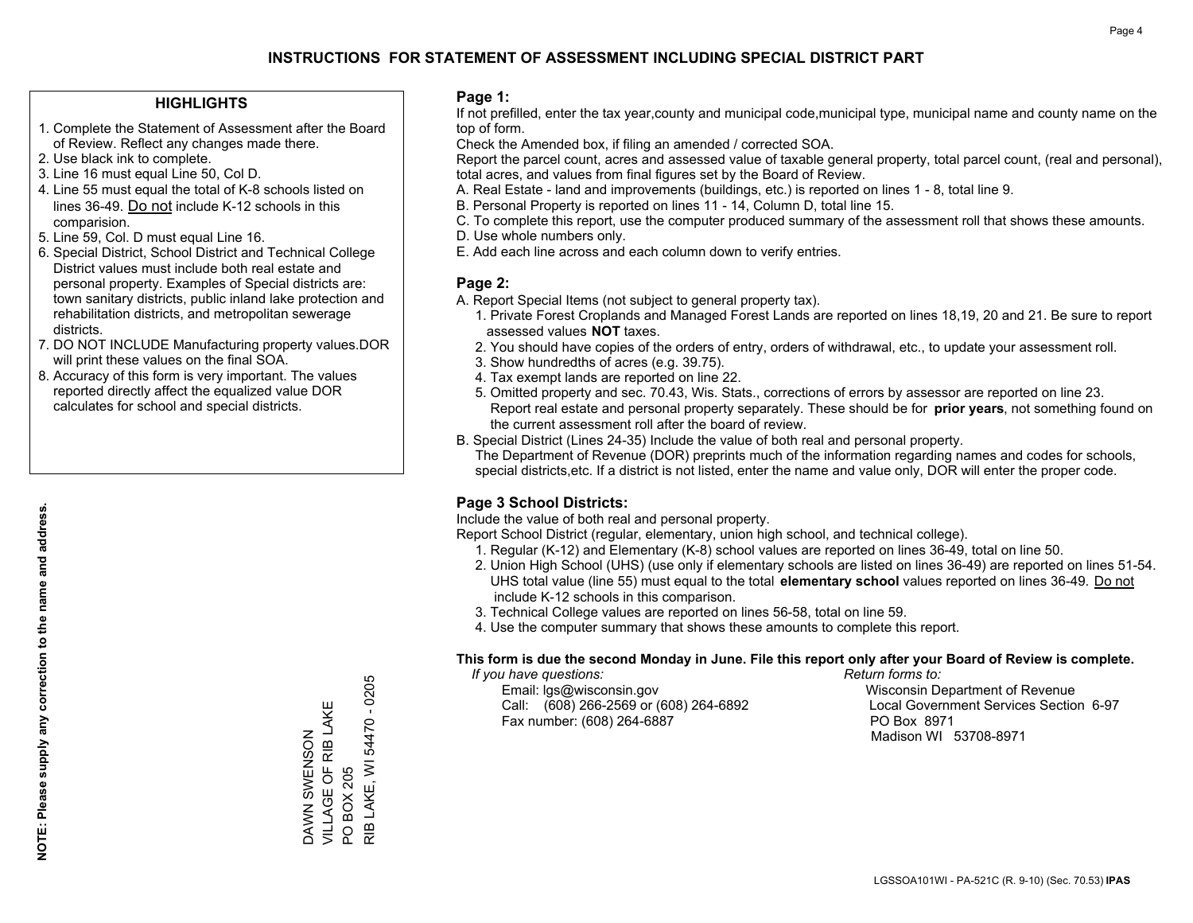# INSTRUCTIONS FOR STATEMENT OF ASSESSMENT INCLUDING SPECIAL DISTRICT PART

## HIGHLIGHTS

1. Complete the Statement of Assessment after the Board of Review. Reflect any changes made there.
2. Use black ink to complete.
3. Line 16 must equal Line 50, Col D.
4. Line 55 must equal the total of K-8 schools listed on lines 36-49. Do not include K-12 schools in this comparision.
5. Line 59, Col. D must equal Line 16.
6. Special District, School District and Technical College District values must include both real estate and personal property. Examples of Special districts are: town sanitary districts, public inland lake protection and rehabilitation districts, and metropolitan sewerage districts.
7. DO NOT INCLUDE Manufacturing property values.DOR will print these values on the final SOA.
8. Accuracy of this form is very important. The values reported directly affect the equalized value DOR calculates for school and special districts.

**NOTE: Please supply any correction to the name and address.**

DAWN SWENSON
VILLAGE OF RIB LAKE
PO BOX 205
RIB LAKE, WI 54470 - 0205

## Page 1:

If not prefilled, enter the tax year,county and municipal code,municipal type, municipal name and county name on the top of form.

Check the Amended box, if filing an amended / corrected SOA.

Report the parcel count, acres and assessed value of taxable general property, total parcel count, (real and personal), total acres, and values from final figures set by the Board of Review.

A. Real Estate - land and improvements (buildings, etc.) is reported on lines 1 - 8, total line 9.
B. Personal Property is reported on lines 11 - 14, Column D, total line 15.
C. To complete this report, use the computer produced summary of the assessment roll that shows these amounts.
D. Use whole numbers only.
E. Add each line across and each column down to verify entries.

## Page 2:

A. Report Special Items (not subject to general property tax).
   1. Private Forest Croplands and Managed Forest Lands are reported on lines 18,19, 20 and 21. Be sure to report assessed values **NOT** taxes.
   2. You should have copies of the orders of entry, orders of withdrawal, etc., to update your assessment roll.
   3. Show hundredths of acres (e.g. 39.75).
   4. Tax exempt lands are reported on line 22.
   5. Omitted property and sec. 70.43, Wis. Stats., corrections of errors by assessor are reported on line 23. Report real estate and personal property separately. These should be for **prior years**, not something found on the current assessment roll after the board of review.
B. Special District (Lines 24-35) Include the value of both real and personal property.
   The Department of Revenue (DOR) preprints much of the information regarding names and codes for schools, special districts,etc. If a district is not listed, enter the name and value only, DOR will enter the proper code.

## Page 3 School Districts:

Include the value of both real and personal property.

Report School District (regular, elementary, union high school, and technical college).

1. Regular (K-12) and Elementary (K-8) school values are reported on lines 36-49, total on line 50.
2. Union High School (UHS) (use only if elementary schools are listed on lines 36-49) are reported on lines 51-54. UHS total value (line 55) must equal to the total **elementary school** values reported on lines 36-49. Do not include K-12 schools in this comparison.
3. Technical College values are reported on lines 56-58, total on line 59.
4. Use the computer summary that shows these amounts to complete this report.

**This form is due the second Monday in June. File this report only after your Board of Review is complete.**

*If you have questions:*
Email: lgs@wisconsin.gov
Call: (608) 266-2569 or (608) 264-6892
Fax number: (608) 264-6887

*Return forms to:*
Wisconsin Department of Revenue
Local Government Services Section 6-97
PO Box 8971
Madison WI 53708-8971

LGSSOA101WI - PA-521C (R. 9-10) (Sec. 70.53) **IPAS**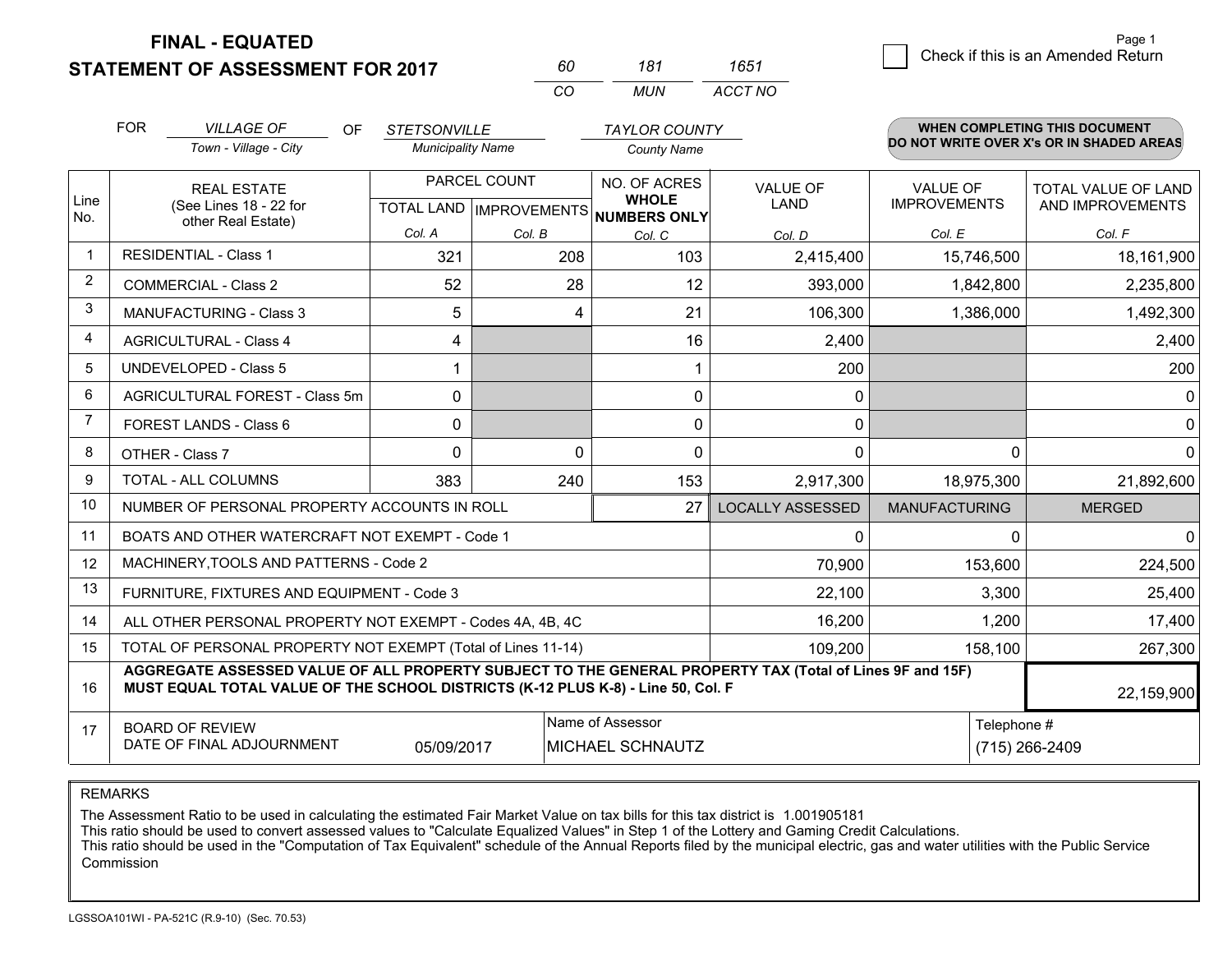**FINAL - EQUATED**
**STATEMENT OF ASSESSMENT FOR 2017**

| 60 | 181 | 1651 |
|---|---|---|
| CO | MUN | ACCT NO |

☐ Check if this is an Amended Return

Page 1

FOR *VILLAGE OF* (Town - Village - City) OF *STETSONVILLE* (Municipality Name) *TAYLOR COUNTY* (County Name)

**WHEN COMPLETING THIS DOCUMENT DO NOT WRITE OVER X's OR IN SHADED AREAS**

| Line No. | REAL ESTATE (See Lines 18 - 22 for other Real Estate) | PARCEL COUNT TOTAL LAND Col. A | PARCEL COUNT IMPROVEMENTS Col. B | NO. OF ACRES WHOLE NUMBERS ONLY Col. C | VALUE OF LAND Col. D | VALUE OF IMPROVEMENTS Col. E | TOTAL VALUE OF LAND AND IMPROVEMENTS Col. F |
|---|---|---|---|---|---|---|---|
| 1 | RESIDENTIAL - Class 1 | 321 | 208 | 103 | 2,415,400 | 15,746,500 | 18,161,900 |
| 2 | COMMERCIAL - Class 2 | 52 | 28 | 12 | 393,000 | 1,842,800 | 2,235,800 |
| 3 | MANUFACTURING - Class 3 | 5 | 4 | 21 | 106,300 | 1,386,000 | 1,492,300 |
| 4 | AGRICULTURAL - Class 4 | 4 | | 16 | 2,400 | | 2,400 |
| 5 | UNDEVELOPED - Class 5 | 1 | | 1 | 200 | | 200 |
| 6 | AGRICULTURAL FOREST - Class 5m | 0 | | 0 | 0 | | 0 |
| 7 | FOREST LANDS - Class 6 | 0 | | 0 | 0 | | 0 |
| 8 | OTHER - Class 7 | 0 | 0 | 0 | 0 | 0 | 0 |
| 9 | TOTAL - ALL COLUMNS | 383 | 240 | 153 | 2,917,300 | 18,975,300 | 21,892,600 |
| 10 | NUMBER OF PERSONAL PROPERTY ACCOUNTS IN ROLL | | | 27 | LOCALLY ASSESSED | MANUFACTURING | MERGED |
| 11 | BOATS AND OTHER WATERCRAFT NOT EXEMPT - Code 1 | | | | 0 | 0 | 0 |
| 12 | MACHINERY,TOOLS AND PATTERNS - Code 2 | | | | 70,900 | 153,600 | 224,500 |
| 13 | FURNITURE, FIXTURES AND EQUIPMENT - Code 3 | | | | 22,100 | 3,300 | 25,400 |
| 14 | ALL OTHER PERSONAL PROPERTY NOT EXEMPT - Codes 4A, 4B, 4C | | | | 16,200 | 1,200 | 17,400 |
| 15 | TOTAL OF PERSONAL PROPERTY NOT EXEMPT (Total of Lines 11-14) | | | | 109,200 | 158,100 | 267,300 |
| 16 | **AGGREGATE ASSESSED VALUE OF ALL PROPERTY SUBJECT TO THE GENERAL PROPERTY TAX (Total of Lines 9F and 15F) MUST EQUAL TOTAL VALUE OF THE SCHOOL DISTRICTS (K-12 PLUS K-8) - Line 50, Col. F** | | | | | | 22,159,900 |
| 17 | BOARD OF REVIEW DATE OF FINAL ADJOURNMENT | 05/09/2017 | Name of Assessor | MICHAEL SCHNAUTZ | | Telephone # | (715) 266-2409 |

REMARKS

The Assessment Ratio to be used in calculating the estimated Fair Market Value on tax bills for this tax district is 1.001905181
This ratio should be used to convert assessed values to "Calculate Equalized Values" in Step 1 of the Lottery and Gaming Credit Calculations.
This ratio should be used in the "Computation of Tax Equivalent" schedule of the Annual Reports filed by the municipal electric, gas and water utilities with the Public Service Commission

LGSSOA101WI - PA-521C (R.9-10) (Sec. 70.53)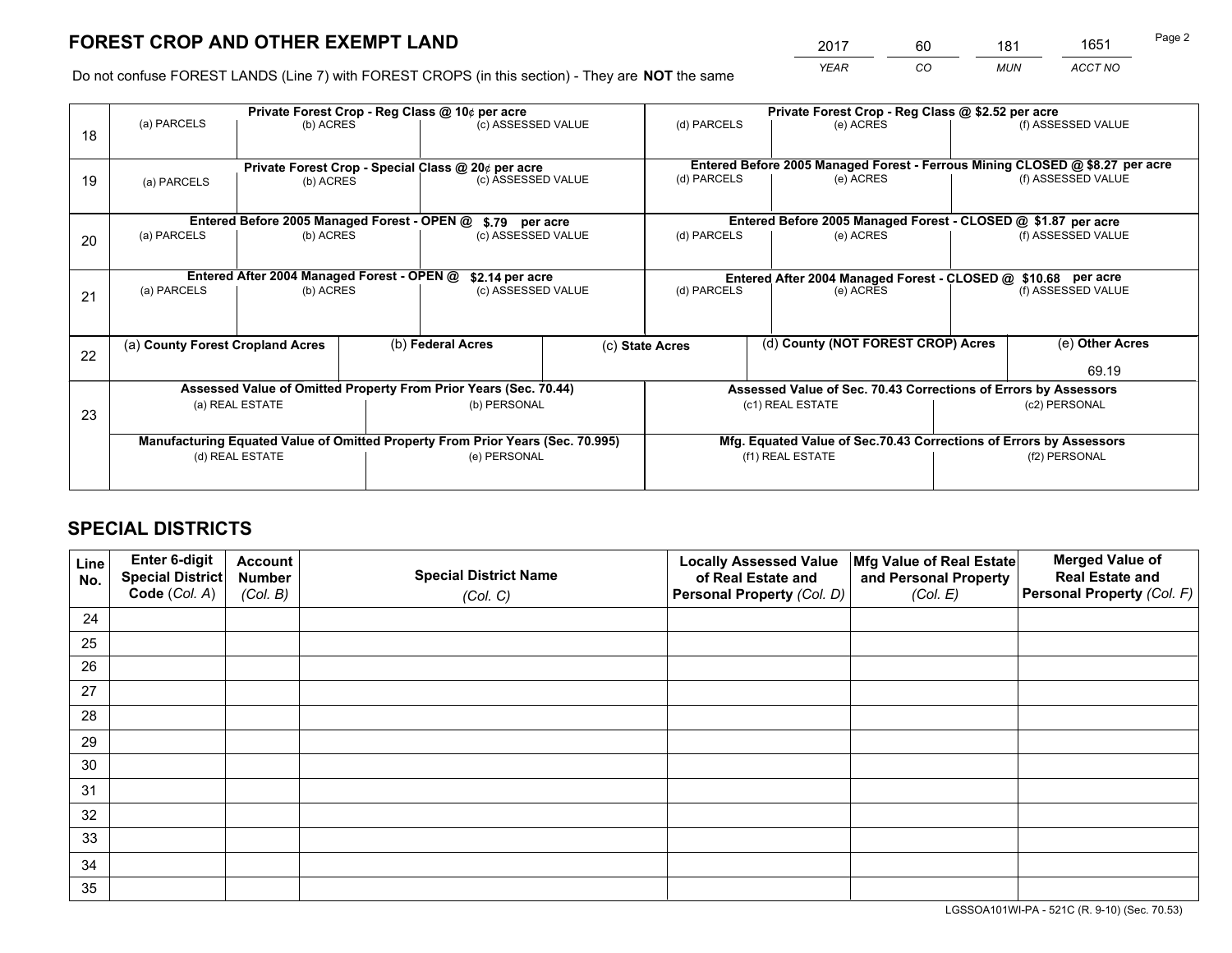# FOREST CROP AND OTHER EXEMPT LAND

| 2017 | 60 | 181 | 1651 |
|---|---|---|---|
| *YEAR* | *CO* | *MUN* | *ACCT NO* |

Do not confuse FOREST LANDS (Line 7) with FOREST CROPS (in this section) - They are **NOT** the same

| Line | Private Forest Crop - Reg Class @ 10¢ per acre | | | Private Forest Crop - Reg Class @ $2.52 per acre | | |
|---|---|---|---|---|---|---|
| 18 | (a) PARCELS | (b) ACRES | (c) ASSESSED VALUE | (d) PARCELS | (e) ACRES | (f) ASSESSED VALUE |
| | | | | | | |
| | **Private Forest Crop - Special Class @ 20¢ per acre** | | | **Entered Before 2005 Managed Forest - Ferrous Mining CLOSED @ $8.27 per acre** | | |
| 19 | (a) PARCELS | (b) ACRES | (c) ASSESSED VALUE | (d) PARCELS | (e) ACRES | (f) ASSESSED VALUE |
| | | | | | | |
| | **Entered Before 2005 Managed Forest - OPEN @ $.79 per acre** | | | **Entered Before 2005 Managed Forest - CLOSED @ $1.87 per acre** | | |
| 20 | (a) PARCELS | (b) ACRES | (c) ASSESSED VALUE | (d) PARCELS | (e) ACRES | (f) ASSESSED VALUE |
| | | | | | | |
| | **Entered After 2004 Managed Forest - OPEN @ $2.14 per acre** | | | **Entered After 2004 Managed Forest - CLOSED @ $10.68 per acre** | | |
| 21 | (a) PARCELS | (b) ACRES | (c) ASSESSED VALUE | (d) PARCELS | (e) ACRES | (f) ASSESSED VALUE |
| | | | | | | |

| Line | (a) County Forest Cropland Acres | (b) Federal Acres | (c) State Acres | (d) County (NOT FOREST CROP) Acres | (e) Other Acres |
|---|---|---|---|---|---|
| 22 | | | | | 69.19 |

| Line | Assessed Value of Omitted Property From Prior Years (Sec. 70.44) | | Assessed Value of Sec. 70.43 Corrections of Errors by Assessors | |
|---|---|---|---|---|
| 23 | (a) REAL ESTATE | (b) PERSONAL | (c1) REAL ESTATE | (c2) PERSONAL |
| | | | | |
| | **Manufacturing Equated Value of Omitted Property From Prior Years (Sec. 70.995)** | | **Mfg. Equated Value of Sec.70.43 Corrections of Errors by Assessors** | |
| | (d) REAL ESTATE | (e) PERSONAL | (f1) REAL ESTATE | (f2) PERSONAL |
| | | | | |

# SPECIAL DISTRICTS

| Line No. | Enter 6-digit Special District Code (*Col. A*) | Account Number (*Col. B*) | Special District Name (*Col. C*) | Locally Assessed Value of Real Estate and Personal Property (*Col. D*) | Mfg Value of Real Estate and Personal Property (*Col. E*) | Merged Value of Real Estate and Personal Property (*Col. F*) |
|---|---|---|---|---|---|---|
| 24 | | | | | | |
| 25 | | | | | | |
| 26 | | | | | | |
| 27 | | | | | | |
| 28 | | | | | | |
| 29 | | | | | | |
| 30 | | | | | | |
| 31 | | | | | | |
| 32 | | | | | | |
| 33 | | | | | | |
| 34 | | | | | | |
| 35 | | | | | | |

LGSSOA101WI-PA - 521C (R. 9-10) (Sec. 70.53)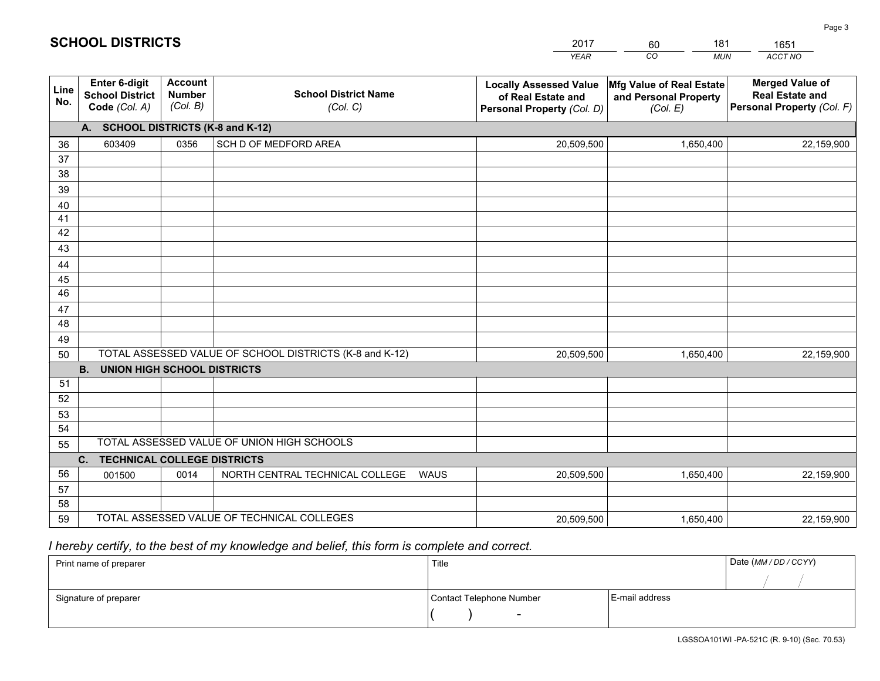# SCHOOL DISTRICTS

| 2017 | 60 | 181 | 1651 |
|---|---|---|---|
| YEAR | CO | MUN | ACCT NO |

| Line No. | Enter 6-digit School District Code (Col. A) | Account Number (Col. B) | School District Name (Col. C) | Locally Assessed Value of Real Estate and Personal Property (Col. D) | Mfg Value of Real Estate and Personal Property (Col. E) | Merged Value of Real Estate and Personal Property (Col. F) |
|---|---|---|---|---|---|---|
| | **A. SCHOOL DISTRICTS (K-8 and K-12)** | | | | | |
| 36 | 603409 | 0356 | SCH D OF MEDFORD AREA | 20,509,500 | 1,650,400 | 22,159,900 |
| 37 | | | | | | |
| 38 | | | | | | |
| 39 | | | | | | |
| 40 | | | | | | |
| 41 | | | | | | |
| 42 | | | | | | |
| 43 | | | | | | |
| 44 | | | | | | |
| 45 | | | | | | |
| 46 | | | | | | |
| 47 | | | | | | |
| 48 | | | | | | |
| 49 | | | | | | |
| 50 | TOTAL ASSESSED VALUE OF SCHOOL DISTRICTS (K-8 and K-12) | | | 20,509,500 | 1,650,400 | 22,159,900 |
| | **B. UNION HIGH SCHOOL DISTRICTS** | | | | | |
| 51 | | | | | | |
| 52 | | | | | | |
| 53 | | | | | | |
| 54 | | | | | | |
| 55 | TOTAL ASSESSED VALUE OF UNION HIGH SCHOOLS | | | | | |
| | **C. TECHNICAL COLLEGE DISTRICTS** | | | | | |
| 56 | 001500 | 0014 | NORTH CENTRAL TECHNICAL COLLEGE WAUS | 20,509,500 | 1,650,400 | 22,159,900 |
| 57 | | | | | | |
| 58 | | | | | | |
| 59 | TOTAL ASSESSED VALUE OF TECHNICAL COLLEGES | | | 20,509,500 | 1,650,400 | 22,159,900 |

*I hereby certify, to the best of my knowledge and belief, this form is complete and correct.*

| Print name of preparer | Title | | Date (MM / DD / CCYY) |
|---|---|---|---|
| | | | / / |
| Signature of preparer | Contact Telephone Number | E-mail address | |
| | ( ) - | | |

LGSSOA101WI -PA-521C (R. 9-10) (Sec. 70.53)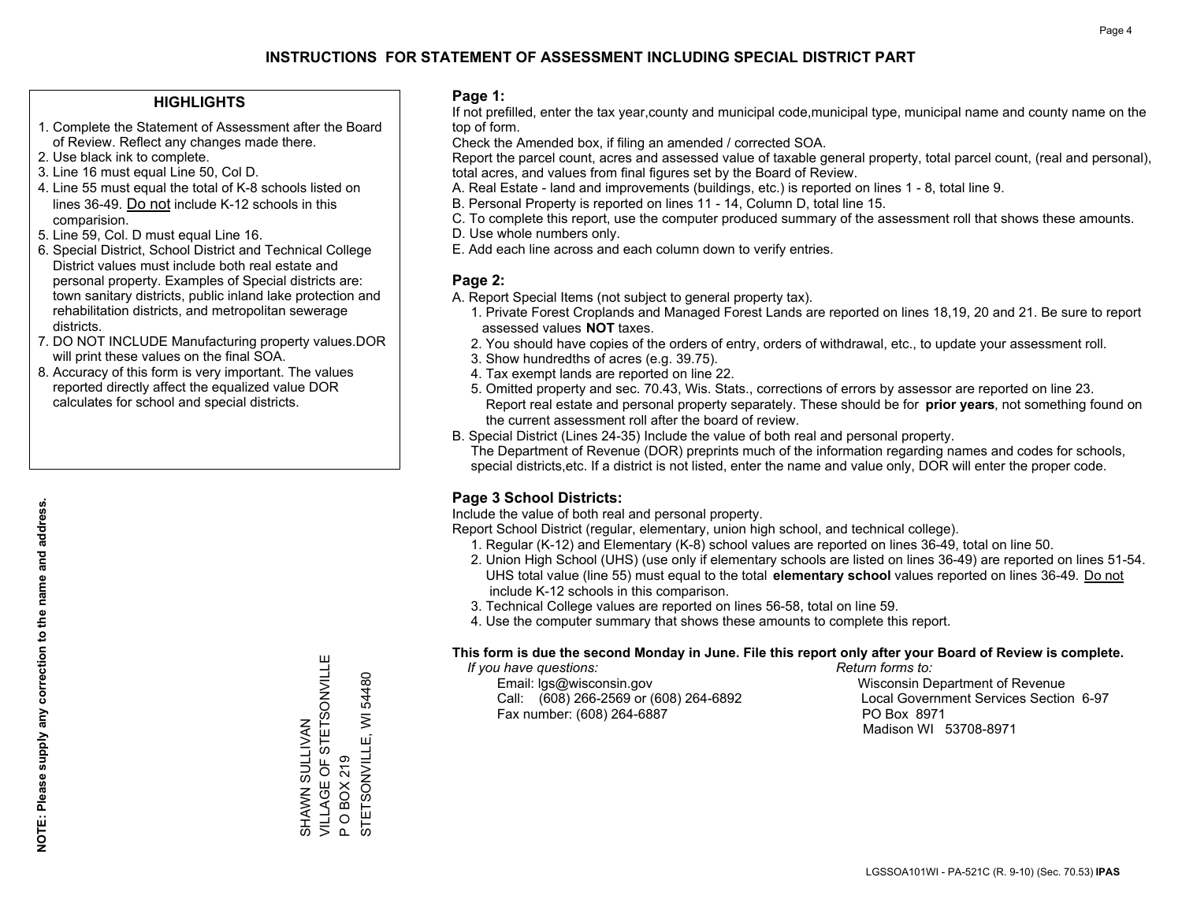# INSTRUCTIONS FOR STATEMENT OF ASSESSMENT INCLUDING SPECIAL DISTRICT PART

## HIGHLIGHTS

1. Complete the Statement of Assessment after the Board of Review. Reflect any changes made there.
2. Use black ink to complete.
3. Line 16 must equal Line 50, Col D.
4. Line 55 must equal the total of K-8 schools listed on lines 36-49. Do not include K-12 schools in this comparision.
5. Line 59, Col. D must equal Line 16.
6. Special District, School District and Technical College District values must include both real estate and personal property. Examples of Special districts are: town sanitary districts, public inland lake protection and rehabilitation districts, and metropolitan sewerage districts.
7. DO NOT INCLUDE Manufacturing property values.DOR will print these values on the final SOA.
8. Accuracy of this form is very important. The values reported directly affect the equalized value DOR calculates for school and special districts.

**NOTE: Please supply any correction to the name and address.**

SHAWN SULLIVAN
VILLAGE OF STETSONVILLE
P O BOX 219
STETSONVILLE, WI 54480

## Page 1:

If not prefilled, enter the tax year,county and municipal code,municipal type, municipal name and county name on the top of form.

Check the Amended box, if filing an amended / corrected SOA.

Report the parcel count, acres and assessed value of taxable general property, total parcel count, (real and personal), total acres, and values from final figures set by the Board of Review.

A. Real Estate - land and improvements (buildings, etc.) is reported on lines 1 - 8, total line 9.
B. Personal Property is reported on lines 11 - 14, Column D, total line 15.
C. To complete this report, use the computer produced summary of the assessment roll that shows these amounts.
D. Use whole numbers only.
E. Add each line across and each column down to verify entries.

## Page 2:

A. Report Special Items (not subject to general property tax).
   1. Private Forest Croplands and Managed Forest Lands are reported on lines 18,19, 20 and 21. Be sure to report assessed values **NOT** taxes.
   2. You should have copies of the orders of entry, orders of withdrawal, etc., to update your assessment roll.
   3. Show hundredths of acres (e.g. 39.75).
   4. Tax exempt lands are reported on line 22.
   5. Omitted property and sec. 70.43, Wis. Stats., corrections of errors by assessor are reported on line 23. Report real estate and personal property separately. These should be for **prior years**, not something found on the current assessment roll after the board of review.
B. Special District (Lines 24-35) Include the value of both real and personal property.
   The Department of Revenue (DOR) preprints much of the information regarding names and codes for schools, special districts,etc. If a district is not listed, enter the name and value only, DOR will enter the proper code.

## Page 3 School Districts:

Include the value of both real and personal property.

Report School District (regular, elementary, union high school, and technical college).

1. Regular (K-12) and Elementary (K-8) school values are reported on lines 36-49, total on line 50.
2. Union High School (UHS) (use only if elementary schools are listed on lines 36-49) are reported on lines 51-54. UHS total value (line 55) must equal to the total **elementary school** values reported on lines 36-49. Do not include K-12 schools in this comparison.
3. Technical College values are reported on lines 56-58, total on line 59.
4. Use the computer summary that shows these amounts to complete this report.

**This form is due the second Monday in June. File this report only after your Board of Review is complete.**

*If you have questions:*
Email: lgs@wisconsin.gov
Call: (608) 266-2569 or (608) 264-6892
Fax number: (608) 264-6887

*Return forms to:*
Wisconsin Department of Revenue
Local Government Services Section 6-97
PO Box 8971
Madison WI 53708-8971

LGSSOA101WI - PA-521C (R. 9-10) (Sec. 70.53) **IPAS**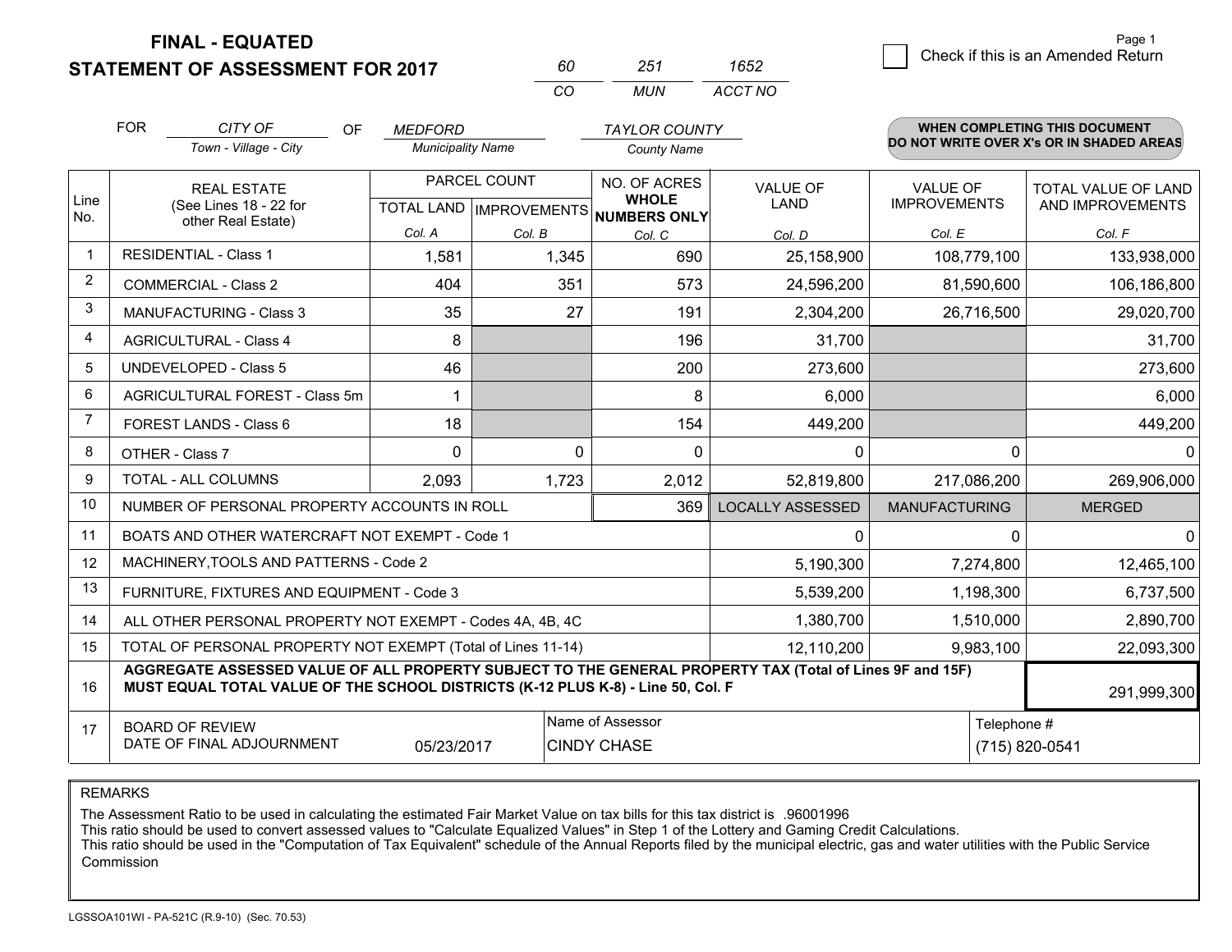**FINAL - EQUATED**
**STATEMENT OF ASSESSMENT FOR 2017**

| 60 | 251 | 1652 |
|---|---|---|
| CO | MUN | ACCT NO |

☐ Check if this is an Amended Return

FOR *CITY OF* (Town - Village - City) OF *MEDFORD* (Municipality Name) *TAYLOR COUNTY* (County Name)

**WHEN COMPLETING THIS DOCUMENT DO NOT WRITE OVER X's OR IN SHADED AREAS**

| Line No. | REAL ESTATE (See Lines 18 - 22 for other Real Estate) | PARCEL COUNT TOTAL LAND Col. A | PARCEL COUNT IMPROVEMENTS Col. B | NO. OF ACRES WHOLE NUMBERS ONLY Col. C | VALUE OF LAND Col. D | VALUE OF IMPROVEMENTS Col. E | TOTAL VALUE OF LAND AND IMPROVEMENTS Col. F |
|---|---|---|---|---|---|---|---|
| 1 | RESIDENTIAL - Class 1 | 1,581 | 1,345 | 690 | 25,158,900 | 108,779,100 | 133,938,000 |
| 2 | COMMERCIAL - Class 2 | 404 | 351 | 573 | 24,596,200 | 81,590,600 | 106,186,800 |
| 3 | MANUFACTURING - Class 3 | 35 | 27 | 191 | 2,304,200 | 26,716,500 | 29,020,700 |
| 4 | AGRICULTURAL - Class 4 | 8 | | 196 | 31,700 | | 31,700 |
| 5 | UNDEVELOPED - Class 5 | 46 | | 200 | 273,600 | | 273,600 |
| 6 | AGRICULTURAL FOREST - Class 5m | 1 | | 8 | 6,000 | | 6,000 |
| 7 | FOREST LANDS - Class 6 | 18 | | 154 | 449,200 | | 449,200 |
| 8 | OTHER - Class 7 | 0 | 0 | 0 | 0 | 0 | 0 |
| 9 | TOTAL - ALL COLUMNS | 2,093 | 1,723 | 2,012 | 52,819,800 | 217,086,200 | 269,906,000 |
| 10 | NUMBER OF PERSONAL PROPERTY ACCOUNTS IN ROLL | | | 369 | LOCALLY ASSESSED | MANUFACTURING | MERGED |
| 11 | BOATS AND OTHER WATERCRAFT NOT EXEMPT - Code 1 | | | | 0 | 0 | 0 |
| 12 | MACHINERY,TOOLS AND PATTERNS - Code 2 | | | | 5,190,300 | 7,274,800 | 12,465,100 |
| 13 | FURNITURE, FIXTURES AND EQUIPMENT - Code 3 | | | | 5,539,200 | 1,198,300 | 6,737,500 |
| 14 | ALL OTHER PERSONAL PROPERTY NOT EXEMPT - Codes 4A, 4B, 4C | | | | 1,380,700 | 1,510,000 | 2,890,700 |
| 15 | TOTAL OF PERSONAL PROPERTY NOT EXEMPT (Total of Lines 11-14) | | | | 12,110,200 | 9,983,100 | 22,093,300 |
| 16 | **AGGREGATE ASSESSED VALUE OF ALL PROPERTY SUBJECT TO THE GENERAL PROPERTY TAX (Total of Lines 9F and 15F) MUST EQUAL TOTAL VALUE OF THE SCHOOL DISTRICTS (K-12 PLUS K-8) - Line 50, Col. F** | | | | | | 291,999,300 |
| 17 | BOARD OF REVIEW DATE OF FINAL ADJOURNMENT | 05/23/2017 | Name of Assessor | CINDY CHASE | | Telephone # | (715) 820-0541 |

REMARKS

The Assessment Ratio to be used in calculating the estimated Fair Market Value on tax bills for this tax district is .96001996
This ratio should be used to convert assessed values to "Calculate Equalized Values" in Step 1 of the Lottery and Gaming Credit Calculations.
This ratio should be used in the "Computation of Tax Equivalent" schedule of the Annual Reports filed by the municipal electric, gas and water utilities with the Public Service Commission

LGSSOA101WI - PA-521C (R.9-10) (Sec. 70.53)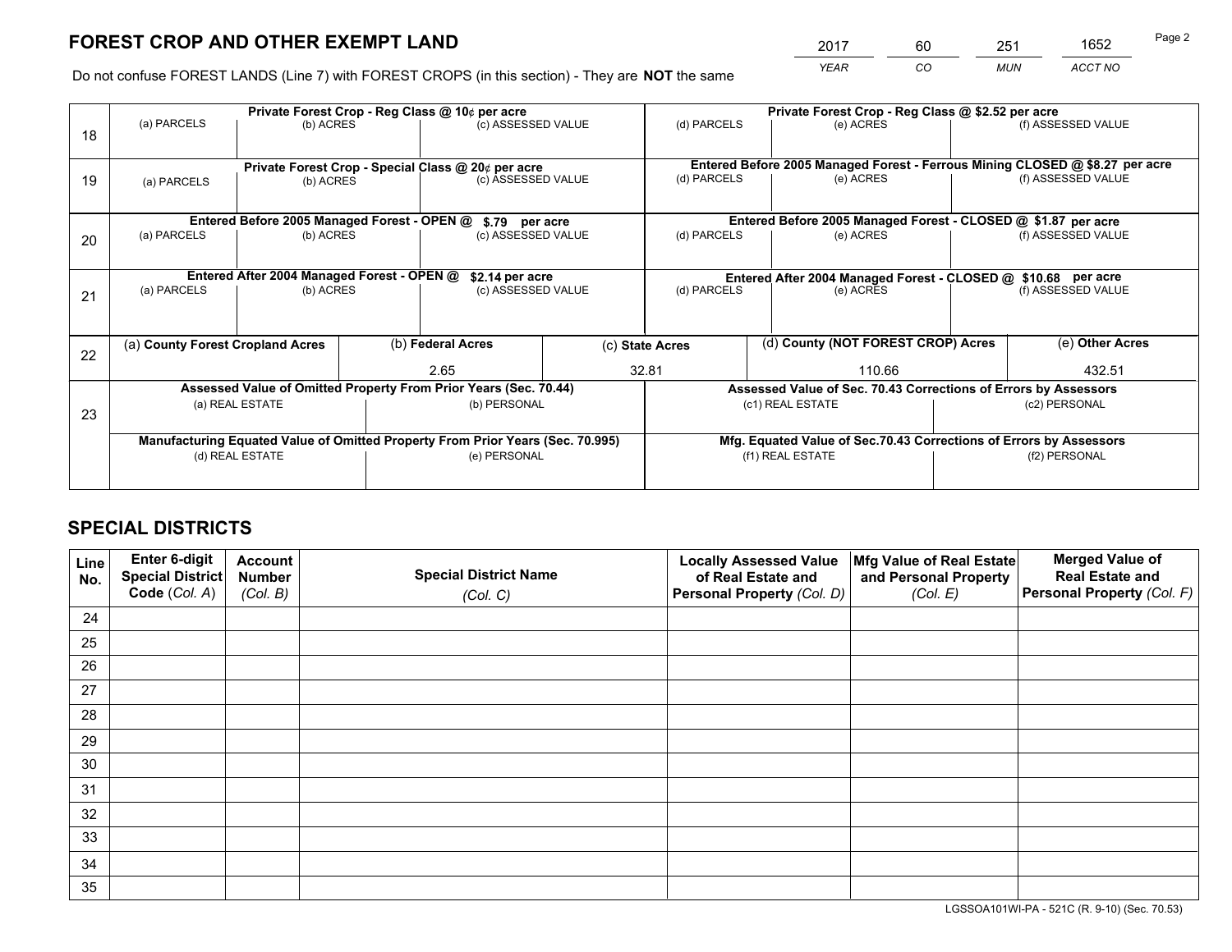# FOREST CROP AND OTHER EXEMPT LAND

| 2017 | 60 | 251 | 1652 |
|---|---|---|---|
| *YEAR* | *CO* | *MUN* | *ACCT NO* |

Do not confuse FOREST LANDS (Line 7) with FOREST CROPS (in this section) - They are **NOT** the same

| Line | Private Forest Crop - Reg Class @ 10¢ per acre | | | Private Forest Crop - Reg Class @ $2.52 per acre | | |
|---|---|---|---|---|---|---|
| 18 | (a) PARCELS | (b) ACRES | (c) ASSESSED VALUE | (d) PARCELS | (e) ACRES | (f) ASSESSED VALUE |
| | | | | | | |
| | **Private Forest Crop - Special Class @ 20¢ per acre** | | | **Entered Before 2005 Managed Forest - Ferrous Mining CLOSED @ $8.27 per acre** | | |
| 19 | (a) PARCELS | (b) ACRES | (c) ASSESSED VALUE | (d) PARCELS | (e) ACRES | (f) ASSESSED VALUE |
| | | | | | | |
| | **Entered Before 2005 Managed Forest - OPEN @ $.79 per acre** | | | **Entered Before 2005 Managed Forest - CLOSED @ $1.87 per acre** | | |
| 20 | (a) PARCELS | (b) ACRES | (c) ASSESSED VALUE | (d) PARCELS | (e) ACRES | (f) ASSESSED VALUE |
| | | | | | | |
| | **Entered After 2004 Managed Forest - OPEN @ $2.14 per acre** | | | **Entered After 2004 Managed Forest - CLOSED @ $10.68 per acre** | | |
| 21 | (a) PARCELS | (b) ACRES | (c) ASSESSED VALUE | (d) PARCELS | (e) ACRES | (f) ASSESSED VALUE |
| | | | | | | |

| Line | (a) County Forest Cropland Acres | (b) Federal Acres | (c) State Acres | (d) County (NOT FOREST CROP) Acres | (e) Other Acres |
|---|---|---|---|---|---|
| 22 | | 2.65 | 32.81 | 110.66 | 432.51 |

| Line | Assessed Value of Omitted Property From Prior Years (Sec. 70.44) | | Assessed Value of Sec. 70.43 Corrections of Errors by Assessors | |
|---|---|---|---|---|
| 23 | (a) REAL ESTATE | (b) PERSONAL | (c1) REAL ESTATE | (c2) PERSONAL |
| | | | | |
| | **Manufacturing Equated Value of Omitted Property From Prior Years (Sec. 70.995)** | | **Mfg. Equated Value of Sec.70.43 Corrections of Errors by Assessors** | |
| | (d) REAL ESTATE | (e) PERSONAL | (f1) REAL ESTATE | (f2) PERSONAL |
| | | | | |

# SPECIAL DISTRICTS

| Line No. | Enter 6-digit Special District Code (Col. A) | Account Number (Col. B) | Special District Name (Col. C) | Locally Assessed Value of Real Estate and Personal Property (Col. D) | Mfg Value of Real Estate and Personal Property (Col. E) | Merged Value of Real Estate and Personal Property (Col. F) |
|---|---|---|---|---|---|---|
| 24 | | | | | | |
| 25 | | | | | | |
| 26 | | | | | | |
| 27 | | | | | | |
| 28 | | | | | | |
| 29 | | | | | | |
| 30 | | | | | | |
| 31 | | | | | | |
| 32 | | | | | | |
| 33 | | | | | | |
| 34 | | | | | | |
| 35 | | | | | | |

LGSSOA101WI-PA - 521C (R. 9-10) (Sec. 70.53)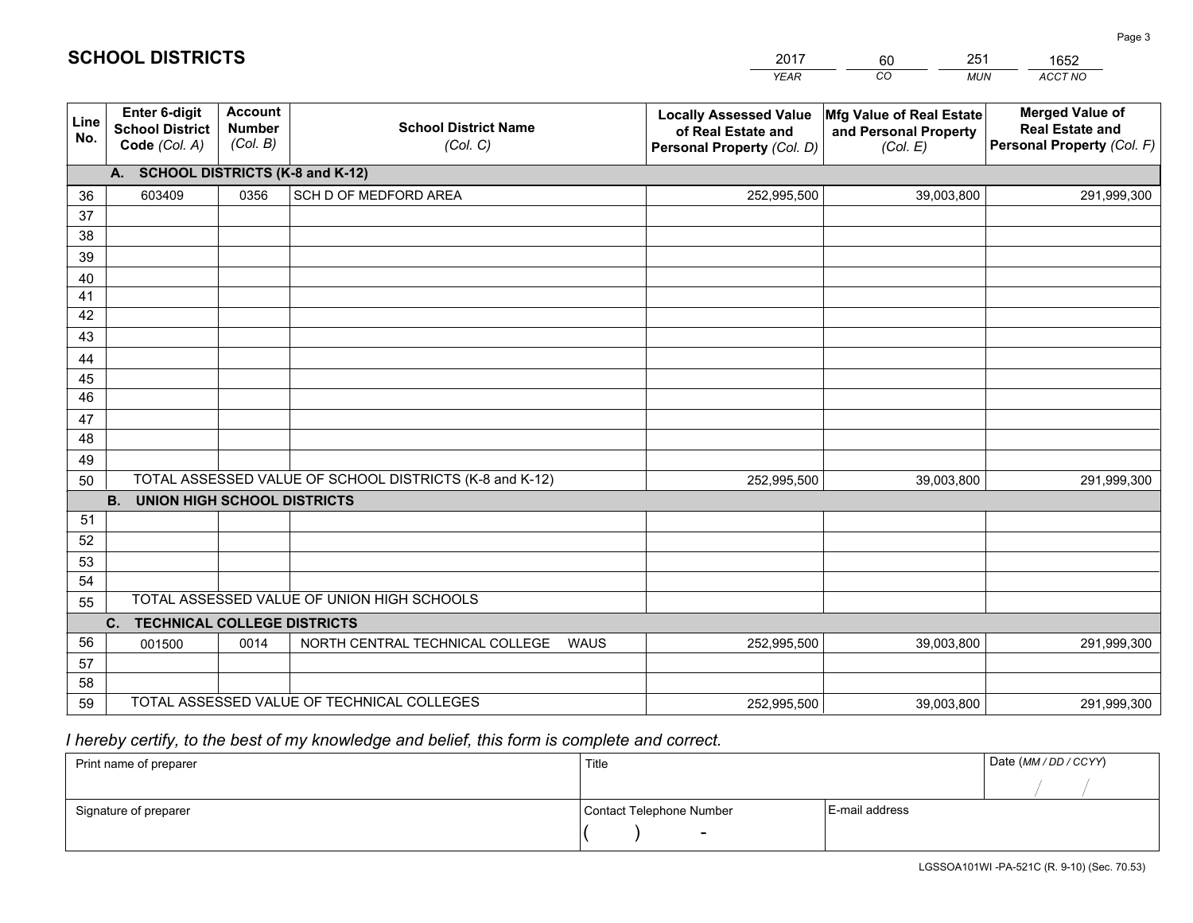# SCHOOL DISTRICTS

| 2017 | 60 | 251 | 1652 |
|---|---|---|---|
| *YEAR* | *CO* | *MUN* | *ACCT NO* |

| Line No. | Enter 6-digit School District Code *(Col. A)* | Account Number *(Col. B)* | School District Name *(Col. C)* | Locally Assessed Value of Real Estate and Personal Property *(Col. D)* | Mfg Value of Real Estate and Personal Property *(Col. E)* | Merged Value of Real Estate and Personal Property *(Col. F)* |
|---|---|---|---|---|---|---|
| | **A. SCHOOL DISTRICTS (K-8 and K-12)** | | | | | |
| 36 | 603409 | 0356 | SCH D OF MEDFORD AREA | 252,995,500 | 39,003,800 | 291,999,300 |
| 37 | | | | | | |
| 38 | | | | | | |
| 39 | | | | | | |
| 40 | | | | | | |
| 41 | | | | | | |
| 42 | | | | | | |
| 43 | | | | | | |
| 44 | | | | | | |
| 45 | | | | | | |
| 46 | | | | | | |
| 47 | | | | | | |
| 48 | | | | | | |
| 49 | | | | | | |
| 50 | TOTAL ASSESSED VALUE OF SCHOOL DISTRICTS (K-8 and K-12) | | | 252,995,500 | 39,003,800 | 291,999,300 |
| | **B. UNION HIGH SCHOOL DISTRICTS** | | | | | |
| 51 | | | | | | |
| 52 | | | | | | |
| 53 | | | | | | |
| 54 | | | | | | |
| 55 | TOTAL ASSESSED VALUE OF UNION HIGH SCHOOLS | | | | | |
| | **C. TECHNICAL COLLEGE DISTRICTS** | | | | | |
| 56 | 001500 | 0014 | NORTH CENTRAL TECHNICAL COLLEGE WAUS | 252,995,500 | 39,003,800 | 291,999,300 |
| 57 | | | | | | |
| 58 | | | | | | |
| 59 | TOTAL ASSESSED VALUE OF TECHNICAL COLLEGES | | | 252,995,500 | 39,003,800 | 291,999,300 |

*I hereby certify, to the best of my knowledge and belief, this form is complete and correct.*

| Print name of preparer | Title | | Date *(MM / DD / CCYY)* |
|---|---|---|---|
| | | | / / |
| Signature of preparer | Contact Telephone Number | E-mail address | |
| | ( ) - | | |

LGSSOA101WI -PA-521C (R. 9-10) (Sec. 70.53)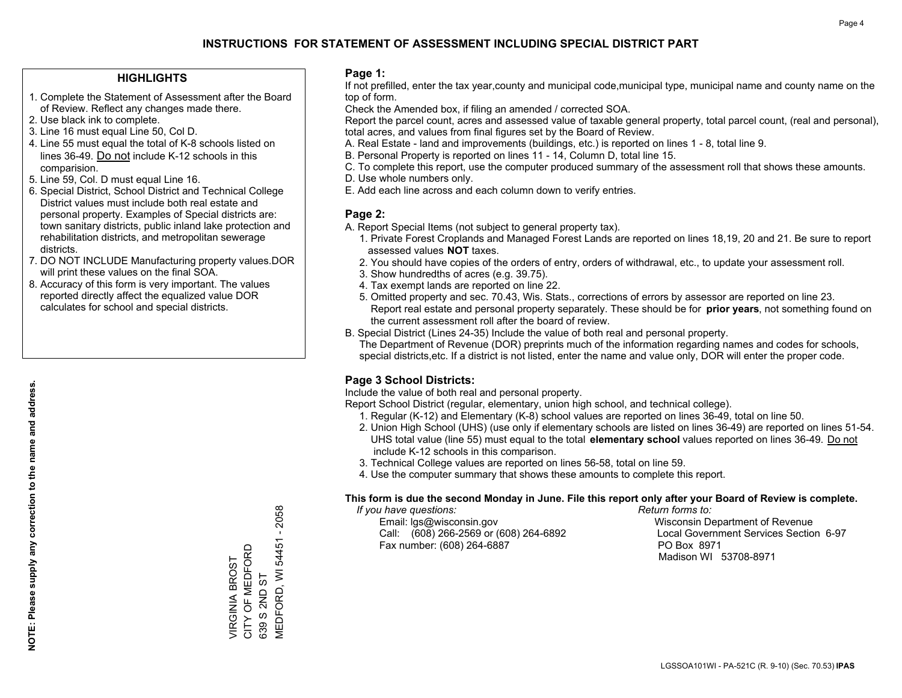# INSTRUCTIONS FOR STATEMENT OF ASSESSMENT INCLUDING SPECIAL DISTRICT PART

## HIGHLIGHTS

1. Complete the Statement of Assessment after the Board of Review. Reflect any changes made there.
2. Use black ink to complete.
3. Line 16 must equal Line 50, Col D.
4. Line 55 must equal the total of K-8 schools listed on lines 36-49. Do not include K-12 schools in this comparision.
5. Line 59, Col. D must equal Line 16.
6. Special District, School District and Technical College District values must include both real estate and personal property. Examples of Special districts are: town sanitary districts, public inland lake protection and rehabilitation districts, and metropolitan sewerage districts.
7. DO NOT INCLUDE Manufacturing property values.DOR will print these values on the final SOA.
8. Accuracy of this form is very important. The values reported directly affect the equalized value DOR calculates for school and special districts.

**NOTE: Please supply any correction to the name and address.**

VIRGINIA BROST
CITY OF MEDFORD
639 S 2ND ST
MEDFORD, WI 54451 - 2058

## Page 1:

If not prefilled, enter the tax year,county and municipal code,municipal type, municipal name and county name on the top of form.

Check the Amended box, if filing an amended / corrected SOA.

Report the parcel count, acres and assessed value of taxable general property, total parcel count, (real and personal), total acres, and values from final figures set by the Board of Review.

A. Real Estate - land and improvements (buildings, etc.) is reported on lines 1 - 8, total line 9.
B. Personal Property is reported on lines 11 - 14, Column D, total line 15.
C. To complete this report, use the computer produced summary of the assessment roll that shows these amounts.
D. Use whole numbers only.
E. Add each line across and each column down to verify entries.

## Page 2:

A. Report Special Items (not subject to general property tax).
1. Private Forest Croplands and Managed Forest Lands are reported on lines 18,19, 20 and 21. Be sure to report assessed values **NOT** taxes.
2. You should have copies of the orders of entry, orders of withdrawal, etc., to update your assessment roll.
3. Show hundredths of acres (e.g. 39.75).
4. Tax exempt lands are reported on line 22.
5. Omitted property and sec. 70.43, Wis. Stats., corrections of errors by assessor are reported on line 23. Report real estate and personal property separately. These should be for **prior years**, not something found on the current assessment roll after the board of review.

B. Special District (Lines 24-35) Include the value of both real and personal property.
The Department of Revenue (DOR) preprints much of the information regarding names and codes for schools, special districts,etc. If a district is not listed, enter the name and value only, DOR will enter the proper code.

## Page 3 School Districts:

Include the value of both real and personal property.

Report School District (regular, elementary, union high school, and technical college).

1. Regular (K-12) and Elementary (K-8) school values are reported on lines 36-49, total on line 50.
2. Union High School (UHS) (use only if elementary schools are listed on lines 36-49) are reported on lines 51-54. UHS total value (line 55) must equal to the total **elementary school** values reported on lines 36-49. Do not include K-12 schools in this comparison.
3. Technical College values are reported on lines 56-58, total on line 59.
4. Use the computer summary that shows these amounts to complete this report.

**This form is due the second Monday in June. File this report only after your Board of Review is complete.**

*If you have questions:*
Email: lgs@wisconsin.gov
Call: (608) 266-2569 or (608) 264-6892
Fax number: (608) 264-6887

*Return forms to:*
Wisconsin Department of Revenue
Local Government Services Section 6-97
PO Box 8971
Madison WI 53708-8971

LGSSOA101WI - PA-521C (R. 9-10) (Sec. 70.53) **IPAS**